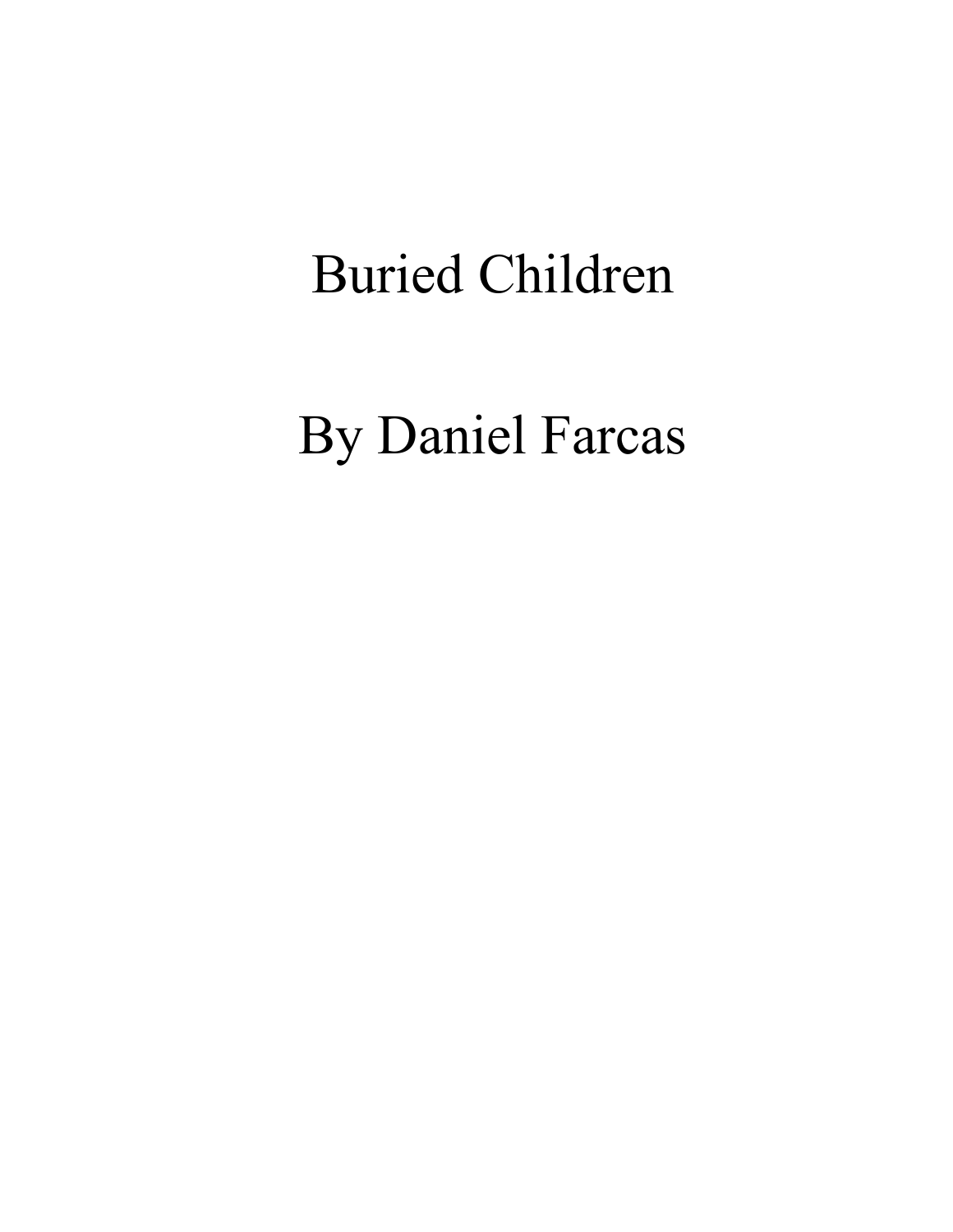# Buried Children

By Daniel Farcas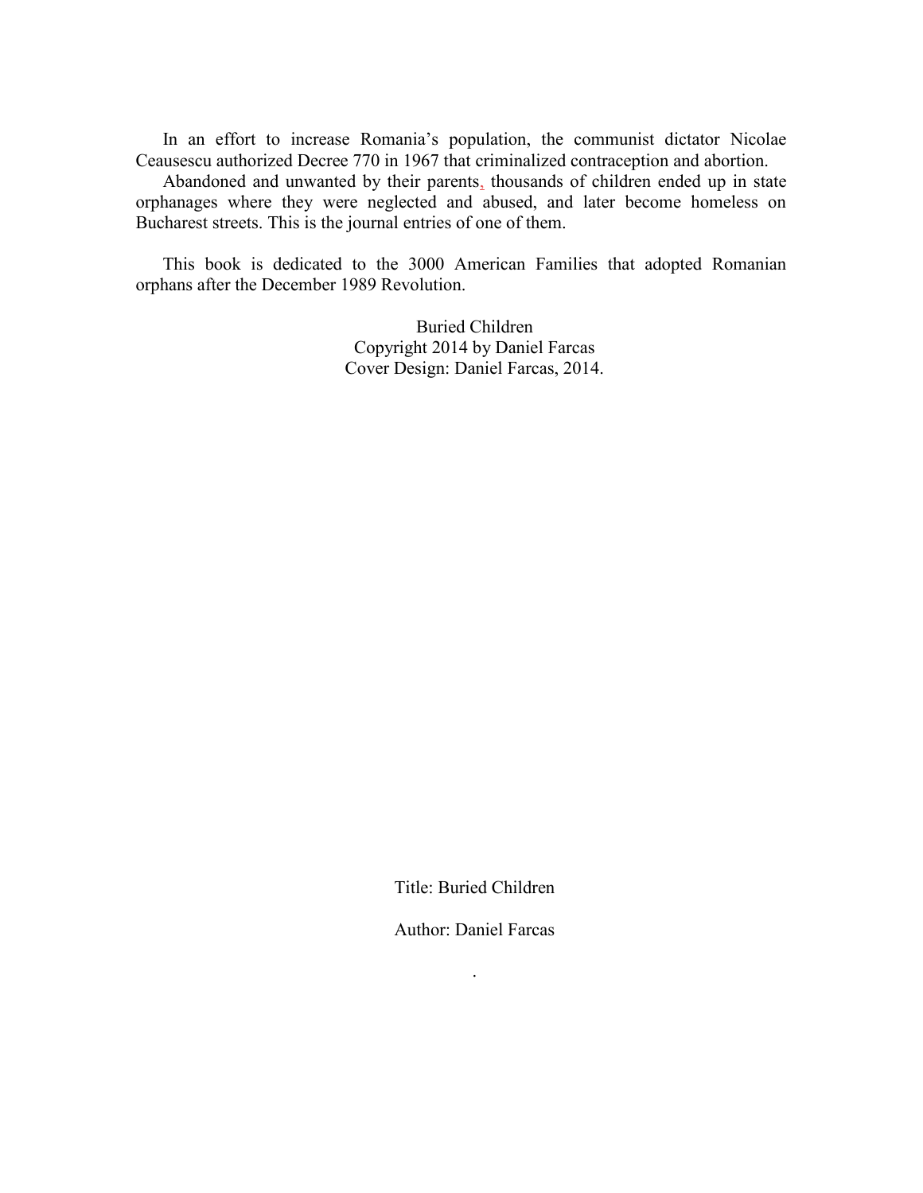In an effort to increase Romania's population, the communist dictator Nicolae Ceausescu authorized Decree 770 in 1967 that criminalized contraception and abortion.

Abandoned and unwanted by their parents, thousands of children ended up in state orphanages where they were neglected and abused, and later become homeless on Bucharest streets. This is the journal entries of one of them.

This book is dedicated to the 3000 American Families that adopted Romanian orphans after the December 1989 Revolution.

Buried Children
Copyright 2014 by Daniel Farcas
Cover Design: Daniel Farcas, 2014.

Title: Buried Children

Author: Daniel Farcas

.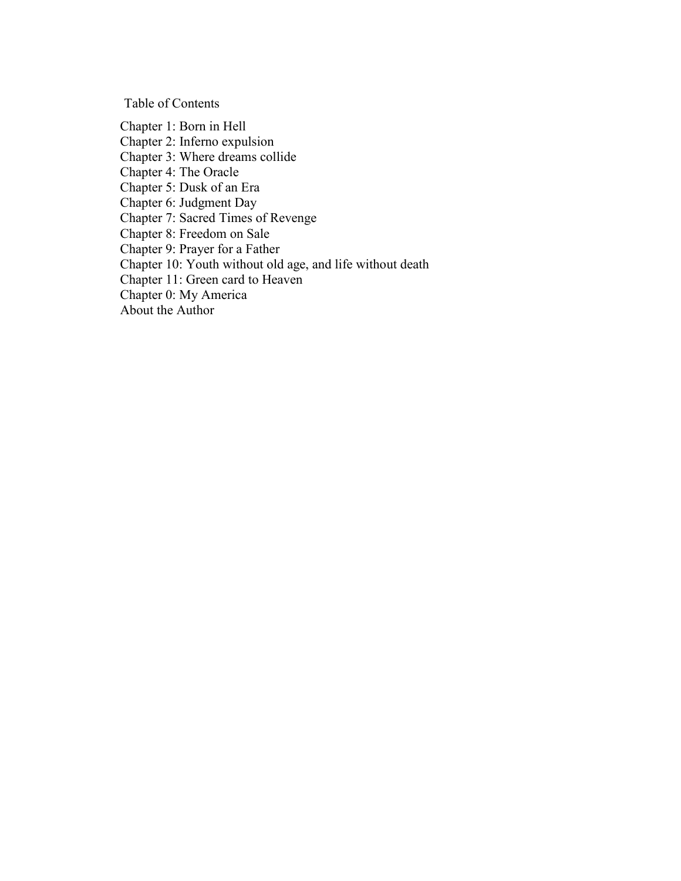# Table of Contents

Chapter 1: Born in Hell
Chapter 2: Inferno expulsion
Chapter 3: Where dreams collide
Chapter 4: The Oracle
Chapter 5: Dusk of an Era
Chapter 6: Judgment Day
Chapter 7: Sacred Times of Revenge
Chapter 8: Freedom on Sale
Chapter 9: Prayer for a Father
Chapter 10: Youth without old age, and life without death
Chapter 11: Green card to Heaven
Chapter 0: My America
About the Author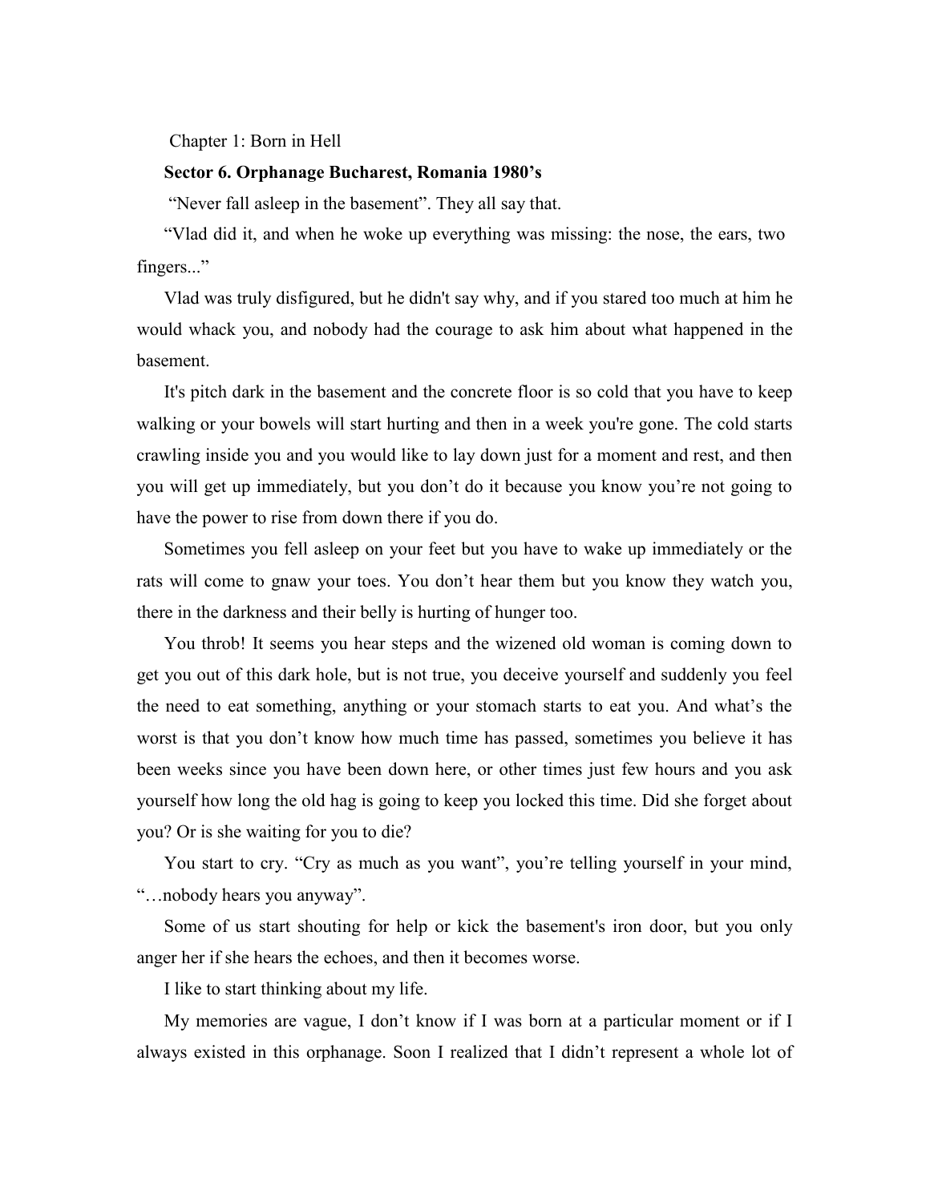# Chapter 1: Born in Hell

**Sector 6. Orphanage Bucharest, Romania 1980's**

"Never fall asleep in the basement". They all say that.

"Vlad did it, and when he woke up everything was missing: the nose, the ears, two fingers..."

Vlad was truly disfigured, but he didn't say why, and if you stared too much at him he would whack you, and nobody had the courage to ask him about what happened in the basement.

It's pitch dark in the basement and the concrete floor is so cold that you have to keep walking or your bowels will start hurting and then in a week you're gone. The cold starts crawling inside you and you would like to lay down just for a moment and rest, and then you will get up immediately, but you don't do it because you know you're not going to have the power to rise from down there if you do.

Sometimes you fell asleep on your feet but you have to wake up immediately or the rats will come to gnaw your toes. You don't hear them but you know they watch you, there in the darkness and their belly is hurting of hunger too.

You throb! It seems you hear steps and the wizened old woman is coming down to get you out of this dark hole, but is not true, you deceive yourself and suddenly you feel the need to eat something, anything or your stomach starts to eat you. And what's the worst is that you don't know how much time has passed, sometimes you believe it has been weeks since you have been down here, or other times just few hours and you ask yourself how long the old hag is going to keep you locked this time. Did she forget about you? Or is she waiting for you to die?

You start to cry. "Cry as much as you want", you're telling yourself in your mind, "…nobody hears you anyway".

Some of us start shouting for help or kick the basement's iron door, but you only anger her if she hears the echoes, and then it becomes worse.

I like to start thinking about my life.

My memories are vague, I don't know if I was born at a particular moment or if I always existed in this orphanage. Soon I realized that I didn't represent a whole lot of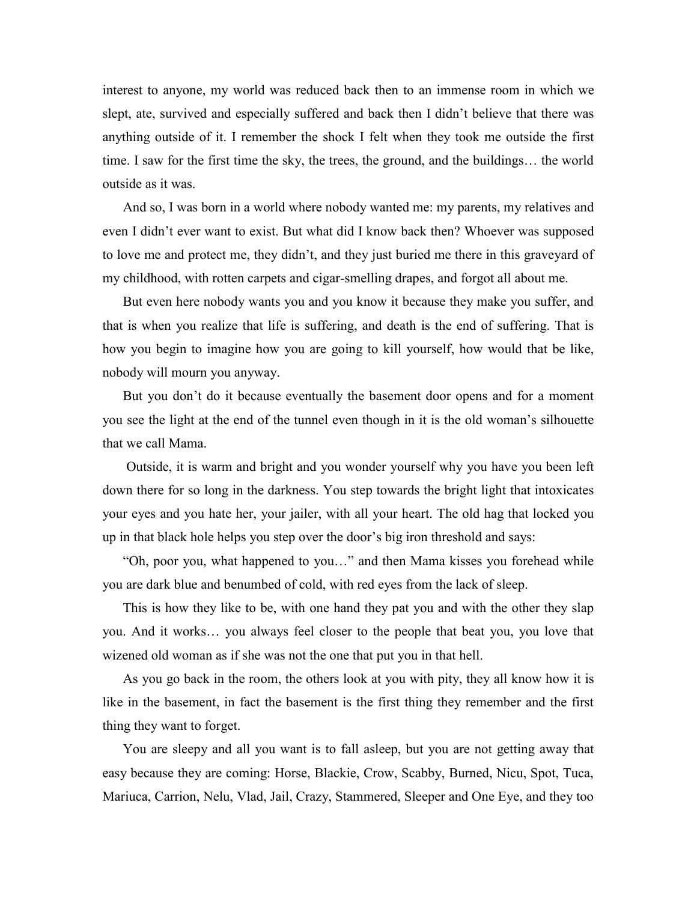interest to anyone, my world was reduced back then to an immense room in which we slept, ate, survived and especially suffered and back then I didn't believe that there was anything outside of it. I remember the shock I felt when they took me outside the first time. I saw for the first time the sky, the trees, the ground, and the buildings… the world outside as it was.

And so, I was born in a world where nobody wanted me: my parents, my relatives and even I didn't ever want to exist. But what did I know back then? Whoever was supposed to love me and protect me, they didn't, and they just buried me there in this graveyard of my childhood, with rotten carpets and cigar-smelling drapes, and forgot all about me.

But even here nobody wants you and you know it because they make you suffer, and that is when you realize that life is suffering, and death is the end of suffering. That is how you begin to imagine how you are going to kill yourself, how would that be like, nobody will mourn you anyway.

But you don't do it because eventually the basement door opens and for a moment you see the light at the end of the tunnel even though in it is the old woman's silhouette that we call Mama.

Outside, it is warm and bright and you wonder yourself why you have you been left down there for so long in the darkness. You step towards the bright light that intoxicates your eyes and you hate her, your jailer, with all your heart. The old hag that locked you up in that black hole helps you step over the door's big iron threshold and says:

"Oh, poor you, what happened to you…" and then Mama kisses you forehead while you are dark blue and benumbed of cold, with red eyes from the lack of sleep.

This is how they like to be, with one hand they pat you and with the other they slap you. And it works… you always feel closer to the people that beat you, you love that wizened old woman as if she was not the one that put you in that hell.

As you go back in the room, the others look at you with pity, they all know how it is like in the basement, in fact the basement is the first thing they remember and the first thing they want to forget.

You are sleepy and all you want is to fall asleep, but you are not getting away that easy because they are coming: Horse, Blackie, Crow, Scabby, Burned, Nicu, Spot, Tuca, Mariuca, Carrion, Nelu, Vlad, Jail, Crazy, Stammered, Sleeper and One Eye, and they too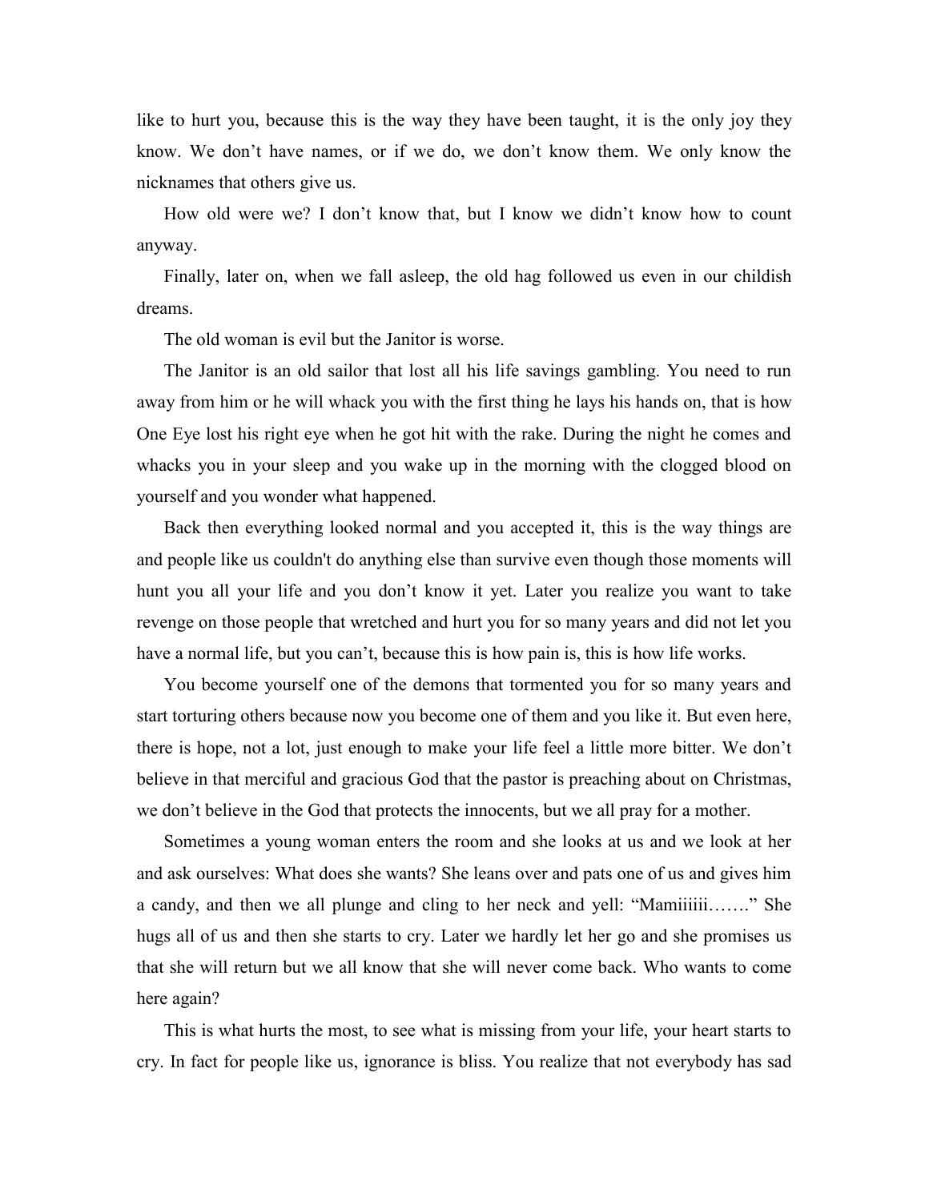like to hurt you, because this is the way they have been taught, it is the only joy they know. We don't have names, or if we do, we don't know them. We only know the nicknames that others give us.

How old were we? I don't know that, but I know we didn't know how to count anyway.

Finally, later on, when we fall asleep, the old hag followed us even in our childish dreams.

The old woman is evil but the Janitor is worse.

The Janitor is an old sailor that lost all his life savings gambling. You need to run away from him or he will whack you with the first thing he lays his hands on, that is how One Eye lost his right eye when he got hit with the rake. During the night he comes and whacks you in your sleep and you wake up in the morning with the clogged blood on yourself and you wonder what happened.

Back then everything looked normal and you accepted it, this is the way things are and people like us couldn't do anything else than survive even though those moments will hunt you all your life and you don't know it yet. Later you realize you want to take revenge on those people that wretched and hurt you for so many years and did not let you have a normal life, but you can't, because this is how pain is, this is how life works.

You become yourself one of the demons that tormented you for so many years and start torturing others because now you become one of them and you like it. But even here, there is hope, not a lot, just enough to make your life feel a little more bitter. We don't believe in that merciful and gracious God that the pastor is preaching about on Christmas, we don't believe in the God that protects the innocents, but we all pray for a mother.

Sometimes a young woman enters the room and she looks at us and we look at her and ask ourselves: What does she wants? She leans over and pats one of us and gives him a candy, and then we all plunge and cling to her neck and yell: "Mamiiiiii……." She hugs all of us and then she starts to cry. Later we hardly let her go and she promises us that she will return but we all know that she will never come back. Who wants to come here again?

This is what hurts the most, to see what is missing from your life, your heart starts to cry. In fact for people like us, ignorance is bliss. You realize that not everybody has sad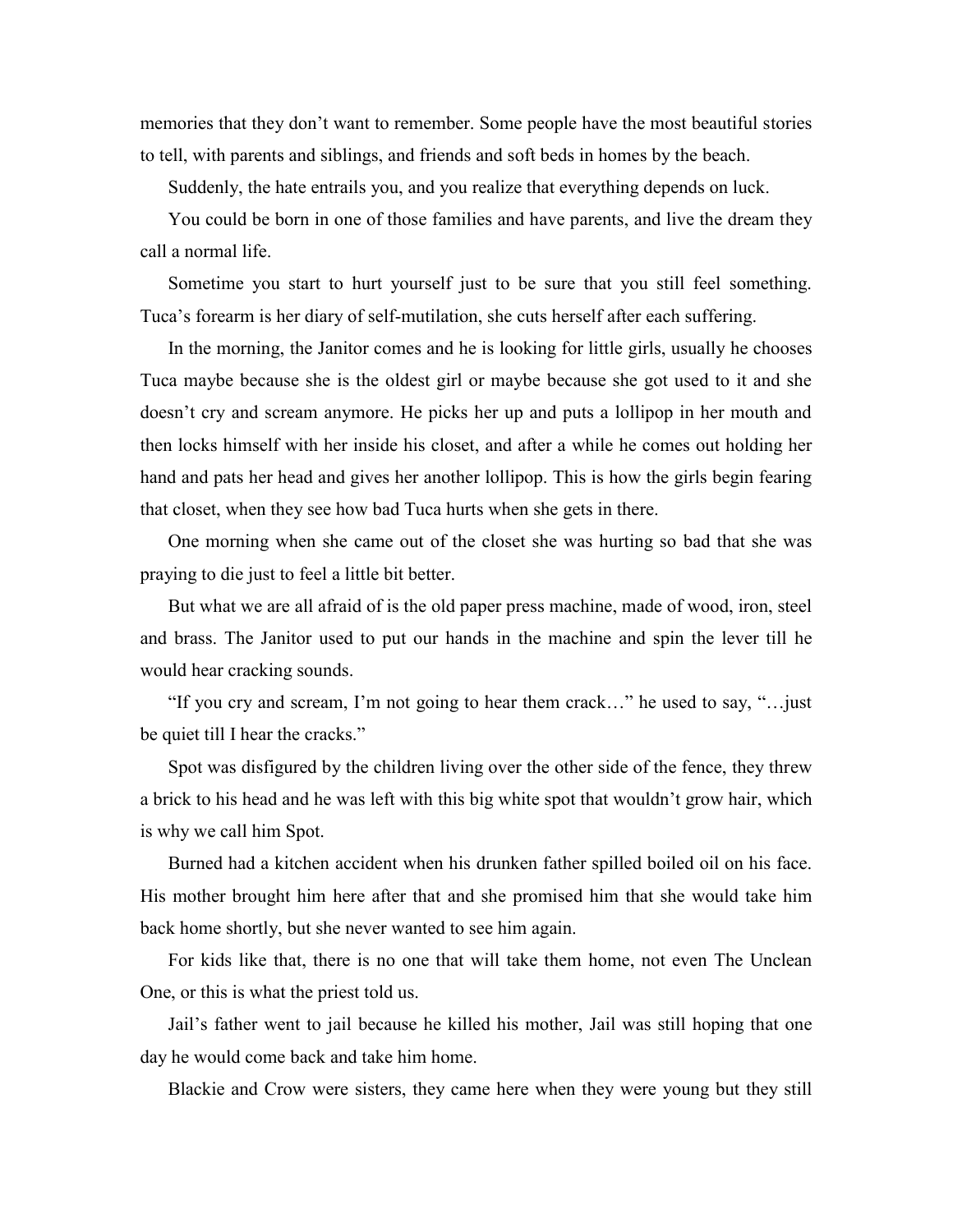memories that they don't want to remember. Some people have the most beautiful stories to tell, with parents and siblings, and friends and soft beds in homes by the beach.

Suddenly, the hate entrails you, and you realize that everything depends on luck.

You could be born in one of those families and have parents, and live the dream they call a normal life.

Sometime you start to hurt yourself just to be sure that you still feel something. Tuca's forearm is her diary of self-mutilation, she cuts herself after each suffering.

In the morning, the Janitor comes and he is looking for little girls, usually he chooses Tuca maybe because she is the oldest girl or maybe because she got used to it and she doesn't cry and scream anymore. He picks her up and puts a lollipop in her mouth and then locks himself with her inside his closet, and after a while he comes out holding her hand and pats her head and gives her another lollipop. This is how the girls begin fearing that closet, when they see how bad Tuca hurts when she gets in there.

One morning when she came out of the closet she was hurting so bad that she was praying to die just to feel a little bit better.

But what we are all afraid of is the old paper press machine, made of wood, iron, steel and brass. The Janitor used to put our hands in the machine and spin the lever till he would hear cracking sounds.

"If you cry and scream, I'm not going to hear them crack…" he used to say, "…just be quiet till I hear the cracks."

Spot was disfigured by the children living over the other side of the fence, they threw a brick to his head and he was left with this big white spot that wouldn't grow hair, which is why we call him Spot.

Burned had a kitchen accident when his drunken father spilled boiled oil on his face. His mother brought him here after that and she promised him that she would take him back home shortly, but she never wanted to see him again.

For kids like that, there is no one that will take them home, not even The Unclean One, or this is what the priest told us.

Jail's father went to jail because he killed his mother, Jail was still hoping that one day he would come back and take him home.

Blackie and Crow were sisters, they came here when they were young but they still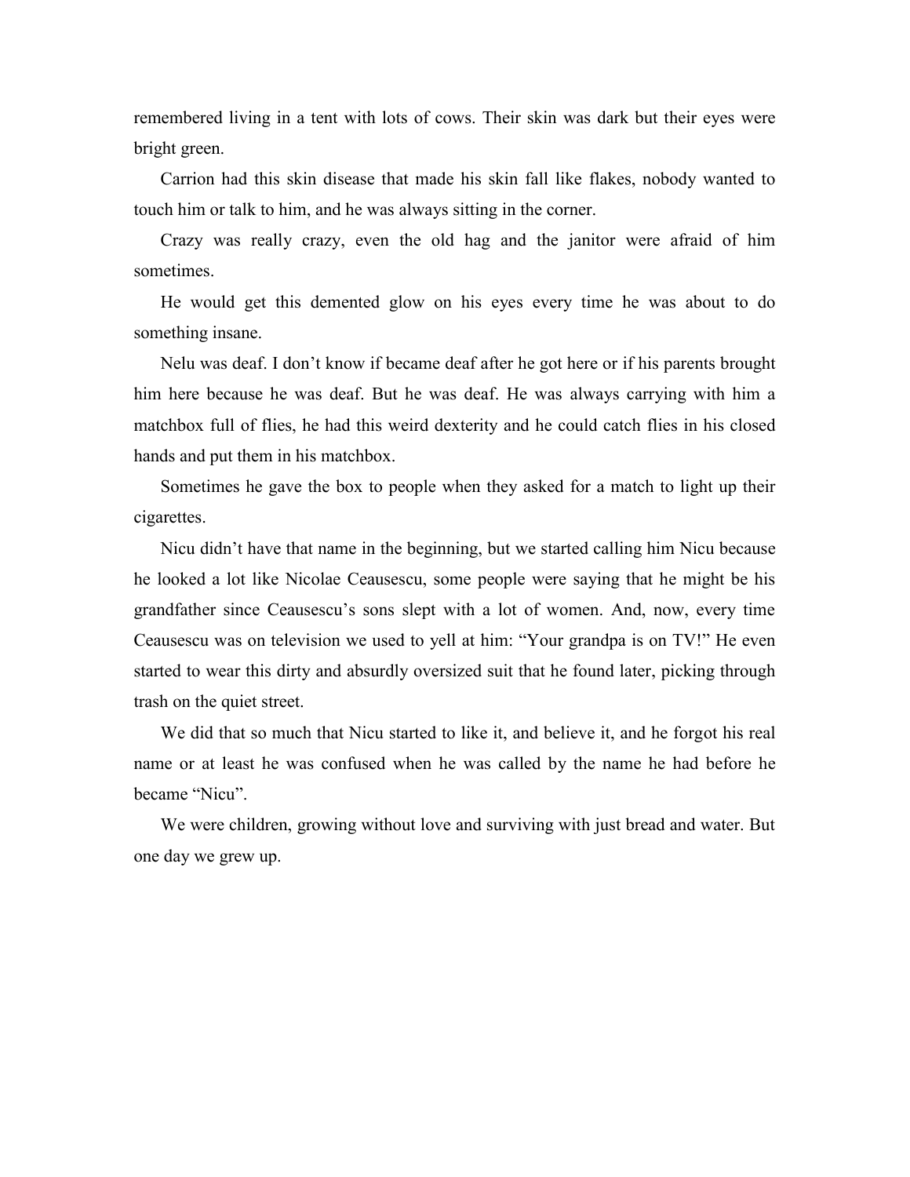remembered living in a tent with lots of cows. Their skin was dark but their eyes were bright green.

Carrion had this skin disease that made his skin fall like flakes, nobody wanted to touch him or talk to him, and he was always sitting in the corner.

Crazy was really crazy, even the old hag and the janitor were afraid of him sometimes.

He would get this demented glow on his eyes every time he was about to do something insane.

Nelu was deaf. I don't know if became deaf after he got here or if his parents brought him here because he was deaf. But he was deaf. He was always carrying with him a matchbox full of flies, he had this weird dexterity and he could catch flies in his closed hands and put them in his matchbox.

Sometimes he gave the box to people when they asked for a match to light up their cigarettes.

Nicu didn't have that name in the beginning, but we started calling him Nicu because he looked a lot like Nicolae Ceausescu, some people were saying that he might be his grandfather since Ceausescu's sons slept with a lot of women. And, now, every time Ceausescu was on television we used to yell at him: "Your grandpa is on TV!" He even started to wear this dirty and absurdly oversized suit that he found later, picking through trash on the quiet street.

We did that so much that Nicu started to like it, and believe it, and he forgot his real name or at least he was confused when he was called by the name he had before he became "Nicu".

We were children, growing without love and surviving with just bread and water. But one day we grew up.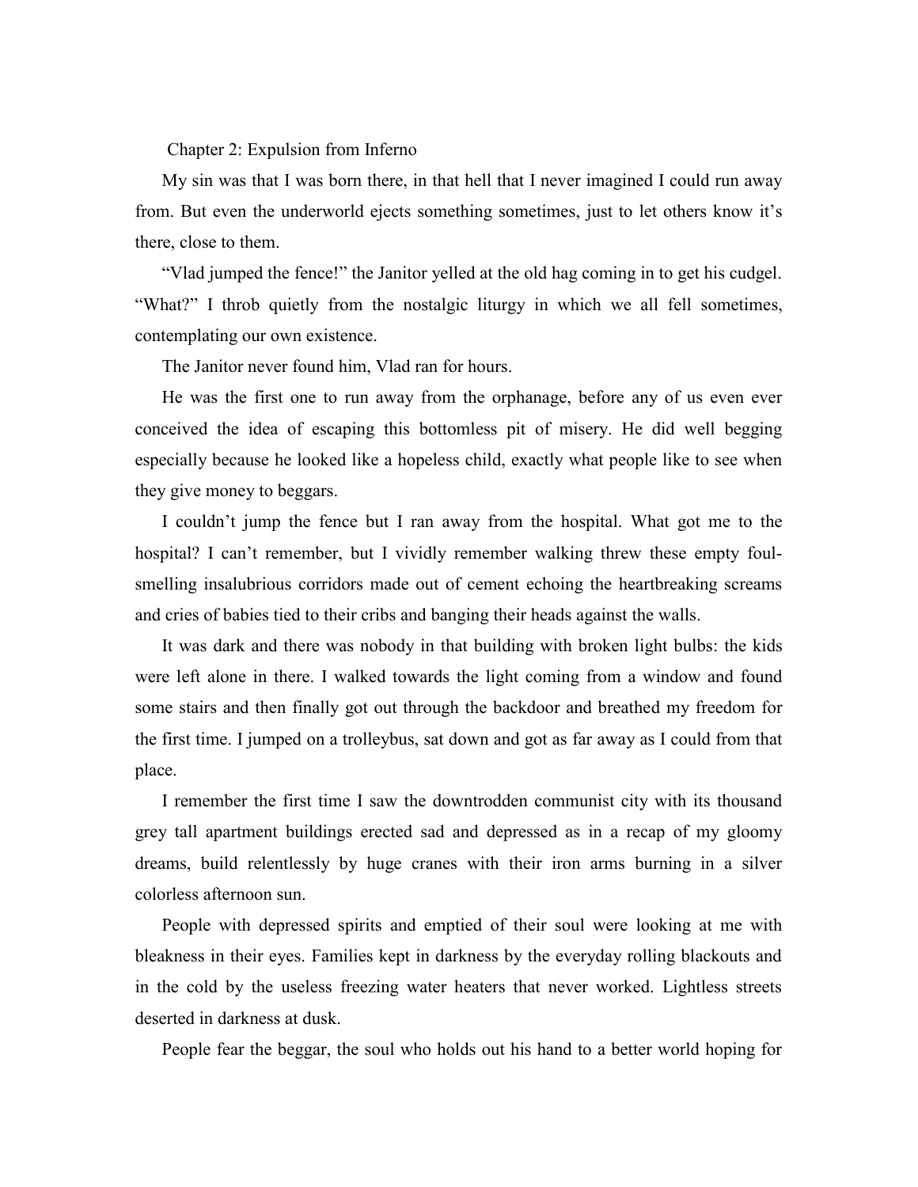## Chapter 2: Expulsion from Inferno

My sin was that I was born there, in that hell that I never imagined I could run away from. But even the underworld ejects something sometimes, just to let others know it's there, close to them.

"Vlad jumped the fence!" the Janitor yelled at the old hag coming in to get his cudgel. "What?" I throb quietly from the nostalgic liturgy in which we all fell sometimes, contemplating our own existence.

The Janitor never found him, Vlad ran for hours.

He was the first one to run away from the orphanage, before any of us even ever conceived the idea of escaping this bottomless pit of misery. He did well begging especially because he looked like a hopeless child, exactly what people like to see when they give money to beggars.

I couldn't jump the fence but I ran away from the hospital. What got me to the hospital? I can't remember, but I vividly remember walking threw these empty foul-smelling insalubrious corridors made out of cement echoing the heartbreaking screams and cries of babies tied to their cribs and banging their heads against the walls.

It was dark and there was nobody in that building with broken light bulbs: the kids were left alone in there. I walked towards the light coming from a window and found some stairs and then finally got out through the backdoor and breathed my freedom for the first time. I jumped on a trolleybus, sat down and got as far away as I could from that place.

I remember the first time I saw the downtrodden communist city with its thousand grey tall apartment buildings erected sad and depressed as in a recap of my gloomy dreams, build relentlessly by huge cranes with their iron arms burning in a silver colorless afternoon sun.

People with depressed spirits and emptied of their soul were looking at me with bleakness in their eyes. Families kept in darkness by the everyday rolling blackouts and in the cold by the useless freezing water heaters that never worked. Lightless streets deserted in darkness at dusk.

People fear the beggar, the soul who holds out his hand to a better world hoping for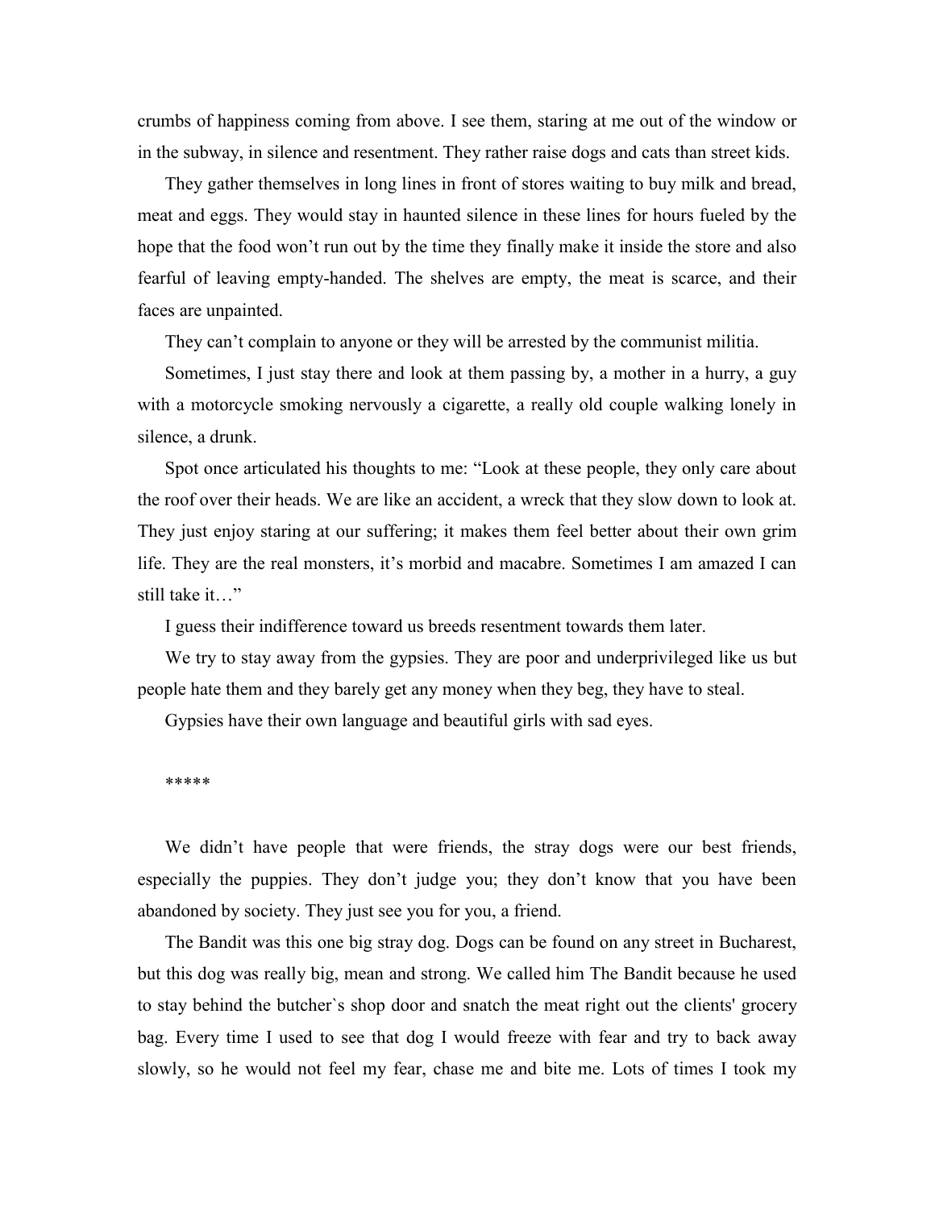crumbs of happiness coming from above. I see them, staring at me out of the window or in the subway, in silence and resentment. They rather raise dogs and cats than street kids.

They gather themselves in long lines in front of stores waiting to buy milk and bread, meat and eggs. They would stay in haunted silence in these lines for hours fueled by the hope that the food won't run out by the time they finally make it inside the store and also fearful of leaving empty-handed. The shelves are empty, the meat is scarce, and their faces are unpainted.

They can't complain to anyone or they will be arrested by the communist militia.

Sometimes, I just stay there and look at them passing by, a mother in a hurry, a guy with a motorcycle smoking nervously a cigarette, a really old couple walking lonely in silence, a drunk.

Spot once articulated his thoughts to me: "Look at these people, they only care about the roof over their heads. We are like an accident, a wreck that they slow down to look at. They just enjoy staring at our suffering; it makes them feel better about their own grim life. They are the real monsters, it's morbid and macabre. Sometimes I am amazed I can still take it…"

I guess their indifference toward us breeds resentment towards them later.

We try to stay away from the gypsies. They are poor and underprivileged like us but people hate them and they barely get any money when they beg, they have to steal.

Gypsies have their own language and beautiful girls with sad eyes.

*****

We didn't have people that were friends, the stray dogs were our best friends, especially the puppies. They don't judge you; they don't know that you have been abandoned by society. They just see you for you, a friend.

The Bandit was this one big stray dog. Dogs can be found on any street in Bucharest, but this dog was really big, mean and strong. We called him The Bandit because he used to stay behind the butcher`s shop door and snatch the meat right out the clients' grocery bag. Every time I used to see that dog I would freeze with fear and try to back away slowly, so he would not feel my fear, chase me and bite me. Lots of times I took my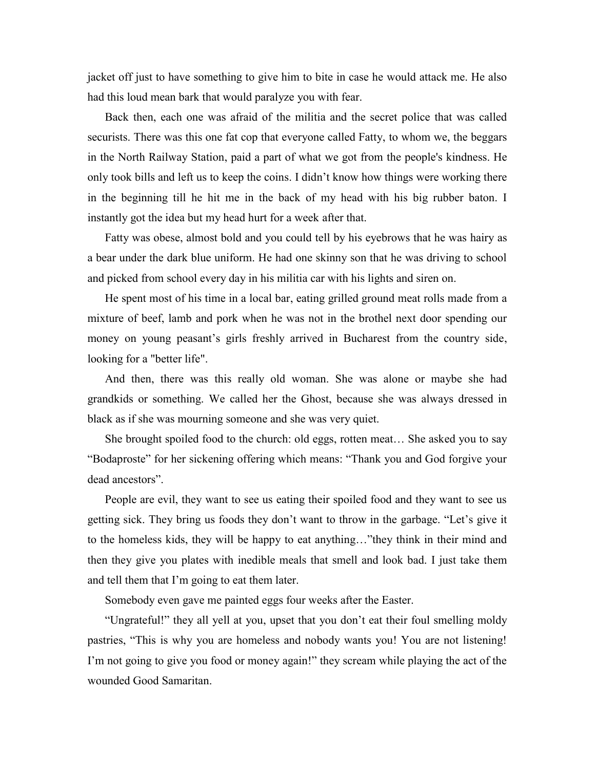jacket off just to have something to give him to bite in case he would attack me. He also had this loud mean bark that would paralyze you with fear.

Back then, each one was afraid of the militia and the secret police that was called securists. There was this one fat cop that everyone called Fatty, to whom we, the beggars in the North Railway Station, paid a part of what we got from the people's kindness. He only took bills and left us to keep the coins. I didn't know how things were working there in the beginning till he hit me in the back of my head with his big rubber baton. I instantly got the idea but my head hurt for a week after that.

Fatty was obese, almost bold and you could tell by his eyebrows that he was hairy as a bear under the dark blue uniform. He had one skinny son that he was driving to school and picked from school every day in his militia car with his lights and siren on.

He spent most of his time in a local bar, eating grilled ground meat rolls made from a mixture of beef, lamb and pork when he was not in the brothel next door spending our money on young peasant's girls freshly arrived in Bucharest from the country side, looking for a "better life".

And then, there was this really old woman. She was alone or maybe she had grandkids or something. We called her the Ghost, because she was always dressed in black as if she was mourning someone and she was very quiet.

She brought spoiled food to the church: old eggs, rotten meat… She asked you to say "Bodaproste" for her sickening offering which means: "Thank you and God forgive your dead ancestors".

People are evil, they want to see us eating their spoiled food and they want to see us getting sick. They bring us foods they don't want to throw in the garbage. "Let's give it to the homeless kids, they will be happy to eat anything…"they think in their mind and then they give you plates with inedible meals that smell and look bad. I just take them and tell them that I'm going to eat them later.

Somebody even gave me painted eggs four weeks after the Easter.

"Ungrateful!" they all yell at you, upset that you don't eat their foul smelling moldy pastries, "This is why you are homeless and nobody wants you! You are not listening! I'm not going to give you food or money again!" they scream while playing the act of the wounded Good Samaritan.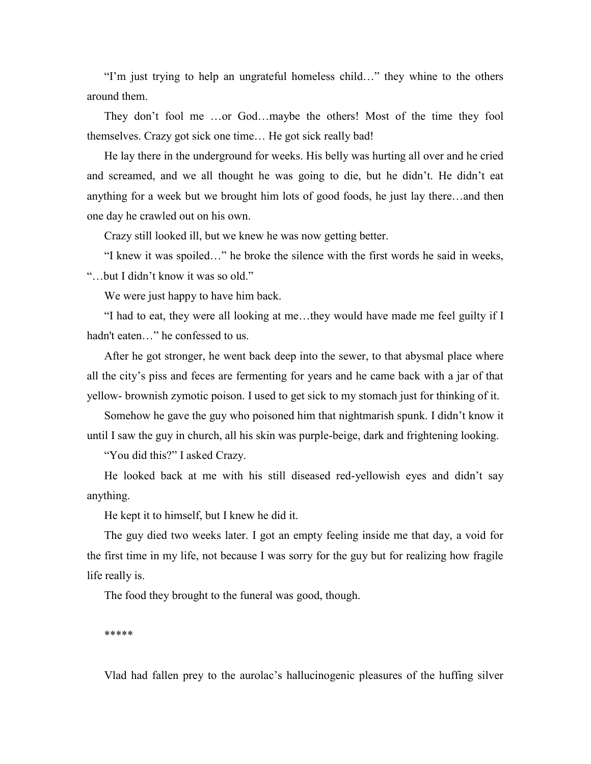"I'm just trying to help an ungrateful homeless child…" they whine to the others around them.

They don't fool me …or God…maybe the others! Most of the time they fool themselves. Crazy got sick one time… He got sick really bad!

He lay there in the underground for weeks. His belly was hurting all over and he cried and screamed, and we all thought he was going to die, but he didn't. He didn't eat anything for a week but we brought him lots of good foods, he just lay there…and then one day he crawled out on his own.

Crazy still looked ill, but we knew he was now getting better.

"I knew it was spoiled…" he broke the silence with the first words he said in weeks, "…but I didn't know it was so old."

We were just happy to have him back.

"I had to eat, they were all looking at me…they would have made me feel guilty if I hadn't eaten…" he confessed to us.

After he got stronger, he went back deep into the sewer, to that abysmal place where all the city's piss and feces are fermenting for years and he came back with a jar of that yellow- brownish zymotic poison. I used to get sick to my stomach just for thinking of it.

Somehow he gave the guy who poisoned him that nightmarish spunk. I didn't know it until I saw the guy in church, all his skin was purple-beige, dark and frightening looking.

"You did this?" I asked Crazy.

He looked back at me with his still diseased red-yellowish eyes and didn't say anything.

He kept it to himself, but I knew he did it.

The guy died two weeks later. I got an empty feeling inside me that day, a void for the first time in my life, not because I was sorry for the guy but for realizing how fragile life really is.

The food they brought to the funeral was good, though.

*****

Vlad had fallen prey to the aurolac's hallucinogenic pleasures of the huffing silver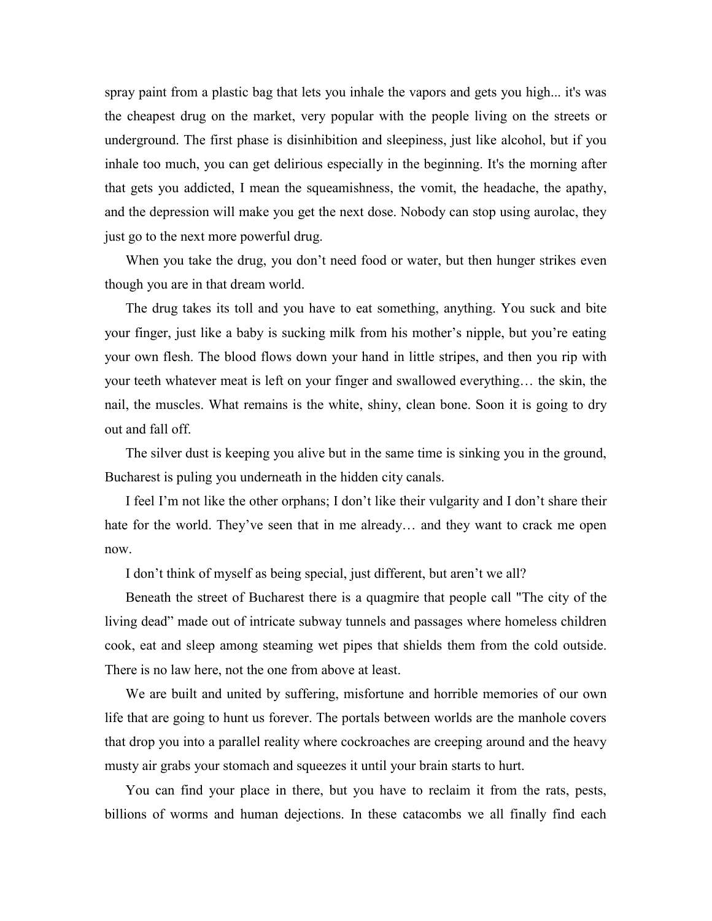spray paint from a plastic bag that lets you inhale the vapors and gets you high... it's was the cheapest drug on the market, very popular with the people living on the streets or underground. The first phase is disinhibition and sleepiness, just like alcohol, but if you inhale too much, you can get delirious especially in the beginning. It's the morning after that gets you addicted, I mean the squeamishness, the vomit, the headache, the apathy, and the depression will make you get the next dose. Nobody can stop using aurolac, they just go to the next more powerful drug.

When you take the drug, you don't need food or water, but then hunger strikes even though you are in that dream world.

The drug takes its toll and you have to eat something, anything. You suck and bite your finger, just like a baby is sucking milk from his mother's nipple, but you're eating your own flesh. The blood flows down your hand in little stripes, and then you rip with your teeth whatever meat is left on your finger and swallowed everything… the skin, the nail, the muscles. What remains is the white, shiny, clean bone. Soon it is going to dry out and fall off.

The silver dust is keeping you alive but in the same time is sinking you in the ground, Bucharest is puling you underneath in the hidden city canals.

I feel I'm not like the other orphans; I don't like their vulgarity and I don't share their hate for the world. They've seen that in me already… and they want to crack me open now.

I don't think of myself as being special, just different, but aren't we all?

Beneath the street of Bucharest there is a quagmire that people call "The city of the living dead" made out of intricate subway tunnels and passages where homeless children cook, eat and sleep among steaming wet pipes that shields them from the cold outside. There is no law here, not the one from above at least.

We are built and united by suffering, misfortune and horrible memories of our own life that are going to hunt us forever. The portals between worlds are the manhole covers that drop you into a parallel reality where cockroaches are creeping around and the heavy musty air grabs your stomach and squeezes it until your brain starts to hurt.

You can find your place in there, but you have to reclaim it from the rats, pests, billions of worms and human dejections. In these catacombs we all finally find each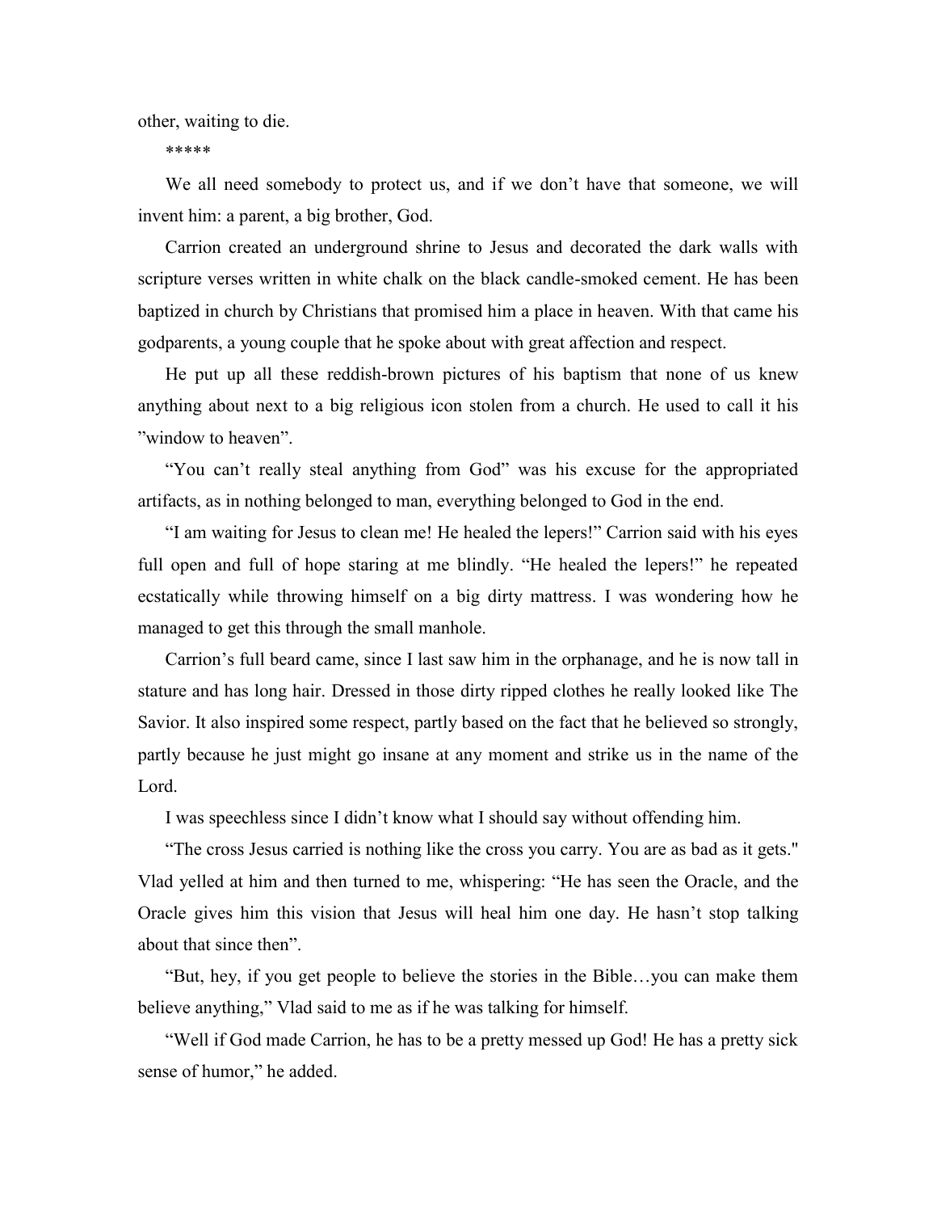other, waiting to die.

*****

We all need somebody to protect us, and if we don't have that someone, we will invent him: a parent, a big brother, God.

Carrion created an underground shrine to Jesus and decorated the dark walls with scripture verses written in white chalk on the black candle-smoked cement. He has been baptized in church by Christians that promised him a place in heaven. With that came his godparents, a young couple that he spoke about with great affection and respect.

He put up all these reddish-brown pictures of his baptism that none of us knew anything about next to a big religious icon stolen from a church. He used to call it his "window to heaven".

"You can't really steal anything from God" was his excuse for the appropriated artifacts, as in nothing belonged to man, everything belonged to God in the end.

"I am waiting for Jesus to clean me! He healed the lepers!" Carrion said with his eyes full open and full of hope staring at me blindly. "He healed the lepers!" he repeated ecstatically while throwing himself on a big dirty mattress. I was wondering how he managed to get this through the small manhole.

Carrion's full beard came, since I last saw him in the orphanage, and he is now tall in stature and has long hair. Dressed in those dirty ripped clothes he really looked like The Savior. It also inspired some respect, partly based on the fact that he believed so strongly, partly because he just might go insane at any moment and strike us in the name of the Lord.

I was speechless since I didn't know what I should say without offending him.

"The cross Jesus carried is nothing like the cross you carry. You are as bad as it gets." Vlad yelled at him and then turned to me, whispering: "He has seen the Oracle, and the Oracle gives him this vision that Jesus will heal him one day. He hasn't stop talking about that since then".

"But, hey, if you get people to believe the stories in the Bible…you can make them believe anything," Vlad said to me as if he was talking for himself.

"Well if God made Carrion, he has to be a pretty messed up God! He has a pretty sick sense of humor," he added.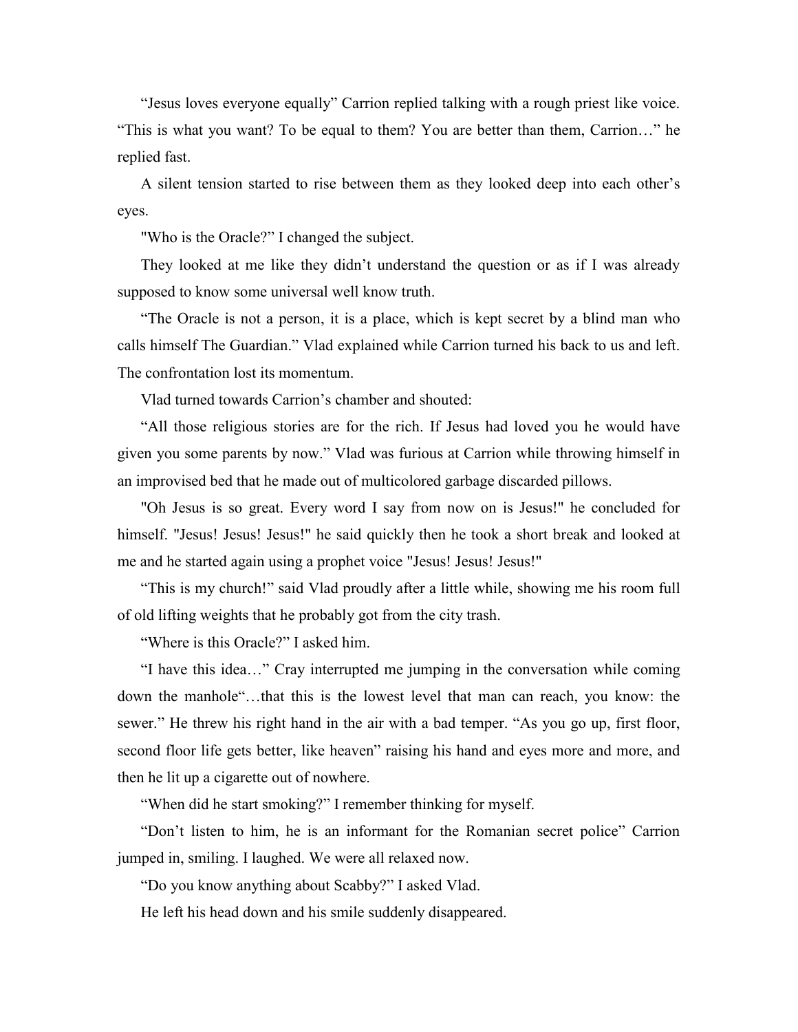“Jesus loves everyone equally” Carrion replied talking with a rough priest like voice. “This is what you want? To be equal to them? You are better than them, Carrion…” he replied fast.

A silent tension started to rise between them as they looked deep into each other’s eyes.

"Who is the Oracle?” I changed the subject.

They looked at me like they didn’t understand the question or as if I was already supposed to know some universal well know truth.

“The Oracle is not a person, it is a place, which is kept secret by a blind man who calls himself The Guardian.” Vlad explained while Carrion turned his back to us and left. The confrontation lost its momentum.

Vlad turned towards Carrion’s chamber and shouted:

“All those religious stories are for the rich. If Jesus had loved you he would have given you some parents by now.” Vlad was furious at Carrion while throwing himself in an improvised bed that he made out of multicolored garbage discarded pillows.

"Oh Jesus is so great. Every word I say from now on is Jesus!" he concluded for himself. "Jesus! Jesus! Jesus!" he said quickly then he took a short break and looked at me and he started again using a prophet voice "Jesus! Jesus! Jesus!"

“This is my church!” said Vlad proudly after a little while, showing me his room full of old lifting weights that he probably got from the city trash.

“Where is this Oracle?” I asked him.

“I have this idea…” Cray interrupted me jumping in the conversation while coming down the manhole“…that this is the lowest level that man can reach, you know: the sewer.” He threw his right hand in the air with a bad temper. “As you go up, first floor, second floor life gets better, like heaven” raising his hand and eyes more and more, and then he lit up a cigarette out of nowhere.

“When did he start smoking?” I remember thinking for myself.

“Don’t listen to him, he is an informant for the Romanian secret police” Carrion jumped in, smiling. I laughed. We were all relaxed now.

“Do you know anything about Scabby?” I asked Vlad.

He left his head down and his smile suddenly disappeared.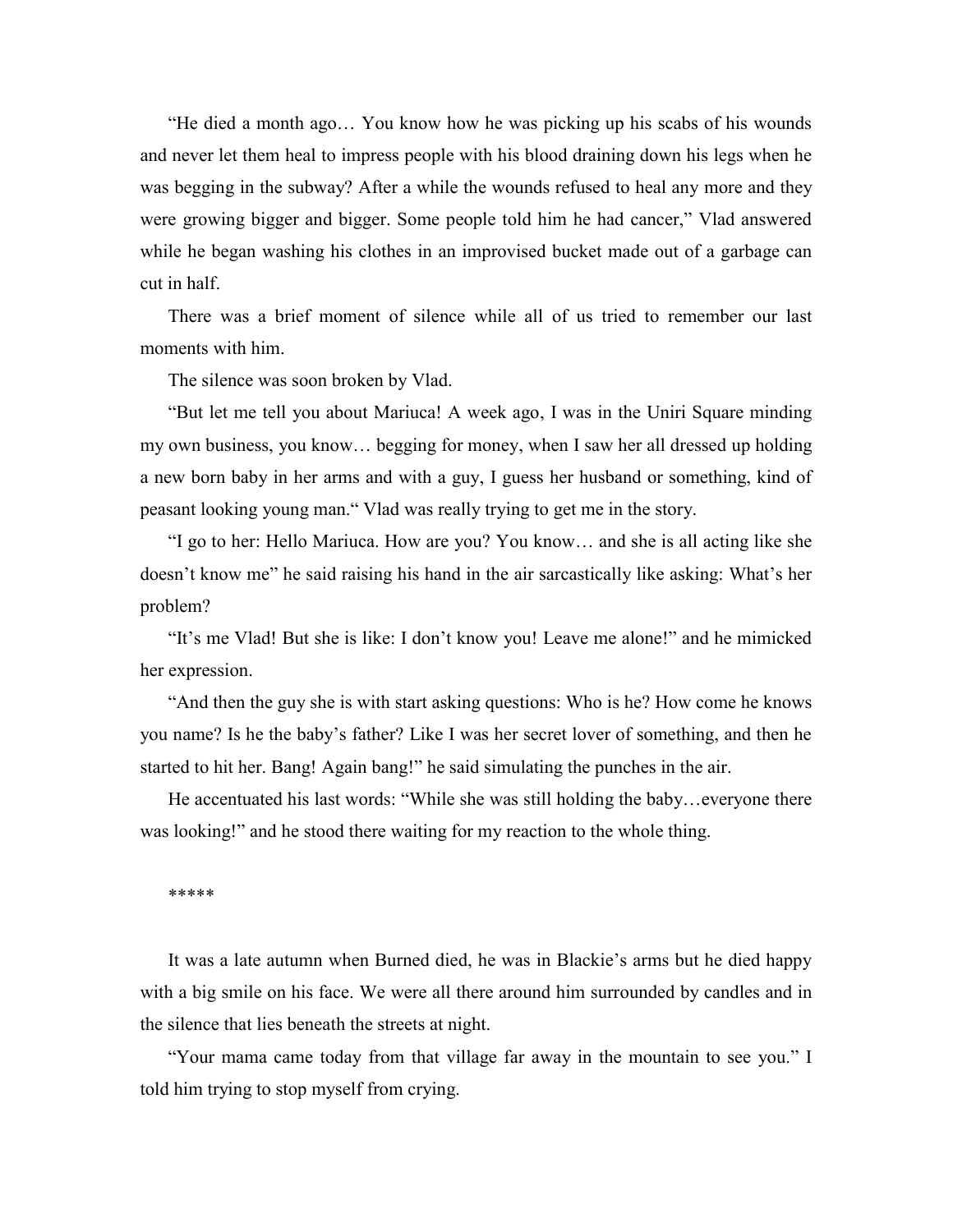"He died a month ago… You know how he was picking up his scabs of his wounds and never let them heal to impress people with his blood draining down his legs when he was begging in the subway? After a while the wounds refused to heal any more and they were growing bigger and bigger. Some people told him he had cancer," Vlad answered while he began washing his clothes in an improvised bucket made out of a garbage can cut in half.

There was a brief moment of silence while all of us tried to remember our last moments with him.

The silence was soon broken by Vlad.

"But let me tell you about Mariuca! A week ago, I was in the Uniri Square minding my own business, you know… begging for money, when I saw her all dressed up holding a new born baby in her arms and with a guy, I guess her husband or something, kind of peasant looking young man." Vlad was really trying to get me in the story.

"I go to her: Hello Mariuca. How are you? You know… and she is all acting like she doesn't know me" he said raising his hand in the air sarcastically like asking: What's her problem?

"It's me Vlad! But she is like: I don't know you! Leave me alone!" and he mimicked her expression.

"And then the guy she is with start asking questions: Who is he? How come he knows you name? Is he the baby's father? Like I was her secret lover of something, and then he started to hit her. Bang! Again bang!" he said simulating the punches in the air.

He accentuated his last words: "While she was still holding the baby…everyone there was looking!" and he stood there waiting for my reaction to the whole thing.

*****

It was a late autumn when Burned died, he was in Blackie's arms but he died happy with a big smile on his face. We were all there around him surrounded by candles and in the silence that lies beneath the streets at night.

"Your mama came today from that village far away in the mountain to see you." I told him trying to stop myself from crying.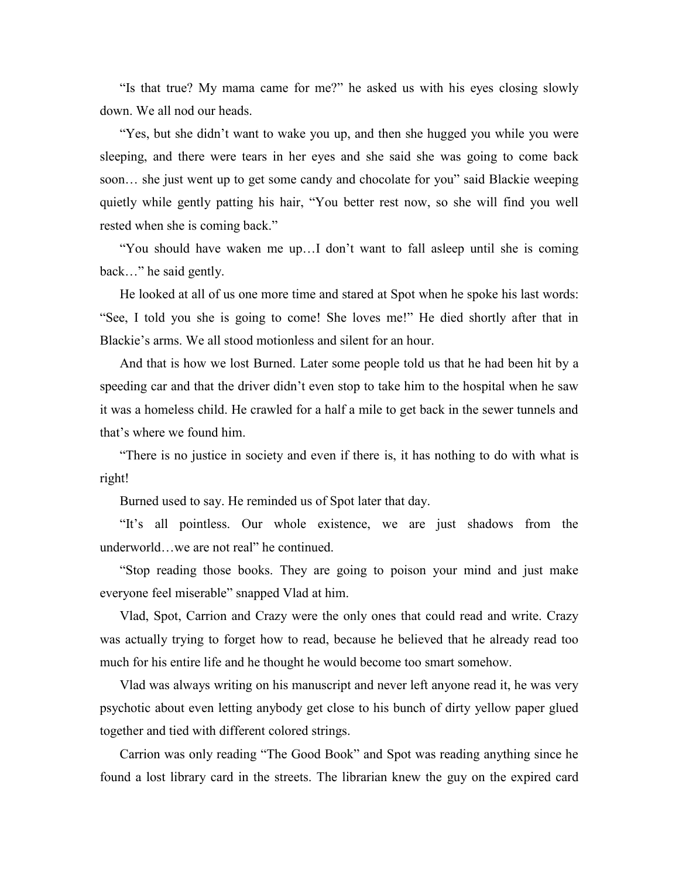“Is that true? My mama came for me?” he asked us with his eyes closing slowly down. We all nod our heads.

“Yes, but she didn’t want to wake you up, and then she hugged you while you were sleeping, and there were tears in her eyes and she said she was going to come back soon… she just went up to get some candy and chocolate for you” said Blackie weeping quietly while gently patting his hair, “You better rest now, so she will find you well rested when she is coming back.”

“You should have waken me up…I don’t want to fall asleep until she is coming back…” he said gently.

He looked at all of us one more time and stared at Spot when he spoke his last words: “See, I told you she is going to come! She loves me!” He died shortly after that in Blackie’s arms. We all stood motionless and silent for an hour.

And that is how we lost Burned. Later some people told us that he had been hit by a speeding car and that the driver didn’t even stop to take him to the hospital when he saw it was a homeless child. He crawled for a half a mile to get back in the sewer tunnels and that’s where we found him.

“There is no justice in society and even if there is, it has nothing to do with what is right!

Burned used to say. He reminded us of Spot later that day.

“It’s all pointless. Our whole existence, we are just shadows from the underworld…we are not real” he continued.

“Stop reading those books. They are going to poison your mind and just make everyone feel miserable” snapped Vlad at him.

Vlad, Spot, Carrion and Crazy were the only ones that could read and write. Crazy was actually trying to forget how to read, because he believed that he already read too much for his entire life and he thought he would become too smart somehow.

Vlad was always writing on his manuscript and never left anyone read it, he was very psychotic about even letting anybody get close to his bunch of dirty yellow paper glued together and tied with different colored strings.

Carrion was only reading “The Good Book” and Spot was reading anything since he found a lost library card in the streets. The librarian knew the guy on the expired card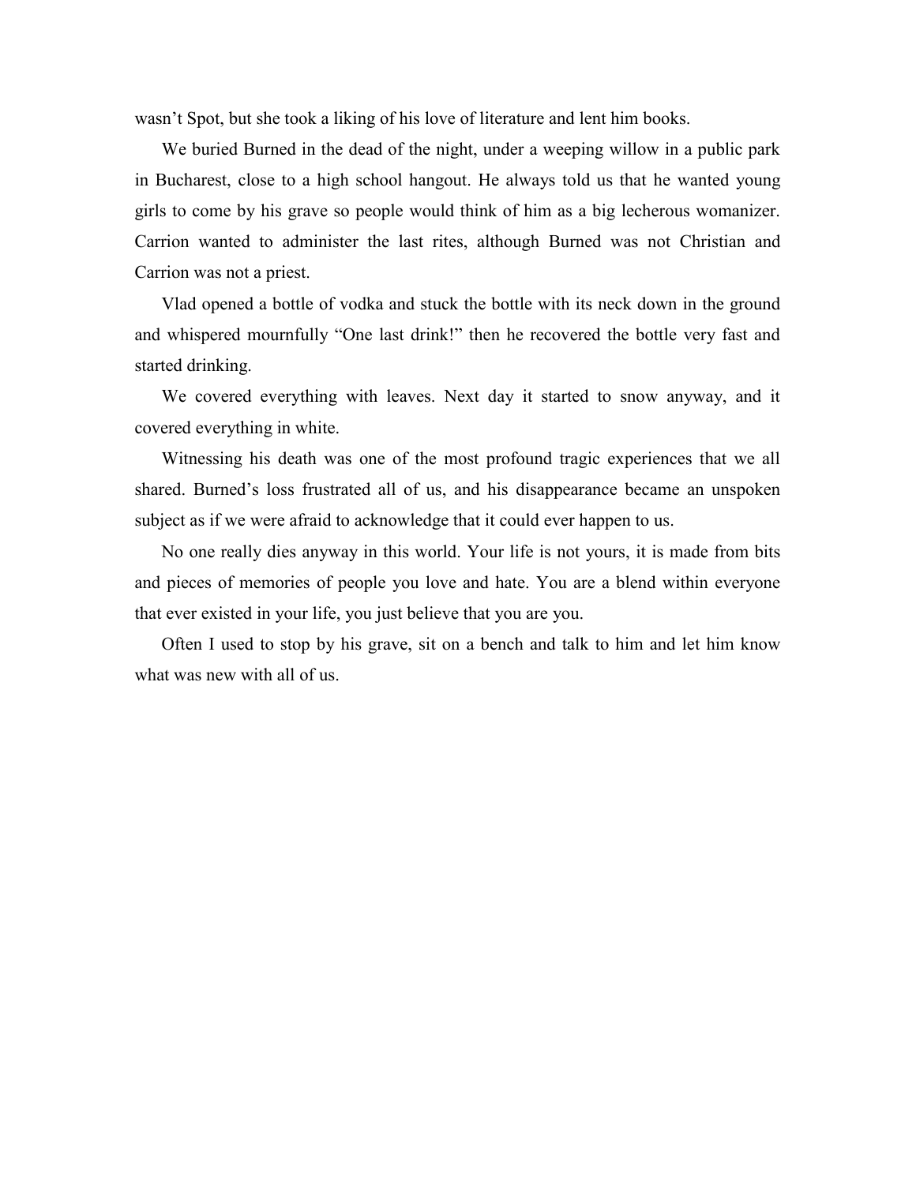wasn't Spot, but she took a liking of his love of literature and lent him books.

We buried Burned in the dead of the night, under a weeping willow in a public park in Bucharest, close to a high school hangout. He always told us that he wanted young girls to come by his grave so people would think of him as a big lecherous womanizer. Carrion wanted to administer the last rites, although Burned was not Christian and Carrion was not a priest.

Vlad opened a bottle of vodka and stuck the bottle with its neck down in the ground and whispered mournfully "One last drink!" then he recovered the bottle very fast and started drinking.

We covered everything with leaves. Next day it started to snow anyway, and it covered everything in white.

Witnessing his death was one of the most profound tragic experiences that we all shared. Burned's loss frustrated all of us, and his disappearance became an unspoken subject as if we were afraid to acknowledge that it could ever happen to us.

No one really dies anyway in this world. Your life is not yours, it is made from bits and pieces of memories of people you love and hate. You are a blend within everyone that ever existed in your life, you just believe that you are you.

Often I used to stop by his grave, sit on a bench and talk to him and let him know what was new with all of us.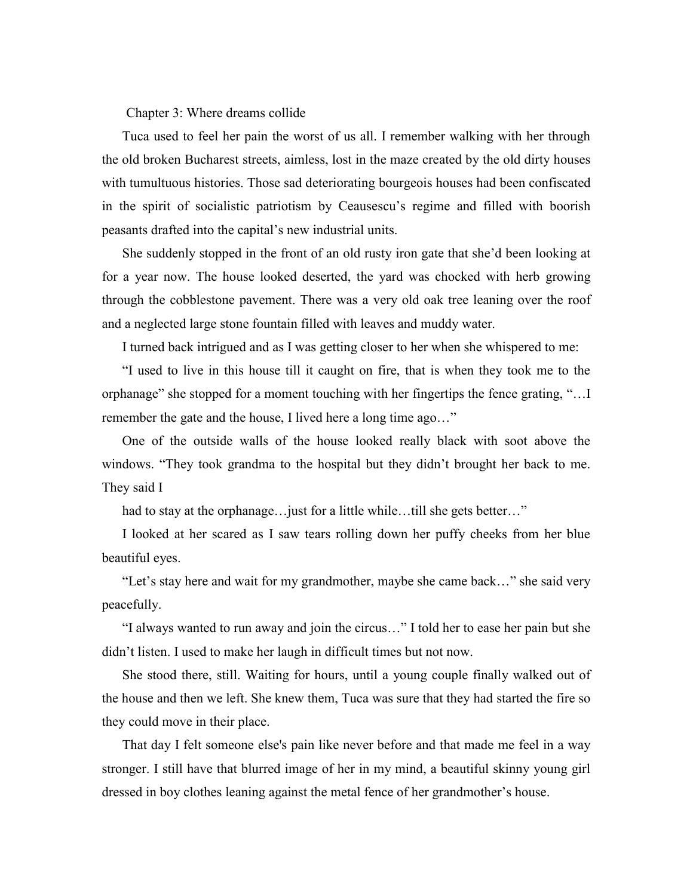## Chapter 3: Where dreams collide

Tuca used to feel her pain the worst of us all. I remember walking with her through the old broken Bucharest streets, aimless, lost in the maze created by the old dirty houses with tumultuous histories. Those sad deteriorating bourgeois houses had been confiscated in the spirit of socialistic patriotism by Ceausescu's regime and filled with boorish peasants drafted into the capital's new industrial units.

She suddenly stopped in the front of an old rusty iron gate that she'd been looking at for a year now. The house looked deserted, the yard was chocked with herb growing through the cobblestone pavement. There was a very old oak tree leaning over the roof and a neglected large stone fountain filled with leaves and muddy water.

I turned back intrigued and as I was getting closer to her when she whispered to me:

"I used to live in this house till it caught on fire, that is when they took me to the orphanage" she stopped for a moment touching with her fingertips the fence grating, "…I remember the gate and the house, I lived here a long time ago…"

One of the outside walls of the house looked really black with soot above the windows. "They took grandma to the hospital but they didn't brought her back to me. They said I

had to stay at the orphanage…just for a little while…till she gets better…"

I looked at her scared as I saw tears rolling down her puffy cheeks from her blue beautiful eyes.

"Let's stay here and wait for my grandmother, maybe she came back…" she said very peacefully.

"I always wanted to run away and join the circus…" I told her to ease her pain but she didn't listen. I used to make her laugh in difficult times but not now.

She stood there, still. Waiting for hours, until a young couple finally walked out of the house and then we left. She knew them, Tuca was sure that they had started the fire so they could move in their place.

That day I felt someone else's pain like never before and that made me feel in a way stronger. I still have that blurred image of her in my mind, a beautiful skinny young girl dressed in boy clothes leaning against the metal fence of her grandmother's house.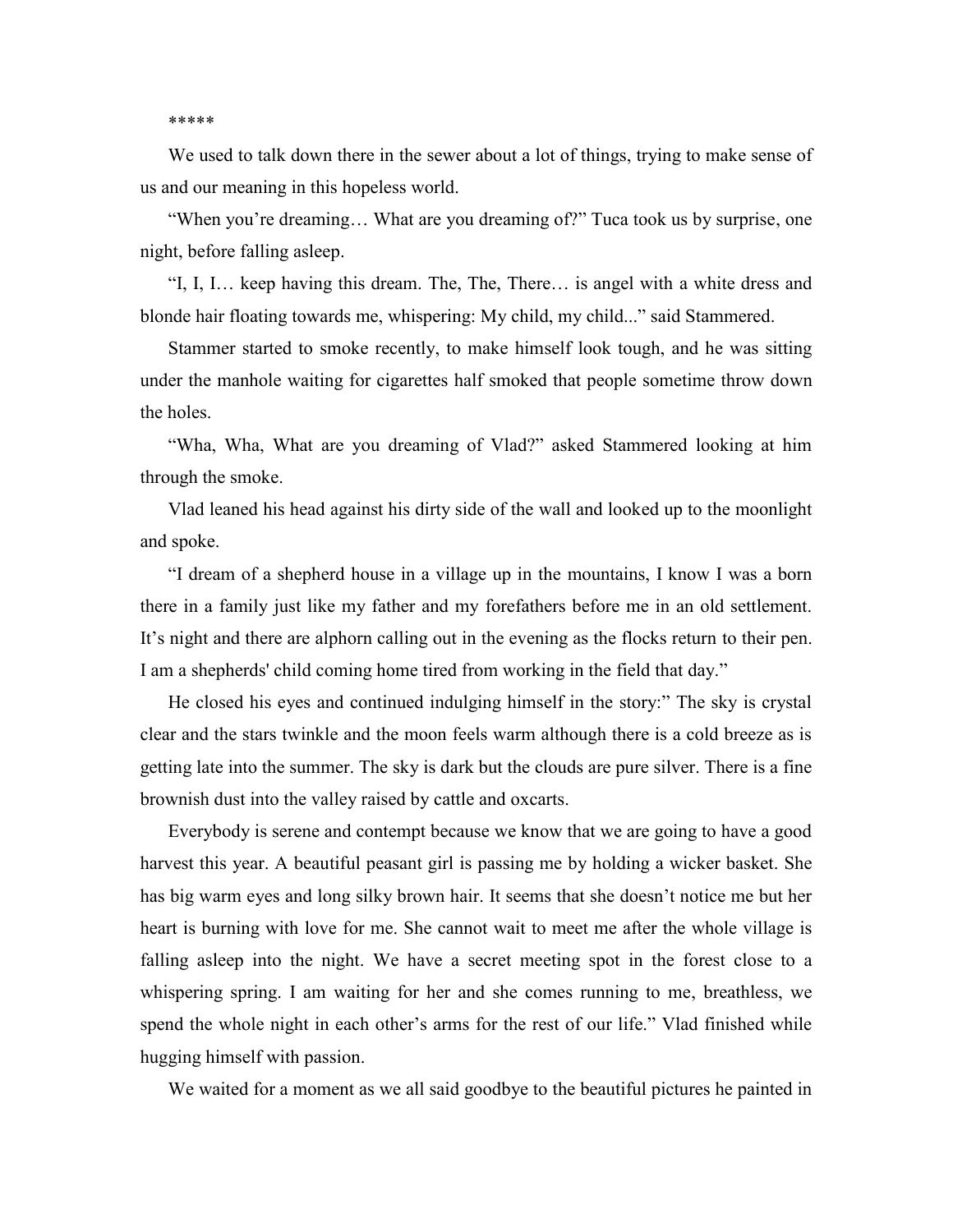*****

We used to talk down there in the sewer about a lot of things, trying to make sense of us and our meaning in this hopeless world.

"When you're dreaming… What are you dreaming of?" Tuca took us by surprise, one night, before falling asleep.

"I, I, I… keep having this dream. The, The, There… is angel with a white dress and blonde hair floating towards me, whispering: My child, my child..." said Stammered.

Stammer started to smoke recently, to make himself look tough, and he was sitting under the manhole waiting for cigarettes half smoked that people sometime throw down the holes.

"Wha, Wha, What are you dreaming of Vlad?" asked Stammered looking at him through the smoke.

Vlad leaned his head against his dirty side of the wall and looked up to the moonlight and spoke.

"I dream of a shepherd house in a village up in the mountains, I know I was a born there in a family just like my father and my forefathers before me in an old settlement. It's night and there are alphorn calling out in the evening as the flocks return to their pen. I am a shepherds' child coming home tired from working in the field that day."

He closed his eyes and continued indulging himself in the story:" The sky is crystal clear and the stars twinkle and the moon feels warm although there is a cold breeze as is getting late into the summer. The sky is dark but the clouds are pure silver. There is a fine brownish dust into the valley raised by cattle and oxcarts.

Everybody is serene and contempt because we know that we are going to have a good harvest this year. A beautiful peasant girl is passing me by holding a wicker basket. She has big warm eyes and long silky brown hair. It seems that she doesn't notice me but her heart is burning with love for me. She cannot wait to meet me after the whole village is falling asleep into the night. We have a secret meeting spot in the forest close to a whispering spring. I am waiting for her and she comes running to me, breathless, we spend the whole night in each other's arms for the rest of our life." Vlad finished while hugging himself with passion.

We waited for a moment as we all said goodbye to the beautiful pictures he painted in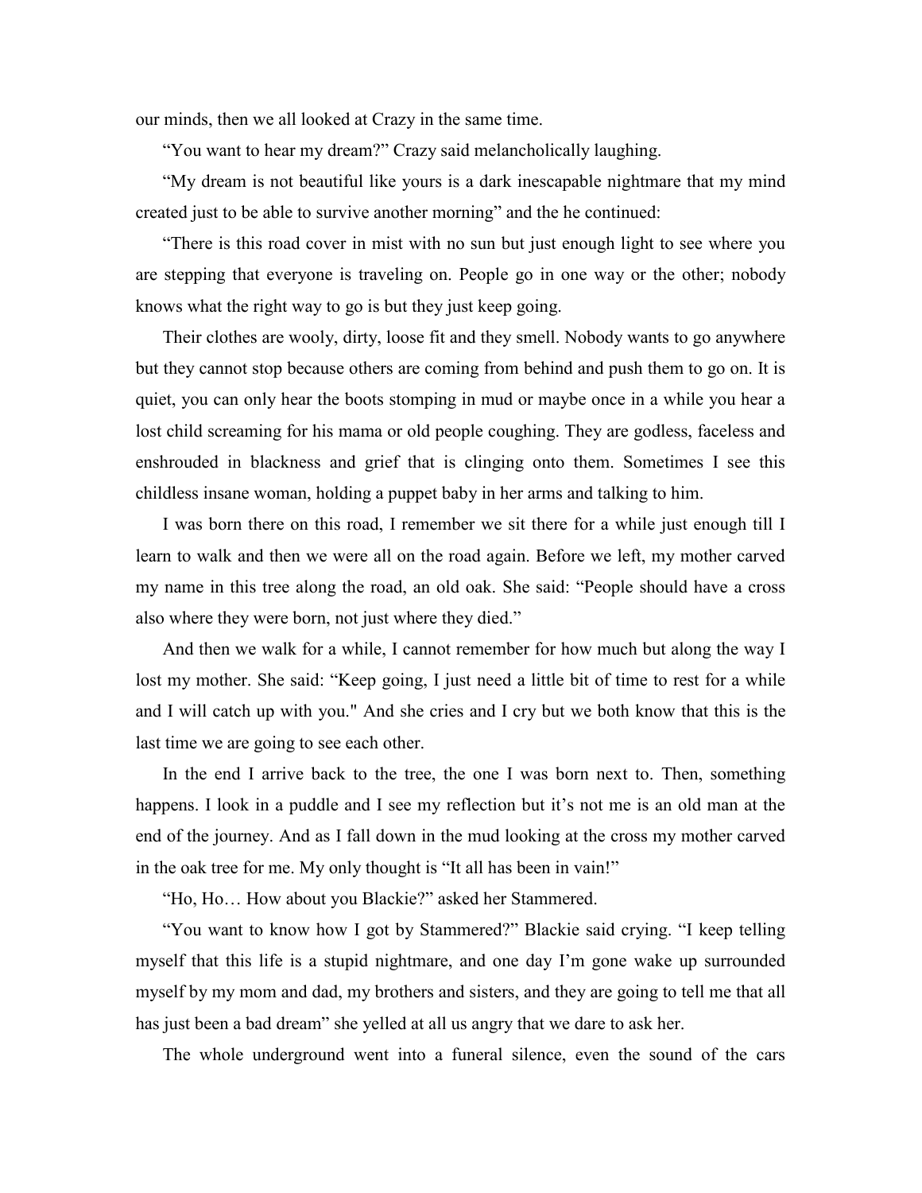our minds, then we all looked at Crazy in the same time.

"You want to hear my dream?" Crazy said melancholically laughing.

"My dream is not beautiful like yours is a dark inescapable nightmare that my mind created just to be able to survive another morning" and the he continued:

"There is this road cover in mist with no sun but just enough light to see where you are stepping that everyone is traveling on. People go in one way or the other; nobody knows what the right way to go is but they just keep going.

Their clothes are wooly, dirty, loose fit and they smell. Nobody wants to go anywhere but they cannot stop because others are coming from behind and push them to go on. It is quiet, you can only hear the boots stomping in mud or maybe once in a while you hear a lost child screaming for his mama or old people coughing. They are godless, faceless and enshrouded in blackness and grief that is clinging onto them. Sometimes I see this childless insane woman, holding a puppet baby in her arms and talking to him.

I was born there on this road, I remember we sit there for a while just enough till I learn to walk and then we were all on the road again. Before we left, my mother carved my name in this tree along the road, an old oak. She said: "People should have a cross also where they were born, not just where they died."

And then we walk for a while, I cannot remember for how much but along the way I lost my mother. She said: "Keep going, I just need a little bit of time to rest for a while and I will catch up with you." And she cries and I cry but we both know that this is the last time we are going to see each other.

In the end I arrive back to the tree, the one I was born next to. Then, something happens. I look in a puddle and I see my reflection but it's not me is an old man at the end of the journey. And as I fall down in the mud looking at the cross my mother carved in the oak tree for me. My only thought is "It all has been in vain!"

"Ho, Ho… How about you Blackie?" asked her Stammered.

"You want to know how I got by Stammered?" Blackie said crying. "I keep telling myself that this life is a stupid nightmare, and one day I'm gone wake up surrounded myself by my mom and dad, my brothers and sisters, and they are going to tell me that all has just been a bad dream" she yelled at all us angry that we dare to ask her.

The whole underground went into a funeral silence, even the sound of the cars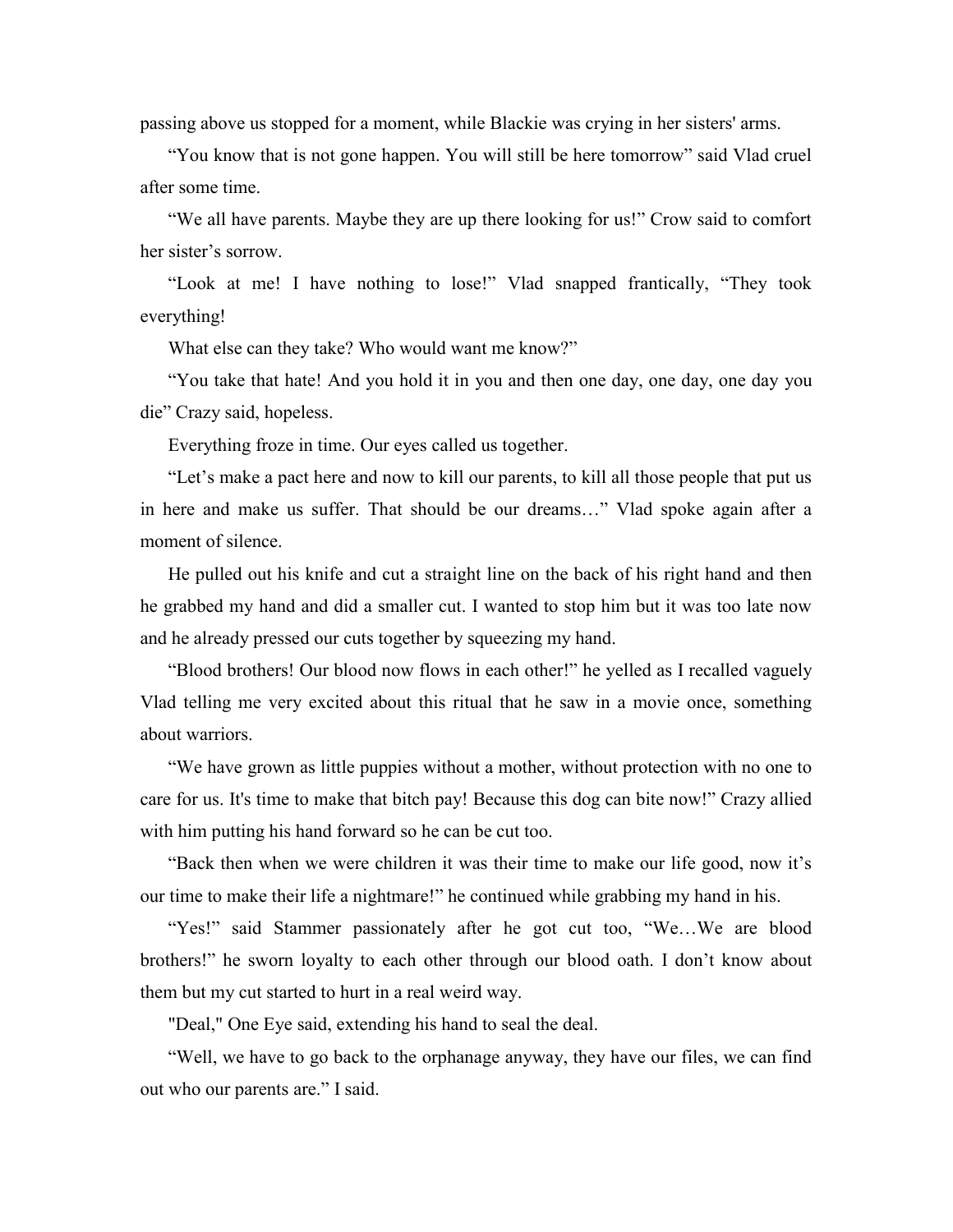passing above us stopped for a moment, while Blackie was crying in her sisters' arms.

"You know that is not gone happen. You will still be here tomorrow" said Vlad cruel after some time.

"We all have parents. Maybe they are up there looking for us!" Crow said to comfort her sister's sorrow.

"Look at me! I have nothing to lose!" Vlad snapped frantically, "They took everything!

What else can they take? Who would want me know?"

"You take that hate! And you hold it in you and then one day, one day, one day you die" Crazy said, hopeless.

Everything froze in time. Our eyes called us together.

"Let's make a pact here and now to kill our parents, to kill all those people that put us in here and make us suffer. That should be our dreams…" Vlad spoke again after a moment of silence.

He pulled out his knife and cut a straight line on the back of his right hand and then he grabbed my hand and did a smaller cut. I wanted to stop him but it was too late now and he already pressed our cuts together by squeezing my hand.

"Blood brothers! Our blood now flows in each other!" he yelled as I recalled vaguely Vlad telling me very excited about this ritual that he saw in a movie once, something about warriors.

"We have grown as little puppies without a mother, without protection with no one to care for us. It's time to make that bitch pay! Because this dog can bite now!" Crazy allied with him putting his hand forward so he can be cut too.

"Back then when we were children it was their time to make our life good, now it's our time to make their life a nightmare!" he continued while grabbing my hand in his.

"Yes!" said Stammer passionately after he got cut too, "We…We are blood brothers!" he sworn loyalty to each other through our blood oath. I don't know about them but my cut started to hurt in a real weird way.

"Deal," One Eye said, extending his hand to seal the deal.

"Well, we have to go back to the orphanage anyway, they have our files, we can find out who our parents are." I said.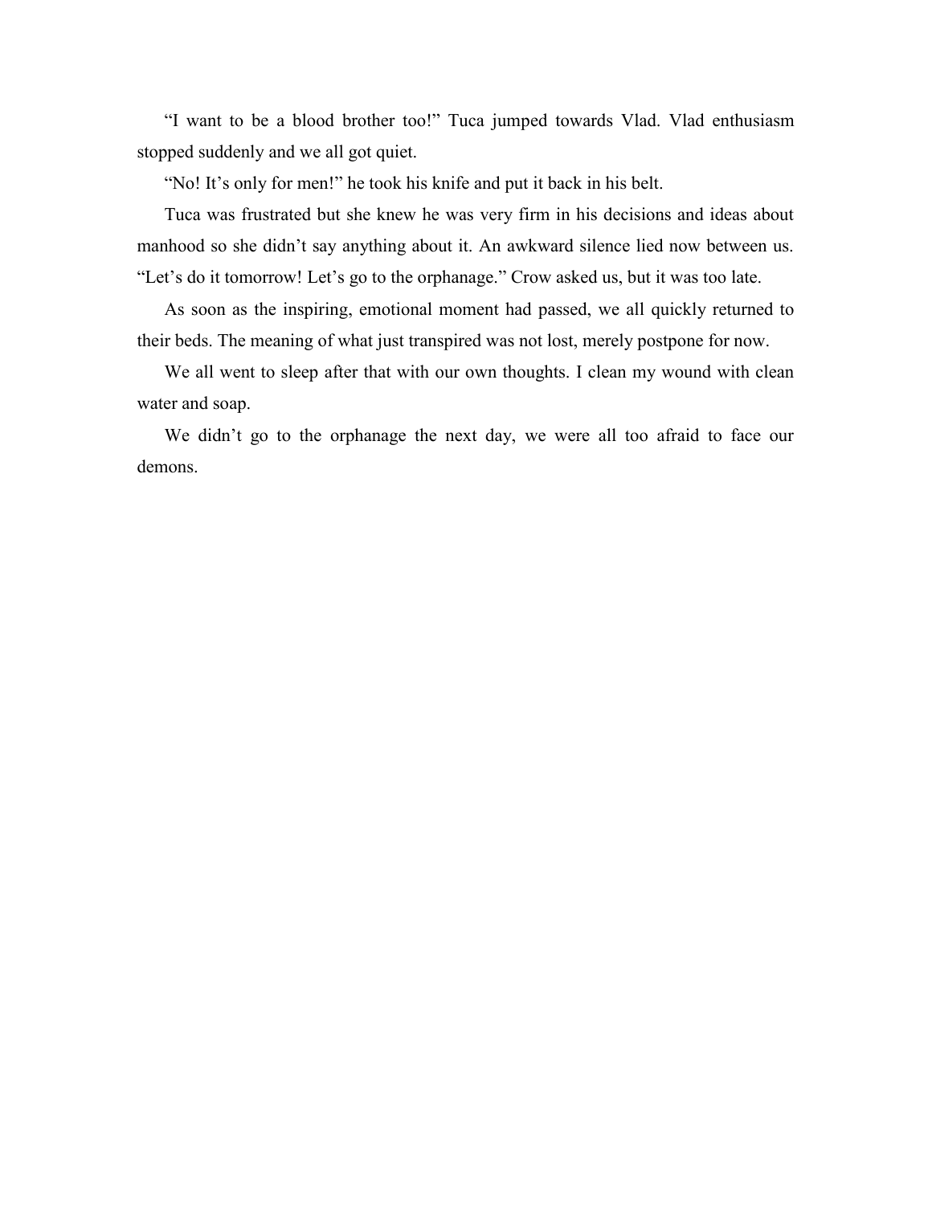"I want to be a blood brother too!" Tuca jumped towards Vlad. Vlad enthusiasm stopped suddenly and we all got quiet.

"No! It's only for men!" he took his knife and put it back in his belt.

Tuca was frustrated but she knew he was very firm in his decisions and ideas about manhood so she didn't say anything about it. An awkward silence lied now between us. "Let's do it tomorrow! Let's go to the orphanage." Crow asked us, but it was too late.

As soon as the inspiring, emotional moment had passed, we all quickly returned to their beds. The meaning of what just transpired was not lost, merely postpone for now.

We all went to sleep after that with our own thoughts. I clean my wound with clean water and soap.

We didn't go to the orphanage the next day, we were all too afraid to face our demons.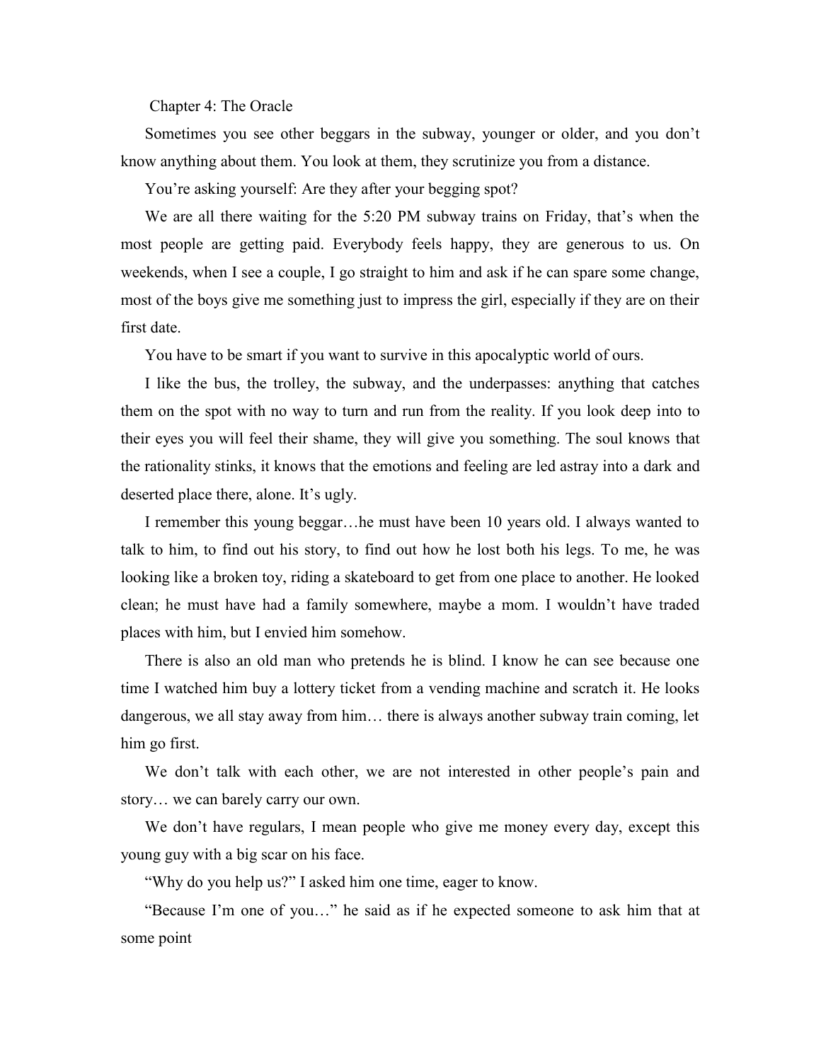## Chapter 4: The Oracle

Sometimes you see other beggars in the subway, younger or older, and you don't know anything about them. You look at them, they scrutinize you from a distance.

You're asking yourself: Are they after your begging spot?

We are all there waiting for the 5:20 PM subway trains on Friday, that's when the most people are getting paid. Everybody feels happy, they are generous to us. On weekends, when I see a couple, I go straight to him and ask if he can spare some change, most of the boys give me something just to impress the girl, especially if they are on their first date.

You have to be smart if you want to survive in this apocalyptic world of ours.

I like the bus, the trolley, the subway, and the underpasses: anything that catches them on the spot with no way to turn and run from the reality. If you look deep into to their eyes you will feel their shame, they will give you something. The soul knows that the rationality stinks, it knows that the emotions and feeling are led astray into a dark and deserted place there, alone. It's ugly.

I remember this young beggar…he must have been 10 years old. I always wanted to talk to him, to find out his story, to find out how he lost both his legs. To me, he was looking like a broken toy, riding a skateboard to get from one place to another. He looked clean; he must have had a family somewhere, maybe a mom. I wouldn't have traded places with him, but I envied him somehow.

There is also an old man who pretends he is blind. I know he can see because one time I watched him buy a lottery ticket from a vending machine and scratch it. He looks dangerous, we all stay away from him… there is always another subway train coming, let him go first.

We don't talk with each other, we are not interested in other people's pain and story… we can barely carry our own.

We don't have regulars, I mean people who give me money every day, except this young guy with a big scar on his face.

"Why do you help us?" I asked him one time, eager to know.

"Because I'm one of you…" he said as if he expected someone to ask him that at some point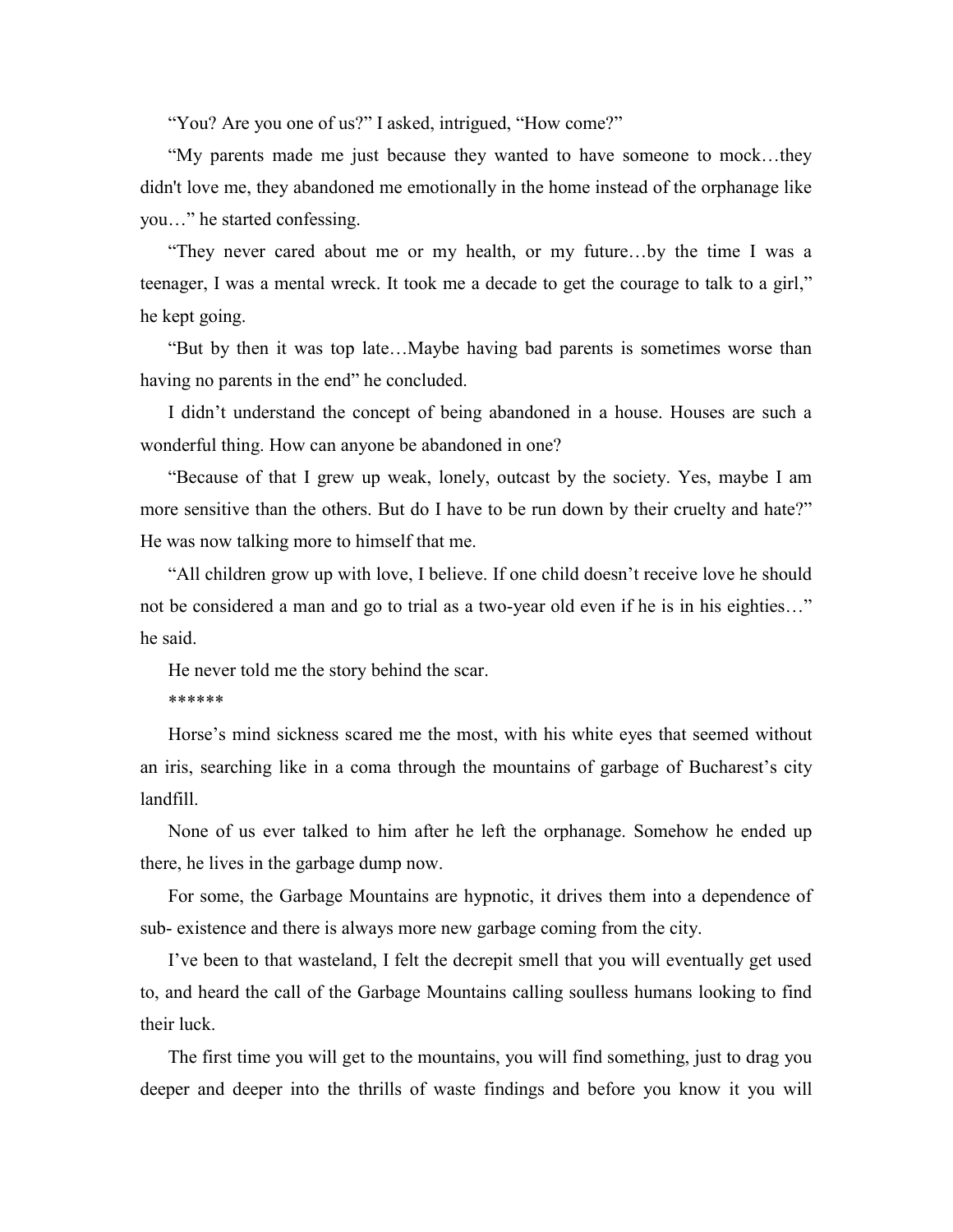"You? Are you one of us?" I asked, intrigued, "How come?"

"My parents made me just because they wanted to have someone to mock…they didn't love me, they abandoned me emotionally in the home instead of the orphanage like you…" he started confessing.

"They never cared about me or my health, or my future…by the time I was a teenager, I was a mental wreck. It took me a decade to get the courage to talk to a girl," he kept going.

"But by then it was top late…Maybe having bad parents is sometimes worse than having no parents in the end" he concluded.

I didn't understand the concept of being abandoned in a house. Houses are such a wonderful thing. How can anyone be abandoned in one?

"Because of that I grew up weak, lonely, outcast by the society. Yes, maybe I am more sensitive than the others. But do I have to be run down by their cruelty and hate?" He was now talking more to himself that me.

"All children grow up with love, I believe. If one child doesn't receive love he should not be considered a man and go to trial as a two-year old even if he is in his eighties…" he said.

He never told me the story behind the scar.

******

Horse's mind sickness scared me the most, with his white eyes that seemed without an iris, searching like in a coma through the mountains of garbage of Bucharest's city landfill.

None of us ever talked to him after he left the orphanage. Somehow he ended up there, he lives in the garbage dump now.

For some, the Garbage Mountains are hypnotic, it drives them into a dependence of sub- existence and there is always more new garbage coming from the city.

I've been to that wasteland, I felt the decrepit smell that you will eventually get used to, and heard the call of the Garbage Mountains calling soulless humans looking to find their luck.

The first time you will get to the mountains, you will find something, just to drag you deeper and deeper into the thrills of waste findings and before you know it you will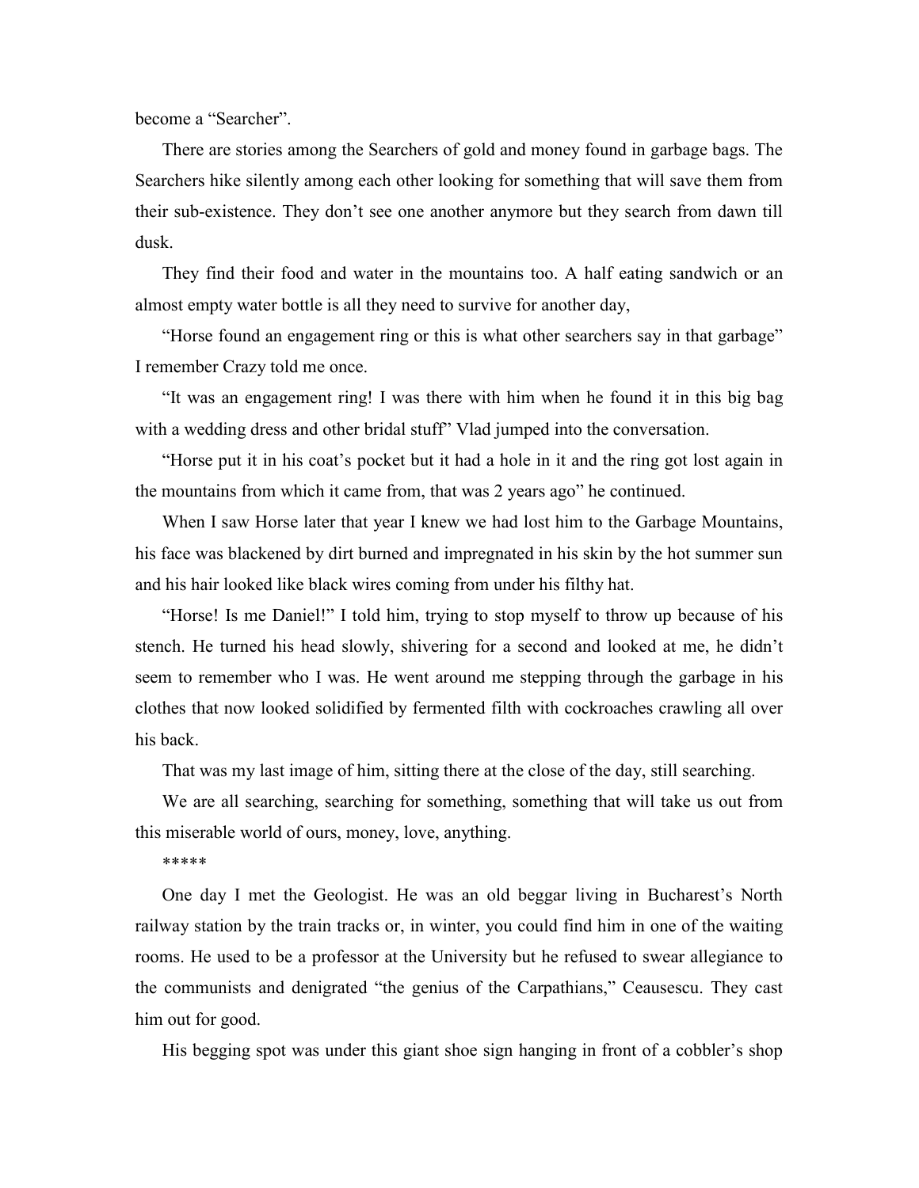become a "Searcher".

There are stories among the Searchers of gold and money found in garbage bags. The Searchers hike silently among each other looking for something that will save them from their sub-existence. They don't see one another anymore but they search from dawn till dusk.

They find their food and water in the mountains too. A half eating sandwich or an almost empty water bottle is all they need to survive for another day,

"Horse found an engagement ring or this is what other searchers say in that garbage" I remember Crazy told me once.

"It was an engagement ring! I was there with him when he found it in this big bag with a wedding dress and other bridal stuff" Vlad jumped into the conversation.

"Horse put it in his coat's pocket but it had a hole in it and the ring got lost again in the mountains from which it came from, that was 2 years ago" he continued.

When I saw Horse later that year I knew we had lost him to the Garbage Mountains, his face was blackened by dirt burned and impregnated in his skin by the hot summer sun and his hair looked like black wires coming from under his filthy hat.

"Horse! Is me Daniel!" I told him, trying to stop myself to throw up because of his stench. He turned his head slowly, shivering for a second and looked at me, he didn't seem to remember who I was. He went around me stepping through the garbage in his clothes that now looked solidified by fermented filth with cockroaches crawling all over his back.

That was my last image of him, sitting there at the close of the day, still searching.

We are all searching, searching for something, something that will take us out from this miserable world of ours, money, love, anything.

*****

One day I met the Geologist. He was an old beggar living in Bucharest's North railway station by the train tracks or, in winter, you could find him in one of the waiting rooms. He used to be a professor at the University but he refused to swear allegiance to the communists and denigrated "the genius of the Carpathians," Ceausescu. They cast him out for good.

His begging spot was under this giant shoe sign hanging in front of a cobbler's shop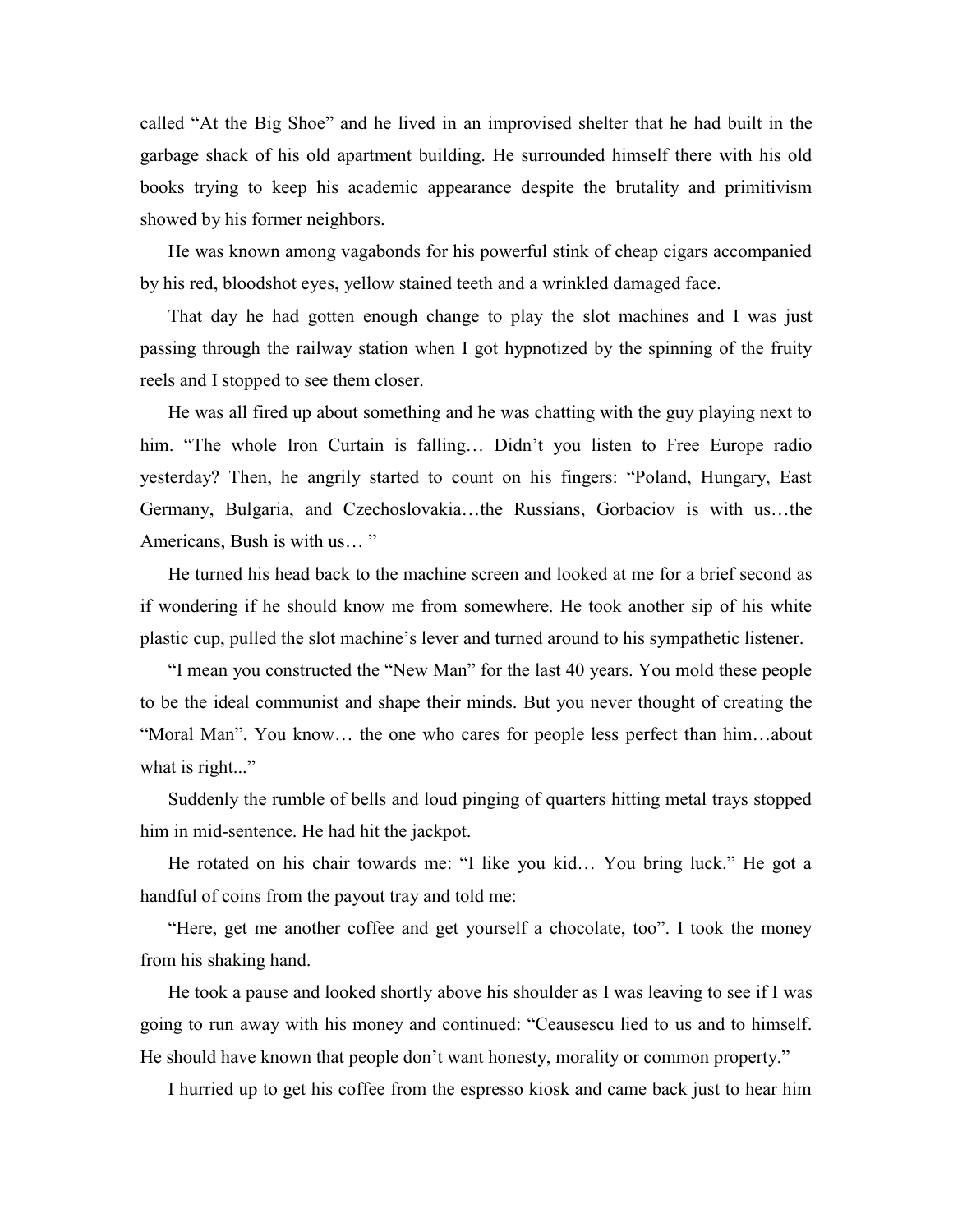called "At the Big Shoe" and he lived in an improvised shelter that he had built in the garbage shack of his old apartment building. He surrounded himself there with his old books trying to keep his academic appearance despite the brutality and primitivism showed by his former neighbors.

He was known among vagabonds for his powerful stink of cheap cigars accompanied by his red, bloodshot eyes, yellow stained teeth and a wrinkled damaged face.

That day he had gotten enough change to play the slot machines and I was just passing through the railway station when I got hypnotized by the spinning of the fruity reels and I stopped to see them closer.

He was all fired up about something and he was chatting with the guy playing next to him. "The whole Iron Curtain is falling… Didn't you listen to Free Europe radio yesterday? Then, he angrily started to count on his fingers: "Poland, Hungary, East Germany, Bulgaria, and Czechoslovakia…the Russians, Gorbaciov is with us…the Americans, Bush is with us… "

He turned his head back to the machine screen and looked at me for a brief second as if wondering if he should know me from somewhere. He took another sip of his white plastic cup, pulled the slot machine's lever and turned around to his sympathetic listener.

"I mean you constructed the "New Man" for the last 40 years. You mold these people to be the ideal communist and shape their minds. But you never thought of creating the "Moral Man". You know… the one who cares for people less perfect than him…about what is right..."

Suddenly the rumble of bells and loud pinging of quarters hitting metal trays stopped him in mid-sentence. He had hit the jackpot.

He rotated on his chair towards me: "I like you kid… You bring luck." He got a handful of coins from the payout tray and told me:

"Here, get me another coffee and get yourself a chocolate, too". I took the money from his shaking hand.

He took a pause and looked shortly above his shoulder as I was leaving to see if I was going to run away with his money and continued: "Ceausescu lied to us and to himself. He should have known that people don't want honesty, morality or common property."

I hurried up to get his coffee from the espresso kiosk and came back just to hear him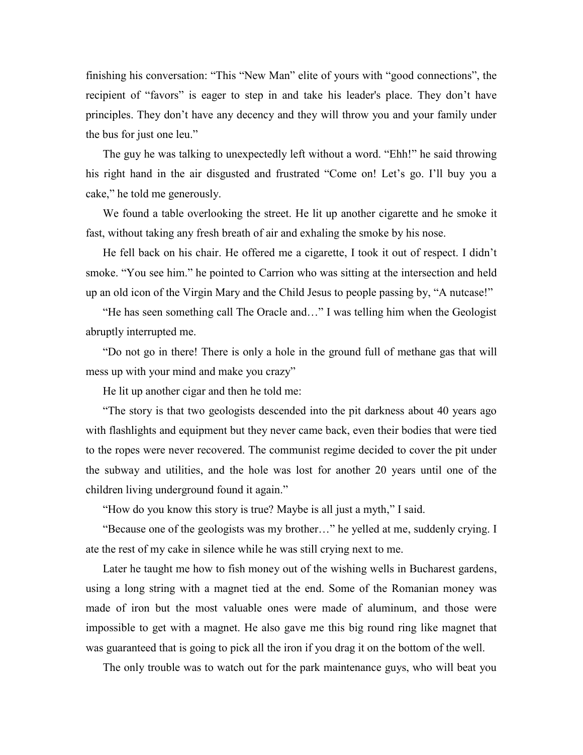finishing his conversation: "This "New Man" elite of yours with "good connections", the recipient of "favors" is eager to step in and take his leader's place. They don't have principles. They don't have any decency and they will throw you and your family under the bus for just one leu."

The guy he was talking to unexpectedly left without a word. "Ehh!" he said throwing his right hand in the air disgusted and frustrated "Come on! Let's go. I'll buy you a cake," he told me generously.

We found a table overlooking the street. He lit up another cigarette and he smoke it fast, without taking any fresh breath of air and exhaling the smoke by his nose.

He fell back on his chair. He offered me a cigarette, I took it out of respect. I didn't smoke. "You see him." he pointed to Carrion who was sitting at the intersection and held up an old icon of the Virgin Mary and the Child Jesus to people passing by, "A nutcase!"

"He has seen something call The Oracle and…" I was telling him when the Geologist abruptly interrupted me.

"Do not go in there! There is only a hole in the ground full of methane gas that will mess up with your mind and make you crazy"

He lit up another cigar and then he told me:

"The story is that two geologists descended into the pit darkness about 40 years ago with flashlights and equipment but they never came back, even their bodies that were tied to the ropes were never recovered. The communist regime decided to cover the pit under the subway and utilities, and the hole was lost for another 20 years until one of the children living underground found it again."

"How do you know this story is true? Maybe is all just a myth," I said.

"Because one of the geologists was my brother…" he yelled at me, suddenly crying. I ate the rest of my cake in silence while he was still crying next to me.

Later he taught me how to fish money out of the wishing wells in Bucharest gardens, using a long string with a magnet tied at the end. Some of the Romanian money was made of iron but the most valuable ones were made of aluminum, and those were impossible to get with a magnet. He also gave me this big round ring like magnet that was guaranteed that is going to pick all the iron if you drag it on the bottom of the well.

The only trouble was to watch out for the park maintenance guys, who will beat you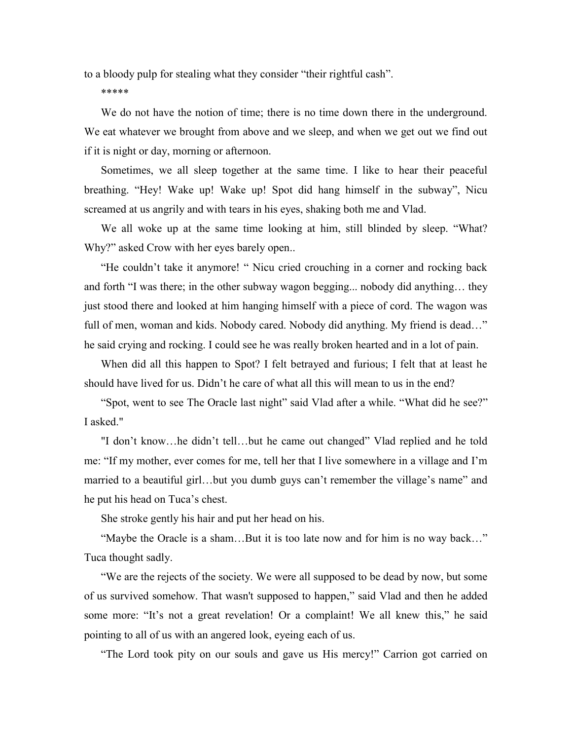to a bloody pulp for stealing what they consider "their rightful cash".

*****

We do not have the notion of time; there is no time down there in the underground. We eat whatever we brought from above and we sleep, and when we get out we find out if it is night or day, morning or afternoon.

Sometimes, we all sleep together at the same time. I like to hear their peaceful breathing. "Hey! Wake up! Wake up! Spot did hang himself in the subway", Nicu screamed at us angrily and with tears in his eyes, shaking both me and Vlad.

We all woke up at the same time looking at him, still blinded by sleep. "What? Why?" asked Crow with her eyes barely open..

"He couldn't take it anymore! " Nicu cried crouching in a corner and rocking back and forth "I was there; in the other subway wagon begging... nobody did anything… they just stood there and looked at him hanging himself with a piece of cord. The wagon was full of men, woman and kids. Nobody cared. Nobody did anything. My friend is dead…" he said crying and rocking. I could see he was really broken hearted and in a lot of pain.

When did all this happen to Spot? I felt betrayed and furious; I felt that at least he should have lived for us. Didn't he care of what all this will mean to us in the end?

"Spot, went to see The Oracle last night" said Vlad after a while. "What did he see?" I asked."

"I don't know…he didn't tell…but he came out changed" Vlad replied and he told me: "If my mother, ever comes for me, tell her that I live somewhere in a village and I'm married to a beautiful girl…but you dumb guys can't remember the village's name" and he put his head on Tuca's chest.

She stroke gently his hair and put her head on his.

"Maybe the Oracle is a sham…But it is too late now and for him is no way back…" Tuca thought sadly.

"We are the rejects of the society. We were all supposed to be dead by now, but some of us survived somehow. That wasn't supposed to happen," said Vlad and then he added some more: "It's not a great revelation! Or a complaint! We all knew this," he said pointing to all of us with an angered look, eyeing each of us.

"The Lord took pity on our souls and gave us His mercy!" Carrion got carried on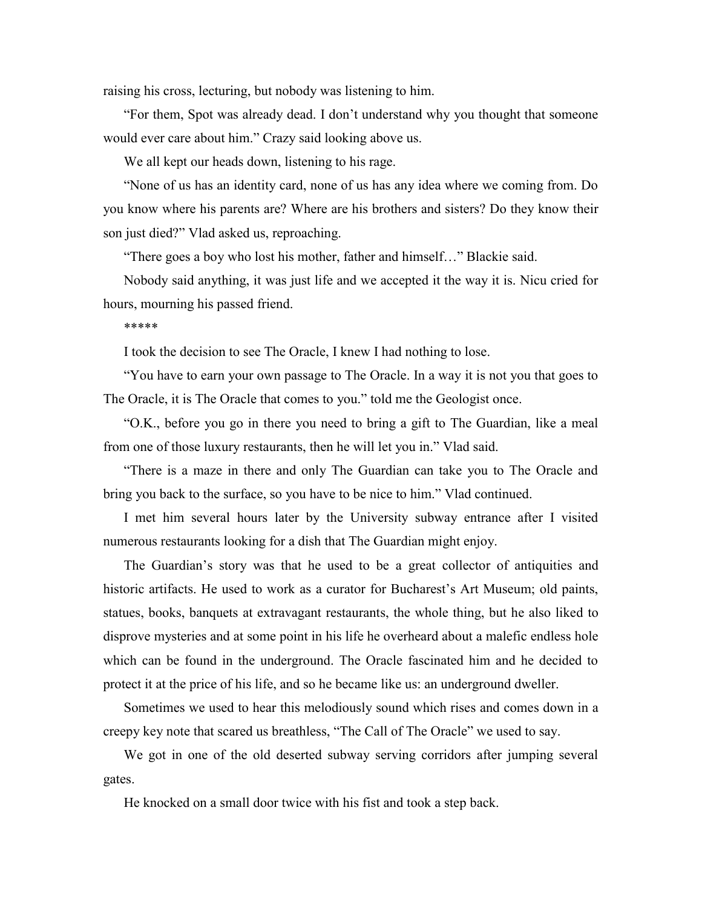raising his cross, lecturing, but nobody was listening to him.

"For them, Spot was already dead. I don't understand why you thought that someone would ever care about him." Crazy said looking above us.

We all kept our heads down, listening to his rage.

"None of us has an identity card, none of us has any idea where we coming from. Do you know where his parents are? Where are his brothers and sisters? Do they know their son just died?" Vlad asked us, reproaching.

"There goes a boy who lost his mother, father and himself…" Blackie said.

Nobody said anything, it was just life and we accepted it the way it is. Nicu cried for hours, mourning his passed friend.

*****

I took the decision to see The Oracle, I knew I had nothing to lose.

"You have to earn your own passage to The Oracle. In a way it is not you that goes to The Oracle, it is The Oracle that comes to you." told me the Geologist once.

"O.K., before you go in there you need to bring a gift to The Guardian, like a meal from one of those luxury restaurants, then he will let you in." Vlad said.

"There is a maze in there and only The Guardian can take you to The Oracle and bring you back to the surface, so you have to be nice to him." Vlad continued.

I met him several hours later by the University subway entrance after I visited numerous restaurants looking for a dish that The Guardian might enjoy.

The Guardian's story was that he used to be a great collector of antiquities and historic artifacts. He used to work as a curator for Bucharest's Art Museum; old paints, statues, books, banquets at extravagant restaurants, the whole thing, but he also liked to disprove mysteries and at some point in his life he overheard about a malefic endless hole which can be found in the underground. The Oracle fascinated him and he decided to protect it at the price of his life, and so he became like us: an underground dweller.

Sometimes we used to hear this melodiously sound which rises and comes down in a creepy key note that scared us breathless, "The Call of The Oracle" we used to say.

We got in one of the old deserted subway serving corridors after jumping several gates.

He knocked on a small door twice with his fist and took a step back.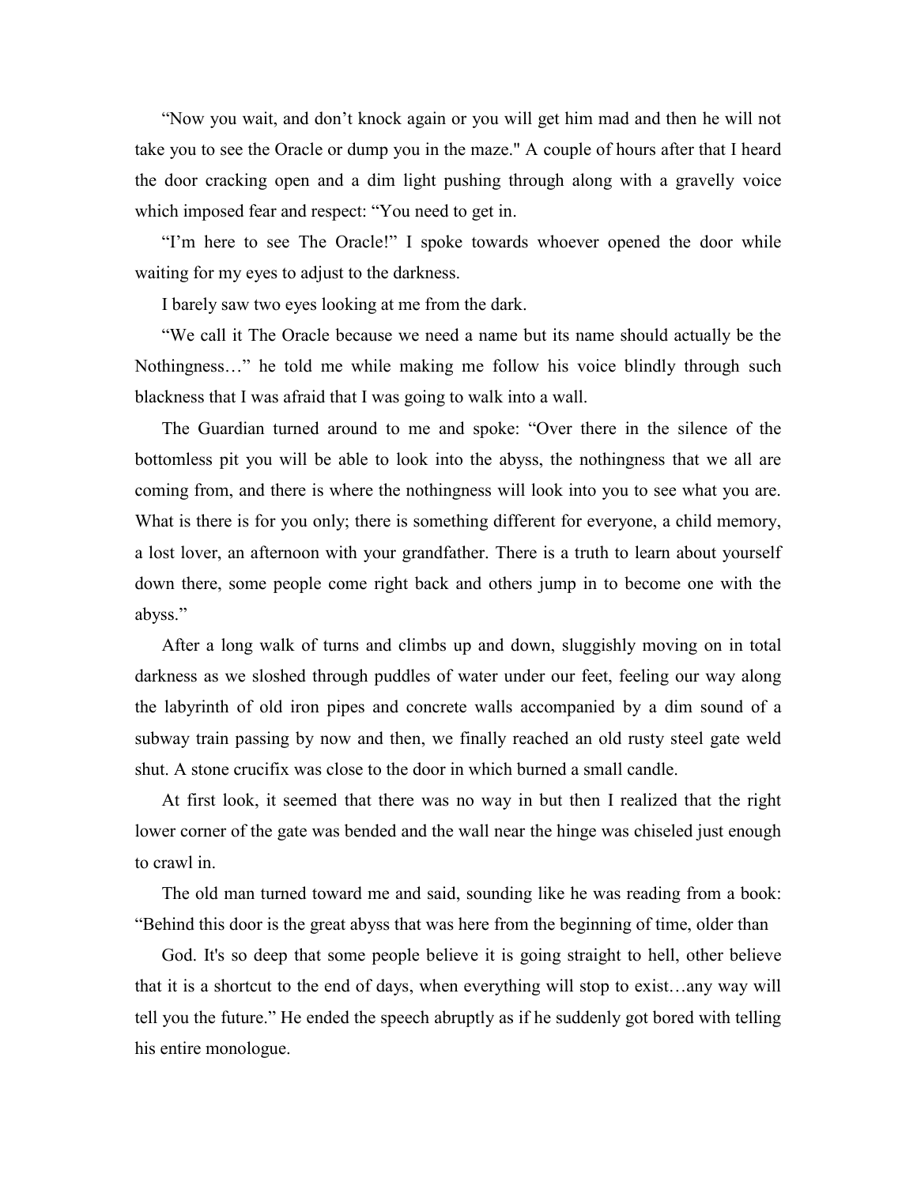“Now you wait, and don’t knock again or you will get him mad and then he will not take you to see the Oracle or dump you in the maze." A couple of hours after that I heard the door cracking open and a dim light pushing through along with a gravelly voice which imposed fear and respect: “You need to get in.

“I’m here to see The Oracle!” I spoke towards whoever opened the door while waiting for my eyes to adjust to the darkness.

I barely saw two eyes looking at me from the dark.

“We call it The Oracle because we need a name but its name should actually be the Nothingness…” he told me while making me follow his voice blindly through such blackness that I was afraid that I was going to walk into a wall.

The Guardian turned around to me and spoke: “Over there in the silence of the bottomless pit you will be able to look into the abyss, the nothingness that we all are coming from, and there is where the nothingness will look into you to see what you are. What is there is for you only; there is something different for everyone, a child memory, a lost lover, an afternoon with your grandfather. There is a truth to learn about yourself down there, some people come right back and others jump in to become one with the abyss.”

After a long walk of turns and climbs up and down, sluggishly moving on in total darkness as we sloshed through puddles of water under our feet, feeling our way along the labyrinth of old iron pipes and concrete walls accompanied by a dim sound of a subway train passing by now and then, we finally reached an old rusty steel gate weld shut. A stone crucifix was close to the door in which burned a small candle.

At first look, it seemed that there was no way in but then I realized that the right lower corner of the gate was bended and the wall near the hinge was chiseled just enough to crawl in.

The old man turned toward me and said, sounding like he was reading from a book: “Behind this door is the great abyss that was here from the beginning of time, older than

God. It's so deep that some people believe it is going straight to hell, other believe that it is a shortcut to the end of days, when everything will stop to exist…any way will tell you the future.” He ended the speech abruptly as if he suddenly got bored with telling his entire monologue.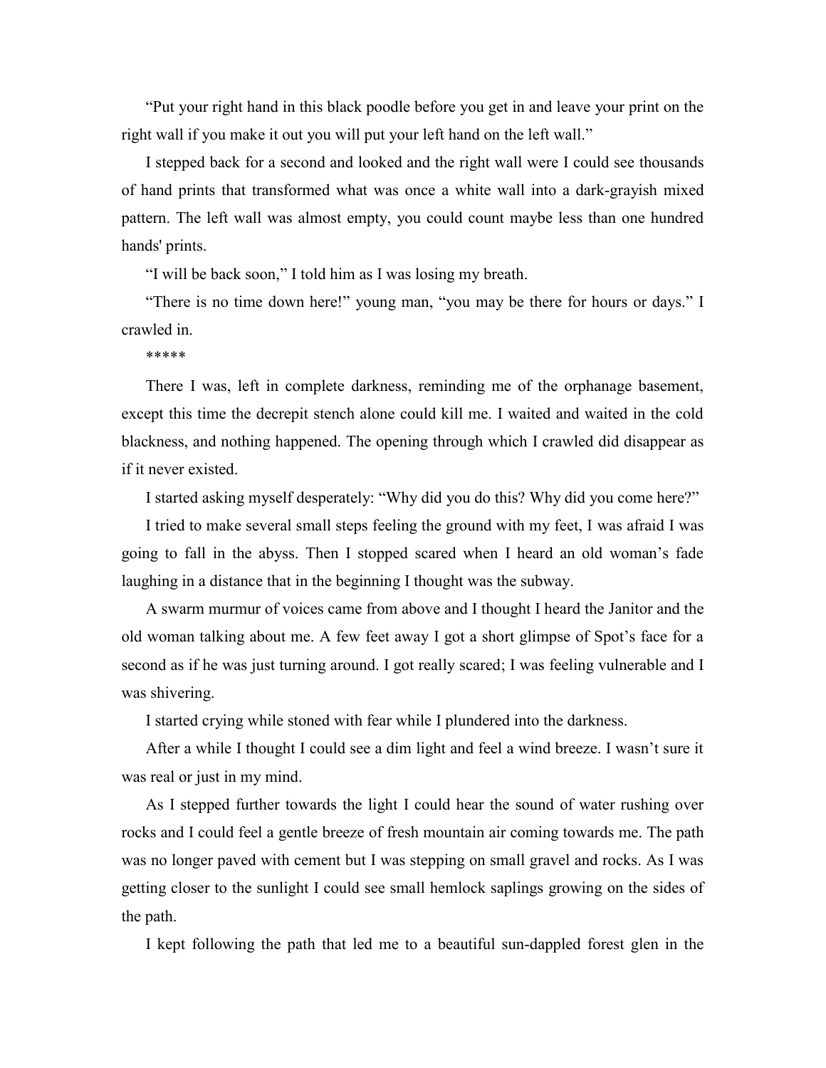"Put your right hand in this black poodle before you get in and leave your print on the right wall if you make it out you will put your left hand on the left wall."

I stepped back for a second and looked and the right wall were I could see thousands of hand prints that transformed what was once a white wall into a dark-grayish mixed pattern. The left wall was almost empty, you could count maybe less than one hundred hands' prints.

"I will be back soon," I told him as I was losing my breath.

"There is no time down here!" young man, "you may be there for hours or days." I crawled in.

*****

There I was, left in complete darkness, reminding me of the orphanage basement, except this time the decrepit stench alone could kill me. I waited and waited in the cold blackness, and nothing happened. The opening through which I crawled did disappear as if it never existed.

I started asking myself desperately: "Why did you do this? Why did you come here?"

I tried to make several small steps feeling the ground with my feet, I was afraid I was going to fall in the abyss. Then I stopped scared when I heard an old woman's fade laughing in a distance that in the beginning I thought was the subway.

A swarm murmur of voices came from above and I thought I heard the Janitor and the old woman talking about me. A few feet away I got a short glimpse of Spot's face for a second as if he was just turning around. I got really scared; I was feeling vulnerable and I was shivering.

I started crying while stoned with fear while I plundered into the darkness.

After a while I thought I could see a dim light and feel a wind breeze. I wasn't sure it was real or just in my mind.

As I stepped further towards the light I could hear the sound of water rushing over rocks and I could feel a gentle breeze of fresh mountain air coming towards me. The path was no longer paved with cement but I was stepping on small gravel and rocks. As I was getting closer to the sunlight I could see small hemlock saplings growing on the sides of the path.

I kept following the path that led me to a beautiful sun-dappled forest glen in the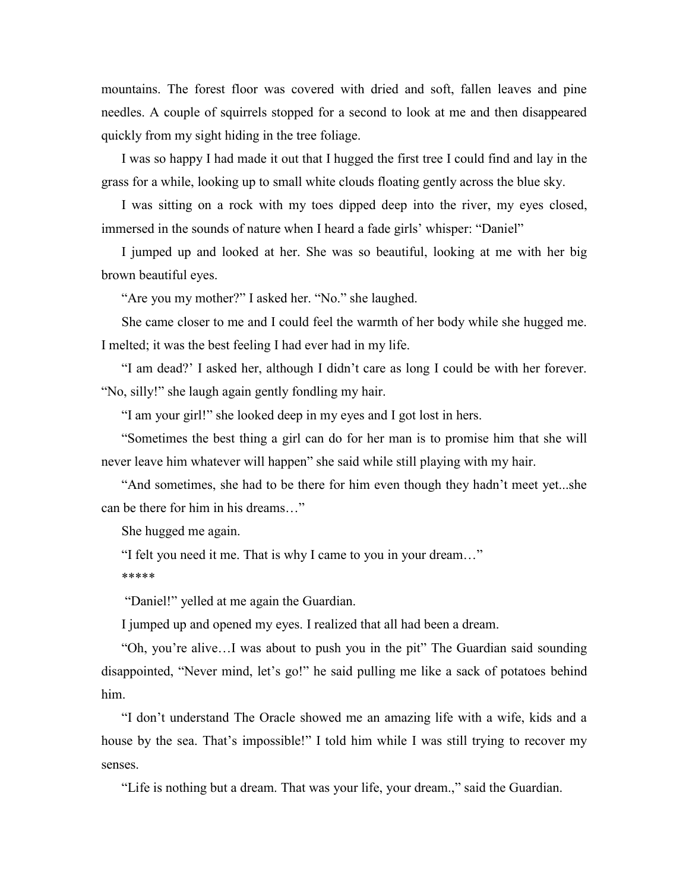mountains. The forest floor was covered with dried and soft, fallen leaves and pine needles. A couple of squirrels stopped for a second to look at me and then disappeared quickly from my sight hiding in the tree foliage.

I was so happy I had made it out that I hugged the first tree I could find and lay in the grass for a while, looking up to small white clouds floating gently across the blue sky.

I was sitting on a rock with my toes dipped deep into the river, my eyes closed, immersed in the sounds of nature when I heard a fade girls' whisper: "Daniel"

I jumped up and looked at her. She was so beautiful, looking at me with her big brown beautiful eyes.

"Are you my mother?" I asked her. "No." she laughed.

She came closer to me and I could feel the warmth of her body while she hugged me. I melted; it was the best feeling I had ever had in my life.

"I am dead?' I asked her, although I didn't care as long I could be with her forever. "No, silly!" she laugh again gently fondling my hair.

"I am your girl!" she looked deep in my eyes and I got lost in hers.

"Sometimes the best thing a girl can do for her man is to promise him that she will never leave him whatever will happen" she said while still playing with my hair.

"And sometimes, she had to be there for him even though they hadn't meet yet...she can be there for him in his dreams…"

She hugged me again.

"I felt you need it me. That is why I came to you in your dream…"

*****

"Daniel!" yelled at me again the Guardian.

I jumped up and opened my eyes. I realized that all had been a dream.

"Oh, you're alive…I was about to push you in the pit" The Guardian said sounding disappointed, "Never mind, let's go!" he said pulling me like a sack of potatoes behind him.

"I don't understand The Oracle showed me an amazing life with a wife, kids and a house by the sea. That's impossible!" I told him while I was still trying to recover my senses.

"Life is nothing but a dream. That was your life, your dream.," said the Guardian.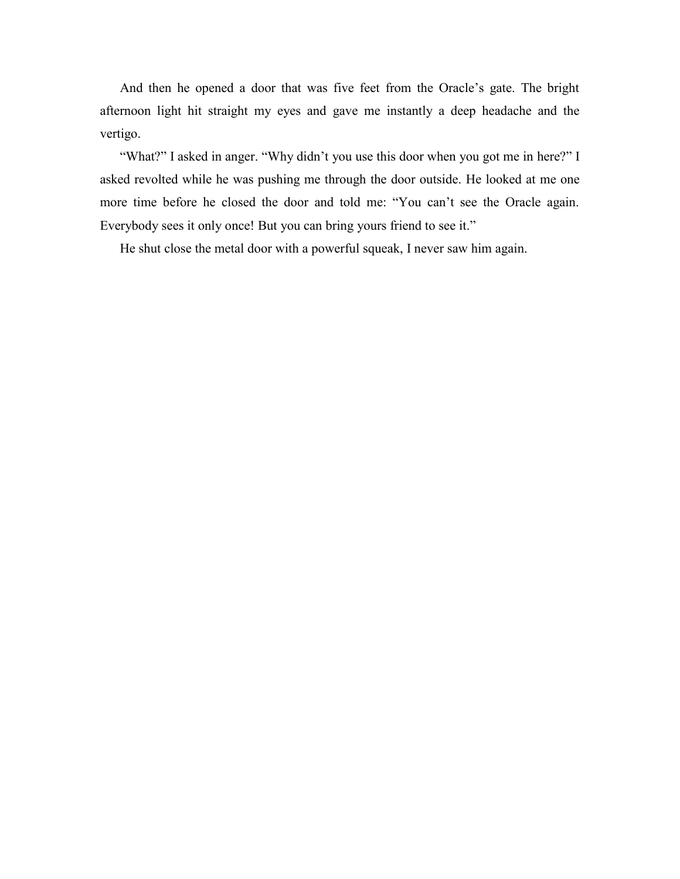And then he opened a door that was five feet from the Oracle's gate. The bright afternoon light hit straight my eyes and gave me instantly a deep headache and the vertigo.

"What?" I asked in anger. "Why didn't you use this door when you got me in here?" I asked revolted while he was pushing me through the door outside. He looked at me one more time before he closed the door and told me: "You can't see the Oracle again. Everybody sees it only once! But you can bring yours friend to see it."

He shut close the metal door with a powerful squeak, I never saw him again.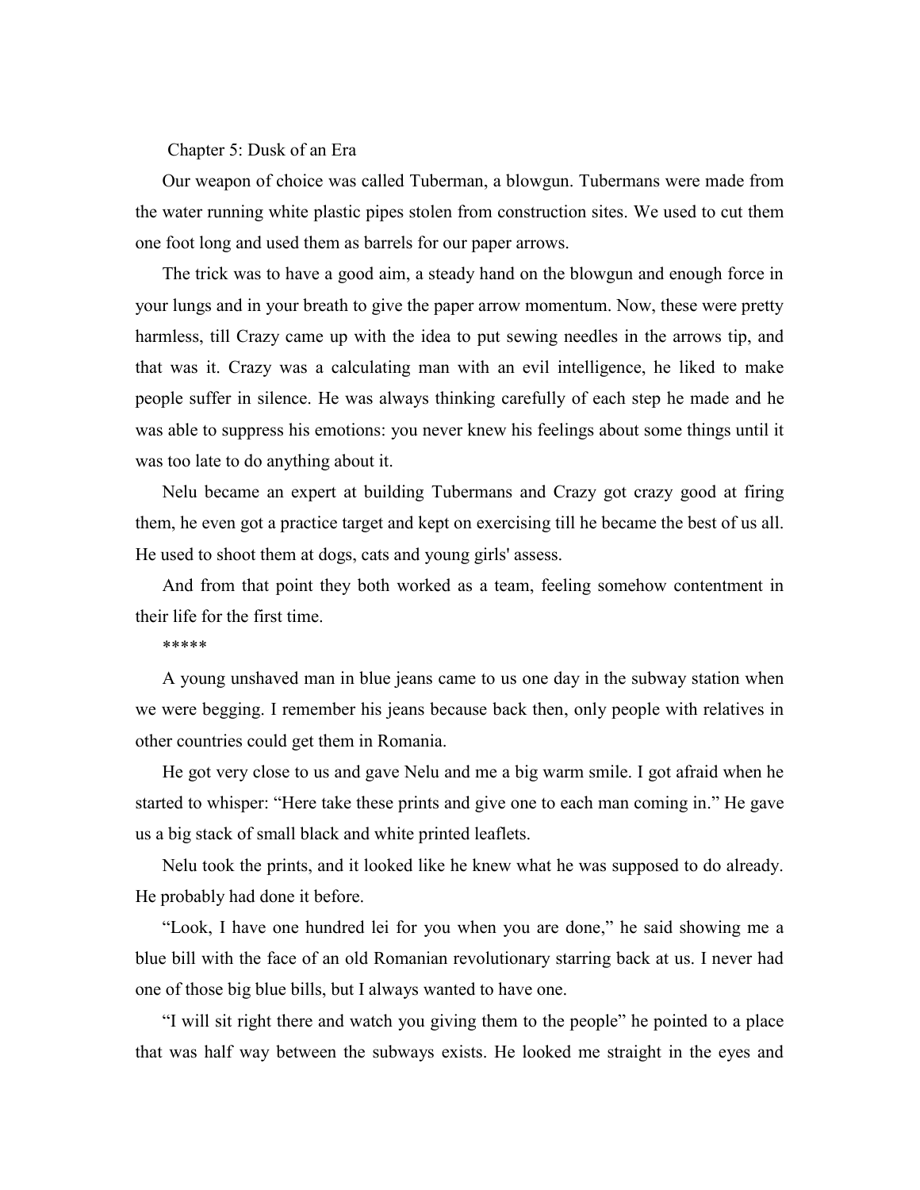## Chapter 5: Dusk of an Era

Our weapon of choice was called Tuberman, a blowgun. Tubermans were made from the water running white plastic pipes stolen from construction sites. We used to cut them one foot long and used them as barrels for our paper arrows.

The trick was to have a good aim, a steady hand on the blowgun and enough force in your lungs and in your breath to give the paper arrow momentum. Now, these were pretty harmless, till Crazy came up with the idea to put sewing needles in the arrows tip, and that was it. Crazy was a calculating man with an evil intelligence, he liked to make people suffer in silence. He was always thinking carefully of each step he made and he was able to suppress his emotions: you never knew his feelings about some things until it was too late to do anything about it.

Nelu became an expert at building Tubermans and Crazy got crazy good at firing them, he even got a practice target and kept on exercising till he became the best of us all. He used to shoot them at dogs, cats and young girls' assess.

And from that point they both worked as a team, feeling somehow contentment in their life for the first time.

*****

A young unshaved man in blue jeans came to us one day in the subway station when we were begging. I remember his jeans because back then, only people with relatives in other countries could get them in Romania.

He got very close to us and gave Nelu and me a big warm smile. I got afraid when he started to whisper: “Here take these prints and give one to each man coming in.” He gave us a big stack of small black and white printed leaflets.

Nelu took the prints, and it looked like he knew what he was supposed to do already. He probably had done it before.

“Look, I have one hundred lei for you when you are done,” he said showing me a blue bill with the face of an old Romanian revolutionary starring back at us. I never had one of those big blue bills, but I always wanted to have one.

“I will sit right there and watch you giving them to the people” he pointed to a place that was half way between the subways exists. He looked me straight in the eyes and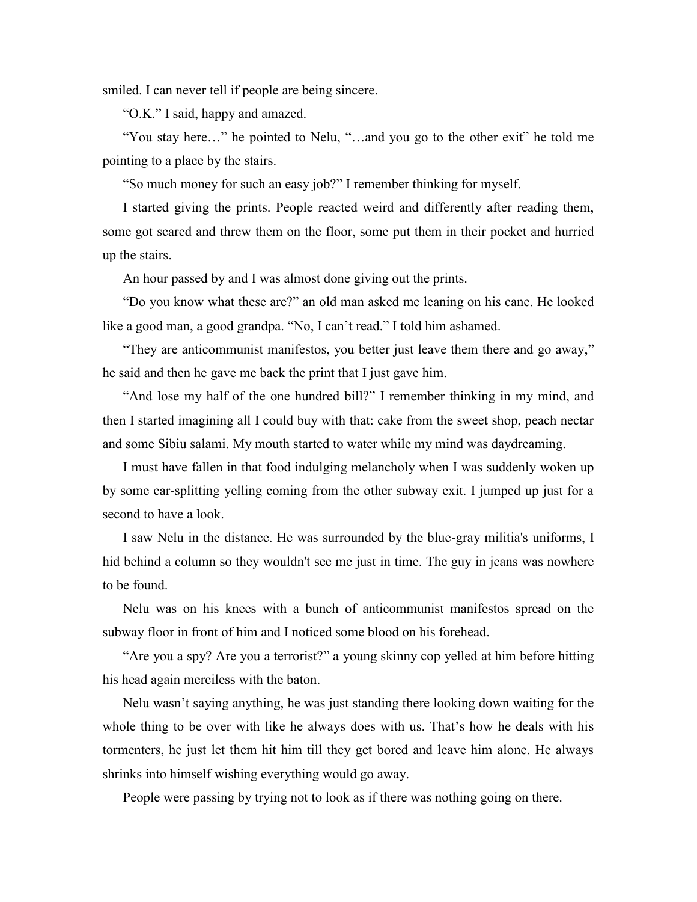smiled. I can never tell if people are being sincere.

"O.K." I said, happy and amazed.

"You stay here…" he pointed to Nelu, "…and you go to the other exit" he told me pointing to a place by the stairs.

"So much money for such an easy job?" I remember thinking for myself.

I started giving the prints. People reacted weird and differently after reading them, some got scared and threw them on the floor, some put them in their pocket and hurried up the stairs.

An hour passed by and I was almost done giving out the prints.

"Do you know what these are?" an old man asked me leaning on his cane. He looked like a good man, a good grandpa. "No, I can't read." I told him ashamed.

"They are anticommunist manifestos, you better just leave them there and go away," he said and then he gave me back the print that I just gave him.

"And lose my half of the one hundred bill?" I remember thinking in my mind, and then I started imagining all I could buy with that: cake from the sweet shop, peach nectar and some Sibiu salami. My mouth started to water while my mind was daydreaming.

I must have fallen in that food indulging melancholy when I was suddenly woken up by some ear-splitting yelling coming from the other subway exit. I jumped up just for a second to have a look.

I saw Nelu in the distance. He was surrounded by the blue-gray militia's uniforms, I hid behind a column so they wouldn't see me just in time. The guy in jeans was nowhere to be found.

Nelu was on his knees with a bunch of anticommunist manifestos spread on the subway floor in front of him and I noticed some blood on his forehead.

"Are you a spy? Are you a terrorist?" a young skinny cop yelled at him before hitting his head again merciless with the baton.

Nelu wasn't saying anything, he was just standing there looking down waiting for the whole thing to be over with like he always does with us. That's how he deals with his tormenters, he just let them hit him till they get bored and leave him alone. He always shrinks into himself wishing everything would go away.

People were passing by trying not to look as if there was nothing going on there.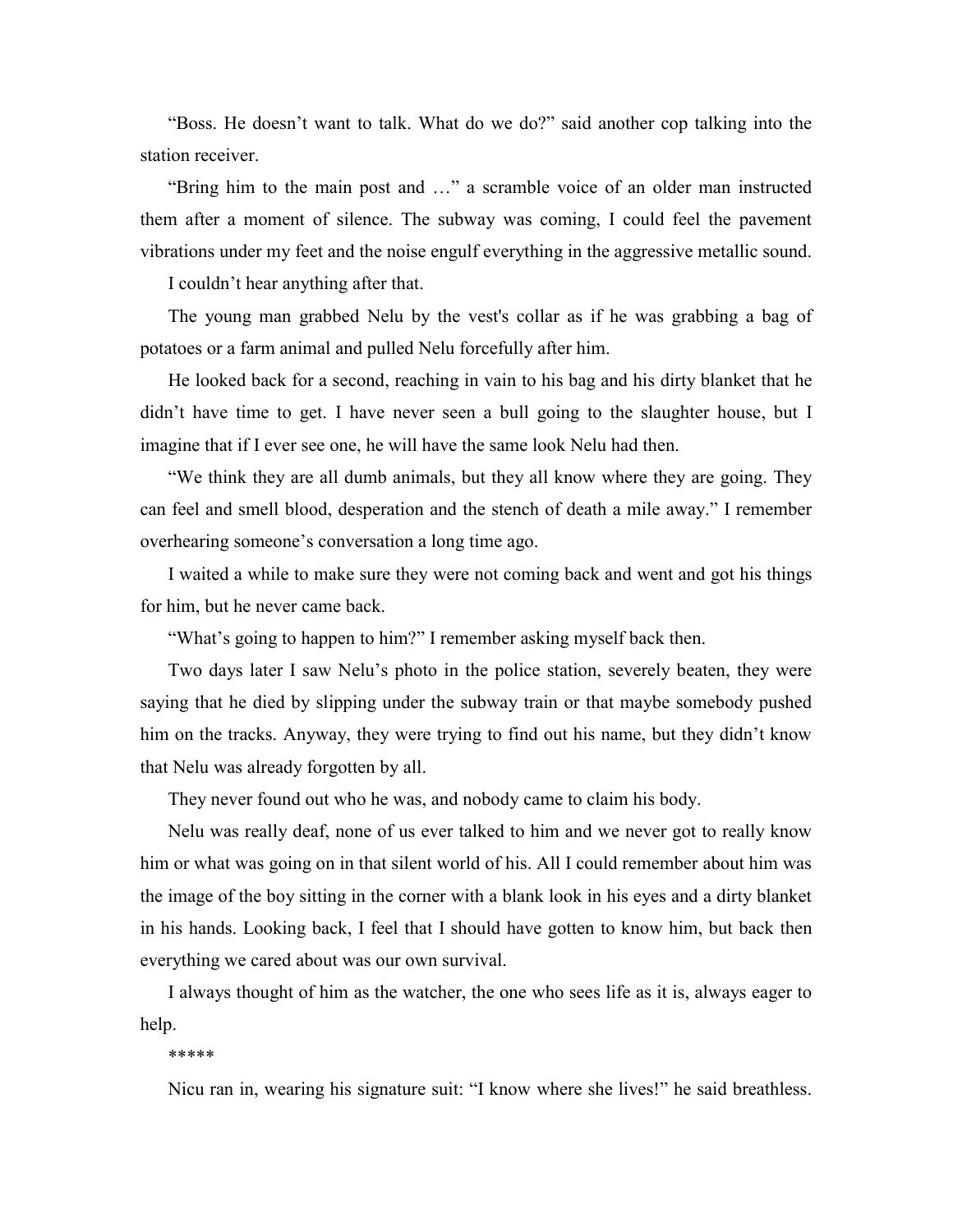"Boss. He doesn't want to talk. What do we do?" said another cop talking into the station receiver.

"Bring him to the main post and …" a scramble voice of an older man instructed them after a moment of silence. The subway was coming, I could feel the pavement vibrations under my feet and the noise engulf everything in the aggressive metallic sound.

I couldn't hear anything after that.

The young man grabbed Nelu by the vest's collar as if he was grabbing a bag of potatoes or a farm animal and pulled Nelu forcefully after him.

He looked back for a second, reaching in vain to his bag and his dirty blanket that he didn't have time to get. I have never seen a bull going to the slaughter house, but I imagine that if I ever see one, he will have the same look Nelu had then.

"We think they are all dumb animals, but they all know where they are going. They can feel and smell blood, desperation and the stench of death a mile away." I remember overhearing someone's conversation a long time ago.

I waited a while to make sure they were not coming back and went and got his things for him, but he never came back.

"What's going to happen to him?" I remember asking myself back then.

Two days later I saw Nelu's photo in the police station, severely beaten, they were saying that he died by slipping under the subway train or that maybe somebody pushed him on the tracks. Anyway, they were trying to find out his name, but they didn't know that Nelu was already forgotten by all.

They never found out who he was, and nobody came to claim his body.

Nelu was really deaf, none of us ever talked to him and we never got to really know him or what was going on in that silent world of his. All I could remember about him was the image of the boy sitting in the corner with a blank look in his eyes and a dirty blanket in his hands. Looking back, I feel that I should have gotten to know him, but back then everything we cared about was our own survival.

I always thought of him as the watcher, the one who sees life as it is, always eager to help.

*****

Nicu ran in, wearing his signature suit: "I know where she lives!" he said breathless.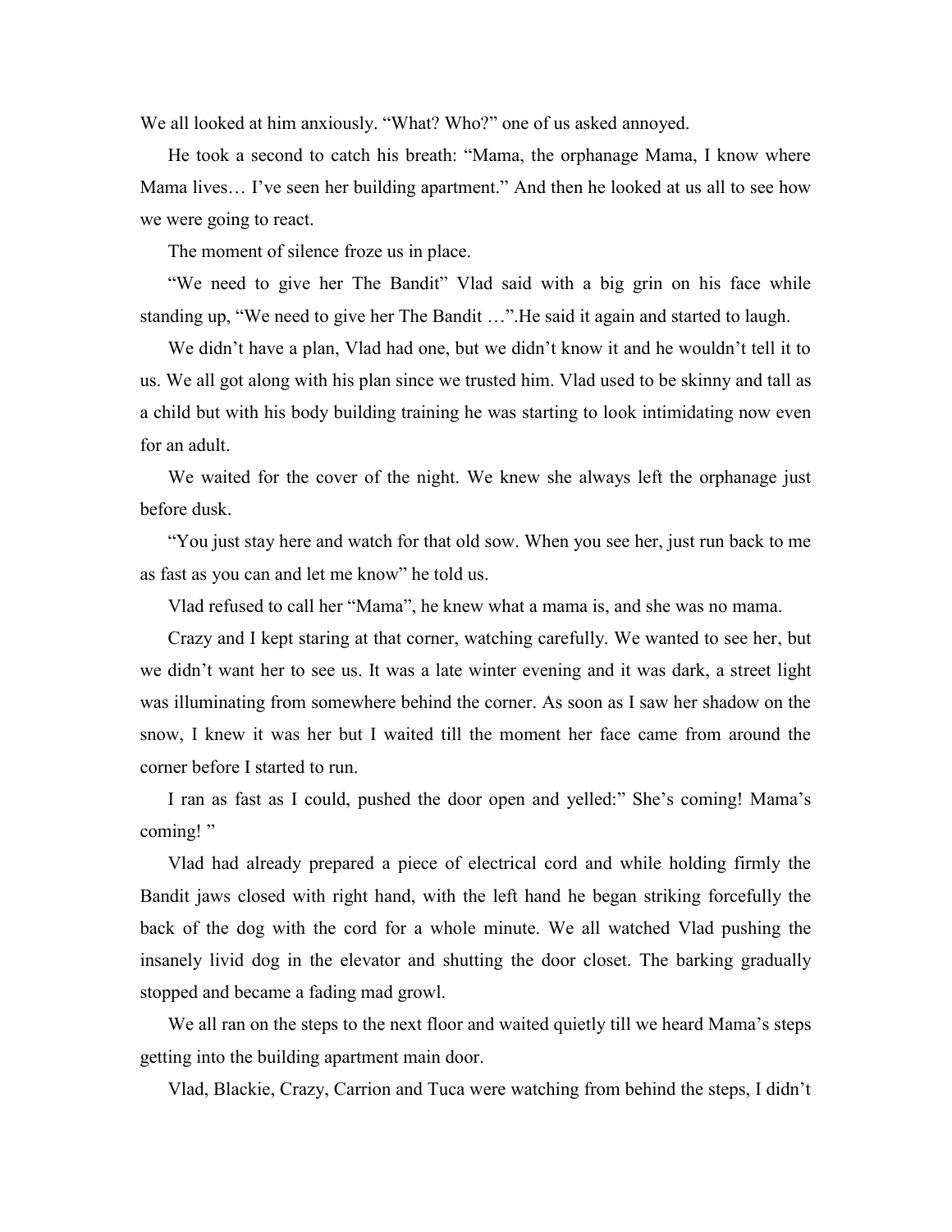We all looked at him anxiously. "What? Who?" one of us asked annoyed.

He took a second to catch his breath: "Mama, the orphanage Mama, I know where Mama lives… I've seen her building apartment." And then he looked at us all to see how we were going to react.

The moment of silence froze us in place.

"We need to give her The Bandit" Vlad said with a big grin on his face while standing up, "We need to give her The Bandit …".He said it again and started to laugh.

We didn't have a plan, Vlad had one, but we didn't know it and he wouldn't tell it to us. We all got along with his plan since we trusted him. Vlad used to be skinny and tall as a child but with his body building training he was starting to look intimidating now even for an adult.

We waited for the cover of the night. We knew she always left the orphanage just before dusk.

"You just stay here and watch for that old sow. When you see her, just run back to me as fast as you can and let me know" he told us.

Vlad refused to call her "Mama", he knew what a mama is, and she was no mama.

Crazy and I kept staring at that corner, watching carefully. We wanted to see her, but we didn't want her to see us. It was a late winter evening and it was dark, a street light was illuminating from somewhere behind the corner. As soon as I saw her shadow on the snow, I knew it was her but I waited till the moment her face came from around the corner before I started to run.

I ran as fast as I could, pushed the door open and yelled:" She's coming! Mama's coming! "

Vlad had already prepared a piece of electrical cord and while holding firmly the Bandit jaws closed with right hand, with the left hand he began striking forcefully the back of the dog with the cord for a whole minute. We all watched Vlad pushing the insanely livid dog in the elevator and shutting the door closet. The barking gradually stopped and became a fading mad growl.

We all ran on the steps to the next floor and waited quietly till we heard Mama's steps getting into the building apartment main door.

Vlad, Blackie, Crazy, Carrion and Tuca were watching from behind the steps, I didn't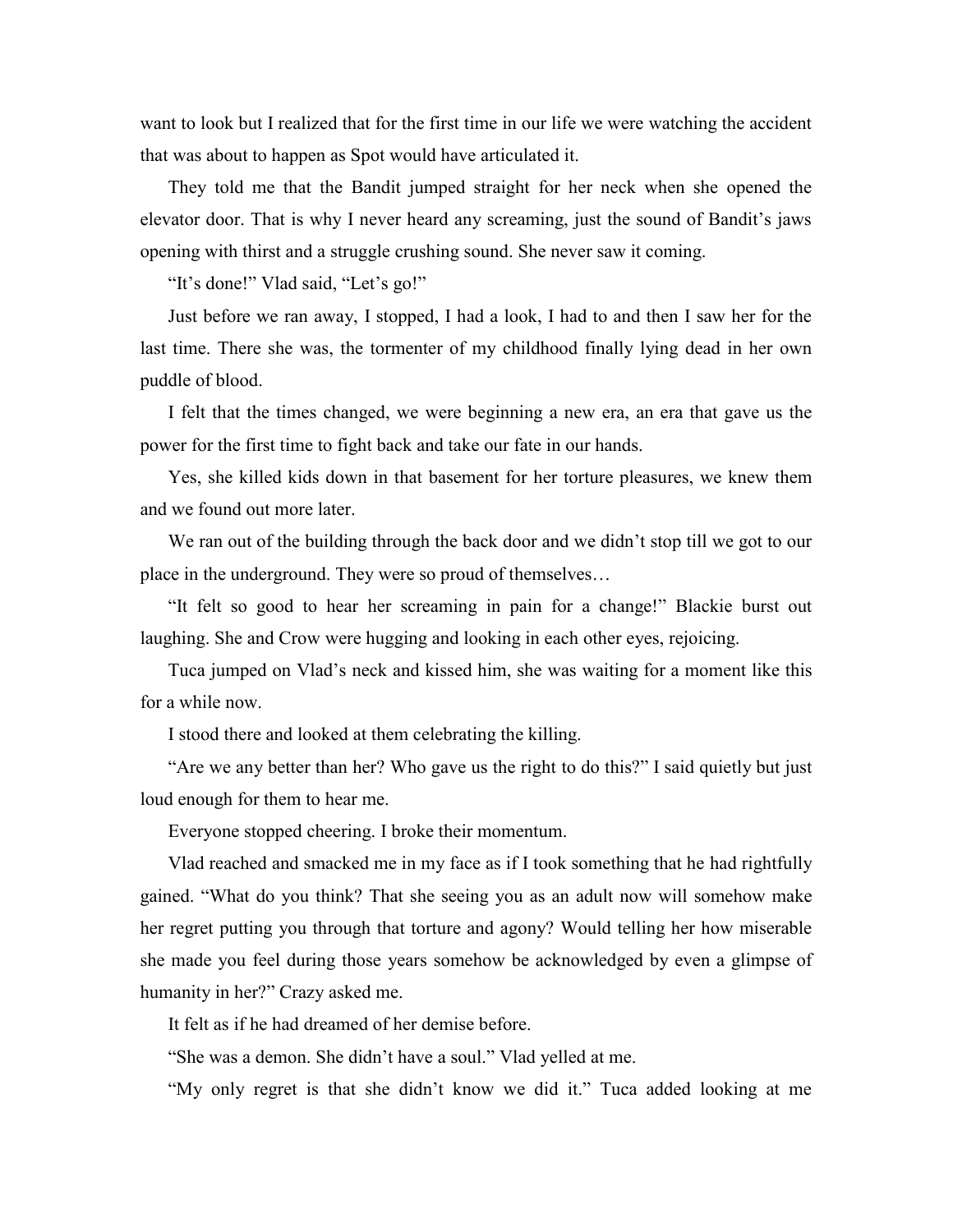want to look but I realized that for the first time in our life we were watching the accident that was about to happen as Spot would have articulated it.

They told me that the Bandit jumped straight for her neck when she opened the elevator door. That is why I never heard any screaming, just the sound of Bandit's jaws opening with thirst and a struggle crushing sound. She never saw it coming.

"It's done!" Vlad said, "Let's go!"

Just before we ran away, I stopped, I had a look, I had to and then I saw her for the last time. There she was, the tormenter of my childhood finally lying dead in her own puddle of blood.

I felt that the times changed, we were beginning a new era, an era that gave us the power for the first time to fight back and take our fate in our hands.

Yes, she killed kids down in that basement for her torture pleasures, we knew them and we found out more later.

We ran out of the building through the back door and we didn't stop till we got to our place in the underground. They were so proud of themselves…

"It felt so good to hear her screaming in pain for a change!" Blackie burst out laughing. She and Crow were hugging and looking in each other eyes, rejoicing.

Tuca jumped on Vlad's neck and kissed him, she was waiting for a moment like this for a while now.

I stood there and looked at them celebrating the killing.

"Are we any better than her? Who gave us the right to do this?" I said quietly but just loud enough for them to hear me.

Everyone stopped cheering. I broke their momentum.

Vlad reached and smacked me in my face as if I took something that he had rightfully gained. "What do you think? That she seeing you as an adult now will somehow make her regret putting you through that torture and agony? Would telling her how miserable she made you feel during those years somehow be acknowledged by even a glimpse of humanity in her?" Crazy asked me.

It felt as if he had dreamed of her demise before.

"She was a demon. She didn't have a soul." Vlad yelled at me.

"My only regret is that she didn't know we did it." Tuca added looking at me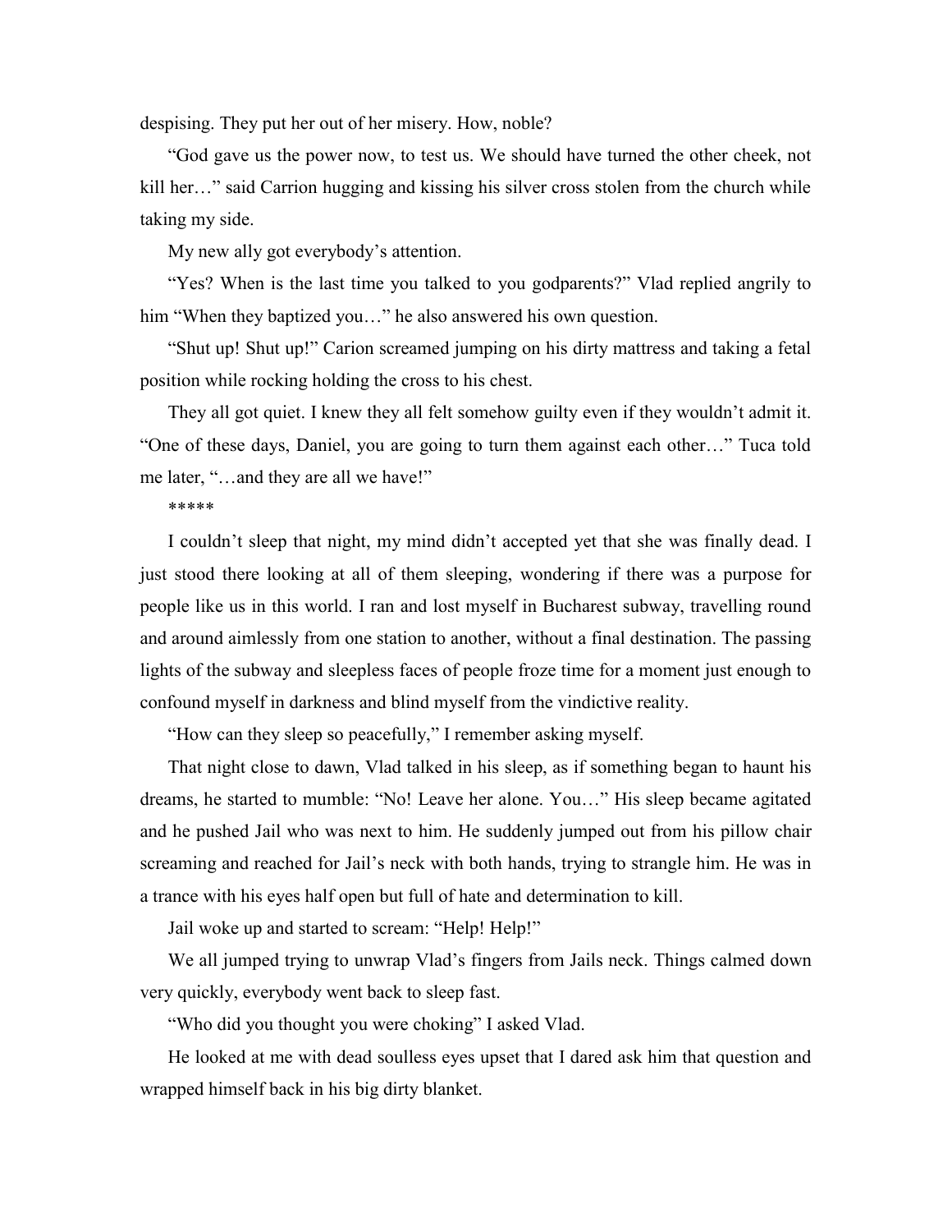despising. They put her out of her misery. How, noble?

"God gave us the power now, to test us. We should have turned the other cheek, not kill her…" said Carrion hugging and kissing his silver cross stolen from the church while taking my side.

My new ally got everybody's attention.

"Yes? When is the last time you talked to you godparents?" Vlad replied angrily to him "When they baptized you…" he also answered his own question.

"Shut up! Shut up!" Carion screamed jumping on his dirty mattress and taking a fetal position while rocking holding the cross to his chest.

They all got quiet. I knew they all felt somehow guilty even if they wouldn't admit it. "One of these days, Daniel, you are going to turn them against each other…" Tuca told me later, "…and they are all we have!"

*****

I couldn't sleep that night, my mind didn't accepted yet that she was finally dead. I just stood there looking at all of them sleeping, wondering if there was a purpose for people like us in this world. I ran and lost myself in Bucharest subway, travelling round and around aimlessly from one station to another, without a final destination. The passing lights of the subway and sleepless faces of people froze time for a moment just enough to confound myself in darkness and blind myself from the vindictive reality.

"How can they sleep so peacefully," I remember asking myself.

That night close to dawn, Vlad talked in his sleep, as if something began to haunt his dreams, he started to mumble: "No! Leave her alone. You…" His sleep became agitated and he pushed Jail who was next to him. He suddenly jumped out from his pillow chair screaming and reached for Jail's neck with both hands, trying to strangle him. He was in a trance with his eyes half open but full of hate and determination to kill.

Jail woke up and started to scream: "Help! Help!"

We all jumped trying to unwrap Vlad's fingers from Jails neck. Things calmed down very quickly, everybody went back to sleep fast.

"Who did you thought you were choking" I asked Vlad.

He looked at me with dead soulless eyes upset that I dared ask him that question and wrapped himself back in his big dirty blanket.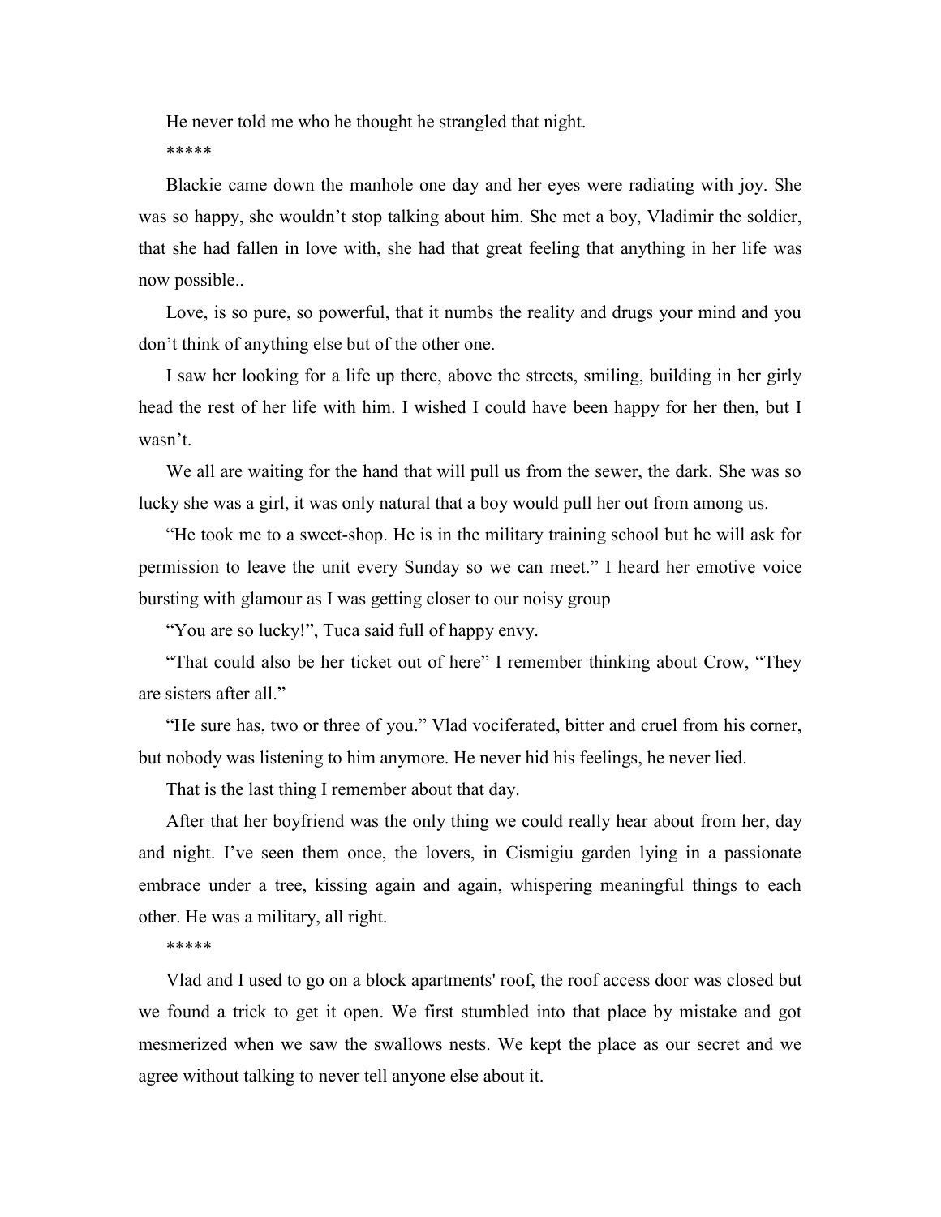He never told me who he thought he strangled that night.

*****

Blackie came down the manhole one day and her eyes were radiating with joy. She was so happy, she wouldn't stop talking about him. She met a boy, Vladimir the soldier, that she had fallen in love with, she had that great feeling that anything in her life was now possible..

Love, is so pure, so powerful, that it numbs the reality and drugs your mind and you don't think of anything else but of the other one.

I saw her looking for a life up there, above the streets, smiling, building in her girly head the rest of her life with him. I wished I could have been happy for her then, but I wasn't.

We all are waiting for the hand that will pull us from the sewer, the dark. She was so lucky she was a girl, it was only natural that a boy would pull her out from among us.

"He took me to a sweet-shop. He is in the military training school but he will ask for permission to leave the unit every Sunday so we can meet." I heard her emotive voice bursting with glamour as I was getting closer to our noisy group

"You are so lucky!", Tuca said full of happy envy.

"That could also be her ticket out of here" I remember thinking about Crow, "They are sisters after all."

"He sure has, two or three of you." Vlad vociferated, bitter and cruel from his corner, but nobody was listening to him anymore. He never hid his feelings, he never lied.

That is the last thing I remember about that day.

After that her boyfriend was the only thing we could really hear about from her, day and night. I've seen them once, the lovers, in Cismigiu garden lying in a passionate embrace under a tree, kissing again and again, whispering meaningful things to each other. He was a military, all right.

*****

Vlad and I used to go on a block apartments' roof, the roof access door was closed but we found a trick to get it open. We first stumbled into that place by mistake and got mesmerized when we saw the swallows nests. We kept the place as our secret and we agree without talking to never tell anyone else about it.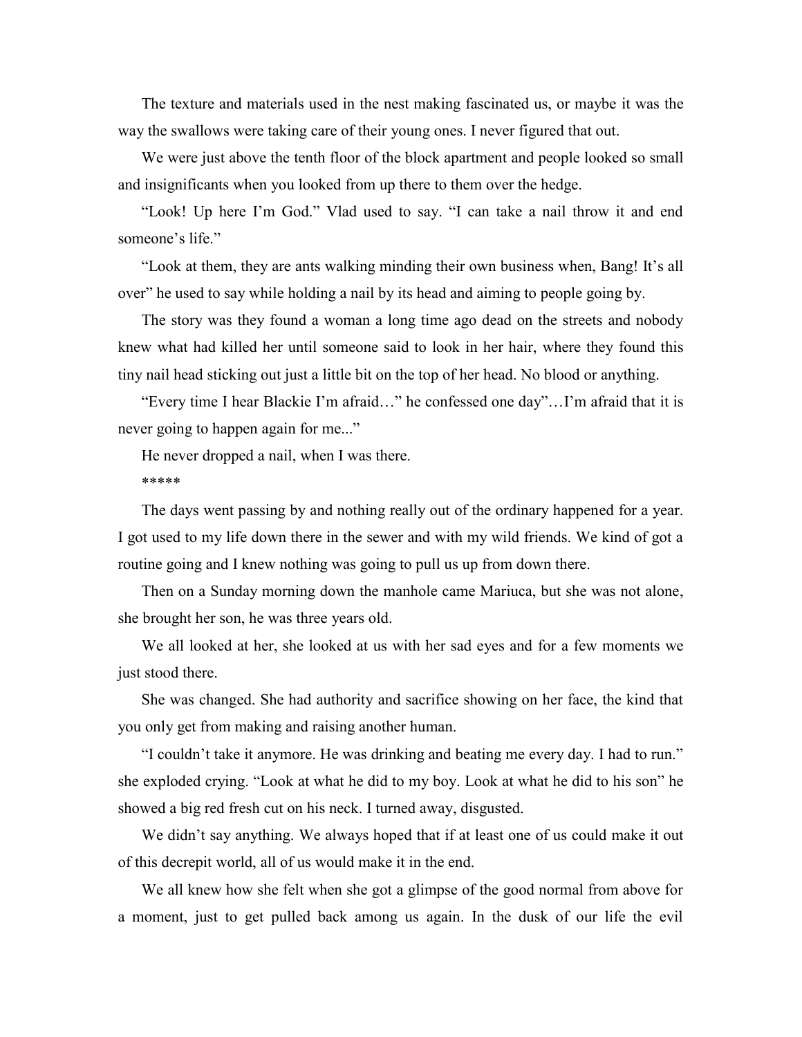The texture and materials used in the nest making fascinated us, or maybe it was the way the swallows were taking care of their young ones. I never figured that out.

We were just above the tenth floor of the block apartment and people looked so small and insignificants when you looked from up there to them over the hedge.

"Look! Up here I'm God." Vlad used to say. "I can take a nail throw it and end someone's life."

"Look at them, they are ants walking minding their own business when, Bang! It's all over" he used to say while holding a nail by its head and aiming to people going by.

The story was they found a woman a long time ago dead on the streets and nobody knew what had killed her until someone said to look in her hair, where they found this tiny nail head sticking out just a little bit on the top of her head. No blood or anything.

"Every time I hear Blackie I'm afraid…" he confessed one day"…I'm afraid that it is never going to happen again for me..."

He never dropped a nail, when I was there.

*****

The days went passing by and nothing really out of the ordinary happened for a year. I got used to my life down there in the sewer and with my wild friends. We kind of got a routine going and I knew nothing was going to pull us up from down there.

Then on a Sunday morning down the manhole came Mariuca, but she was not alone, she brought her son, he was three years old.

We all looked at her, she looked at us with her sad eyes and for a few moments we just stood there.

She was changed. She had authority and sacrifice showing on her face, the kind that you only get from making and raising another human.

"I couldn't take it anymore. He was drinking and beating me every day. I had to run." she exploded crying. "Look at what he did to my boy. Look at what he did to his son" he showed a big red fresh cut on his neck. I turned away, disgusted.

We didn't say anything. We always hoped that if at least one of us could make it out of this decrepit world, all of us would make it in the end.

We all knew how she felt when she got a glimpse of the good normal from above for a moment, just to get pulled back among us again. In the dusk of our life the evil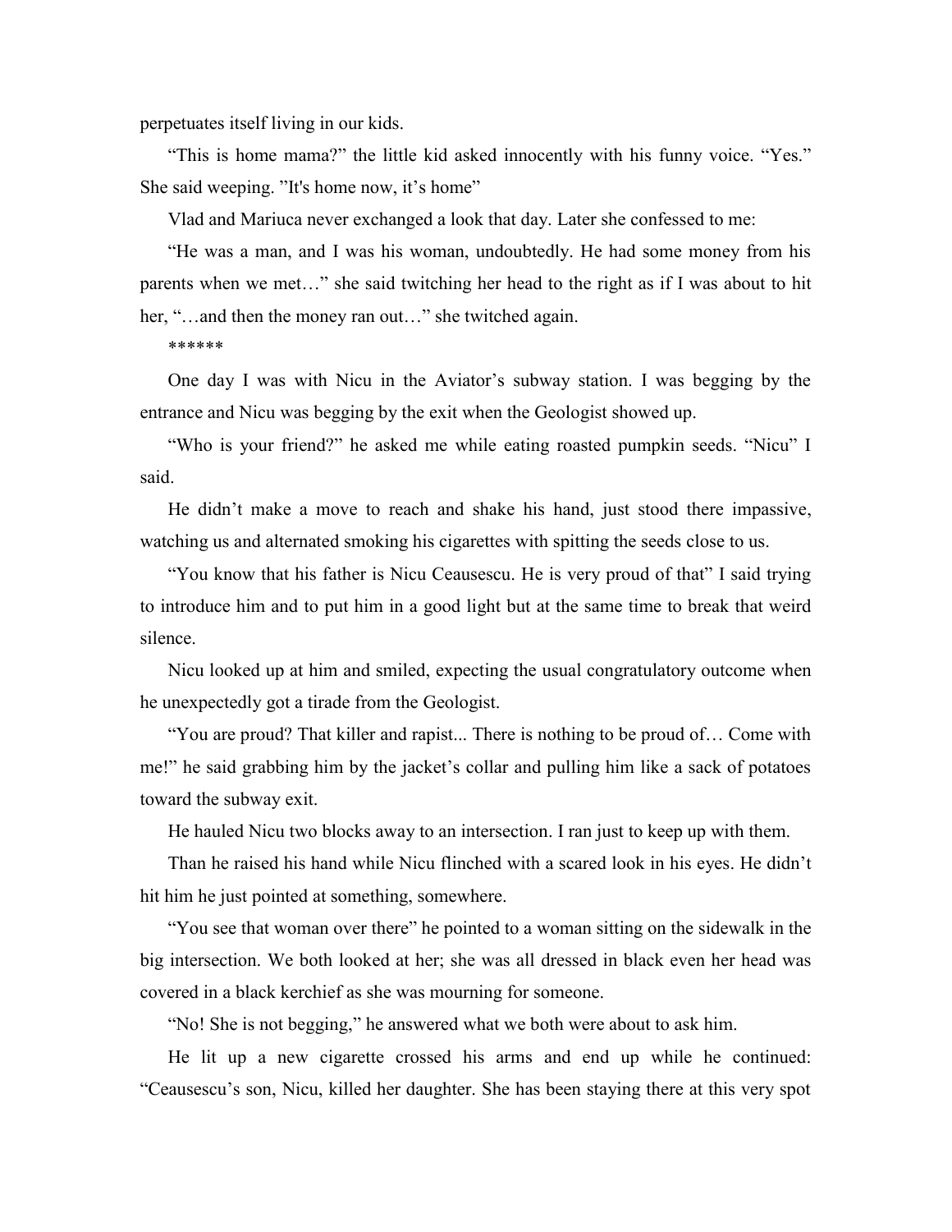perpetuates itself living in our kids.

"This is home mama?" the little kid asked innocently with his funny voice. "Yes." She said weeping. "It's home now, it's home"

Vlad and Mariuca never exchanged a look that day. Later she confessed to me:

"He was a man, and I was his woman, undoubtedly. He had some money from his parents when we met…" she said twitching her head to the right as if I was about to hit her, "…and then the money ran out…" she twitched again.

******

One day I was with Nicu in the Aviator's subway station. I was begging by the entrance and Nicu was begging by the exit when the Geologist showed up.

"Who is your friend?" he asked me while eating roasted pumpkin seeds. "Nicu" I said.

He didn't make a move to reach and shake his hand, just stood there impassive, watching us and alternated smoking his cigarettes with spitting the seeds close to us.

"You know that his father is Nicu Ceausescu. He is very proud of that" I said trying to introduce him and to put him in a good light but at the same time to break that weird silence.

Nicu looked up at him and smiled, expecting the usual congratulatory outcome when he unexpectedly got a tirade from the Geologist.

"You are proud? That killer and rapist... There is nothing to be proud of… Come with me!" he said grabbing him by the jacket's collar and pulling him like a sack of potatoes toward the subway exit.

He hauled Nicu two blocks away to an intersection. I ran just to keep up with them.

Than he raised his hand while Nicu flinched with a scared look in his eyes. He didn't hit him he just pointed at something, somewhere.

"You see that woman over there" he pointed to a woman sitting on the sidewalk in the big intersection. We both looked at her; she was all dressed in black even her head was covered in a black kerchief as she was mourning for someone.

"No! She is not begging," he answered what we both were about to ask him.

He lit up a new cigarette crossed his arms and end up while he continued: "Ceausescu's son, Nicu, killed her daughter. She has been staying there at this very spot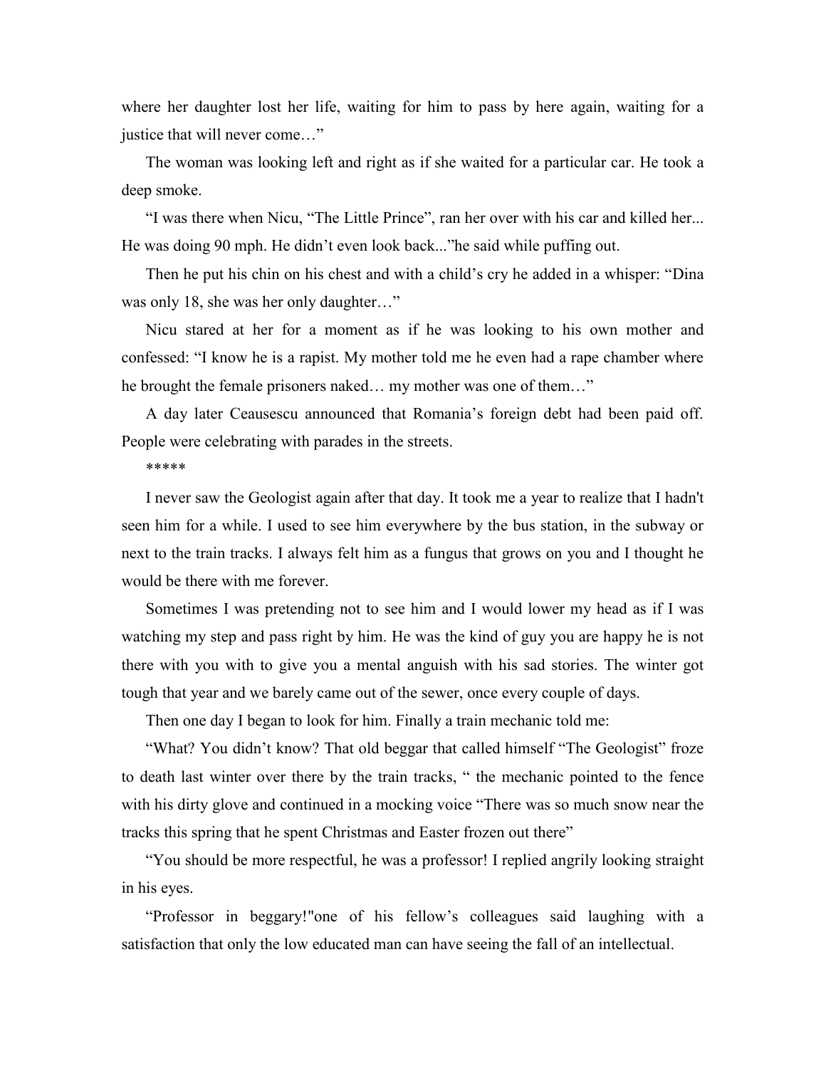where her daughter lost her life, waiting for him to pass by here again, waiting for a justice that will never come…"

The woman was looking left and right as if she waited for a particular car. He took a deep smoke.

"I was there when Nicu, "The Little Prince", ran her over with his car and killed her... He was doing 90 mph. He didn't even look back..."he said while puffing out.

Then he put his chin on his chest and with a child's cry he added in a whisper: "Dina was only 18, she was her only daughter…"

Nicu stared at her for a moment as if he was looking to his own mother and confessed: "I know he is a rapist. My mother told me he even had a rape chamber where he brought the female prisoners naked… my mother was one of them…"

A day later Ceausescu announced that Romania's foreign debt had been paid off. People were celebrating with parades in the streets.

*****

I never saw the Geologist again after that day. It took me a year to realize that I hadn't seen him for a while. I used to see him everywhere by the bus station, in the subway or next to the train tracks. I always felt him as a fungus that grows on you and I thought he would be there with me forever.

Sometimes I was pretending not to see him and I would lower my head as if I was watching my step and pass right by him. He was the kind of guy you are happy he is not there with you with to give you a mental anguish with his sad stories. The winter got tough that year and we barely came out of the sewer, once every couple of days.

Then one day I began to look for him. Finally a train mechanic told me:

"What? You didn't know? That old beggar that called himself "The Geologist" froze to death last winter over there by the train tracks, " the mechanic pointed to the fence with his dirty glove and continued in a mocking voice "There was so much snow near the tracks this spring that he spent Christmas and Easter frozen out there"

"You should be more respectful, he was a professor! I replied angrily looking straight in his eyes.

"Professor in beggary!"one of his fellow's colleagues said laughing with a satisfaction that only the low educated man can have seeing the fall of an intellectual.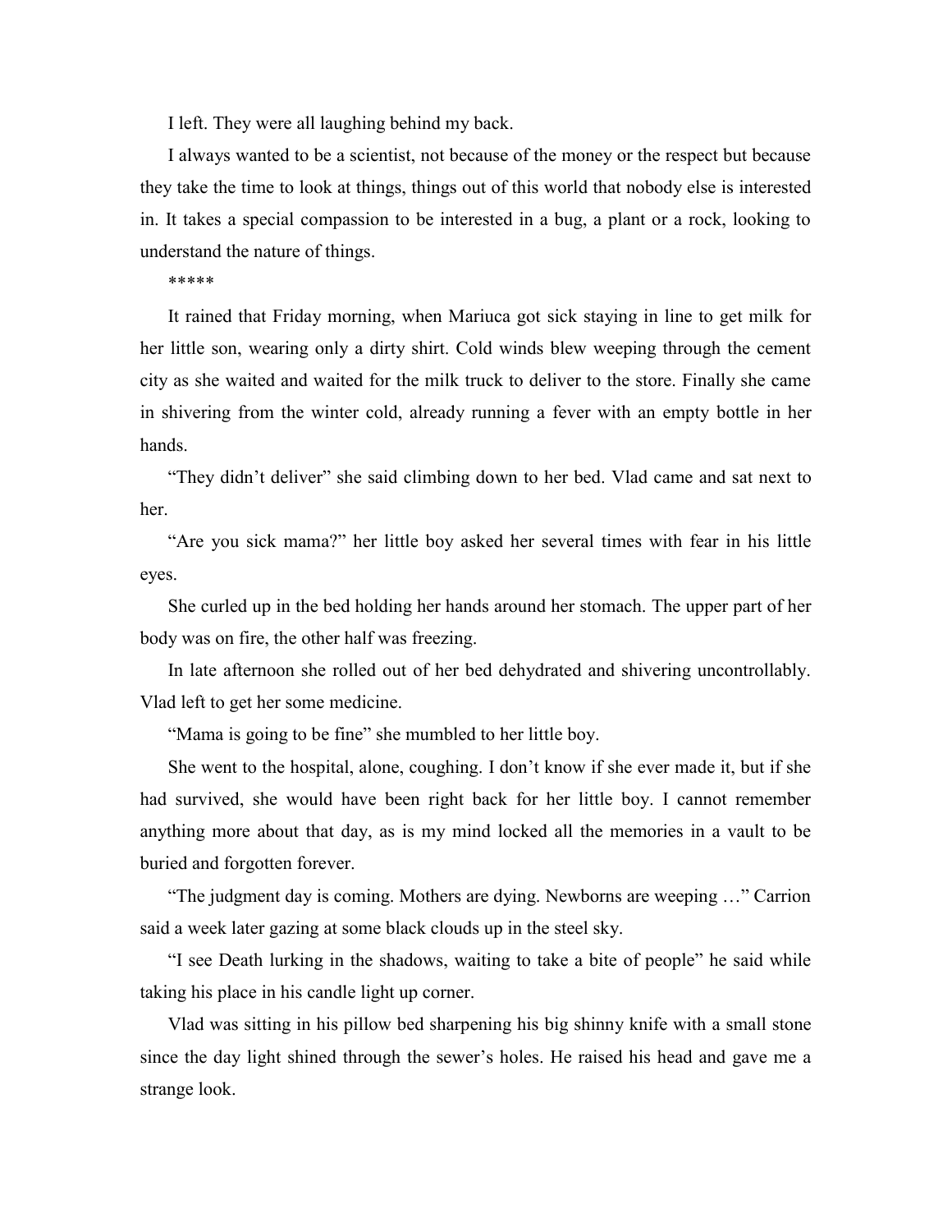I left. They were all laughing behind my back.

I always wanted to be a scientist, not because of the money or the respect but because they take the time to look at things, things out of this world that nobody else is interested in. It takes a special compassion to be interested in a bug, a plant or a rock, looking to understand the nature of things.

*****

It rained that Friday morning, when Mariuca got sick staying in line to get milk for her little son, wearing only a dirty shirt. Cold winds blew weeping through the cement city as she waited and waited for the milk truck to deliver to the store. Finally she came in shivering from the winter cold, already running a fever with an empty bottle in her hands.

"They didn't deliver" she said climbing down to her bed. Vlad came and sat next to her.

"Are you sick mama?" her little boy asked her several times with fear in his little eyes.

She curled up in the bed holding her hands around her stomach. The upper part of her body was on fire, the other half was freezing.

In late afternoon she rolled out of her bed dehydrated and shivering uncontrollably. Vlad left to get her some medicine.

"Mama is going to be fine" she mumbled to her little boy.

She went to the hospital, alone, coughing. I don't know if she ever made it, but if she had survived, she would have been right back for her little boy. I cannot remember anything more about that day, as is my mind locked all the memories in a vault to be buried and forgotten forever.

"The judgment day is coming. Mothers are dying. Newborns are weeping …" Carrion said a week later gazing at some black clouds up in the steel sky.

"I see Death lurking in the shadows, waiting to take a bite of people" he said while taking his place in his candle light up corner.

Vlad was sitting in his pillow bed sharpening his big shinny knife with a small stone since the day light shined through the sewer's holes. He raised his head and gave me a strange look.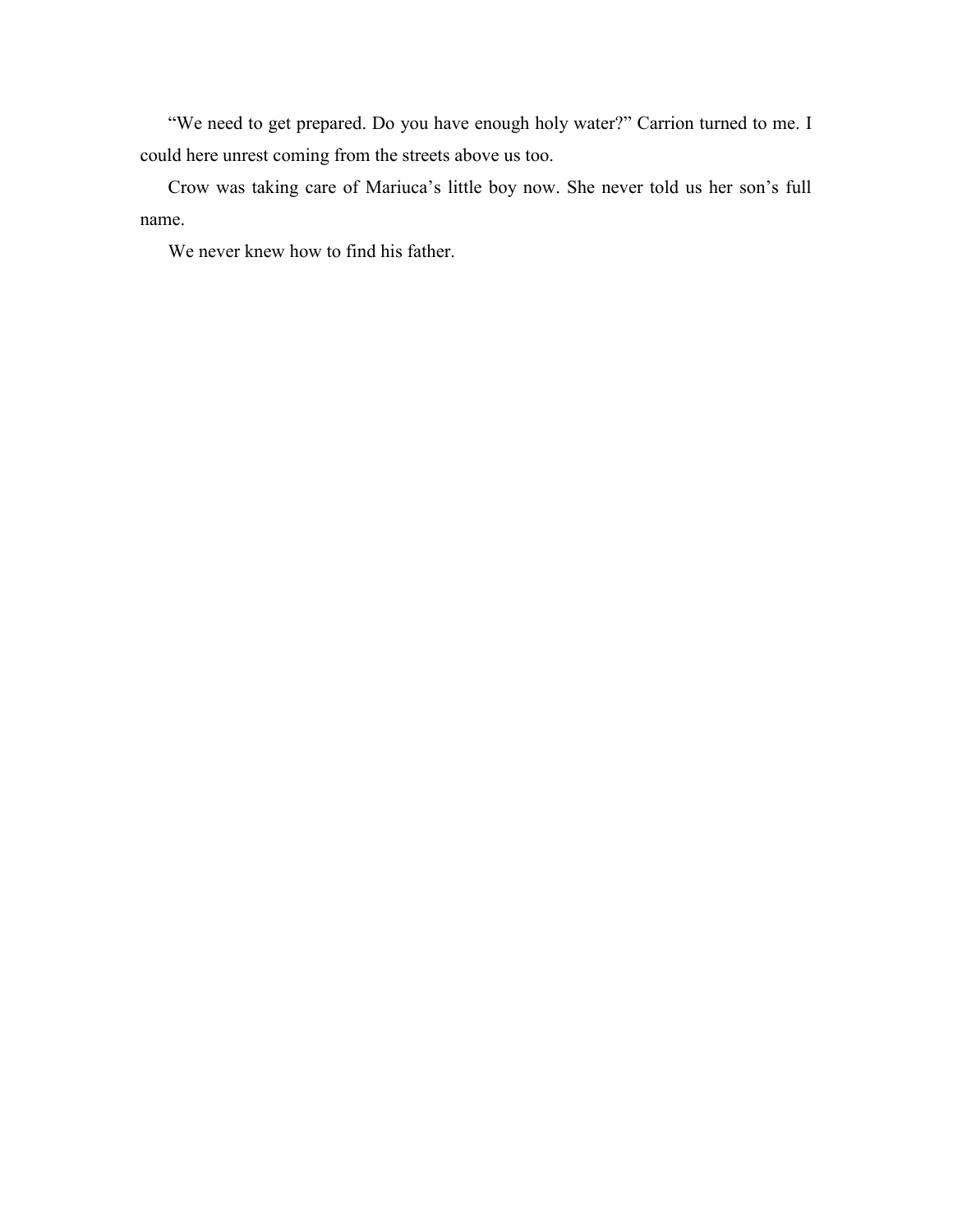"We need to get prepared. Do you have enough holy water?" Carrion turned to me. I could here unrest coming from the streets above us too.

Crow was taking care of Mariuca's little boy now. She never told us her son's full name.

We never knew how to find his father.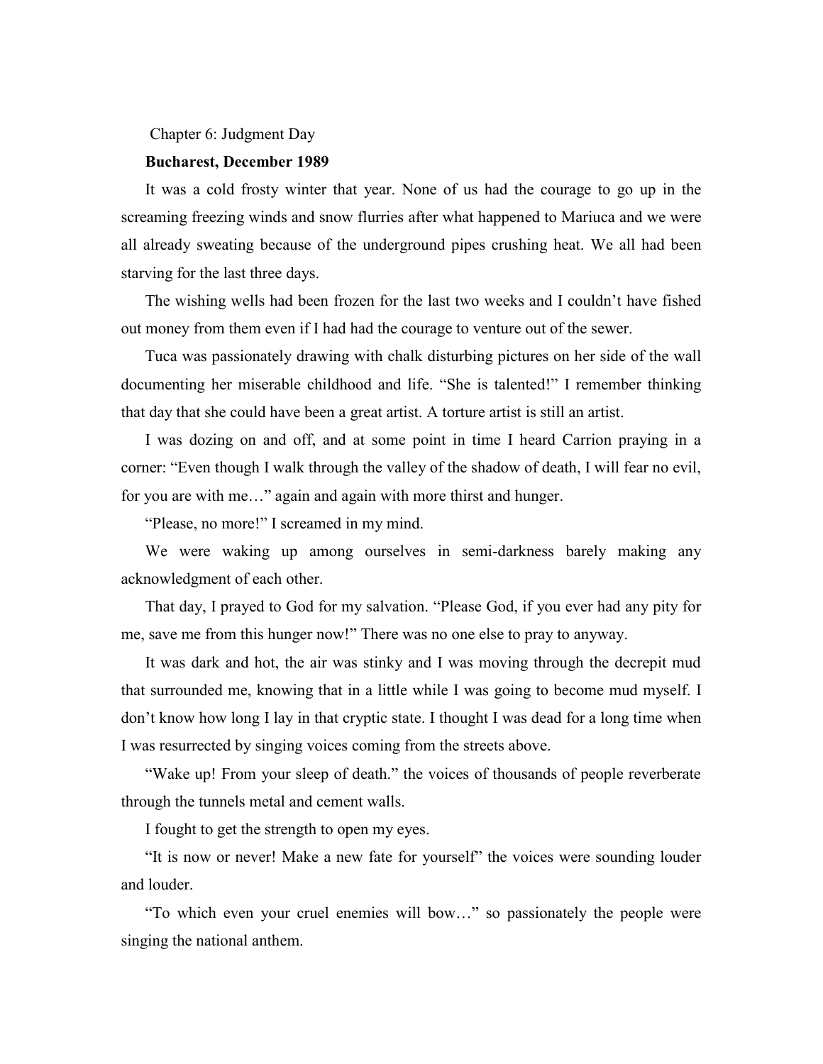# Chapter 6: Judgment Day

**Bucharest, December 1989**

It was a cold frosty winter that year. None of us had the courage to go up in the screaming freezing winds and snow flurries after what happened to Mariuca and we were all already sweating because of the underground pipes crushing heat. We all had been starving for the last three days.

The wishing wells had been frozen for the last two weeks and I couldn't have fished out money from them even if I had had the courage to venture out of the sewer.

Tuca was passionately drawing with chalk disturbing pictures on her side of the wall documenting her miserable childhood and life. "She is talented!" I remember thinking that day that she could have been a great artist. A torture artist is still an artist.

I was dozing on and off, and at some point in time I heard Carrion praying in a corner: "Even though I walk through the valley of the shadow of death, I will fear no evil, for you are with me…" again and again with more thirst and hunger.

"Please, no more!" I screamed in my mind.

We were waking up among ourselves in semi-darkness barely making any acknowledgment of each other.

That day, I prayed to God for my salvation. "Please God, if you ever had any pity for me, save me from this hunger now!" There was no one else to pray to anyway.

It was dark and hot, the air was stinky and I was moving through the decrepit mud that surrounded me, knowing that in a little while I was going to become mud myself. I don't know how long I lay in that cryptic state. I thought I was dead for a long time when I was resurrected by singing voices coming from the streets above.

"Wake up! From your sleep of death." the voices of thousands of people reverberate through the tunnels metal and cement walls.

I fought to get the strength to open my eyes.

"It is now or never! Make a new fate for yourself" the voices were sounding louder and louder.

"To which even your cruel enemies will bow…" so passionately the people were singing the national anthem.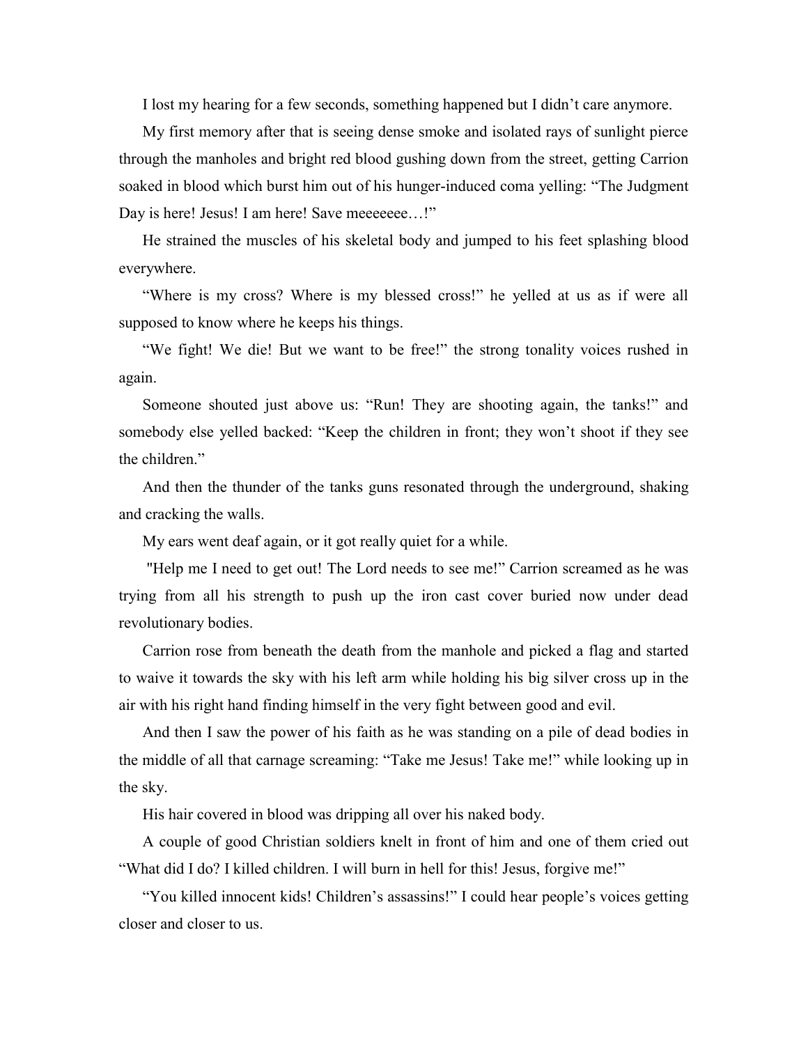I lost my hearing for a few seconds, something happened but I didn't care anymore.

My first memory after that is seeing dense smoke and isolated rays of sunlight pierce through the manholes and bright red blood gushing down from the street, getting Carrion soaked in blood which burst him out of his hunger-induced coma yelling: "The Judgment Day is here! Jesus! I am here! Save meeeeeee…!"

He strained the muscles of his skeletal body and jumped to his feet splashing blood everywhere.

"Where is my cross? Where is my blessed cross!" he yelled at us as if were all supposed to know where he keeps his things.

"We fight! We die! But we want to be free!" the strong tonality voices rushed in again.

Someone shouted just above us: "Run! They are shooting again, the tanks!" and somebody else yelled backed: "Keep the children in front; they won't shoot if they see the children."

And then the thunder of the tanks guns resonated through the underground, shaking and cracking the walls.

My ears went deaf again, or it got really quiet for a while.

"Help me I need to get out! The Lord needs to see me!" Carrion screamed as he was trying from all his strength to push up the iron cast cover buried now under dead revolutionary bodies.

Carrion rose from beneath the death from the manhole and picked a flag and started to waive it towards the sky with his left arm while holding his big silver cross up in the air with his right hand finding himself in the very fight between good and evil.

And then I saw the power of his faith as he was standing on a pile of dead bodies in the middle of all that carnage screaming: "Take me Jesus! Take me!" while looking up in the sky.

His hair covered in blood was dripping all over his naked body.

A couple of good Christian soldiers knelt in front of him and one of them cried out "What did I do? I killed children. I will burn in hell for this! Jesus, forgive me!"

"You killed innocent kids! Children's assassins!" I could hear people's voices getting closer and closer to us.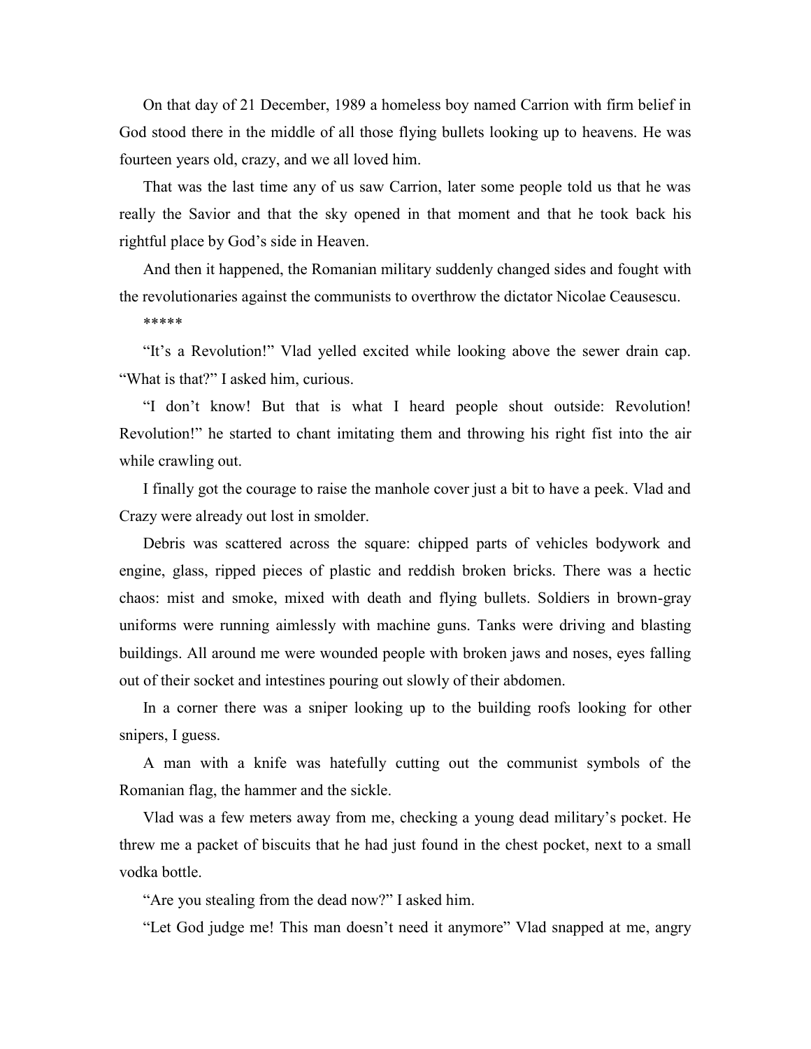On that day of 21 December, 1989 a homeless boy named Carrion with firm belief in God stood there in the middle of all those flying bullets looking up to heavens. He was fourteen years old, crazy, and we all loved him.

That was the last time any of us saw Carrion, later some people told us that he was really the Savior and that the sky opened in that moment and that he took back his rightful place by God's side in Heaven.

And then it happened, the Romanian military suddenly changed sides and fought with the revolutionaries against the communists to overthrow the dictator Nicolae Ceausescu.

*****

"It's a Revolution!" Vlad yelled excited while looking above the sewer drain cap. "What is that?" I asked him, curious.

"I don't know! But that is what I heard people shout outside: Revolution! Revolution!" he started to chant imitating them and throwing his right fist into the air while crawling out.

I finally got the courage to raise the manhole cover just a bit to have a peek. Vlad and Crazy were already out lost in smolder.

Debris was scattered across the square: chipped parts of vehicles bodywork and engine, glass, ripped pieces of plastic and reddish broken bricks. There was a hectic chaos: mist and smoke, mixed with death and flying bullets. Soldiers in brown-gray uniforms were running aimlessly with machine guns. Tanks were driving and blasting buildings. All around me were wounded people with broken jaws and noses, eyes falling out of their socket and intestines pouring out slowly of their abdomen.

In a corner there was a sniper looking up to the building roofs looking for other snipers, I guess.

A man with a knife was hatefully cutting out the communist symbols of the Romanian flag, the hammer and the sickle.

Vlad was a few meters away from me, checking a young dead military's pocket. He threw me a packet of biscuits that he had just found in the chest pocket, next to a small vodka bottle.

"Are you stealing from the dead now?" I asked him.

"Let God judge me! This man doesn't need it anymore" Vlad snapped at me, angry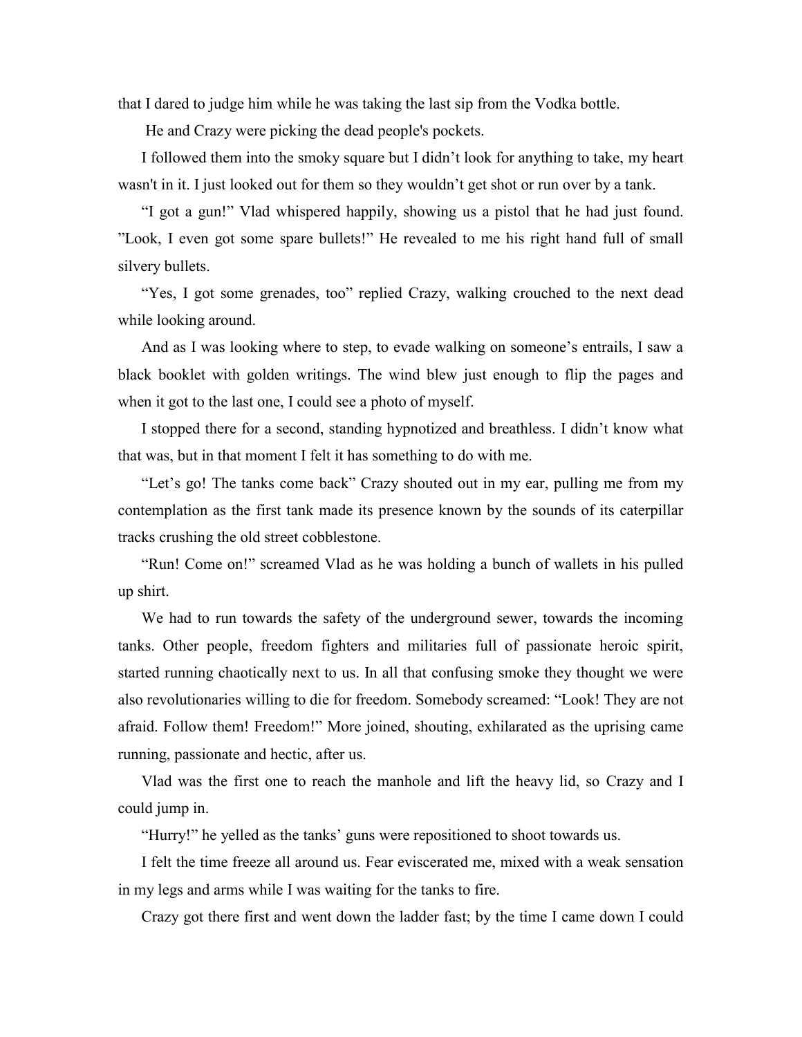that I dared to judge him while he was taking the last sip from the Vodka bottle.

He and Crazy were picking the dead people's pockets.

I followed them into the smoky square but I didn't look for anything to take, my heart wasn't in it. I just looked out for them so they wouldn't get shot or run over by a tank.

"I got a gun!" Vlad whispered happily, showing us a pistol that he had just found. "Look, I even got some spare bullets!" He revealed to me his right hand full of small silvery bullets.

"Yes, I got some grenades, too" replied Crazy, walking crouched to the next dead while looking around.

And as I was looking where to step, to evade walking on someone's entrails, I saw a black booklet with golden writings. The wind blew just enough to flip the pages and when it got to the last one, I could see a photo of myself.

I stopped there for a second, standing hypnotized and breathless. I didn't know what that was, but in that moment I felt it has something to do with me.

"Let's go! The tanks come back" Crazy shouted out in my ear, pulling me from my contemplation as the first tank made its presence known by the sounds of its caterpillar tracks crushing the old street cobblestone.

"Run! Come on!" screamed Vlad as he was holding a bunch of wallets in his pulled up shirt.

We had to run towards the safety of the underground sewer, towards the incoming tanks. Other people, freedom fighters and militaries full of passionate heroic spirit, started running chaotically next to us. In all that confusing smoke they thought we were also revolutionaries willing to die for freedom. Somebody screamed: "Look! They are not afraid. Follow them! Freedom!" More joined, shouting, exhilarated as the uprising came running, passionate and hectic, after us.

Vlad was the first one to reach the manhole and lift the heavy lid, so Crazy and I could jump in.

"Hurry!" he yelled as the tanks' guns were repositioned to shoot towards us.

I felt the time freeze all around us. Fear eviscerated me, mixed with a weak sensation in my legs and arms while I was waiting for the tanks to fire.

Crazy got there first and went down the ladder fast; by the time I came down I could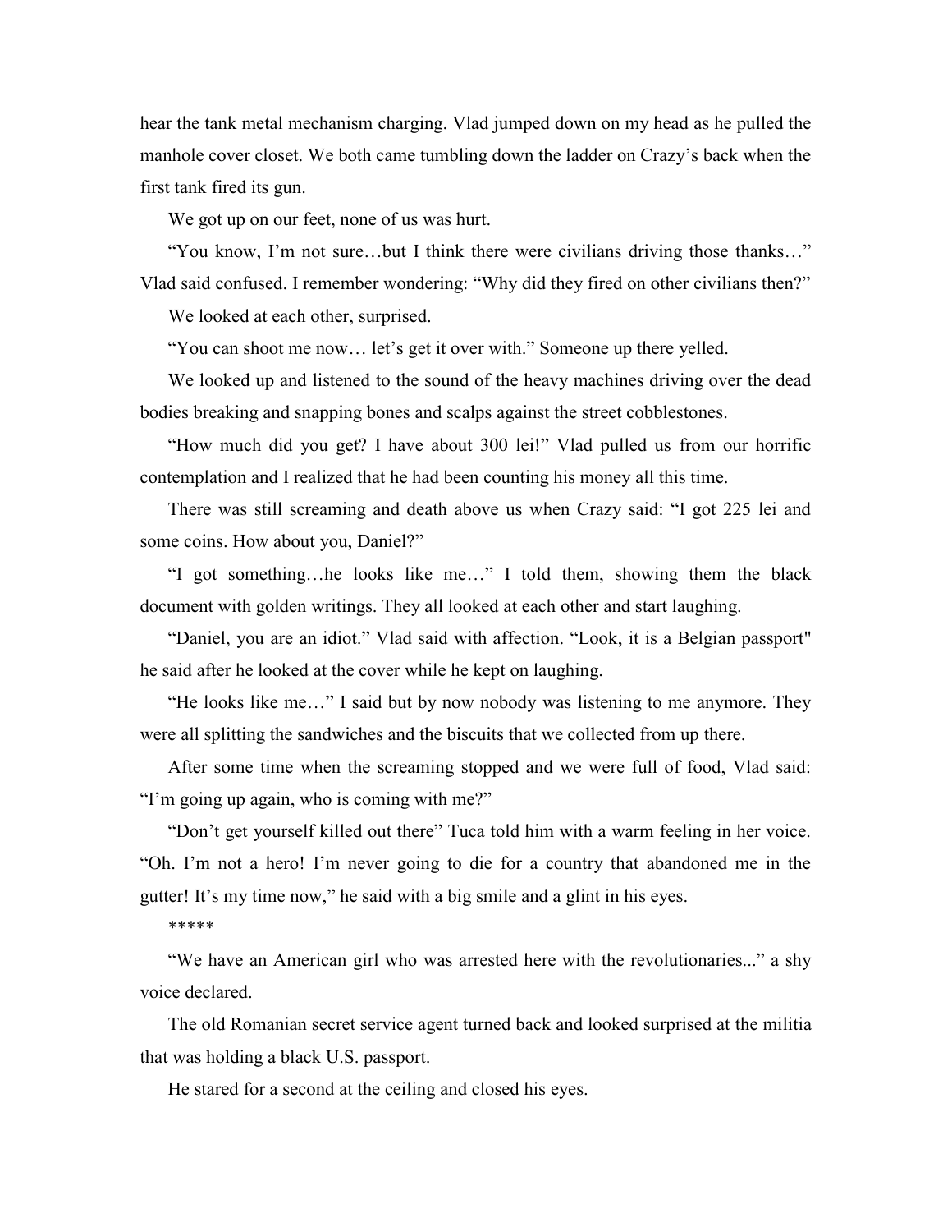hear the tank metal mechanism charging. Vlad jumped down on my head as he pulled the manhole cover closet. We both came tumbling down the ladder on Crazy's back when the first tank fired its gun.

We got up on our feet, none of us was hurt.

"You know, I'm not sure…but I think there were civilians driving those thanks…" Vlad said confused. I remember wondering: "Why did they fired on other civilians then?"

We looked at each other, surprised.

"You can shoot me now… let's get it over with." Someone up there yelled.

We looked up and listened to the sound of the heavy machines driving over the dead bodies breaking and snapping bones and scalps against the street cobblestones.

"How much did you get? I have about 300 lei!" Vlad pulled us from our horrific contemplation and I realized that he had been counting his money all this time.

There was still screaming and death above us when Crazy said: "I got 225 lei and some coins. How about you, Daniel?"

"I got something…he looks like me…" I told them, showing them the black document with golden writings. They all looked at each other and start laughing.

"Daniel, you are an idiot." Vlad said with affection. "Look, it is a Belgian passport" he said after he looked at the cover while he kept on laughing.

"He looks like me…" I said but by now nobody was listening to me anymore. They were all splitting the sandwiches and the biscuits that we collected from up there.

After some time when the screaming stopped and we were full of food, Vlad said: "I'm going up again, who is coming with me?"

"Don't get yourself killed out there" Tuca told him with a warm feeling in her voice. "Oh. I'm not a hero! I'm never going to die for a country that abandoned me in the gutter! It's my time now," he said with a big smile and a glint in his eyes.

*****

"We have an American girl who was arrested here with the revolutionaries..." a shy voice declared.

The old Romanian secret service agent turned back and looked surprised at the militia that was holding a black U.S. passport.

He stared for a second at the ceiling and closed his eyes.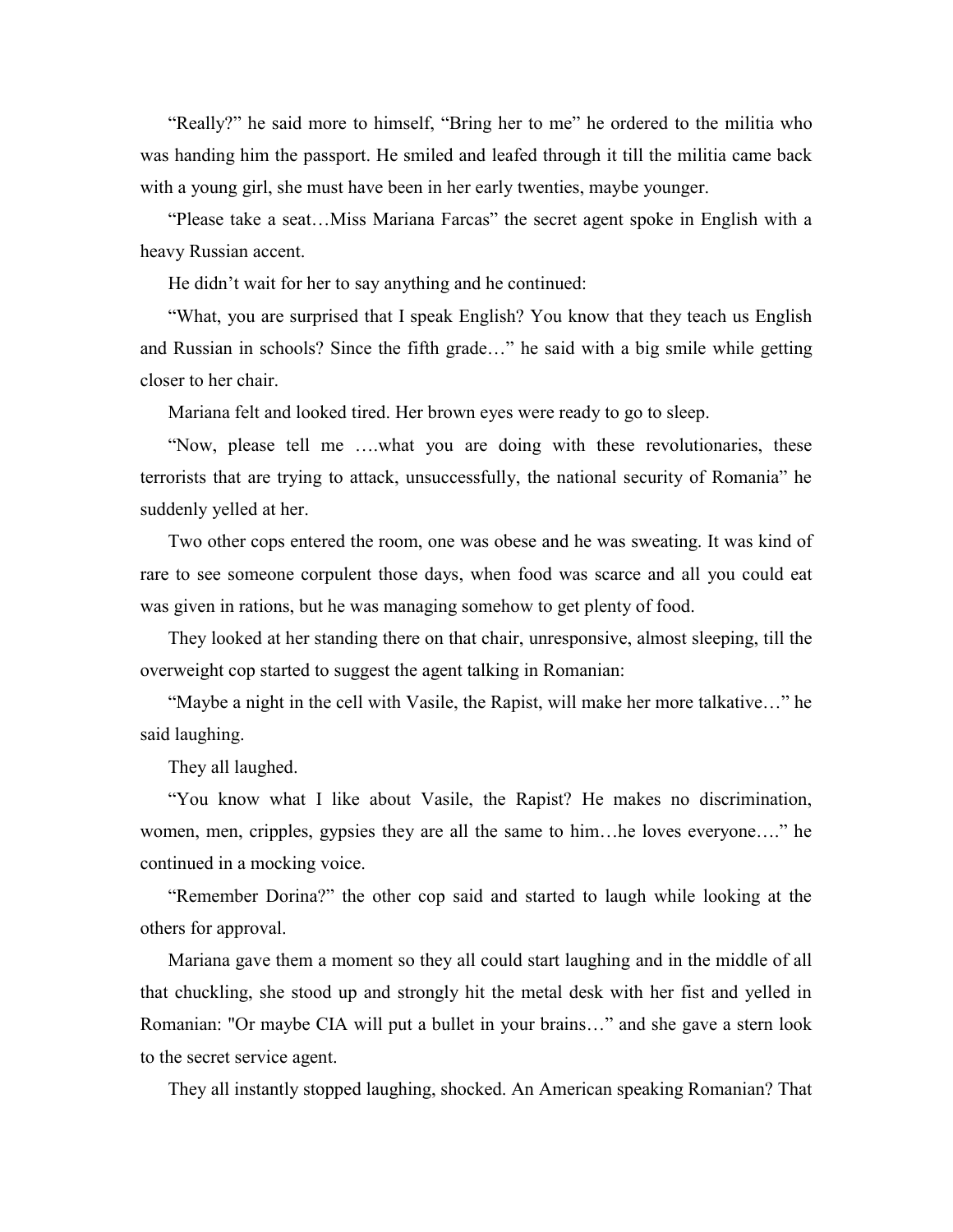"Really?" he said more to himself, "Bring her to me" he ordered to the militia who was handing him the passport. He smiled and leafed through it till the militia came back with a young girl, she must have been in her early twenties, maybe younger.

"Please take a seat…Miss Mariana Farcas" the secret agent spoke in English with a heavy Russian accent.

He didn't wait for her to say anything and he continued:

"What, you are surprised that I speak English? You know that they teach us English and Russian in schools? Since the fifth grade…" he said with a big smile while getting closer to her chair.

Mariana felt and looked tired. Her brown eyes were ready to go to sleep.

"Now, please tell me ….what you are doing with these revolutionaries, these terrorists that are trying to attack, unsuccessfully, the national security of Romania" he suddenly yelled at her.

Two other cops entered the room, one was obese and he was sweating. It was kind of rare to see someone corpulent those days, when food was scarce and all you could eat was given in rations, but he was managing somehow to get plenty of food.

They looked at her standing there on that chair, unresponsive, almost sleeping, till the overweight cop started to suggest the agent talking in Romanian:

"Maybe a night in the cell with Vasile, the Rapist, will make her more talkative…" he said laughing.

They all laughed.

"You know what I like about Vasile, the Rapist? He makes no discrimination, women, men, cripples, gypsies they are all the same to him…he loves everyone…." he continued in a mocking voice.

"Remember Dorina?" the other cop said and started to laugh while looking at the others for approval.

Mariana gave them a moment so they all could start laughing and in the middle of all that chuckling, she stood up and strongly hit the metal desk with her fist and yelled in Romanian: "Or maybe CIA will put a bullet in your brains…" and she gave a stern look to the secret service agent.

They all instantly stopped laughing, shocked. An American speaking Romanian? That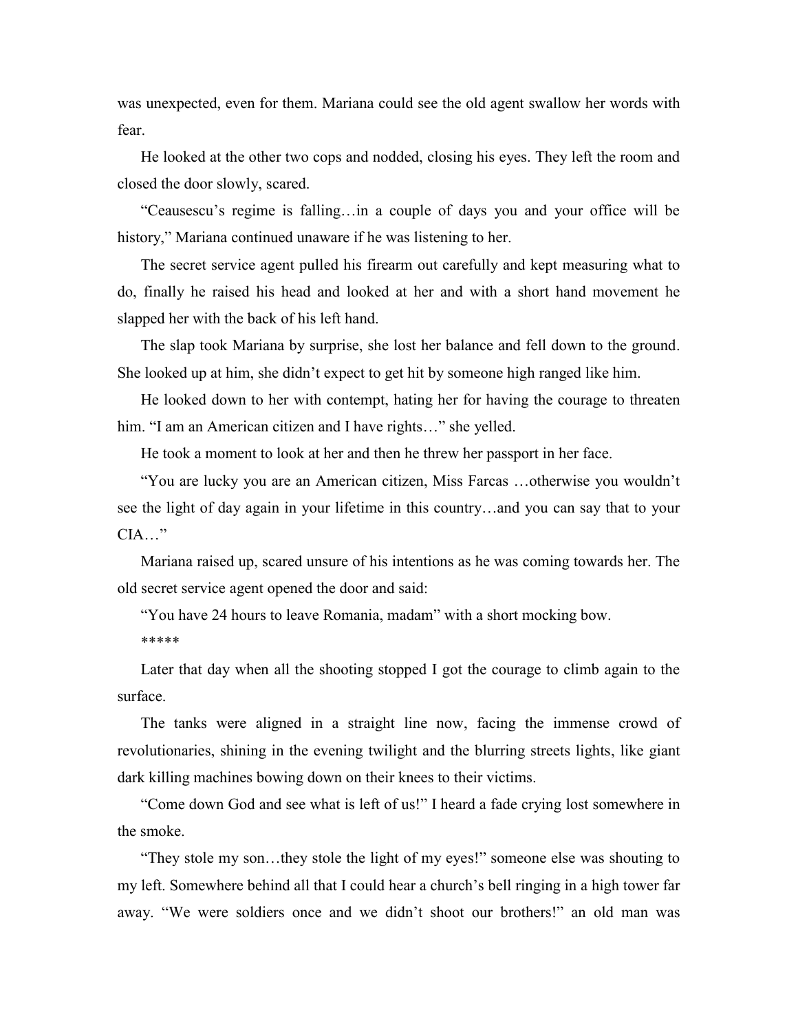was unexpected, even for them. Mariana could see the old agent swallow her words with fear.

He looked at the other two cops and nodded, closing his eyes. They left the room and closed the door slowly, scared.

"Ceausescu's regime is falling…in a couple of days you and your office will be history," Mariana continued unaware if he was listening to her.

The secret service agent pulled his firearm out carefully and kept measuring what to do, finally he raised his head and looked at her and with a short hand movement he slapped her with the back of his left hand.

The slap took Mariana by surprise, she lost her balance and fell down to the ground. She looked up at him, she didn't expect to get hit by someone high ranged like him.

He looked down to her with contempt, hating her for having the courage to threaten him. "I am an American citizen and I have rights…" she yelled.

He took a moment to look at her and then he threw her passport in her face.

"You are lucky you are an American citizen, Miss Farcas …otherwise you wouldn't see the light of day again in your lifetime in this country…and you can say that to your CIA…"

Mariana raised up, scared unsure of his intentions as he was coming towards her. The old secret service agent opened the door and said:

"You have 24 hours to leave Romania, madam" with a short mocking bow.

*****

Later that day when all the shooting stopped I got the courage to climb again to the surface.

The tanks were aligned in a straight line now, facing the immense crowd of revolutionaries, shining in the evening twilight and the blurring streets lights, like giant dark killing machines bowing down on their knees to their victims.

"Come down God and see what is left of us!" I heard a fade crying lost somewhere in the smoke.

"They stole my son…they stole the light of my eyes!" someone else was shouting to my left. Somewhere behind all that I could hear a church's bell ringing in a high tower far away. "We were soldiers once and we didn't shoot our brothers!" an old man was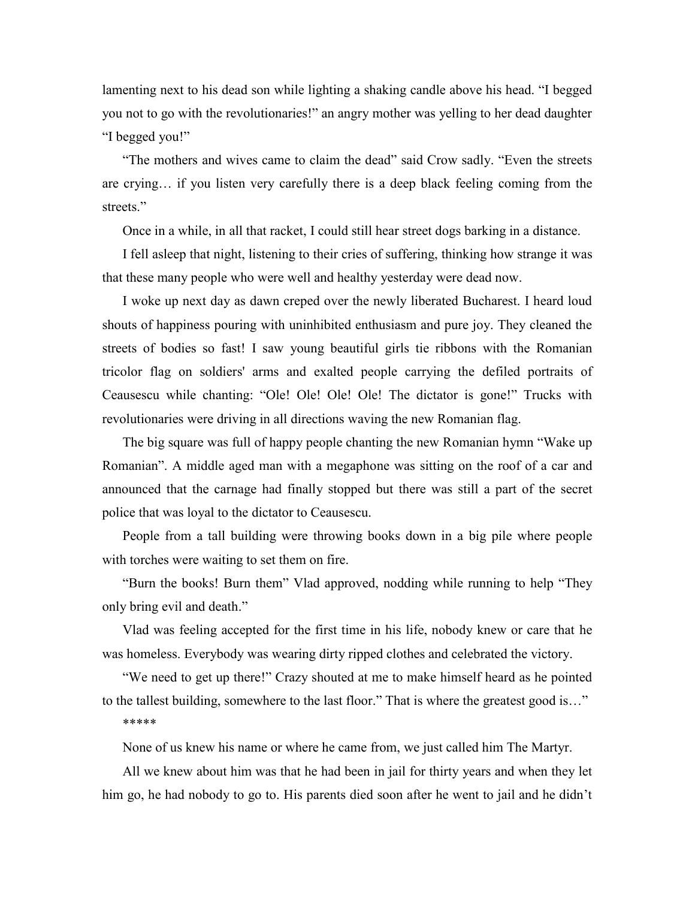lamenting next to his dead son while lighting a shaking candle above his head. “I begged you not to go with the revolutionaries!” an angry mother was yelling to her dead daughter “I begged you!”

“The mothers and wives came to claim the dead” said Crow sadly. “Even the streets are crying… if you listen very carefully there is a deep black feeling coming from the streets.”

Once in a while, in all that racket, I could still hear street dogs barking in a distance.

I fell asleep that night, listening to their cries of suffering, thinking how strange it was that these many people who were well and healthy yesterday were dead now.

I woke up next day as dawn creped over the newly liberated Bucharest. I heard loud shouts of happiness pouring with uninhibited enthusiasm and pure joy. They cleaned the streets of bodies so fast! I saw young beautiful girls tie ribbons with the Romanian tricolor flag on soldiers' arms and exalted people carrying the defiled portraits of Ceausescu while chanting: “Ole! Ole! Ole! Ole! The dictator is gone!” Trucks with revolutionaries were driving in all directions waving the new Romanian flag.

The big square was full of happy people chanting the new Romanian hymn “Wake up Romanian”. A middle aged man with a megaphone was sitting on the roof of a car and announced that the carnage had finally stopped but there was still a part of the secret police that was loyal to the dictator to Ceausescu.

People from a tall building were throwing books down in a big pile where people with torches were waiting to set them on fire.

“Burn the books! Burn them” Vlad approved, nodding while running to help “They only bring evil and death.”

Vlad was feeling accepted for the first time in his life, nobody knew or care that he was homeless. Everybody was wearing dirty ripped clothes and celebrated the victory.

“We need to get up there!” Crazy shouted at me to make himself heard as he pointed to the tallest building, somewhere to the last floor.” That is where the greatest good is…”

*****

None of us knew his name or where he came from, we just called him The Martyr.

All we knew about him was that he had been in jail for thirty years and when they let him go, he had nobody to go to. His parents died soon after he went to jail and he didn’t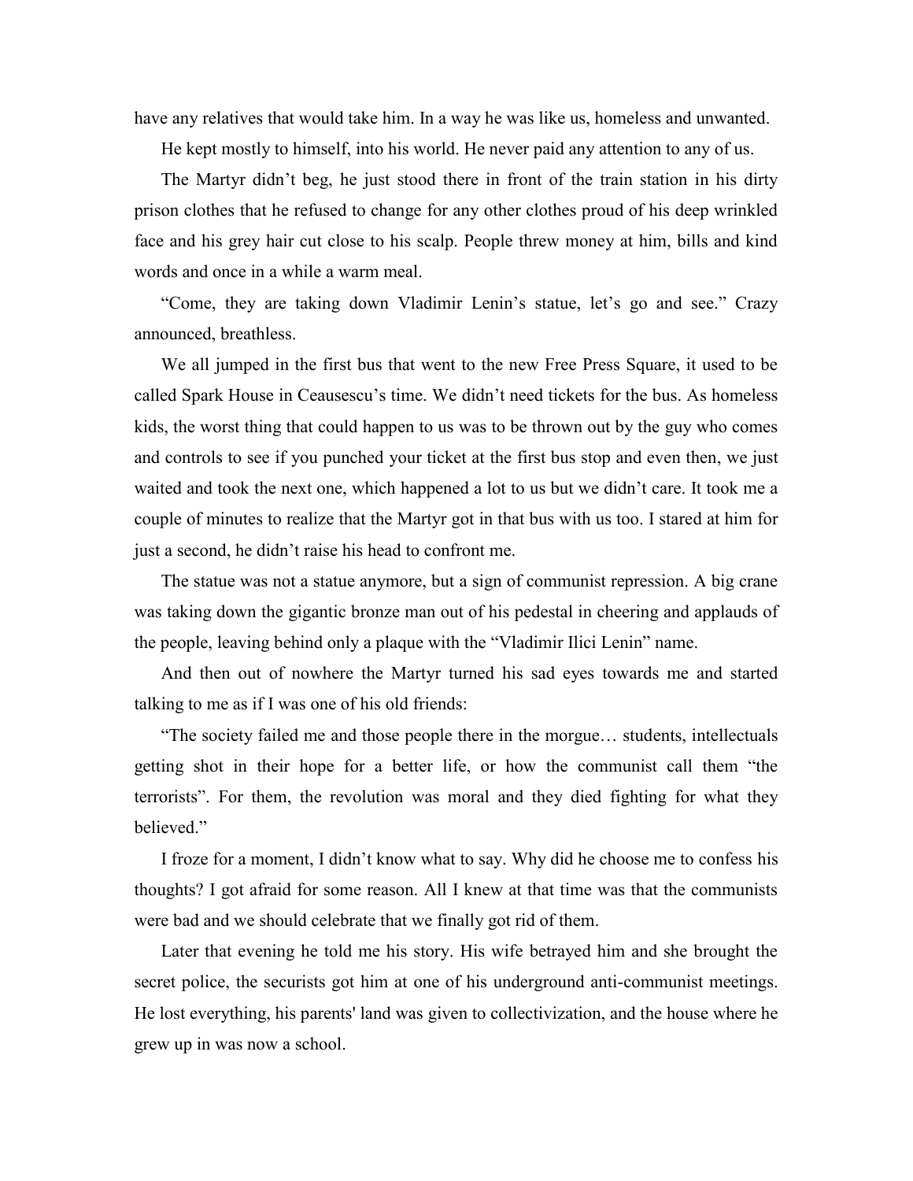have any relatives that would take him. In a way he was like us, homeless and unwanted.

He kept mostly to himself, into his world. He never paid any attention to any of us.

The Martyr didn't beg, he just stood there in front of the train station in his dirty prison clothes that he refused to change for any other clothes proud of his deep wrinkled face and his grey hair cut close to his scalp. People threw money at him, bills and kind words and once in a while a warm meal.

"Come, they are taking down Vladimir Lenin's statue, let's go and see." Crazy announced, breathless.

We all jumped in the first bus that went to the new Free Press Square, it used to be called Spark House in Ceausescu's time. We didn't need tickets for the bus. As homeless kids, the worst thing that could happen to us was to be thrown out by the guy who comes and controls to see if you punched your ticket at the first bus stop and even then, we just waited and took the next one, which happened a lot to us but we didn't care. It took me a couple of minutes to realize that the Martyr got in that bus with us too. I stared at him for just a second, he didn't raise his head to confront me.

The statue was not a statue anymore, but a sign of communist repression. A big crane was taking down the gigantic bronze man out of his pedestal in cheering and applauds of the people, leaving behind only a plaque with the "Vladimir Ilici Lenin" name.

And then out of nowhere the Martyr turned his sad eyes towards me and started talking to me as if I was one of his old friends:

"The society failed me and those people there in the morgue… students, intellectuals getting shot in their hope for a better life, or how the communist call them "the terrorists". For them, the revolution was moral and they died fighting for what they believed."

I froze for a moment, I didn't know what to say. Why did he choose me to confess his thoughts? I got afraid for some reason. All I knew at that time was that the communists were bad and we should celebrate that we finally got rid of them.

Later that evening he told me his story. His wife betrayed him and she brought the secret police, the securists got him at one of his underground anti-communist meetings. He lost everything, his parents' land was given to collectivization, and the house where he grew up in was now a school.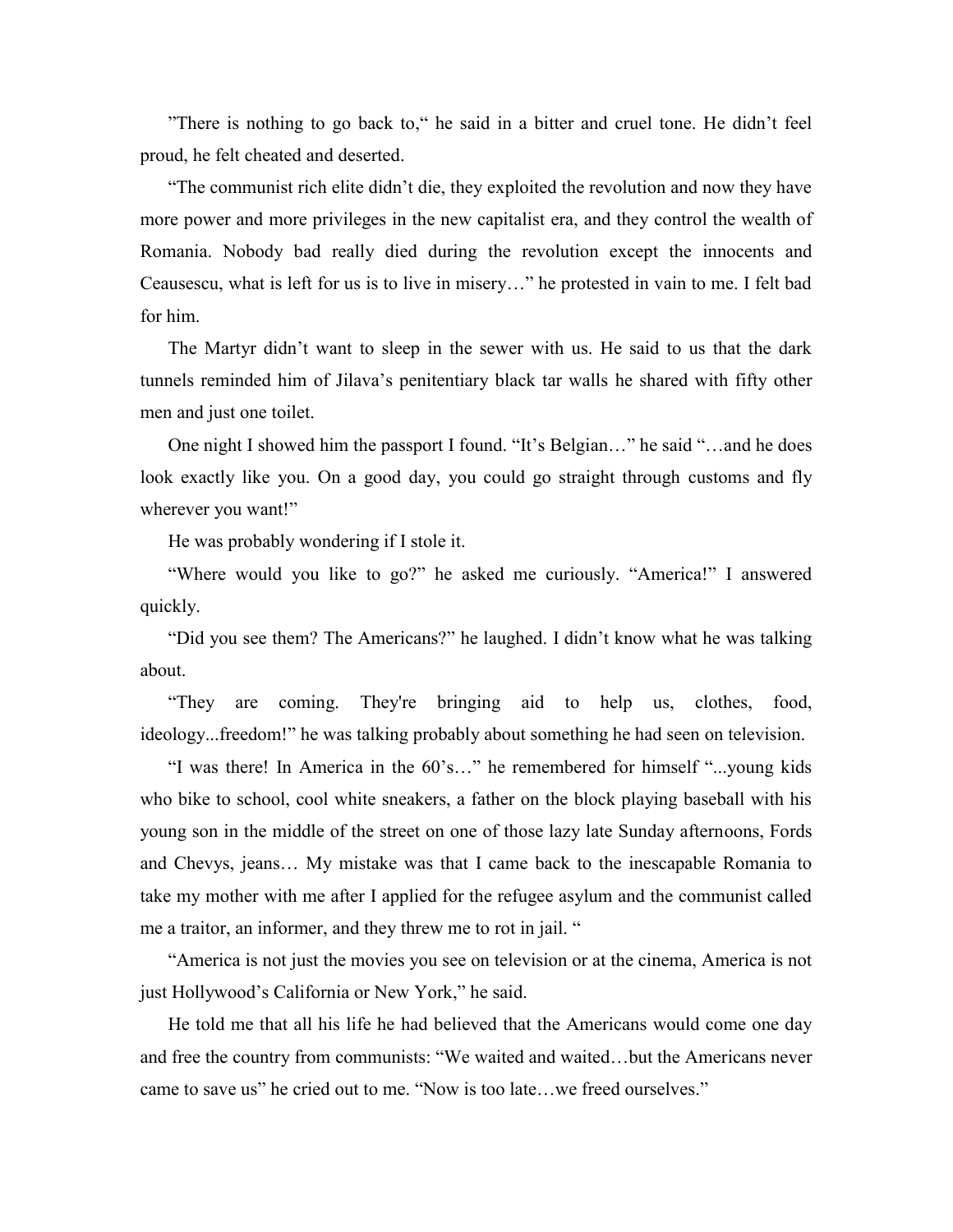”There is nothing to go back to,“ he said in a bitter and cruel tone. He didn’t feel proud, he felt cheated and deserted.

“The communist rich elite didn’t die, they exploited the revolution and now they have more power and more privileges in the new capitalist era, and they control the wealth of Romania. Nobody bad really died during the revolution except the innocents and Ceausescu, what is left for us is to live in misery…” he protested in vain to me. I felt bad for him.

The Martyr didn’t want to sleep in the sewer with us. He said to us that the dark tunnels reminded him of Jilava’s penitentiary black tar walls he shared with fifty other men and just one toilet.

One night I showed him the passport I found. “It’s Belgian…” he said “…and he does look exactly like you. On a good day, you could go straight through customs and fly wherever you want!”

He was probably wondering if I stole it.

“Where would you like to go?” he asked me curiously. “America!” I answered quickly.

“Did you see them? The Americans?” he laughed. I didn’t know what he was talking about.

“They are coming. They're bringing aid to help us, clothes, food, ideology...freedom!” he was talking probably about something he had seen on television.

“I was there! In America in the 60’s…” he remembered for himself “...young kids who bike to school, cool white sneakers, a father on the block playing baseball with his young son in the middle of the street on one of those lazy late Sunday afternoons, Fords and Chevys, jeans… My mistake was that I came back to the inescapable Romania to take my mother with me after I applied for the refugee asylum and the communist called me a traitor, an informer, and they threw me to rot in jail. “

“America is not just the movies you see on television or at the cinema, America is not just Hollywood’s California or New York,” he said.

He told me that all his life he had believed that the Americans would come one day and free the country from communists: “We waited and waited…but the Americans never came to save us” he cried out to me. “Now is too late…we freed ourselves.”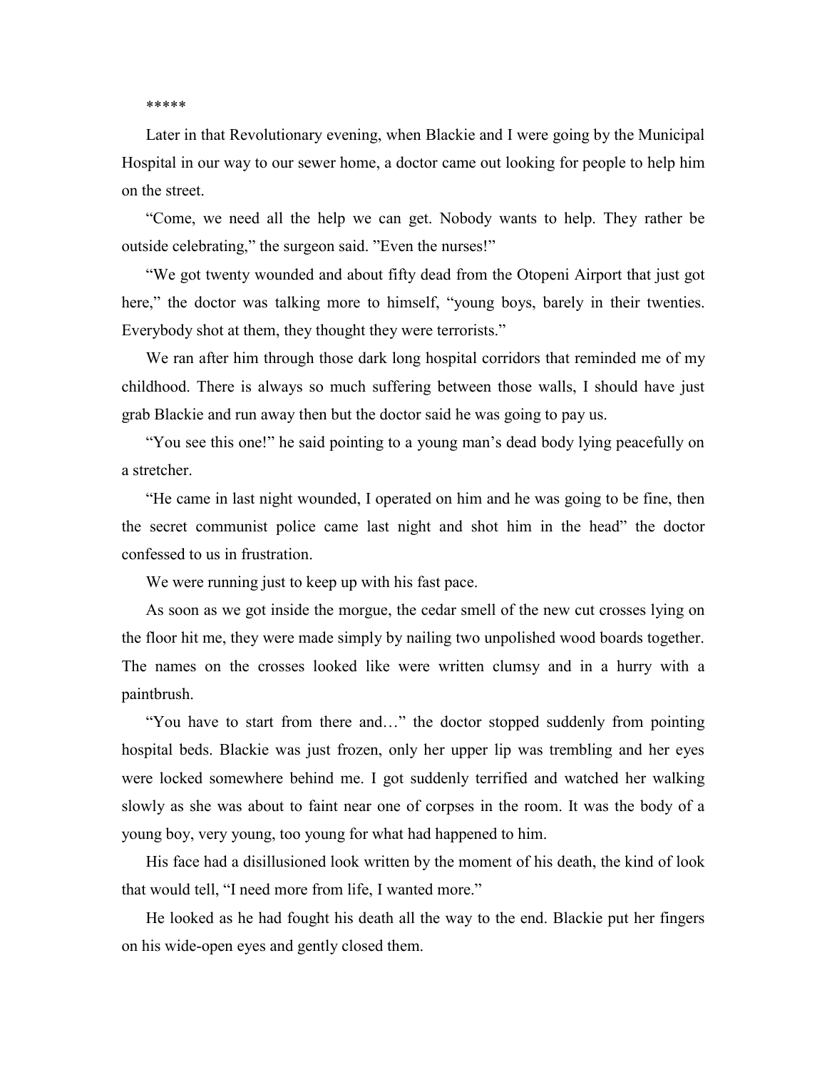*****

Later in that Revolutionary evening, when Blackie and I were going by the Municipal Hospital in our way to our sewer home, a doctor came out looking for people to help him on the street.

“Come, we need all the help we can get. Nobody wants to help. They rather be outside celebrating,” the surgeon said. ”Even the nurses!”

“We got twenty wounded and about fifty dead from the Otopeni Airport that just got here,” the doctor was talking more to himself, “young boys, barely in their twenties. Everybody shot at them, they thought they were terrorists.”

We ran after him through those dark long hospital corridors that reminded me of my childhood. There is always so much suffering between those walls, I should have just grab Blackie and run away then but the doctor said he was going to pay us.

“You see this one!” he said pointing to a young man’s dead body lying peacefully on a stretcher.

“He came in last night wounded, I operated on him and he was going to be fine, then the secret communist police came last night and shot him in the head” the doctor confessed to us in frustration.

We were running just to keep up with his fast pace.

As soon as we got inside the morgue, the cedar smell of the new cut crosses lying on the floor hit me, they were made simply by nailing two unpolished wood boards together. The names on the crosses looked like were written clumsy and in a hurry with a paintbrush.

“You have to start from there and…” the doctor stopped suddenly from pointing hospital beds. Blackie was just frozen, only her upper lip was trembling and her eyes were locked somewhere behind me. I got suddenly terrified and watched her walking slowly as she was about to faint near one of corpses in the room. It was the body of a young boy, very young, too young for what had happened to him.

His face had a disillusioned look written by the moment of his death, the kind of look that would tell, “I need more from life, I wanted more.”

He looked as he had fought his death all the way to the end. Blackie put her fingers on his wide-open eyes and gently closed them.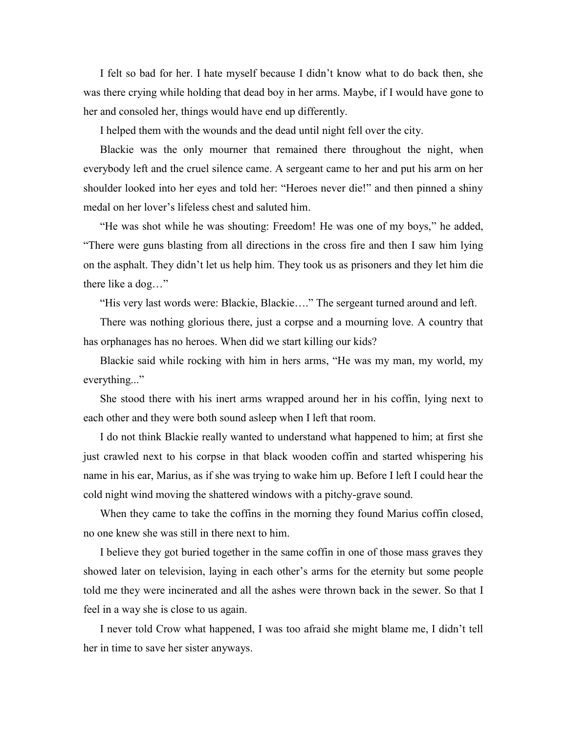I felt so bad for her. I hate myself because I didn't know what to do back then, she was there crying while holding that dead boy in her arms. Maybe, if I would have gone to her and consoled her, things would have end up differently.

I helped them with the wounds and the dead until night fell over the city.

Blackie was the only mourner that remained there throughout the night, when everybody left and the cruel silence came. A sergeant came to her and put his arm on her shoulder looked into her eyes and told her: "Heroes never die!" and then pinned a shiny medal on her lover's lifeless chest and saluted him.

"He was shot while he was shouting: Freedom! He was one of my boys," he added, "There were guns blasting from all directions in the cross fire and then I saw him lying on the asphalt. They didn't let us help him. They took us as prisoners and they let him die there like a dog…"

"His very last words were: Blackie, Blackie…." The sergeant turned around and left.

There was nothing glorious there, just a corpse and a mourning love. A country that has orphanages has no heroes. When did we start killing our kids?

Blackie said while rocking with him in hers arms, "He was my man, my world, my everything..."

She stood there with his inert arms wrapped around her in his coffin, lying next to each other and they were both sound asleep when I left that room.

I do not think Blackie really wanted to understand what happened to him; at first she just crawled next to his corpse in that black wooden coffin and started whispering his name in his ear, Marius, as if she was trying to wake him up. Before I left I could hear the cold night wind moving the shattered windows with a pitchy-grave sound.

When they came to take the coffins in the morning they found Marius coffin closed, no one knew she was still in there next to him.

I believe they got buried together in the same coffin in one of those mass graves they showed later on television, laying in each other's arms for the eternity but some people told me they were incinerated and all the ashes were thrown back in the sewer. So that I feel in a way she is close to us again.

I never told Crow what happened, I was too afraid she might blame me, I didn't tell her in time to save her sister anyways.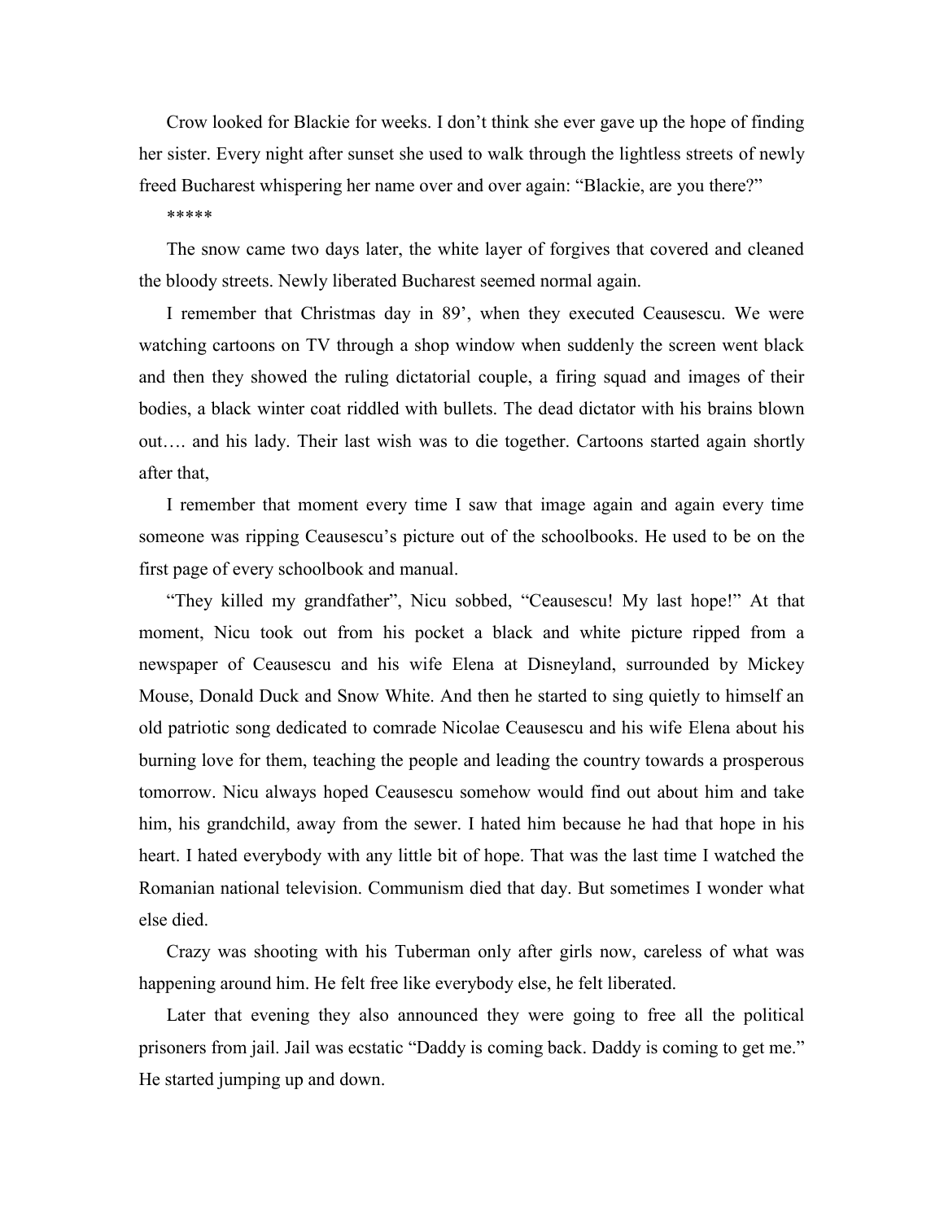Crow looked for Blackie for weeks. I don't think she ever gave up the hope of finding her sister. Every night after sunset she used to walk through the lightless streets of newly freed Bucharest whispering her name over and over again: "Blackie, are you there?"

*****

The snow came two days later, the white layer of forgives that covered and cleaned the bloody streets. Newly liberated Bucharest seemed normal again.

I remember that Christmas day in 89', when they executed Ceausescu. We were watching cartoons on TV through a shop window when suddenly the screen went black and then they showed the ruling dictatorial couple, a firing squad and images of their bodies, a black winter coat riddled with bullets. The dead dictator with his brains blown out…. and his lady. Their last wish was to die together. Cartoons started again shortly after that,

I remember that moment every time I saw that image again and again every time someone was ripping Ceausescu's picture out of the schoolbooks. He used to be on the first page of every schoolbook and manual.

"They killed my grandfather", Nicu sobbed, "Ceausescu! My last hope!" At that moment, Nicu took out from his pocket a black and white picture ripped from a newspaper of Ceausescu and his wife Elena at Disneyland, surrounded by Mickey Mouse, Donald Duck and Snow White. And then he started to sing quietly to himself an old patriotic song dedicated to comrade Nicolae Ceausescu and his wife Elena about his burning love for them, teaching the people and leading the country towards a prosperous tomorrow. Nicu always hoped Ceausescu somehow would find out about him and take him, his grandchild, away from the sewer. I hated him because he had that hope in his heart. I hated everybody with any little bit of hope. That was the last time I watched the Romanian national television. Communism died that day. But sometimes I wonder what else died.

Crazy was shooting with his Tuberman only after girls now, careless of what was happening around him. He felt free like everybody else, he felt liberated.

Later that evening they also announced they were going to free all the political prisoners from jail. Jail was ecstatic "Daddy is coming back. Daddy is coming to get me." He started jumping up and down.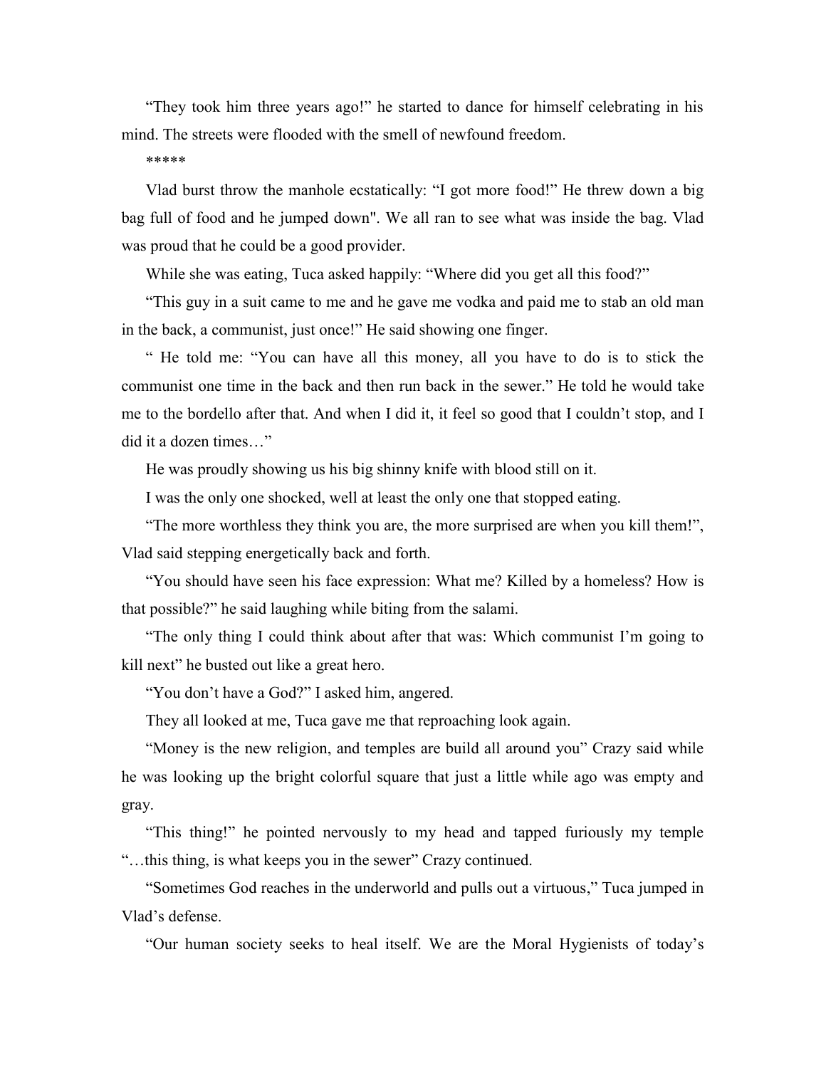"They took him three years ago!" he started to dance for himself celebrating in his mind. The streets were flooded with the smell of newfound freedom.

*****

Vlad burst throw the manhole ecstatically: "I got more food!" He threw down a big bag full of food and he jumped down". We all ran to see what was inside the bag. Vlad was proud that he could be a good provider.

While she was eating, Tuca asked happily: "Where did you get all this food?"

"This guy in a suit came to me and he gave me vodka and paid me to stab an old man in the back, a communist, just once!" He said showing one finger.

" He told me: "You can have all this money, all you have to do is to stick the communist one time in the back and then run back in the sewer." He told he would take me to the bordello after that. And when I did it, it feel so good that I couldn't stop, and I did it a dozen times…"

He was proudly showing us his big shinny knife with blood still on it.

I was the only one shocked, well at least the only one that stopped eating.

"The more worthless they think you are, the more surprised are when you kill them!", Vlad said stepping energetically back and forth.

"You should have seen his face expression: What me? Killed by a homeless? How is that possible?" he said laughing while biting from the salami.

"The only thing I could think about after that was: Which communist I'm going to kill next" he busted out like a great hero.

"You don't have a God?" I asked him, angered.

They all looked at me, Tuca gave me that reproaching look again.

"Money is the new religion, and temples are build all around you" Crazy said while he was looking up the bright colorful square that just a little while ago was empty and gray.

"This thing!" he pointed nervously to my head and tapped furiously my temple "…this thing, is what keeps you in the sewer" Crazy continued.

"Sometimes God reaches in the underworld and pulls out a virtuous," Tuca jumped in Vlad's defense.

"Our human society seeks to heal itself. We are the Moral Hygienists of today's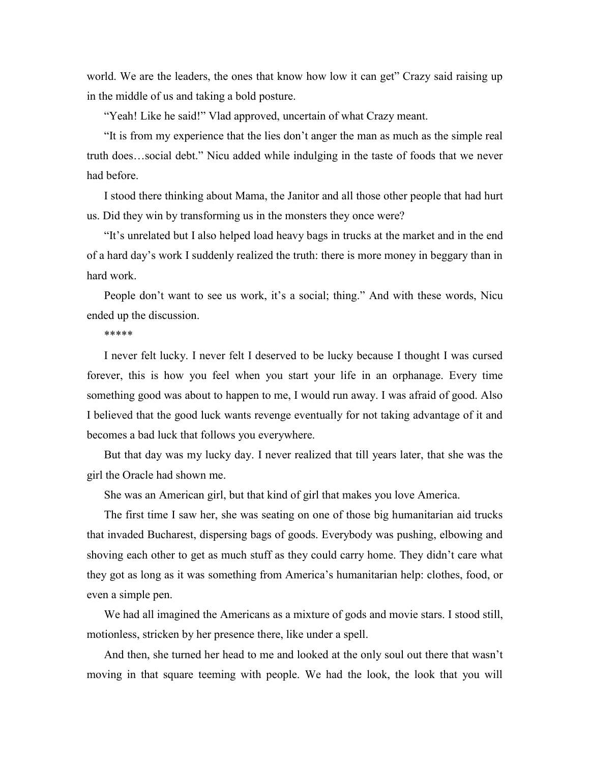world. We are the leaders, the ones that know how low it can get" Crazy said raising up in the middle of us and taking a bold posture.

"Yeah! Like he said!" Vlad approved, uncertain of what Crazy meant.

"It is from my experience that the lies don't anger the man as much as the simple real truth does…social debt." Nicu added while indulging in the taste of foods that we never had before.

I stood there thinking about Mama, the Janitor and all those other people that had hurt us. Did they win by transforming us in the monsters they once were?

"It's unrelated but I also helped load heavy bags in trucks at the market and in the end of a hard day's work I suddenly realized the truth: there is more money in beggary than in hard work.

People don't want to see us work, it's a social; thing." And with these words, Nicu ended up the discussion.

*****

I never felt lucky. I never felt I deserved to be lucky because I thought I was cursed forever, this is how you feel when you start your life in an orphanage. Every time something good was about to happen to me, I would run away. I was afraid of good. Also I believed that the good luck wants revenge eventually for not taking advantage of it and becomes a bad luck that follows you everywhere.

But that day was my lucky day. I never realized that till years later, that she was the girl the Oracle had shown me.

She was an American girl, but that kind of girl that makes you love America.

The first time I saw her, she was seating on one of those big humanitarian aid trucks that invaded Bucharest, dispersing bags of goods. Everybody was pushing, elbowing and shoving each other to get as much stuff as they could carry home. They didn't care what they got as long as it was something from America's humanitarian help: clothes, food, or even a simple pen.

We had all imagined the Americans as a mixture of gods and movie stars. I stood still, motionless, stricken by her presence there, like under a spell.

And then, she turned her head to me and looked at the only soul out there that wasn't moving in that square teeming with people. We had the look, the look that you will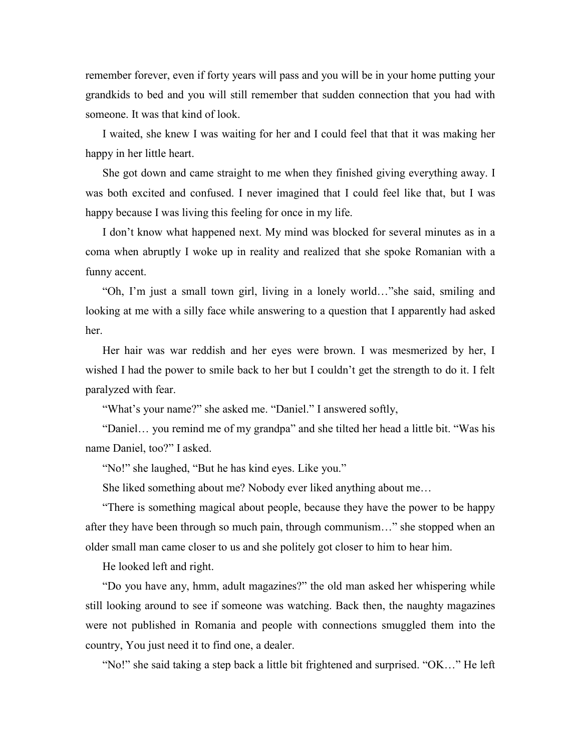remember forever, even if forty years will pass and you will be in your home putting your grandkids to bed and you will still remember that sudden connection that you had with someone. It was that kind of look.

I waited, she knew I was waiting for her and I could feel that that it was making her happy in her little heart.

She got down and came straight to me when they finished giving everything away. I was both excited and confused. I never imagined that I could feel like that, but I was happy because I was living this feeling for once in my life.

I don't know what happened next. My mind was blocked for several minutes as in a coma when abruptly I woke up in reality and realized that she spoke Romanian with a funny accent.

"Oh, I'm just a small town girl, living in a lonely world…"she said, smiling and looking at me with a silly face while answering to a question that I apparently had asked her.

Her hair was war reddish and her eyes were brown. I was mesmerized by her, I wished I had the power to smile back to her but I couldn't get the strength to do it. I felt paralyzed with fear.

"What's your name?" she asked me. "Daniel." I answered softly,

"Daniel… you remind me of my grandpa" and she tilted her head a little bit. "Was his name Daniel, too?" I asked.

"No!" she laughed, "But he has kind eyes. Like you."

She liked something about me? Nobody ever liked anything about me…

"There is something magical about people, because they have the power to be happy after they have been through so much pain, through communism…" she stopped when an older small man came closer to us and she politely got closer to him to hear him.

He looked left and right.

"Do you have any, hmm, adult magazines?" the old man asked her whispering while still looking around to see if someone was watching. Back then, the naughty magazines were not published in Romania and people with connections smuggled them into the country, You just need it to find one, a dealer.

"No!" she said taking a step back a little bit frightened and surprised. "OK…" He left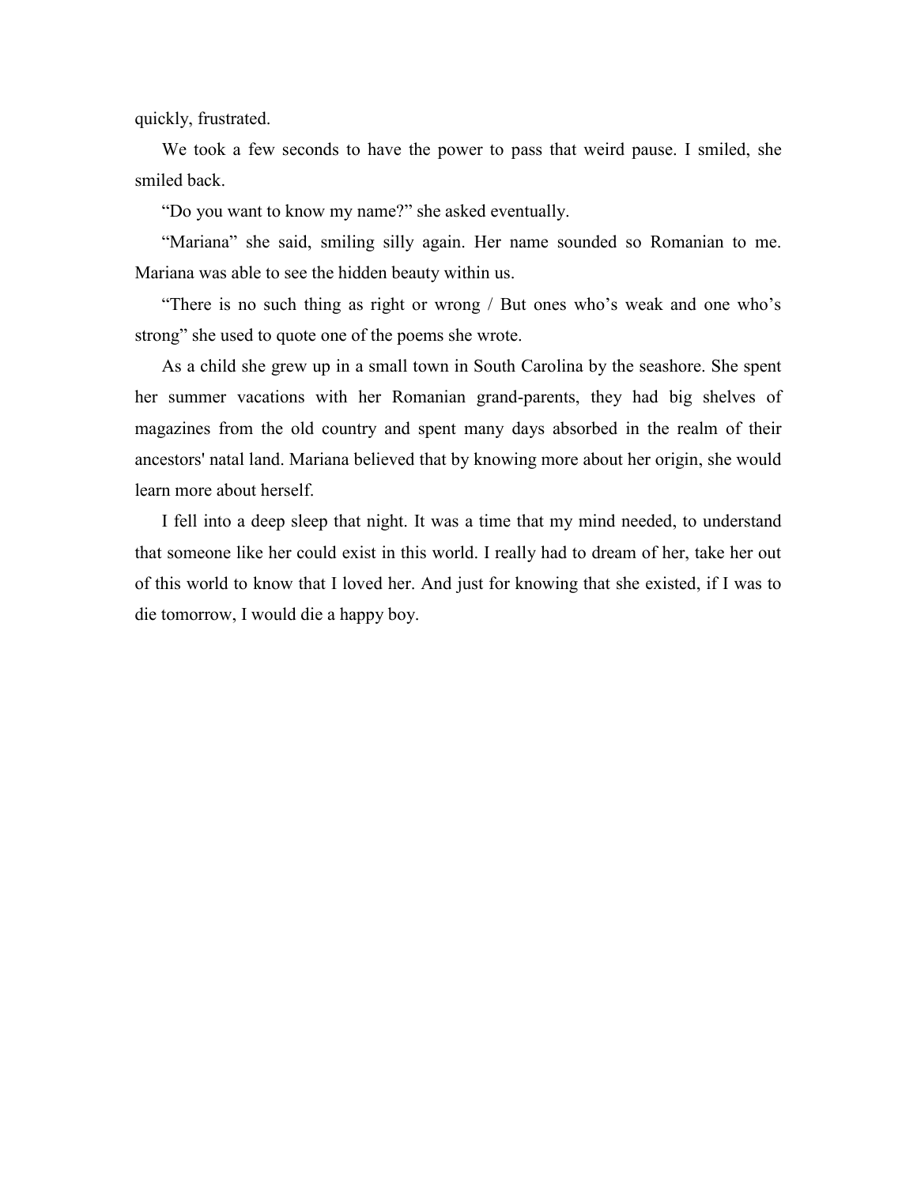quickly, frustrated.

We took a few seconds to have the power to pass that weird pause. I smiled, she smiled back.

“Do you want to know my name?” she asked eventually.

“Mariana” she said, smiling silly again. Her name sounded so Romanian to me. Mariana was able to see the hidden beauty within us.

“There is no such thing as right or wrong / But ones who’s weak and one who’s strong” she used to quote one of the poems she wrote.

As a child she grew up in a small town in South Carolina by the seashore. She spent her summer vacations with her Romanian grand-parents, they had big shelves of magazines from the old country and spent many days absorbed in the realm of their ancestors' natal land. Mariana believed that by knowing more about her origin, she would learn more about herself.

I fell into a deep sleep that night. It was a time that my mind needed, to understand that someone like her could exist in this world. I really had to dream of her, take her out of this world to know that I loved her. And just for knowing that she existed, if I was to die tomorrow, I would die a happy boy.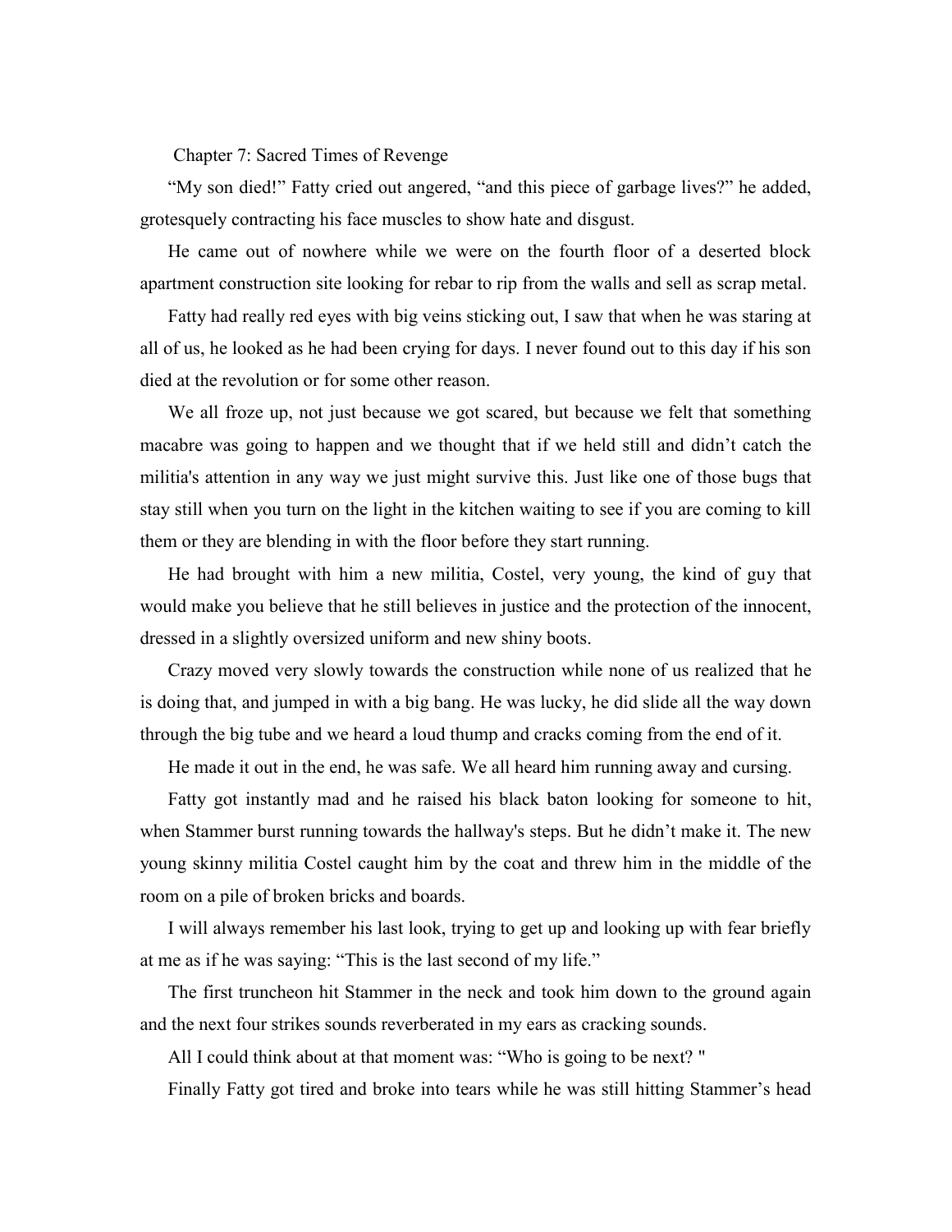## Chapter 7: Sacred Times of Revenge

“My son died!” Fatty cried out angered, “and this piece of garbage lives?” he added, grotesquely contracting his face muscles to show hate and disgust.

He came out of nowhere while we were on the fourth floor of a deserted block apartment construction site looking for rebar to rip from the walls and sell as scrap metal.

Fatty had really red eyes with big veins sticking out, I saw that when he was staring at all of us, he looked as he had been crying for days. I never found out to this day if his son died at the revolution or for some other reason.

We all froze up, not just because we got scared, but because we felt that something macabre was going to happen and we thought that if we held still and didn’t catch the militia's attention in any way we just might survive this. Just like one of those bugs that stay still when you turn on the light in the kitchen waiting to see if you are coming to kill them or they are blending in with the floor before they start running.

He had brought with him a new militia, Costel, very young, the kind of guy that would make you believe that he still believes in justice and the protection of the innocent, dressed in a slightly oversized uniform and new shiny boots.

Crazy moved very slowly towards the construction while none of us realized that he is doing that, and jumped in with a big bang. He was lucky, he did slide all the way down through the big tube and we heard a loud thump and cracks coming from the end of it.

He made it out in the end, he was safe. We all heard him running away and cursing.

Fatty got instantly mad and he raised his black baton looking for someone to hit, when Stammer burst running towards the hallway's steps. But he didn’t make it. The new young skinny militia Costel caught him by the coat and threw him in the middle of the room on a pile of broken bricks and boards.

I will always remember his last look, trying to get up and looking up with fear briefly at me as if he was saying: “This is the last second of my life.”

The first truncheon hit Stammer in the neck and took him down to the ground again and the next four strikes sounds reverberated in my ears as cracking sounds.

All I could think about at that moment was: “Who is going to be next? "

Finally Fatty got tired and broke into tears while he was still hitting Stammer’s head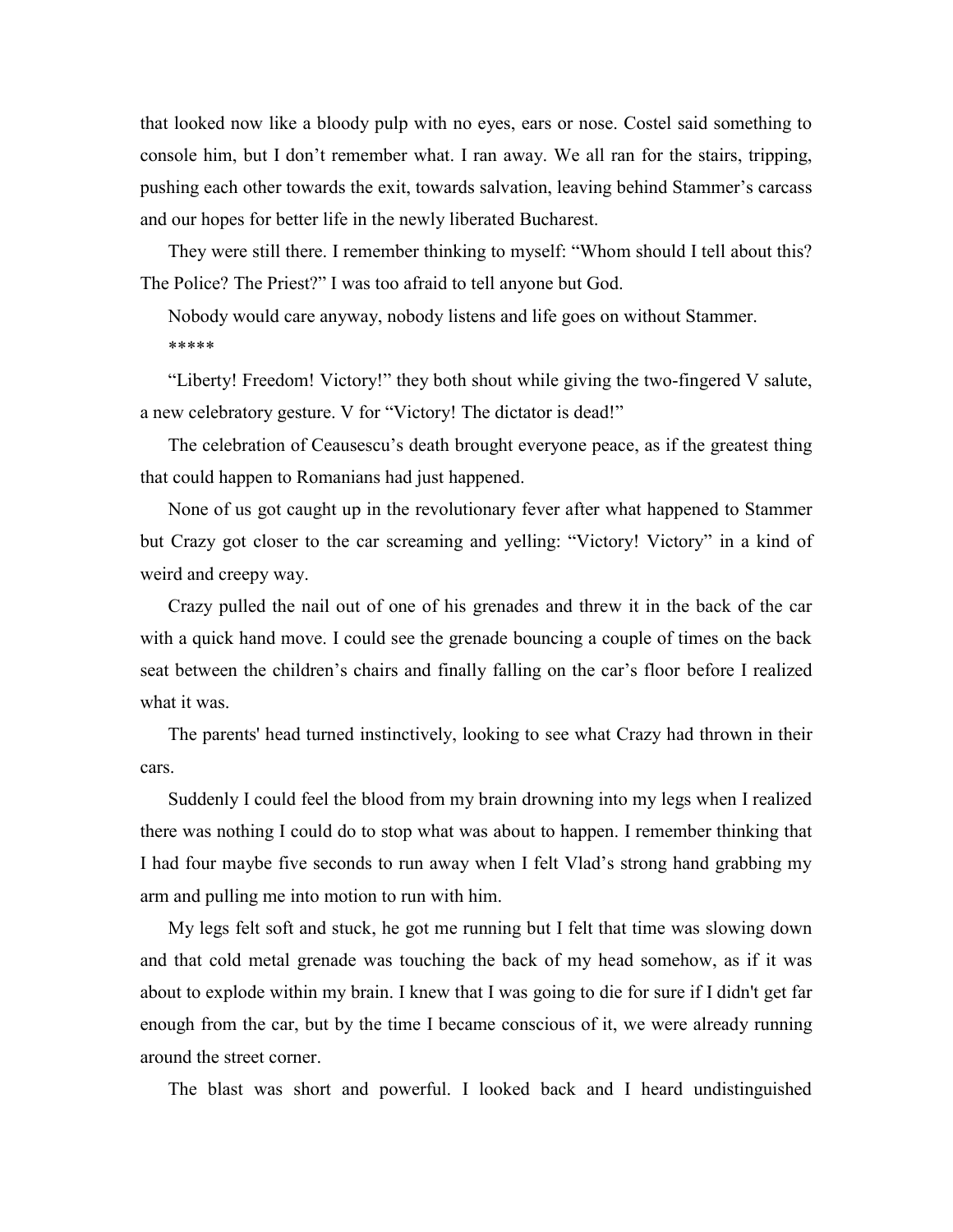that looked now like a bloody pulp with no eyes, ears or nose. Costel said something to console him, but I don't remember what. I ran away. We all ran for the stairs, tripping, pushing each other towards the exit, towards salvation, leaving behind Stammer's carcass and our hopes for better life in the newly liberated Bucharest.

They were still there. I remember thinking to myself: "Whom should I tell about this? The Police? The Priest?" I was too afraid to tell anyone but God.

Nobody would care anyway, nobody listens and life goes on without Stammer.

*****

"Liberty! Freedom! Victory!" they both shout while giving the two-fingered V salute, a new celebratory gesture. V for "Victory! The dictator is dead!"

The celebration of Ceausescu's death brought everyone peace, as if the greatest thing that could happen to Romanians had just happened.

None of us got caught up in the revolutionary fever after what happened to Stammer but Crazy got closer to the car screaming and yelling: "Victory! Victory" in a kind of weird and creepy way.

Crazy pulled the nail out of one of his grenades and threw it in the back of the car with a quick hand move. I could see the grenade bouncing a couple of times on the back seat between the children's chairs and finally falling on the car's floor before I realized what it was.

The parents' head turned instinctively, looking to see what Crazy had thrown in their cars.

Suddenly I could feel the blood from my brain drowning into my legs when I realized there was nothing I could do to stop what was about to happen. I remember thinking that I had four maybe five seconds to run away when I felt Vlad's strong hand grabbing my arm and pulling me into motion to run with him.

My legs felt soft and stuck, he got me running but I felt that time was slowing down and that cold metal grenade was touching the back of my head somehow, as if it was about to explode within my brain. I knew that I was going to die for sure if I didn't get far enough from the car, but by the time I became conscious of it, we were already running around the street corner.

The blast was short and powerful. I looked back and I heard undistinguished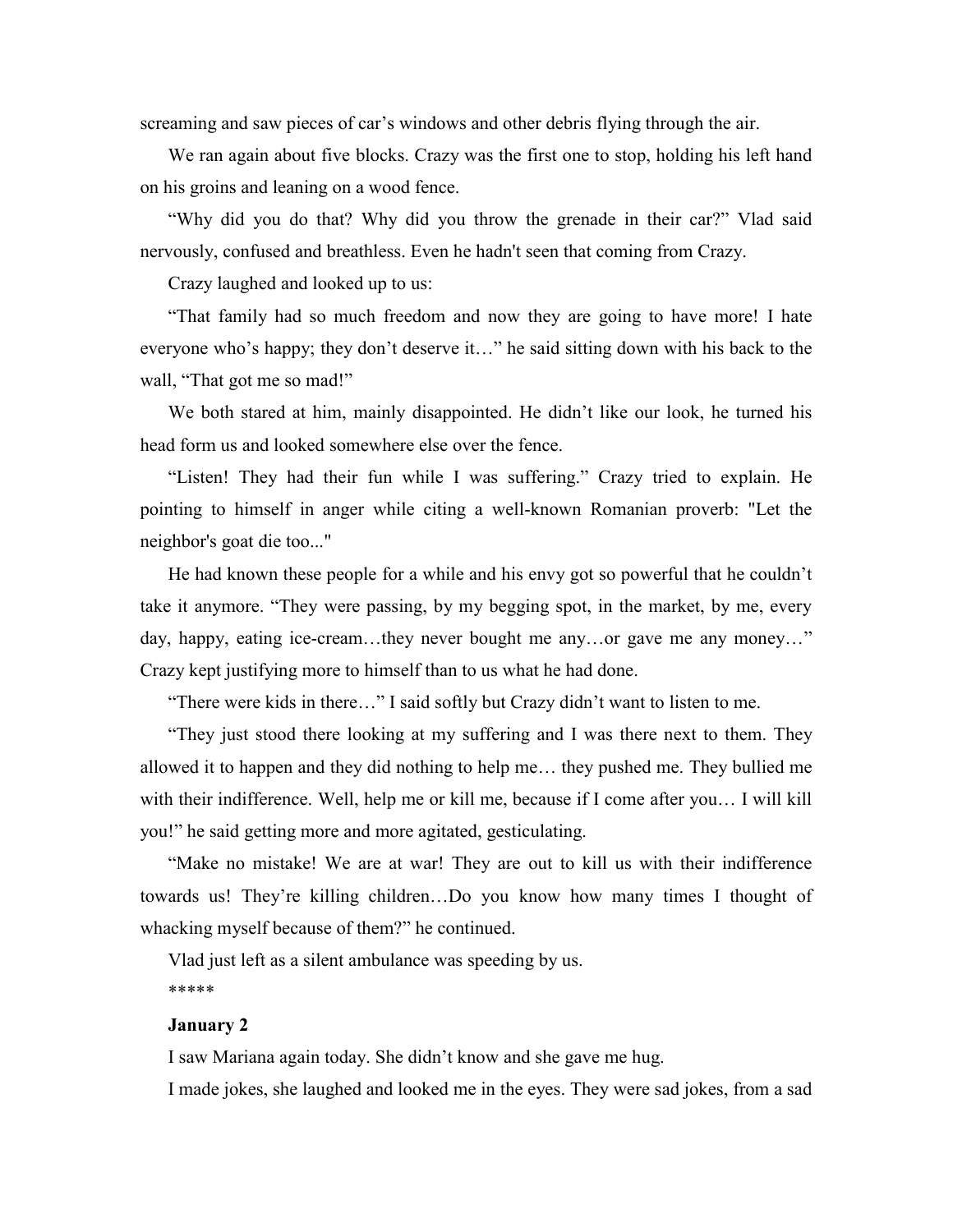screaming and saw pieces of car's windows and other debris flying through the air.

We ran again about five blocks. Crazy was the first one to stop, holding his left hand on his groins and leaning on a wood fence.

"Why did you do that? Why did you throw the grenade in their car?" Vlad said nervously, confused and breathless. Even he hadn't seen that coming from Crazy.

Crazy laughed and looked up to us:

"That family had so much freedom and now they are going to have more! I hate everyone who's happy; they don't deserve it…" he said sitting down with his back to the wall, "That got me so mad!"

We both stared at him, mainly disappointed. He didn't like our look, he turned his head form us and looked somewhere else over the fence.

"Listen! They had their fun while I was suffering." Crazy tried to explain. He pointing to himself in anger while citing a well-known Romanian proverb: "Let the neighbor's goat die too..."

He had known these people for a while and his envy got so powerful that he couldn't take it anymore. "They were passing, by my begging spot, in the market, by me, every day, happy, eating ice-cream…they never bought me any…or gave me any money…" Crazy kept justifying more to himself than to us what he had done.

"There were kids in there…" I said softly but Crazy didn't want to listen to me.

"They just stood there looking at my suffering and I was there next to them. They allowed it to happen and they did nothing to help me… they pushed me. They bullied me with their indifference. Well, help me or kill me, because if I come after you… I will kill you!" he said getting more and more agitated, gesticulating.

"Make no mistake! We are at war! They are out to kill us with their indifference towards us! They're killing children…Do you know how many times I thought of whacking myself because of them?" he continued.

Vlad just left as a silent ambulance was speeding by us.

*****

**January 2**

I saw Mariana again today. She didn't know and she gave me hug.

I made jokes, she laughed and looked me in the eyes. They were sad jokes, from a sad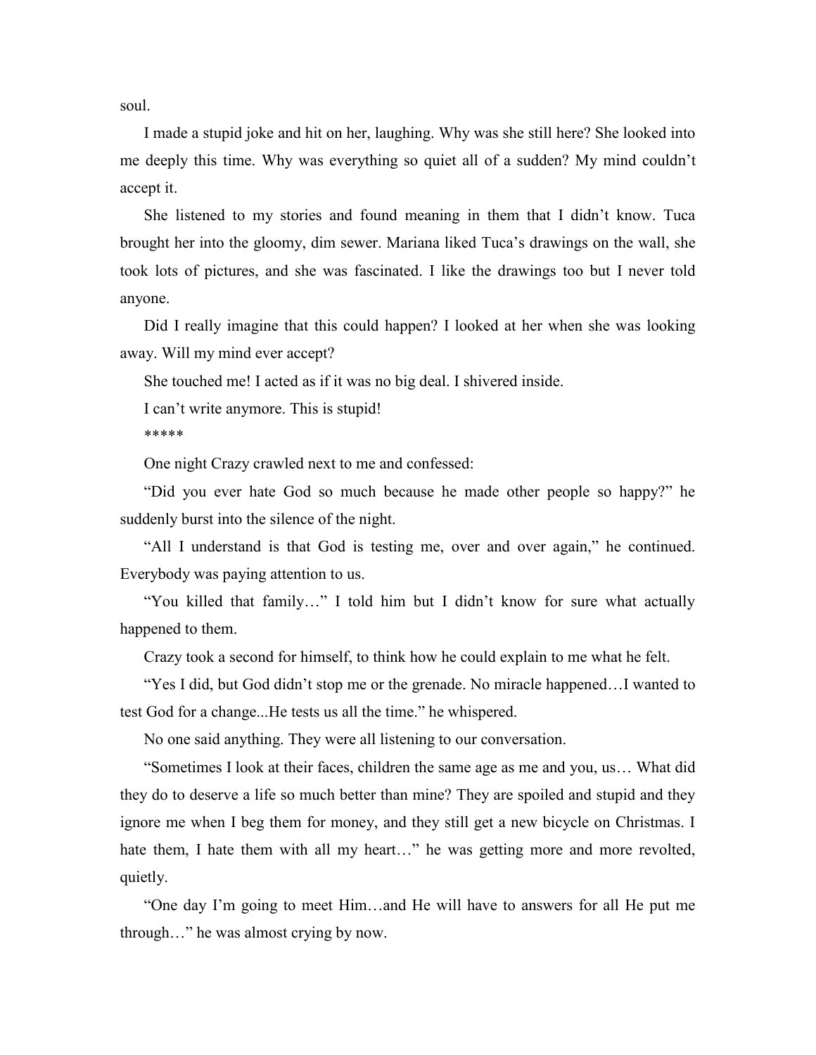soul.

I made a stupid joke and hit on her, laughing. Why was she still here? She looked into me deeply this time. Why was everything so quiet all of a sudden? My mind couldn't accept it.

She listened to my stories and found meaning in them that I didn't know. Tuca brought her into the gloomy, dim sewer. Mariana liked Tuca's drawings on the wall, she took lots of pictures, and she was fascinated. I like the drawings too but I never told anyone.

Did I really imagine that this could happen? I looked at her when she was looking away. Will my mind ever accept?

She touched me! I acted as if it was no big deal. I shivered inside.

I can't write anymore. This is stupid!

*****

One night Crazy crawled next to me and confessed:

"Did you ever hate God so much because he made other people so happy?" he suddenly burst into the silence of the night.

"All I understand is that God is testing me, over and over again," he continued. Everybody was paying attention to us.

"You killed that family…" I told him but I didn't know for sure what actually happened to them.

Crazy took a second for himself, to think how he could explain to me what he felt.

"Yes I did, but God didn't stop me or the grenade. No miracle happened…I wanted to test God for a change...He tests us all the time." he whispered.

No one said anything. They were all listening to our conversation.

"Sometimes I look at their faces, children the same age as me and you, us… What did they do to deserve a life so much better than mine? They are spoiled and stupid and they ignore me when I beg them for money, and they still get a new bicycle on Christmas. I hate them, I hate them with all my heart…" he was getting more and more revolted, quietly.

"One day I'm going to meet Him…and He will have to answers for all He put me through…" he was almost crying by now.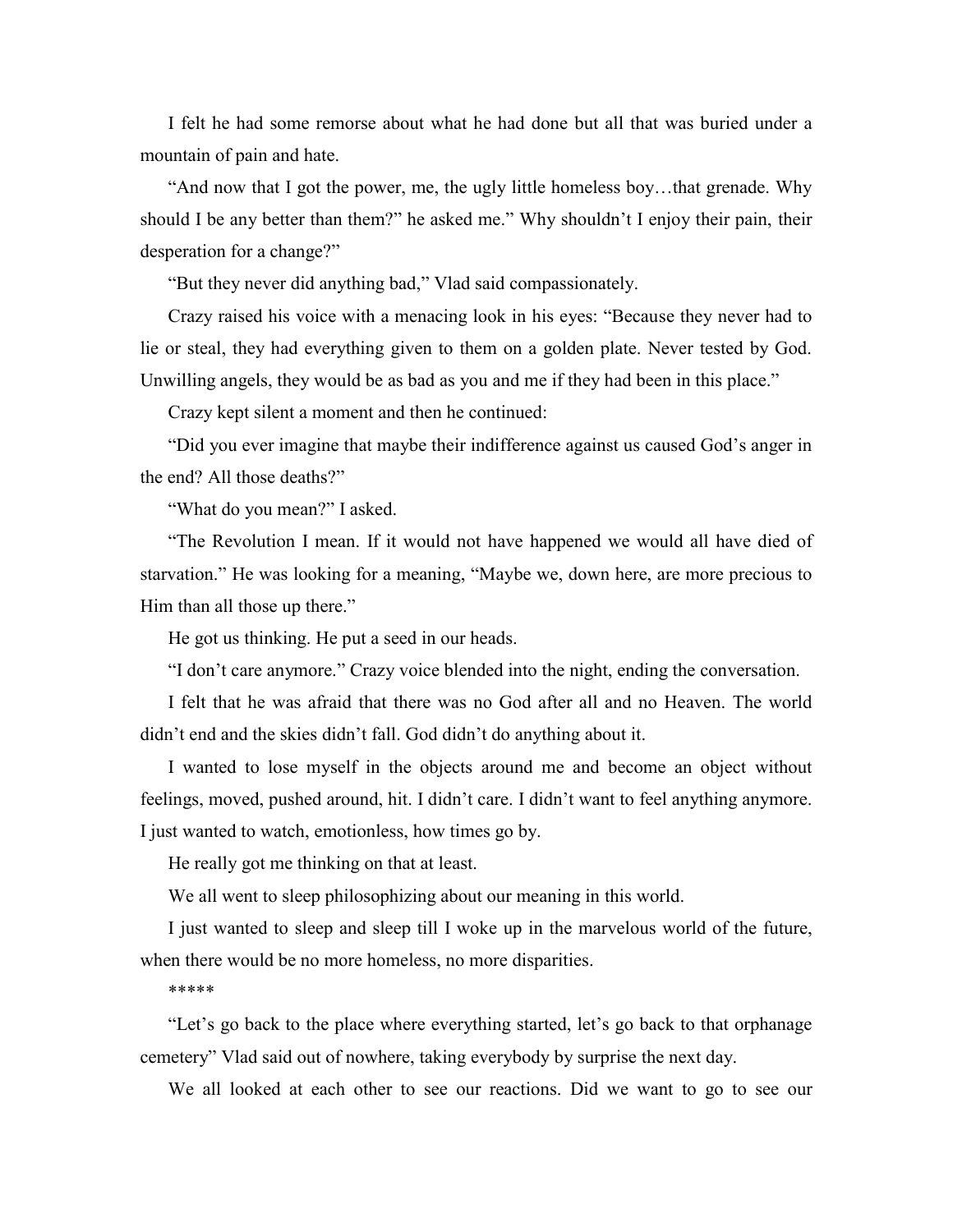I felt he had some remorse about what he had done but all that was buried under a mountain of pain and hate.

“And now that I got the power, me, the ugly little homeless boy…that grenade. Why should I be any better than them?” he asked me.” Why shouldn’t I enjoy their pain, their desperation for a change?”

“But they never did anything bad,” Vlad said compassionately.

Crazy raised his voice with a menacing look in his eyes: “Because they never had to lie or steal, they had everything given to them on a golden plate. Never tested by God. Unwilling angels, they would be as bad as you and me if they had been in this place.”

Crazy kept silent a moment and then he continued:

“Did you ever imagine that maybe their indifference against us caused God’s anger in the end? All those deaths?”

“What do you mean?” I asked.

“The Revolution I mean. If it would not have happened we would all have died of starvation.” He was looking for a meaning, “Maybe we, down here, are more precious to Him than all those up there.”

He got us thinking. He put a seed in our heads.

“I don’t care anymore.” Crazy voice blended into the night, ending the conversation.

I felt that he was afraid that there was no God after all and no Heaven. The world didn’t end and the skies didn’t fall. God didn’t do anything about it.

I wanted to lose myself in the objects around me and become an object without feelings, moved, pushed around, hit. I didn’t care. I didn’t want to feel anything anymore. I just wanted to watch, emotionless, how times go by.

He really got me thinking on that at least.

We all went to sleep philosophizing about our meaning in this world.

I just wanted to sleep and sleep till I woke up in the marvelous world of the future, when there would be no more homeless, no more disparities.

*****

“Let’s go back to the place where everything started, let’s go back to that orphanage cemetery” Vlad said out of nowhere, taking everybody by surprise the next day.

We all looked at each other to see our reactions. Did we want to go to see our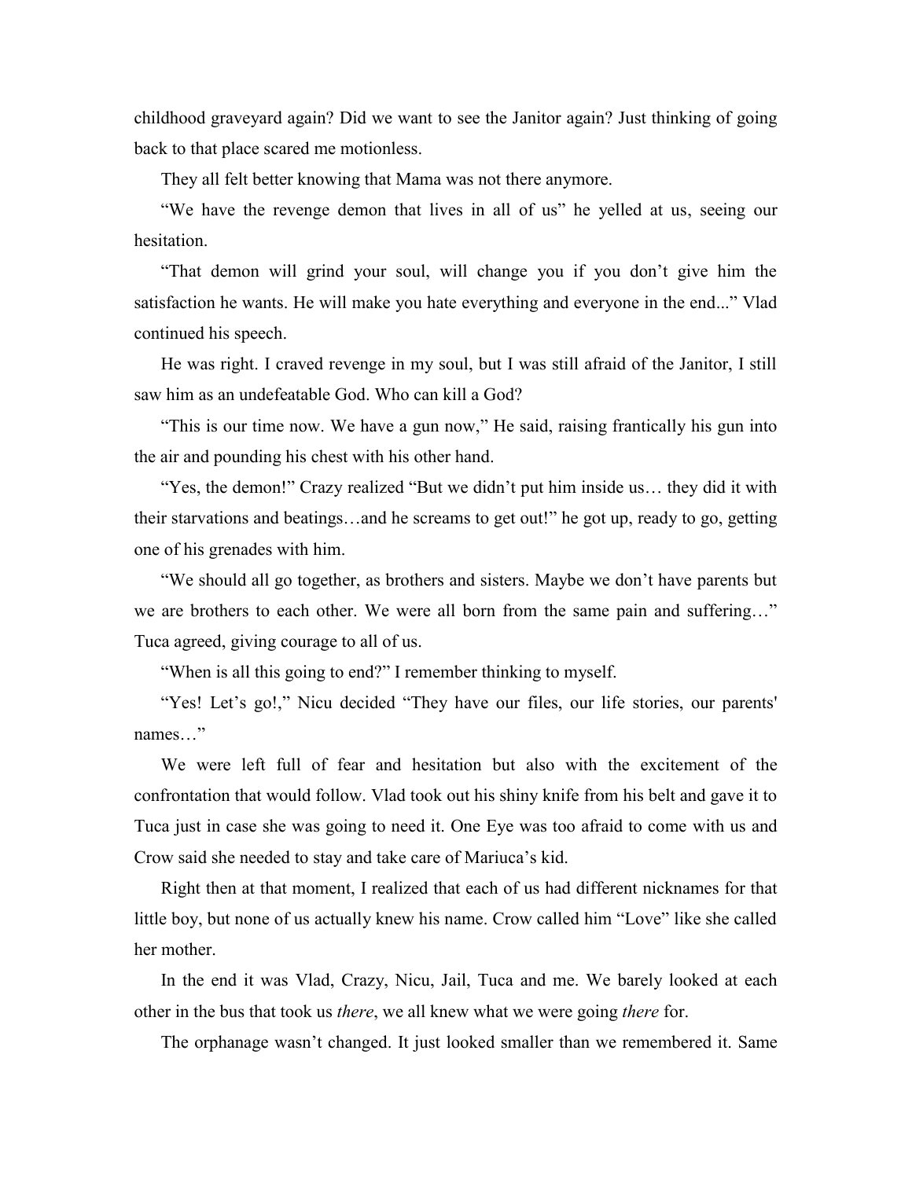childhood graveyard again? Did we want to see the Janitor again? Just thinking of going back to that place scared me motionless.

They all felt better knowing that Mama was not there anymore.

“We have the revenge demon that lives in all of us” he yelled at us, seeing our hesitation.

“That demon will grind your soul, will change you if you don’t give him the satisfaction he wants. He will make you hate everything and everyone in the end...” Vlad continued his speech.

He was right. I craved revenge in my soul, but I was still afraid of the Janitor, I still saw him as an undefeatable God. Who can kill a God?

“This is our time now. We have a gun now,” He said, raising frantically his gun into the air and pounding his chest with his other hand.

“Yes, the demon!” Crazy realized “But we didn’t put him inside us… they did it with their starvations and beatings…and he screams to get out!” he got up, ready to go, getting one of his grenades with him.

“We should all go together, as brothers and sisters. Maybe we don’t have parents but we are brothers to each other. We were all born from the same pain and suffering…” Tuca agreed, giving courage to all of us.

“When is all this going to end?” I remember thinking to myself.

“Yes! Let’s go!,” Nicu decided “They have our files, our life stories, our parents' names…”

We were left full of fear and hesitation but also with the excitement of the confrontation that would follow. Vlad took out his shiny knife from his belt and gave it to Tuca just in case she was going to need it. One Eye was too afraid to come with us and Crow said she needed to stay and take care of Mariuca’s kid.

Right then at that moment, I realized that each of us had different nicknames for that little boy, but none of us actually knew his name. Crow called him “Love” like she called her mother.

In the end it was Vlad, Crazy, Nicu, Jail, Tuca and me. We barely looked at each other in the bus that took us *there*, we all knew what we were going *there* for.

The orphanage wasn’t changed. It just looked smaller than we remembered it. Same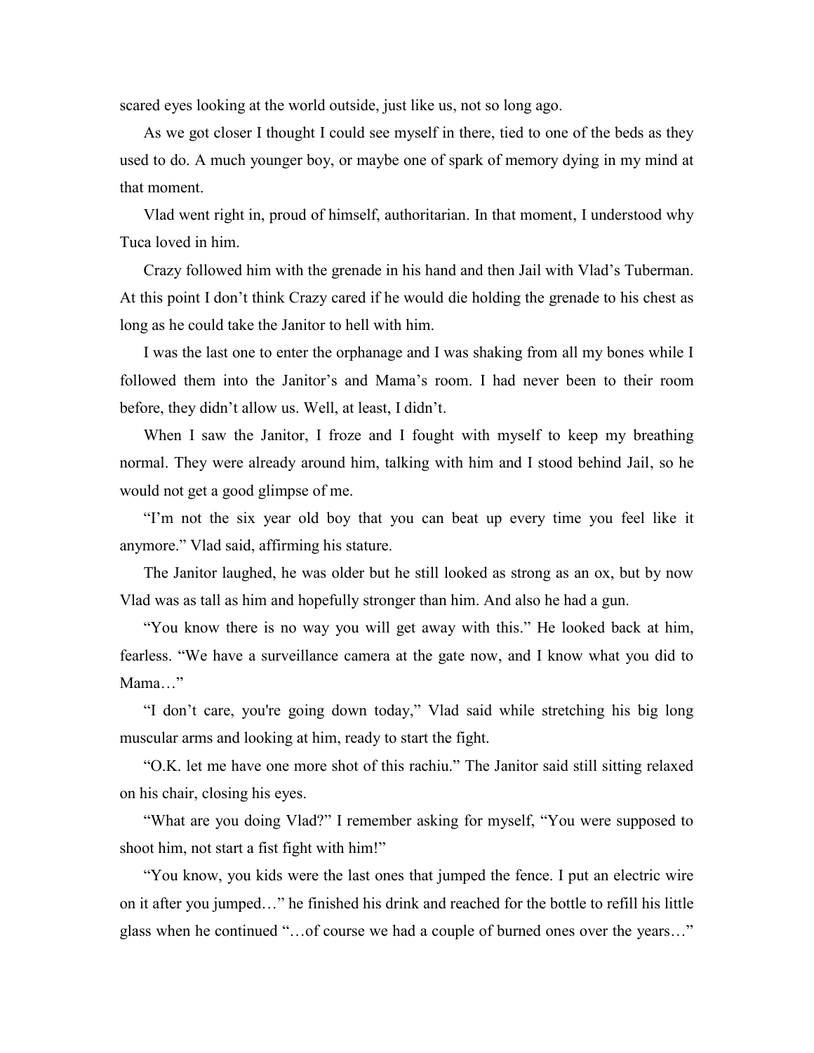scared eyes looking at the world outside, just like us, not so long ago.

As we got closer I thought I could see myself in there, tied to one of the beds as they used to do. A much younger boy, or maybe one of spark of memory dying in my mind at that moment.

Vlad went right in, proud of himself, authoritarian. In that moment, I understood why Tuca loved in him.

Crazy followed him with the grenade in his hand and then Jail with Vlad's Tuberman. At this point I don't think Crazy cared if he would die holding the grenade to his chest as long as he could take the Janitor to hell with him.

I was the last one to enter the orphanage and I was shaking from all my bones while I followed them into the Janitor's and Mama's room. I had never been to their room before, they didn't allow us. Well, at least, I didn't.

When I saw the Janitor, I froze and I fought with myself to keep my breathing normal. They were already around him, talking with him and I stood behind Jail, so he would not get a good glimpse of me.

"I'm not the six year old boy that you can beat up every time you feel like it anymore." Vlad said, affirming his stature.

The Janitor laughed, he was older but he still looked as strong as an ox, but by now Vlad was as tall as him and hopefully stronger than him. And also he had a gun.

"You know there is no way you will get away with this." He looked back at him, fearless. "We have a surveillance camera at the gate now, and I know what you did to Mama…"

"I don't care, you're going down today," Vlad said while stretching his big long muscular arms and looking at him, ready to start the fight.

"O.K. let me have one more shot of this rachiu." The Janitor said still sitting relaxed on his chair, closing his eyes.

"What are you doing Vlad?" I remember asking for myself, "You were supposed to shoot him, not start a fist fight with him!"

"You know, you kids were the last ones that jumped the fence. I put an electric wire on it after you jumped…" he finished his drink and reached for the bottle to refill his little glass when he continued "…of course we had a couple of burned ones over the years…"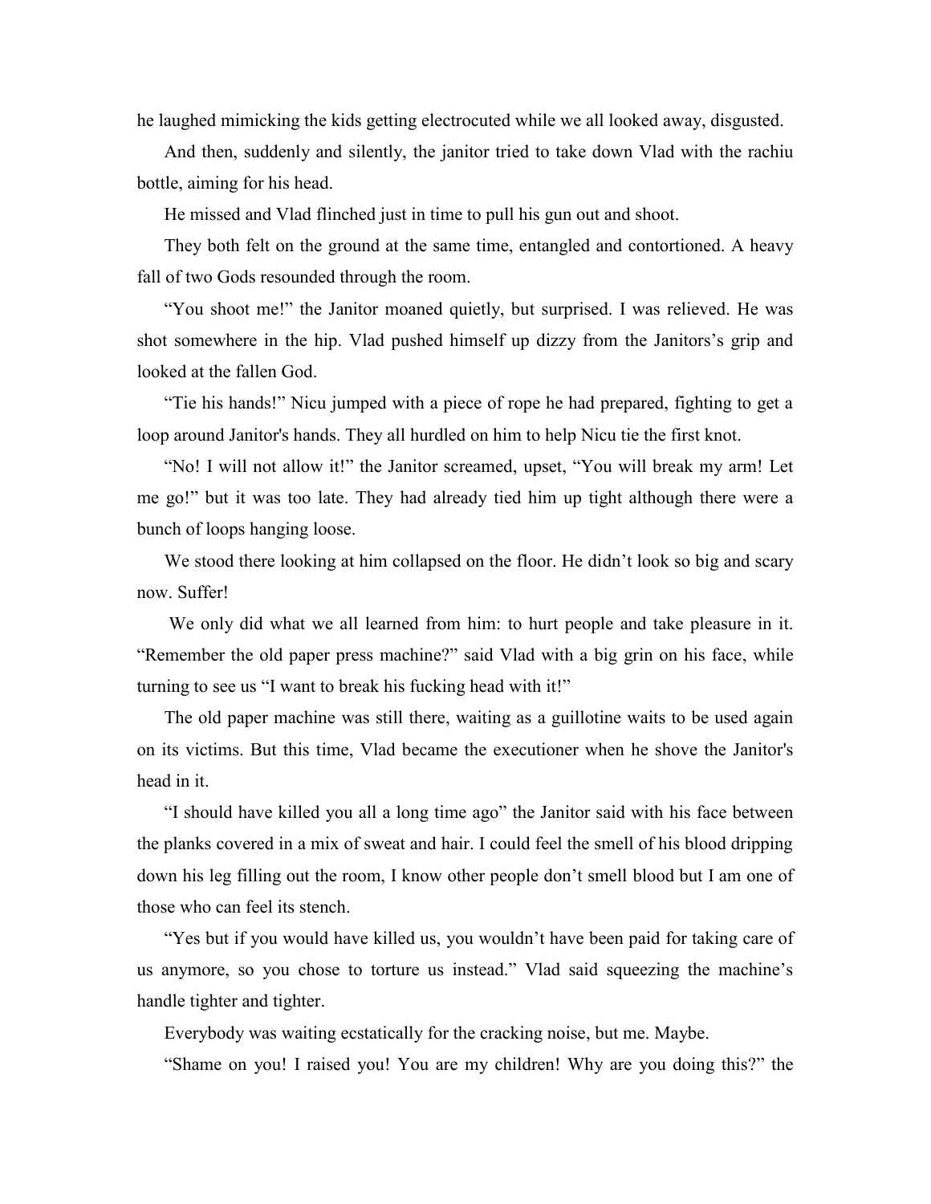he laughed mimicking the kids getting electrocuted while we all looked away, disgusted.

And then, suddenly and silently, the janitor tried to take down Vlad with the rachiu bottle, aiming for his head.

He missed and Vlad flinched just in time to pull his gun out and shoot.

They both felt on the ground at the same time, entangled and contortioned. A heavy fall of two Gods resounded through the room.

"You shoot me!" the Janitor moaned quietly, but surprised. I was relieved. He was shot somewhere in the hip. Vlad pushed himself up dizzy from the Janitors's grip and looked at the fallen God.

"Tie his hands!" Nicu jumped with a piece of rope he had prepared, fighting to get a loop around Janitor's hands. They all hurdled on him to help Nicu tie the first knot.

"No! I will not allow it!" the Janitor screamed, upset, "You will break my arm! Let me go!" but it was too late. They had already tied him up tight although there were a bunch of loops hanging loose.

We stood there looking at him collapsed on the floor. He didn't look so big and scary now. Suffer!

We only did what we all learned from him: to hurt people and take pleasure in it. "Remember the old paper press machine?" said Vlad with a big grin on his face, while turning to see us "I want to break his fucking head with it!"

The old paper machine was still there, waiting as a guillotine waits to be used again on its victims. But this time, Vlad became the executioner when he shove the Janitor's head in it.

"I should have killed you all a long time ago" the Janitor said with his face between the planks covered in a mix of sweat and hair. I could feel the smell of his blood dripping down his leg filling out the room, I know other people don't smell blood but I am one of those who can feel its stench.

"Yes but if you would have killed us, you wouldn't have been paid for taking care of us anymore, so you chose to torture us instead." Vlad said squeezing the machine's handle tighter and tighter.

Everybody was waiting ecstatically for the cracking noise, but me. Maybe.

"Shame on you! I raised you! You are my children! Why are you doing this?" the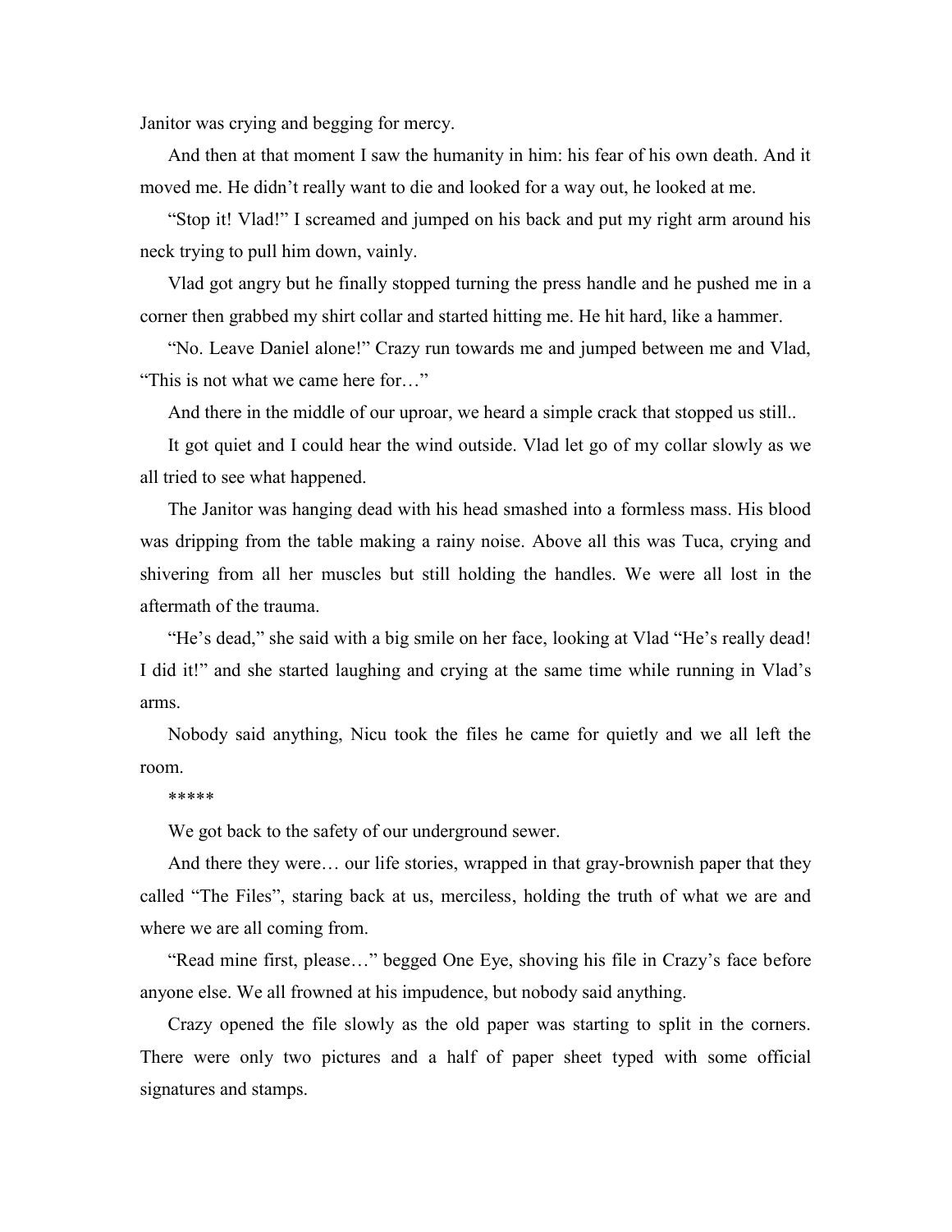Janitor was crying and begging for mercy.

And then at that moment I saw the humanity in him: his fear of his own death. And it moved me. He didn't really want to die and looked for a way out, he looked at me.

"Stop it! Vlad!" I screamed and jumped on his back and put my right arm around his neck trying to pull him down, vainly.

Vlad got angry but he finally stopped turning the press handle and he pushed me in a corner then grabbed my shirt collar and started hitting me. He hit hard, like a hammer.

"No. Leave Daniel alone!" Crazy run towards me and jumped between me and Vlad, "This is not what we came here for…"

And there in the middle of our uproar, we heard a simple crack that stopped us still..

It got quiet and I could hear the wind outside. Vlad let go of my collar slowly as we all tried to see what happened.

The Janitor was hanging dead with his head smashed into a formless mass. His blood was dripping from the table making a rainy noise. Above all this was Tuca, crying and shivering from all her muscles but still holding the handles. We were all lost in the aftermath of the trauma.

"He's dead," she said with a big smile on her face, looking at Vlad "He's really dead! I did it!" and she started laughing and crying at the same time while running in Vlad's arms.

Nobody said anything, Nicu took the files he came for quietly and we all left the room.

*****

We got back to the safety of our underground sewer.

And there they were… our life stories, wrapped in that gray-brownish paper that they called "The Files", staring back at us, merciless, holding the truth of what we are and where we are all coming from.

"Read mine first, please…" begged One Eye, shoving his file in Crazy's face before anyone else. We all frowned at his impudence, but nobody said anything.

Crazy opened the file slowly as the old paper was starting to split in the corners. There were only two pictures and a half of paper sheet typed with some official signatures and stamps.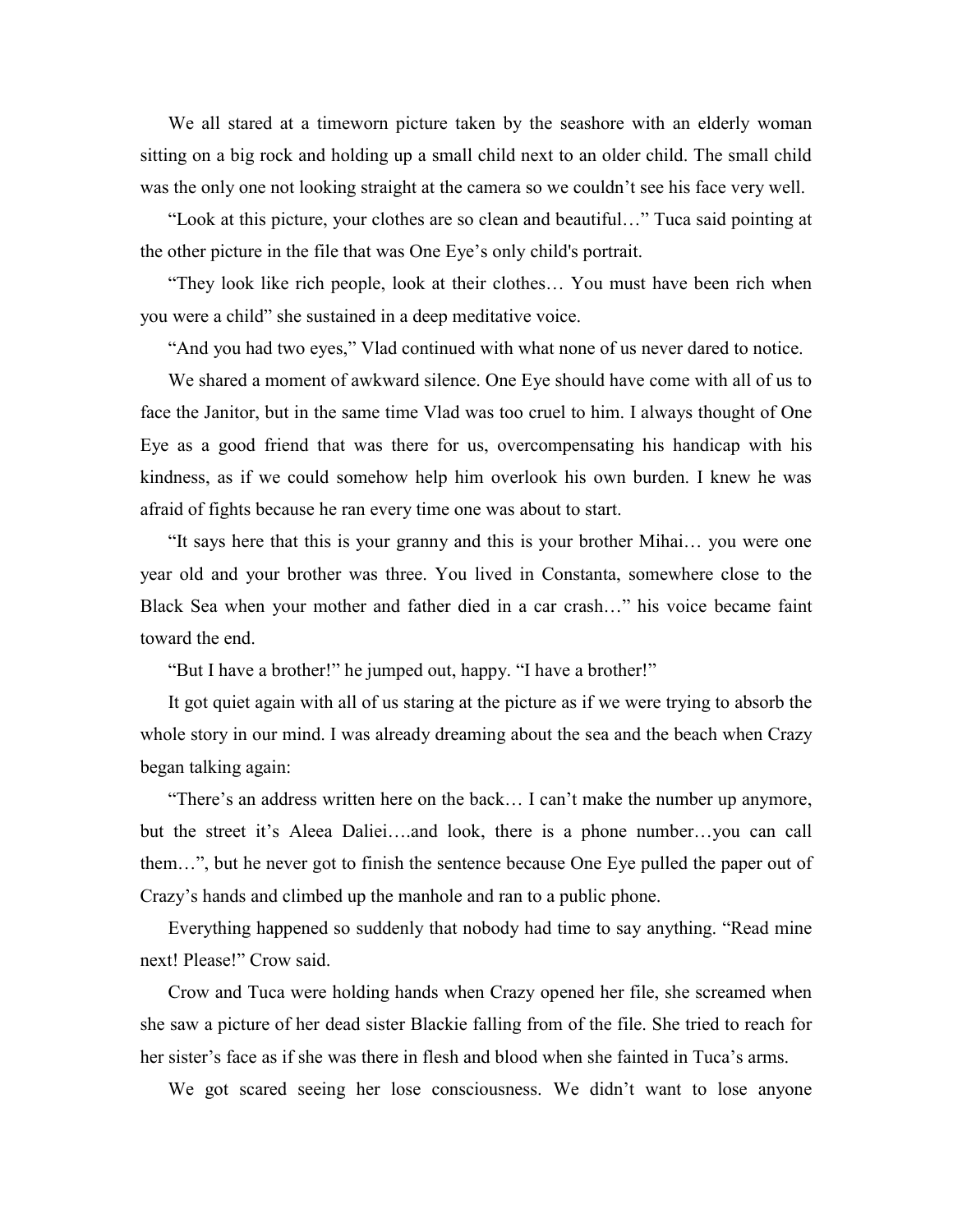We all stared at a timeworn picture taken by the seashore with an elderly woman sitting on a big rock and holding up a small child next to an older child. The small child was the only one not looking straight at the camera so we couldn't see his face very well.

"Look at this picture, your clothes are so clean and beautiful…" Tuca said pointing at the other picture in the file that was One Eye's only child's portrait.

"They look like rich people, look at their clothes… You must have been rich when you were a child" she sustained in a deep meditative voice.

"And you had two eyes," Vlad continued with what none of us never dared to notice.

We shared a moment of awkward silence. One Eye should have come with all of us to face the Janitor, but in the same time Vlad was too cruel to him. I always thought of One Eye as a good friend that was there for us, overcompensating his handicap with his kindness, as if we could somehow help him overlook his own burden. I knew he was afraid of fights because he ran every time one was about to start.

"It says here that this is your granny and this is your brother Mihai… you were one year old and your brother was three. You lived in Constanta, somewhere close to the Black Sea when your mother and father died in a car crash…" his voice became faint toward the end.

"But I have a brother!" he jumped out, happy. "I have a brother!"

It got quiet again with all of us staring at the picture as if we were trying to absorb the whole story in our mind. I was already dreaming about the sea and the beach when Crazy began talking again:

"There's an address written here on the back… I can't make the number up anymore, but the street it's Aleea Daliei….and look, there is a phone number…you can call them…", but he never got to finish the sentence because One Eye pulled the paper out of Crazy's hands and climbed up the manhole and ran to a public phone.

Everything happened so suddenly that nobody had time to say anything. "Read mine next! Please!" Crow said.

Crow and Tuca were holding hands when Crazy opened her file, she screamed when she saw a picture of her dead sister Blackie falling from of the file. She tried to reach for her sister's face as if she was there in flesh and blood when she fainted in Tuca's arms.

We got scared seeing her lose consciousness. We didn't want to lose anyone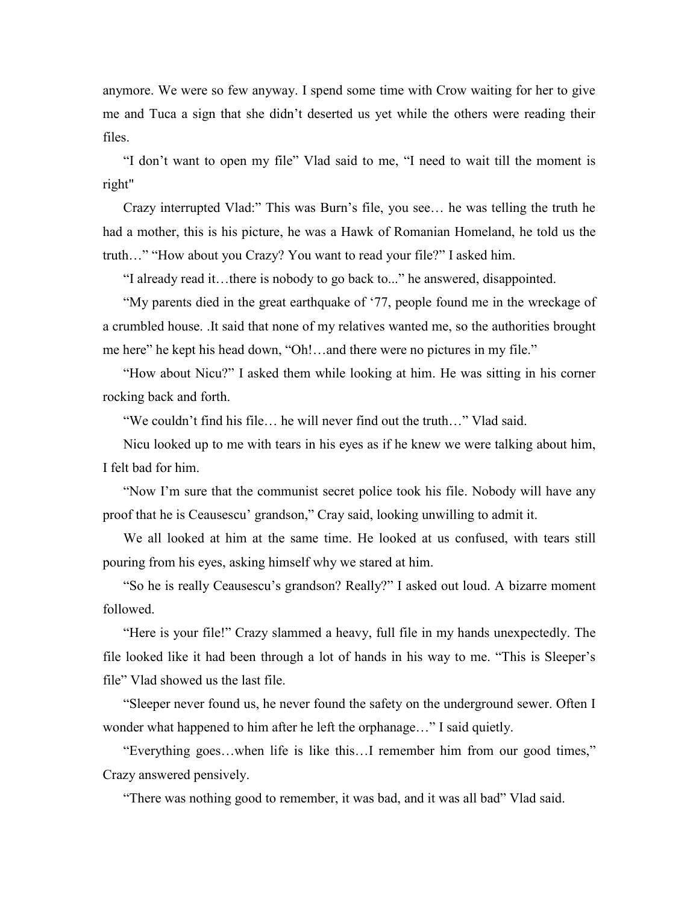anymore. We were so few anyway. I spend some time with Crow waiting for her to give me and Tuca a sign that she didn't deserted us yet while the others were reading their files.

"I don't want to open my file" Vlad said to me, "I need to wait till the moment is right"

Crazy interrupted Vlad:" This was Burn's file, you see… he was telling the truth he had a mother, this is his picture, he was a Hawk of Romanian Homeland, he told us the truth…" "How about you Crazy? You want to read your file?" I asked him.

"I already read it…there is nobody to go back to..." he answered, disappointed.

"My parents died in the great earthquake of '77, people found me in the wreckage of a crumbled house. .It said that none of my relatives wanted me, so the authorities brought me here" he kept his head down, "Oh!…and there were no pictures in my file."

"How about Nicu?" I asked them while looking at him. He was sitting in his corner rocking back and forth.

"We couldn't find his file… he will never find out the truth…" Vlad said.

Nicu looked up to me with tears in his eyes as if he knew we were talking about him, I felt bad for him.

"Now I'm sure that the communist secret police took his file. Nobody will have any proof that he is Ceausescu' grandson," Cray said, looking unwilling to admit it.

We all looked at him at the same time. He looked at us confused, with tears still pouring from his eyes, asking himself why we stared at him.

"So he is really Ceausescu's grandson? Really?" I asked out loud. A bizarre moment followed.

"Here is your file!" Crazy slammed a heavy, full file in my hands unexpectedly. The file looked like it had been through a lot of hands in his way to me. "This is Sleeper's file" Vlad showed us the last file.

"Sleeper never found us, he never found the safety on the underground sewer. Often I wonder what happened to him after he left the orphanage…" I said quietly.

"Everything goes…when life is like this…I remember him from our good times," Crazy answered pensively.

"There was nothing good to remember, it was bad, and it was all bad" Vlad said.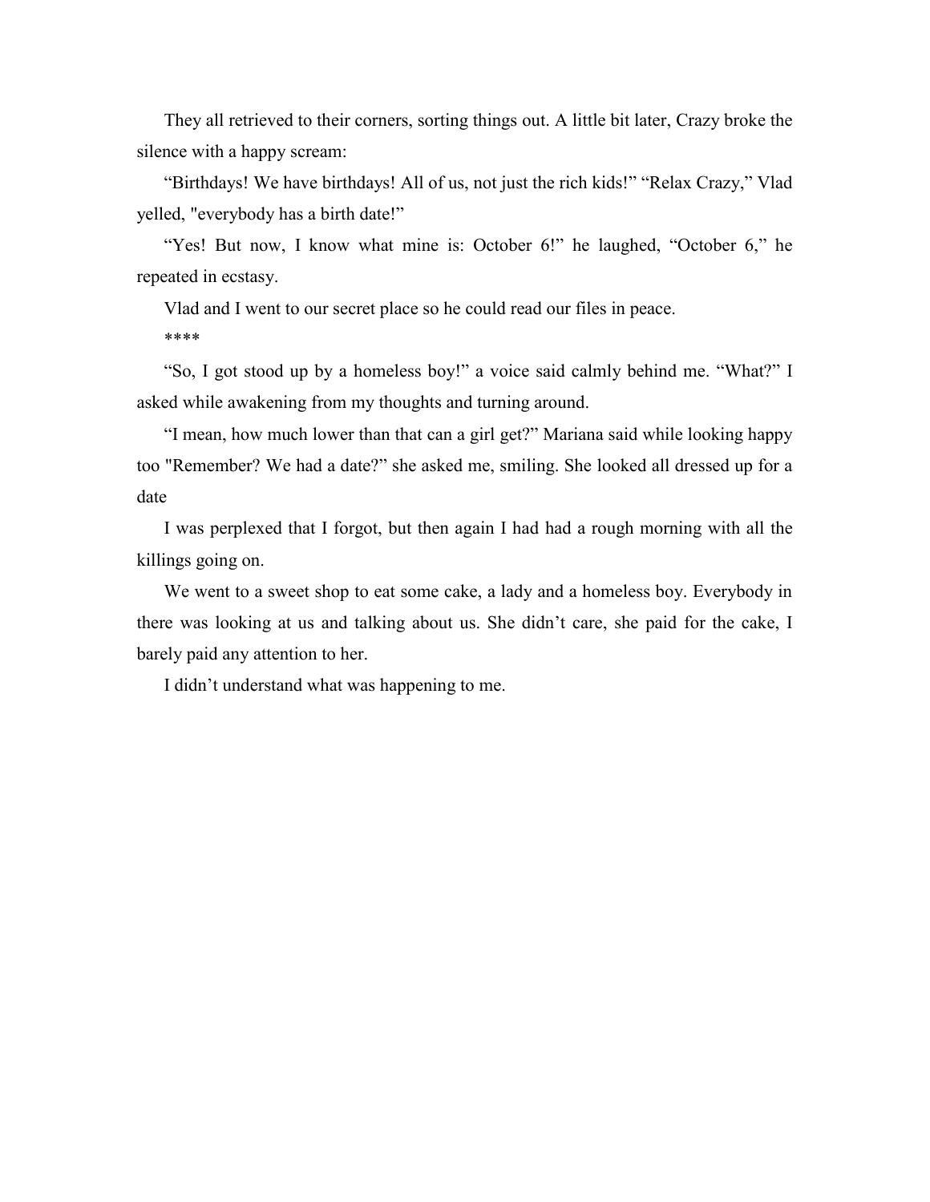They all retrieved to their corners, sorting things out. A little bit later, Crazy broke the silence with a happy scream:

“Birthdays! We have birthdays! All of us, not just the rich kids!” “Relax Crazy,” Vlad yelled, "everybody has a birth date!”

“Yes! But now, I know what mine is: October 6!” he laughed, “October 6,” he repeated in ecstasy.

Vlad and I went to our secret place so he could read our files in peace.

****

“So, I got stood up by a homeless boy!” a voice said calmly behind me. “What?” I asked while awakening from my thoughts and turning around.

“I mean, how much lower than that can a girl get?” Mariana said while looking happy too "Remember? We had a date?” she asked me, smiling. She looked all dressed up for a date

I was perplexed that I forgot, but then again I had had a rough morning with all the killings going on.

We went to a sweet shop to eat some cake, a lady and a homeless boy. Everybody in there was looking at us and talking about us. She didn’t care, she paid for the cake, I barely paid any attention to her.

I didn’t understand what was happening to me.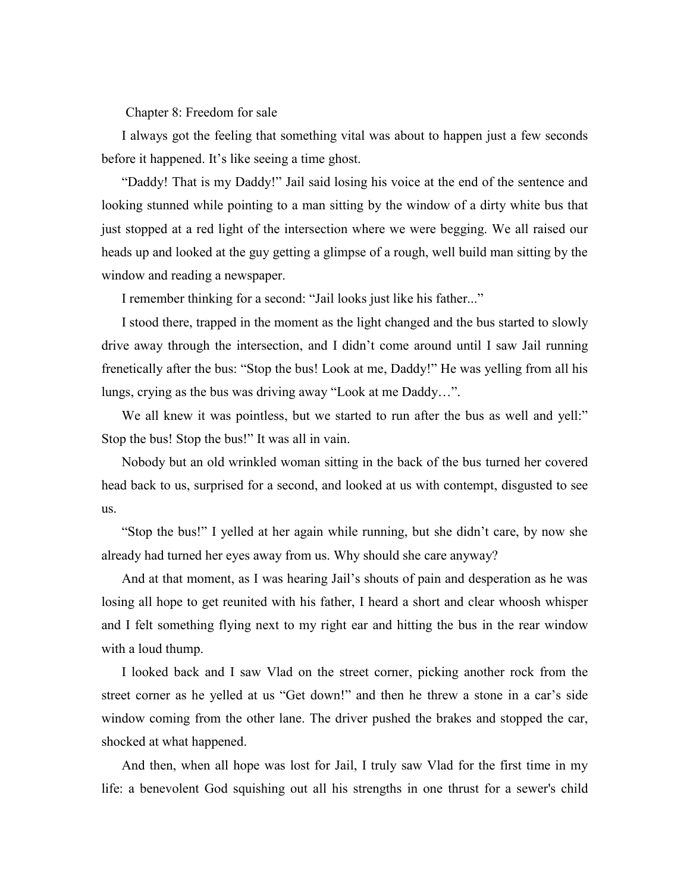## Chapter 8: Freedom for sale

I always got the feeling that something vital was about to happen just a few seconds before it happened. It's like seeing a time ghost.

"Daddy! That is my Daddy!" Jail said losing his voice at the end of the sentence and looking stunned while pointing to a man sitting by the window of a dirty white bus that just stopped at a red light of the intersection where we were begging. We all raised our heads up and looked at the guy getting a glimpse of a rough, well build man sitting by the window and reading a newspaper.

I remember thinking for a second: "Jail looks just like his father..."

I stood there, trapped in the moment as the light changed and the bus started to slowly drive away through the intersection, and I didn't come around until I saw Jail running frenetically after the bus: "Stop the bus! Look at me, Daddy!" He was yelling from all his lungs, crying as the bus was driving away "Look at me Daddy…".

We all knew it was pointless, but we started to run after the bus as well and yell:" Stop the bus! Stop the bus!" It was all in vain.

Nobody but an old wrinkled woman sitting in the back of the bus turned her covered head back to us, surprised for a second, and looked at us with contempt, disgusted to see us.

"Stop the bus!" I yelled at her again while running, but she didn't care, by now she already had turned her eyes away from us. Why should she care anyway?

And at that moment, as I was hearing Jail's shouts of pain and desperation as he was losing all hope to get reunited with his father, I heard a short and clear whoosh whisper and I felt something flying next to my right ear and hitting the bus in the rear window with a loud thump.

I looked back and I saw Vlad on the street corner, picking another rock from the street corner as he yelled at us "Get down!" and then he threw a stone in a car's side window coming from the other lane. The driver pushed the brakes and stopped the car, shocked at what happened.

And then, when all hope was lost for Jail, I truly saw Vlad for the first time in my life: a benevolent God squishing out all his strengths in one thrust for a sewer's child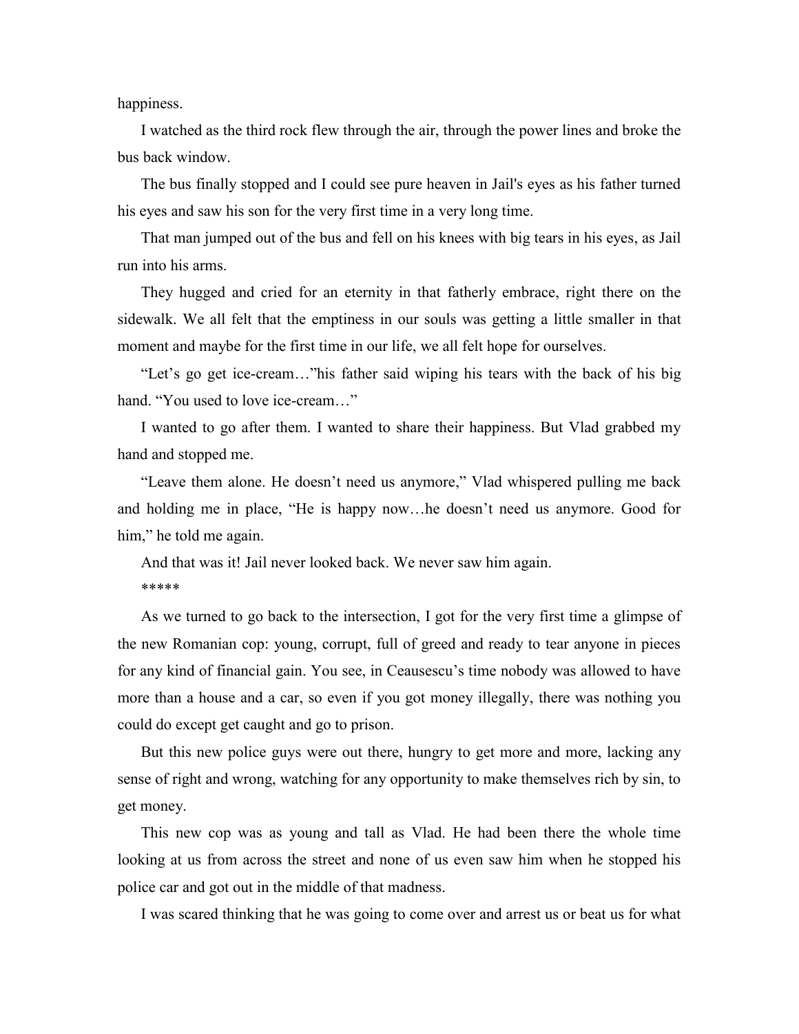happiness.

I watched as the third rock flew through the air, through the power lines and broke the bus back window.

The bus finally stopped and I could see pure heaven in Jail's eyes as his father turned his eyes and saw his son for the very first time in a very long time.

That man jumped out of the bus and fell on his knees with big tears in his eyes, as Jail run into his arms.

They hugged and cried for an eternity in that fatherly embrace, right there on the sidewalk. We all felt that the emptiness in our souls was getting a little smaller in that moment and maybe for the first time in our life, we all felt hope for ourselves.

"Let's go get ice-cream…"his father said wiping his tears with the back of his big hand. "You used to love ice-cream…"

I wanted to go after them. I wanted to share their happiness. But Vlad grabbed my hand and stopped me.

"Leave them alone. He doesn't need us anymore," Vlad whispered pulling me back and holding me in place, "He is happy now…he doesn't need us anymore. Good for him," he told me again.

And that was it! Jail never looked back. We never saw him again.

*****

As we turned to go back to the intersection, I got for the very first time a glimpse of the new Romanian cop: young, corrupt, full of greed and ready to tear anyone in pieces for any kind of financial gain. You see, in Ceausescu's time nobody was allowed to have more than a house and a car, so even if you got money illegally, there was nothing you could do except get caught and go to prison.

But this new police guys were out there, hungry to get more and more, lacking any sense of right and wrong, watching for any opportunity to make themselves rich by sin, to get money.

This new cop was as young and tall as Vlad. He had been there the whole time looking at us from across the street and none of us even saw him when he stopped his police car and got out in the middle of that madness.

I was scared thinking that he was going to come over and arrest us or beat us for what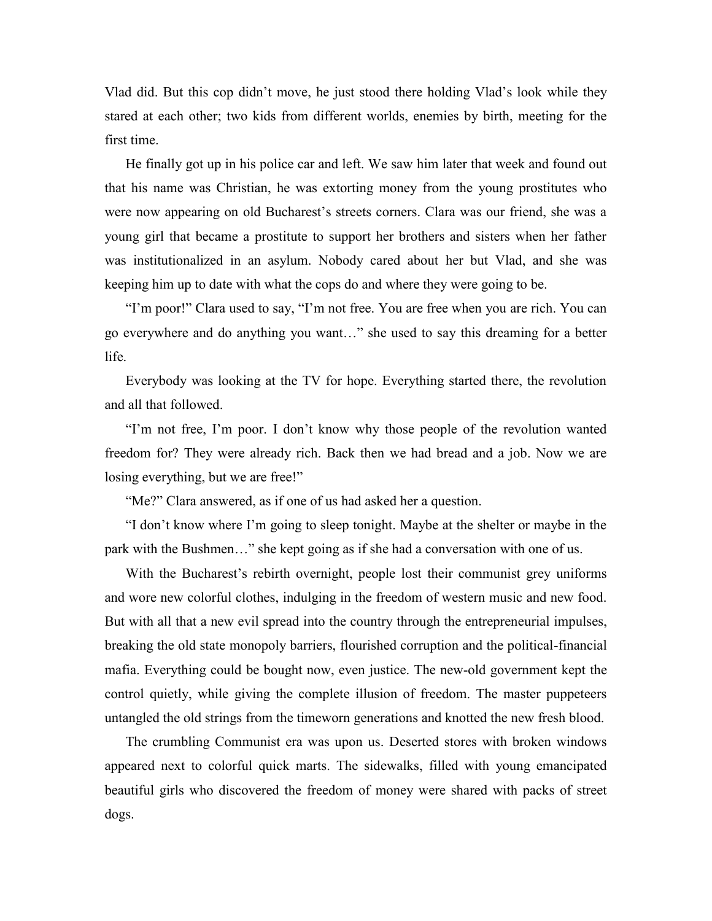Vlad did. But this cop didn't move, he just stood there holding Vlad's look while they stared at each other; two kids from different worlds, enemies by birth, meeting for the first time.

He finally got up in his police car and left. We saw him later that week and found out that his name was Christian, he was extorting money from the young prostitutes who were now appearing on old Bucharest's streets corners. Clara was our friend, she was a young girl that became a prostitute to support her brothers and sisters when her father was institutionalized in an asylum. Nobody cared about her but Vlad, and she was keeping him up to date with what the cops do and where they were going to be.

"I'm poor!" Clara used to say, "I'm not free. You are free when you are rich. You can go everywhere and do anything you want…" she used to say this dreaming for a better life.

Everybody was looking at the TV for hope. Everything started there, the revolution and all that followed.

"I'm not free, I'm poor. I don't know why those people of the revolution wanted freedom for? They were already rich. Back then we had bread and a job. Now we are losing everything, but we are free!"

"Me?" Clara answered, as if one of us had asked her a question.

"I don't know where I'm going to sleep tonight. Maybe at the shelter or maybe in the park with the Bushmen…" she kept going as if she had a conversation with one of us.

With the Bucharest's rebirth overnight, people lost their communist grey uniforms and wore new colorful clothes, indulging in the freedom of western music and new food. But with all that a new evil spread into the country through the entrepreneurial impulses, breaking the old state monopoly barriers, flourished corruption and the political-financial mafia. Everything could be bought now, even justice. The new-old government kept the control quietly, while giving the complete illusion of freedom. The master puppeteers untangled the old strings from the timeworn generations and knotted the new fresh blood.

The crumbling Communist era was upon us. Deserted stores with broken windows appeared next to colorful quick marts. The sidewalks, filled with young emancipated beautiful girls who discovered the freedom of money were shared with packs of street dogs.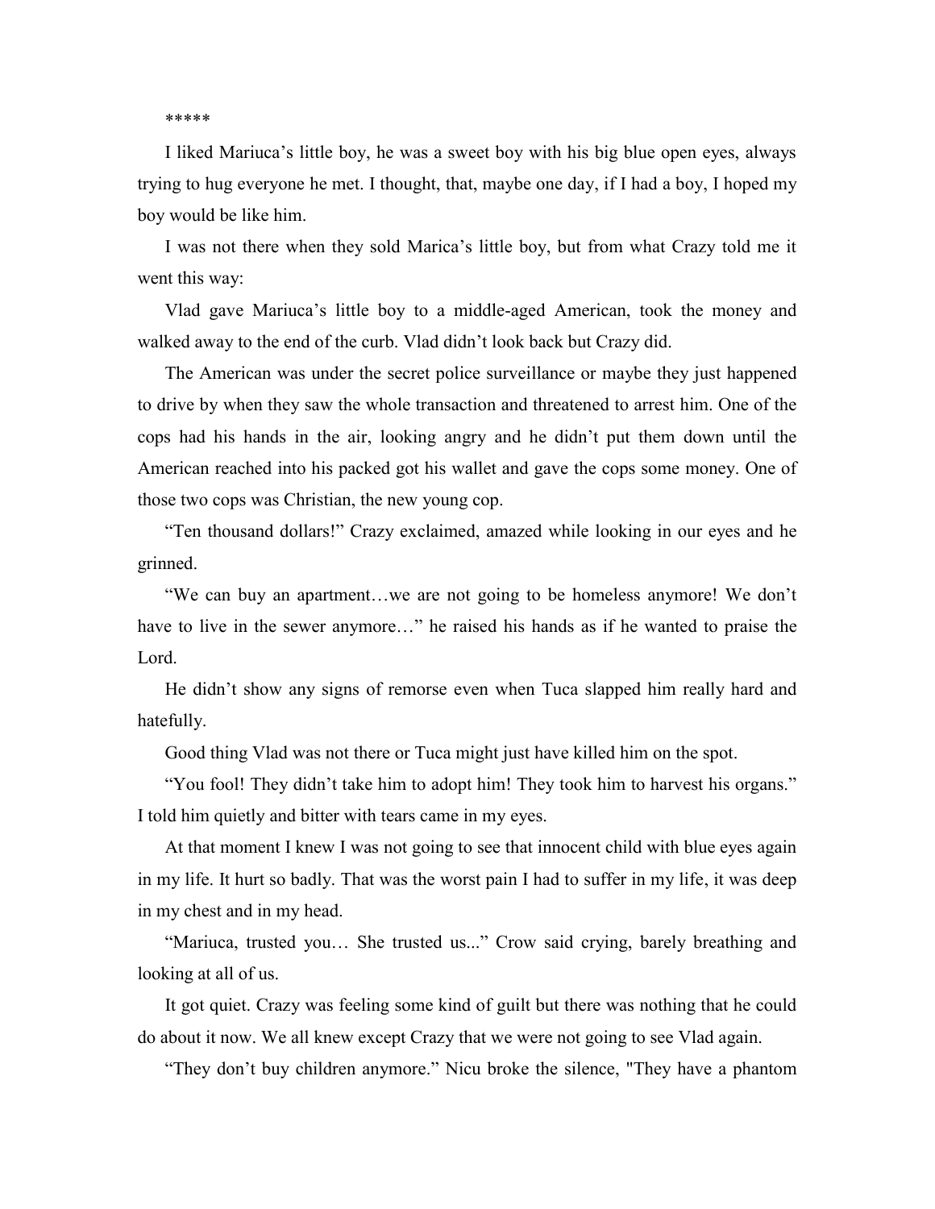*****

I liked Mariuca's little boy, he was a sweet boy with his big blue open eyes, always trying to hug everyone he met. I thought, that, maybe one day, if I had a boy, I hoped my boy would be like him.

I was not there when they sold Marica's little boy, but from what Crazy told me it went this way:

Vlad gave Mariuca's little boy to a middle-aged American, took the money and walked away to the end of the curb. Vlad didn't look back but Crazy did.

The American was under the secret police surveillance or maybe they just happened to drive by when they saw the whole transaction and threatened to arrest him. One of the cops had his hands in the air, looking angry and he didn't put them down until the American reached into his packed got his wallet and gave the cops some money. One of those two cops was Christian, the new young cop.

"Ten thousand dollars!" Crazy exclaimed, amazed while looking in our eyes and he grinned.

"We can buy an apartment…we are not going to be homeless anymore! We don't have to live in the sewer anymore…" he raised his hands as if he wanted to praise the Lord.

He didn't show any signs of remorse even when Tuca slapped him really hard and hatefully.

Good thing Vlad was not there or Tuca might just have killed him on the spot.

"You fool! They didn't take him to adopt him! They took him to harvest his organs." I told him quietly and bitter with tears came in my eyes.

At that moment I knew I was not going to see that innocent child with blue eyes again in my life. It hurt so badly. That was the worst pain I had to suffer in my life, it was deep in my chest and in my head.

"Mariuca, trusted you… She trusted us..." Crow said crying, barely breathing and looking at all of us.

It got quiet. Crazy was feeling some kind of guilt but there was nothing that he could do about it now. We all knew except Crazy that we were not going to see Vlad again.

"They don't buy children anymore." Nicu broke the silence, "They have a phantom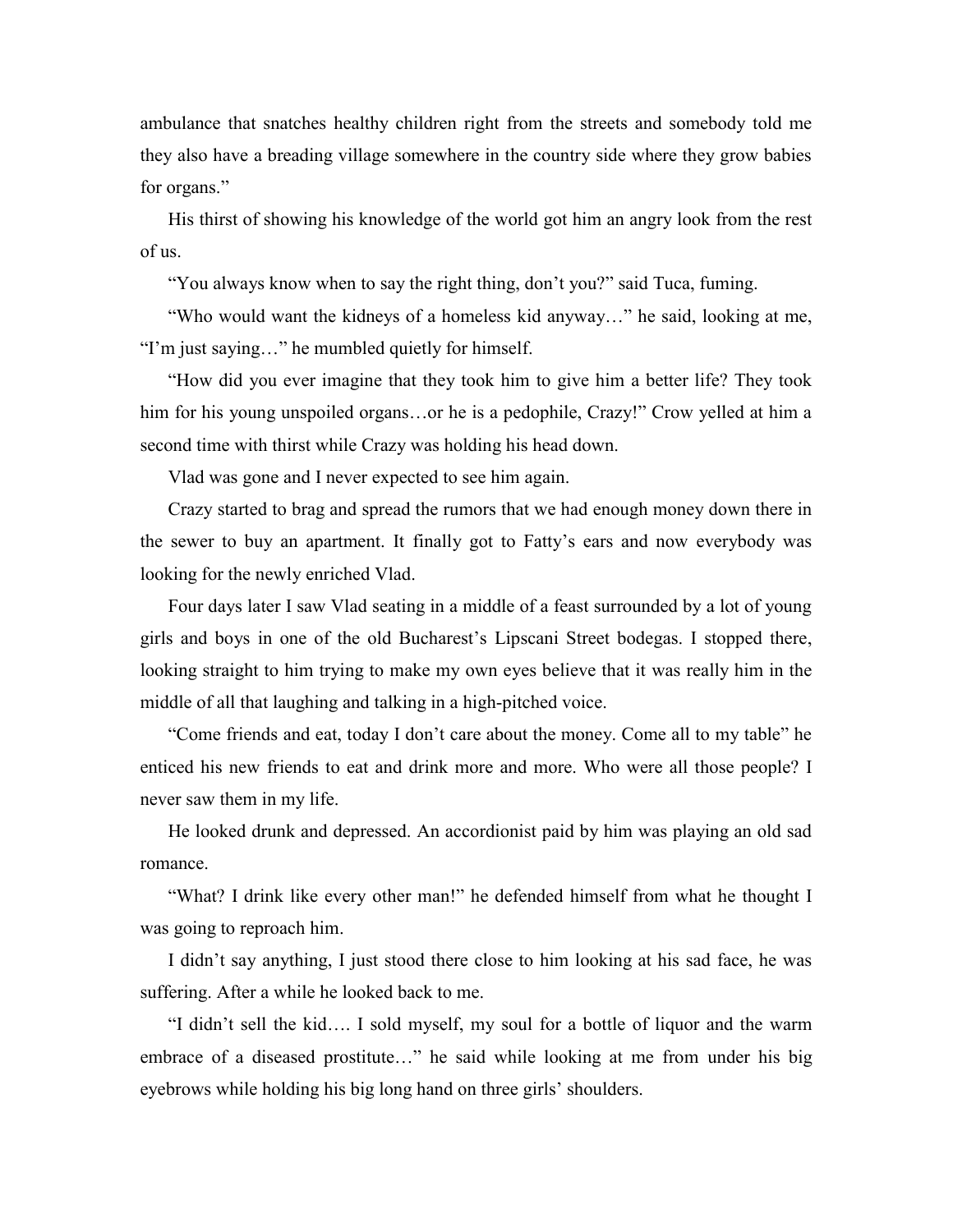ambulance that snatches healthy children right from the streets and somebody told me they also have a breading village somewhere in the country side where they grow babies for organs."

His thirst of showing his knowledge of the world got him an angry look from the rest of us.

"You always know when to say the right thing, don't you?" said Tuca, fuming.

"Who would want the kidneys of a homeless kid anyway…" he said, looking at me, "I'm just saying…" he mumbled quietly for himself.

"How did you ever imagine that they took him to give him a better life? They took him for his young unspoiled organs…or he is a pedophile, Crazy!" Crow yelled at him a second time with thirst while Crazy was holding his head down.

Vlad was gone and I never expected to see him again.

Crazy started to brag and spread the rumors that we had enough money down there in the sewer to buy an apartment. It finally got to Fatty's ears and now everybody was looking for the newly enriched Vlad.

Four days later I saw Vlad seating in a middle of a feast surrounded by a lot of young girls and boys in one of the old Bucharest's Lipscani Street bodegas. I stopped there, looking straight to him trying to make my own eyes believe that it was really him in the middle of all that laughing and talking in a high-pitched voice.

"Come friends and eat, today I don't care about the money. Come all to my table" he enticed his new friends to eat and drink more and more. Who were all those people? I never saw them in my life.

He looked drunk and depressed. An accordionist paid by him was playing an old sad romance.

"What? I drink like every other man!" he defended himself from what he thought I was going to reproach him.

I didn't say anything, I just stood there close to him looking at his sad face, he was suffering. After a while he looked back to me.

"I didn't sell the kid…. I sold myself, my soul for a bottle of liquor and the warm embrace of a diseased prostitute…" he said while looking at me from under his big eyebrows while holding his big long hand on three girls' shoulders.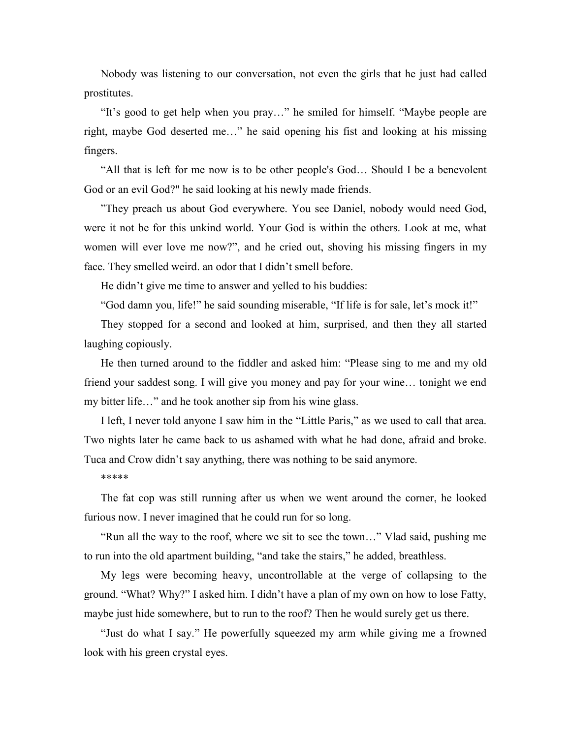Nobody was listening to our conversation, not even the girls that he just had called prostitutes.

"It's good to get help when you pray…" he smiled for himself. "Maybe people are right, maybe God deserted me…" he said opening his fist and looking at his missing fingers.

"All that is left for me now is to be other people's God… Should I be a benevolent God or an evil God?" he said looking at his newly made friends.

"They preach us about God everywhere. You see Daniel, nobody would need God, were it not be for this unkind world. Your God is within the others. Look at me, what women will ever love me now?", and he cried out, shoving his missing fingers in my face. They smelled weird. an odor that I didn't smell before.

He didn't give me time to answer and yelled to his buddies:

"God damn you, life!" he said sounding miserable, "If life is for sale, let's mock it!"

They stopped for a second and looked at him, surprised, and then they all started laughing copiously.

He then turned around to the fiddler and asked him: "Please sing to me and my old friend your saddest song. I will give you money and pay for your wine… tonight we end my bitter life…" and he took another sip from his wine glass.

I left, I never told anyone I saw him in the "Little Paris," as we used to call that area. Two nights later he came back to us ashamed with what he had done, afraid and broke. Tuca and Crow didn't say anything, there was nothing to be said anymore.

*****

The fat cop was still running after us when we went around the corner, he looked furious now. I never imagined that he could run for so long.

"Run all the way to the roof, where we sit to see the town…" Vlad said, pushing me to run into the old apartment building, "and take the stairs," he added, breathless.

My legs were becoming heavy, uncontrollable at the verge of collapsing to the ground. "What? Why?" I asked him. I didn't have a plan of my own on how to lose Fatty, maybe just hide somewhere, but to run to the roof? Then he would surely get us there.

"Just do what I say." He powerfully squeezed my arm while giving me a frowned look with his green crystal eyes.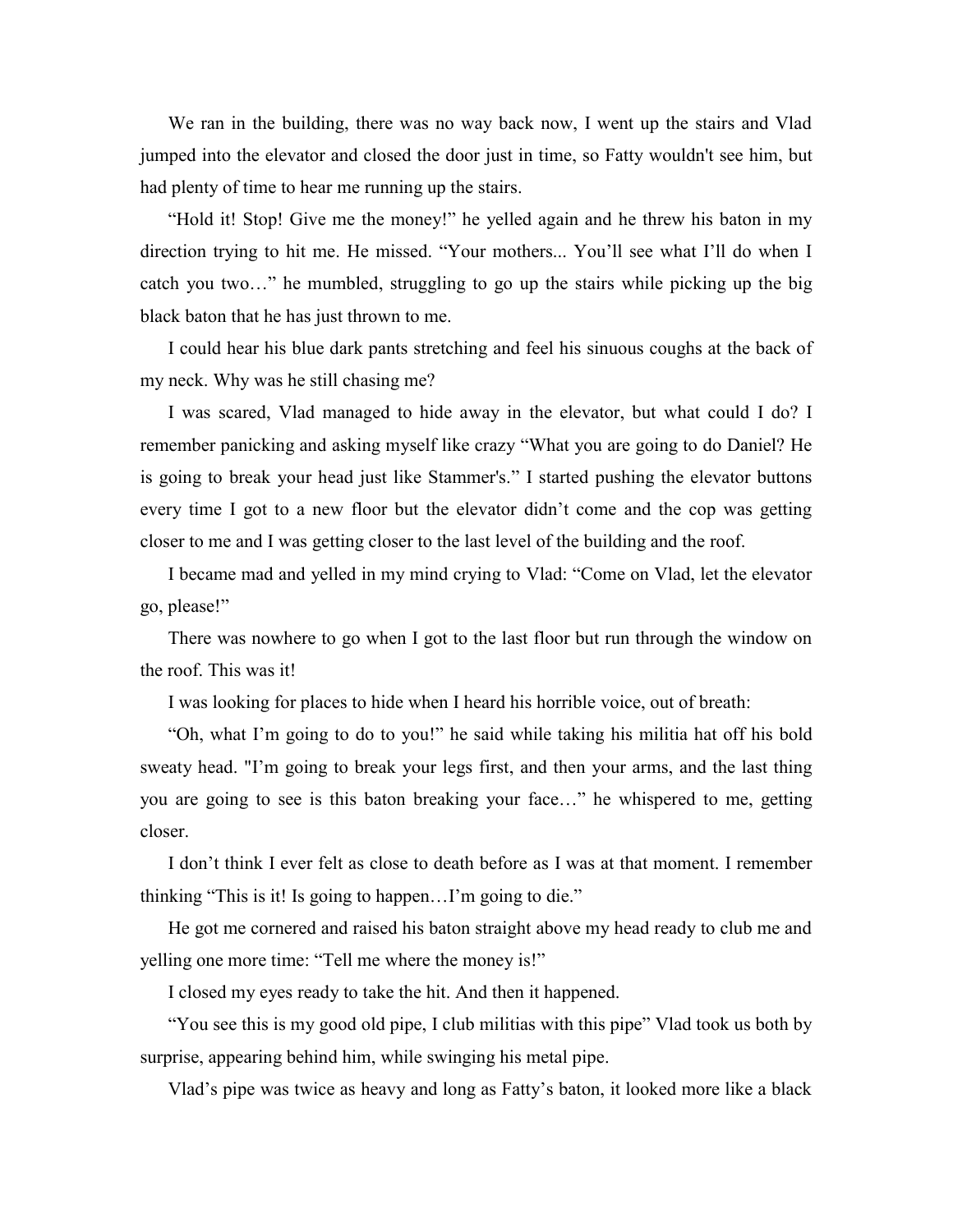We ran in the building, there was no way back now, I went up the stairs and Vlad jumped into the elevator and closed the door just in time, so Fatty wouldn't see him, but had plenty of time to hear me running up the stairs.

"Hold it! Stop! Give me the money!" he yelled again and he threw his baton in my direction trying to hit me. He missed. "Your mothers... You'll see what I'll do when I catch you two…" he mumbled, struggling to go up the stairs while picking up the big black baton that he has just thrown to me.

I could hear his blue dark pants stretching and feel his sinuous coughs at the back of my neck. Why was he still chasing me?

I was scared, Vlad managed to hide away in the elevator, but what could I do? I remember panicking and asking myself like crazy "What you are going to do Daniel? He is going to break your head just like Stammer's." I started pushing the elevator buttons every time I got to a new floor but the elevator didn't come and the cop was getting closer to me and I was getting closer to the last level of the building and the roof.

I became mad and yelled in my mind crying to Vlad: "Come on Vlad, let the elevator go, please!"

There was nowhere to go when I got to the last floor but run through the window on the roof. This was it!

I was looking for places to hide when I heard his horrible voice, out of breath:

"Oh, what I'm going to do to you!" he said while taking his militia hat off his bold sweaty head. "I'm going to break your legs first, and then your arms, and the last thing you are going to see is this baton breaking your face…" he whispered to me, getting closer.

I don't think I ever felt as close to death before as I was at that moment. I remember thinking "This is it! Is going to happen…I'm going to die."

He got me cornered and raised his baton straight above my head ready to club me and yelling one more time: "Tell me where the money is!"

I closed my eyes ready to take the hit. And then it happened.

"You see this is my good old pipe, I club militias with this pipe" Vlad took us both by surprise, appearing behind him, while swinging his metal pipe.

Vlad's pipe was twice as heavy and long as Fatty's baton, it looked more like a black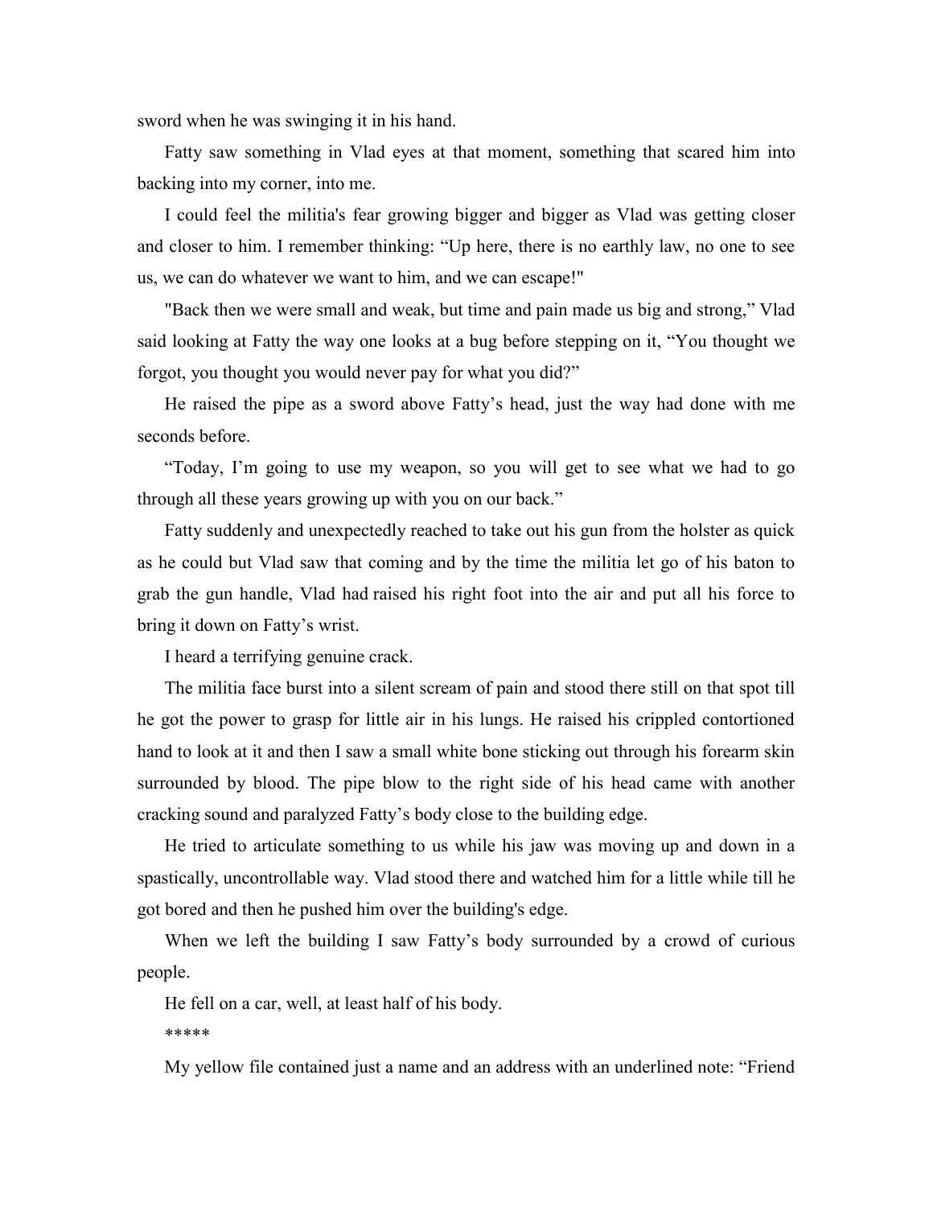sword when he was swinging it in his hand.

Fatty saw something in Vlad eyes at that moment, something that scared him into backing into my corner, into me.

I could feel the militia's fear growing bigger and bigger as Vlad was getting closer and closer to him. I remember thinking: “Up here, there is no earthly law, no one to see us, we can do whatever we want to him, and we can escape!"

"Back then we were small and weak, but time and pain made us big and strong,” Vlad said looking at Fatty the way one looks at a bug before stepping on it, “You thought we forgot, you thought you would never pay for what you did?”

He raised the pipe as a sword above Fatty’s head, just the way had done with me seconds before.

“Today, I’m going to use my weapon, so you will get to see what we had to go through all these years growing up with you on our back.”

Fatty suddenly and unexpectedly reached to take out his gun from the holster as quick as he could but Vlad saw that coming and by the time the militia let go of his baton to grab the gun handle, Vlad had raised his right foot into the air and put all his force to bring it down on Fatty’s wrist.

I heard a terrifying genuine crack.

The militia face burst into a silent scream of pain and stood there still on that spot till he got the power to grasp for little air in his lungs. He raised his crippled contortioned hand to look at it and then I saw a small white bone sticking out through his forearm skin surrounded by blood. The pipe blow to the right side of his head came with another cracking sound and paralyzed Fatty’s body close to the building edge.

He tried to articulate something to us while his jaw was moving up and down in a spastically, uncontrollable way. Vlad stood there and watched him for a little while till he got bored and then he pushed him over the building's edge.

When we left the building I saw Fatty’s body surrounded by a crowd of curious people.

He fell on a car, well, at least half of his body.

*****

My yellow file contained just a name and an address with an underlined note: “Friend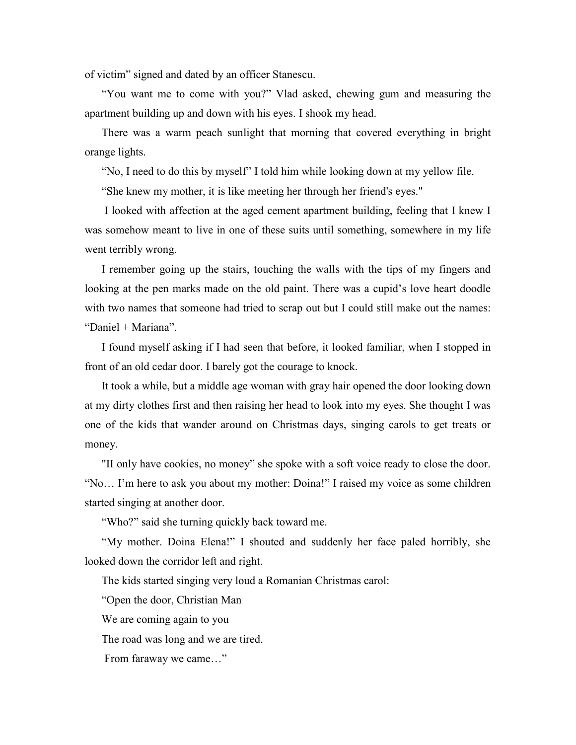of victim" signed and dated by an officer Stanescu.

"You want me to come with you?" Vlad asked, chewing gum and measuring the apartment building up and down with his eyes. I shook my head.

There was a warm peach sunlight that morning that covered everything in bright orange lights.

"No, I need to do this by myself" I told him while looking down at my yellow file.

"She knew my mother, it is like meeting her through her friend's eyes."

I looked with affection at the aged cement apartment building, feeling that I knew I was somehow meant to live in one of these suits until something, somewhere in my life went terribly wrong.

I remember going up the stairs, touching the walls with the tips of my fingers and looking at the pen marks made on the old paint. There was a cupid's love heart doodle with two names that someone had tried to scrap out but I could still make out the names: "Daniel + Mariana".

I found myself asking if I had seen that before, it looked familiar, when I stopped in front of an old cedar door. I barely got the courage to knock.

It took a while, but a middle age woman with gray hair opened the door looking down at my dirty clothes first and then raising her head to look into my eyes. She thought I was one of the kids that wander around on Christmas days, singing carols to get treats or money.

"II only have cookies, no money" she spoke with a soft voice ready to close the door. "No… I'm here to ask you about my mother: Doina!" I raised my voice as some children started singing at another door.

"Who?" said she turning quickly back toward me.

"My mother. Doina Elena!" I shouted and suddenly her face paled horribly, she looked down the corridor left and right.

The kids started singing very loud a Romanian Christmas carol:

"Open the door, Christian Man

We are coming again to you

The road was long and we are tired.

From faraway we came…"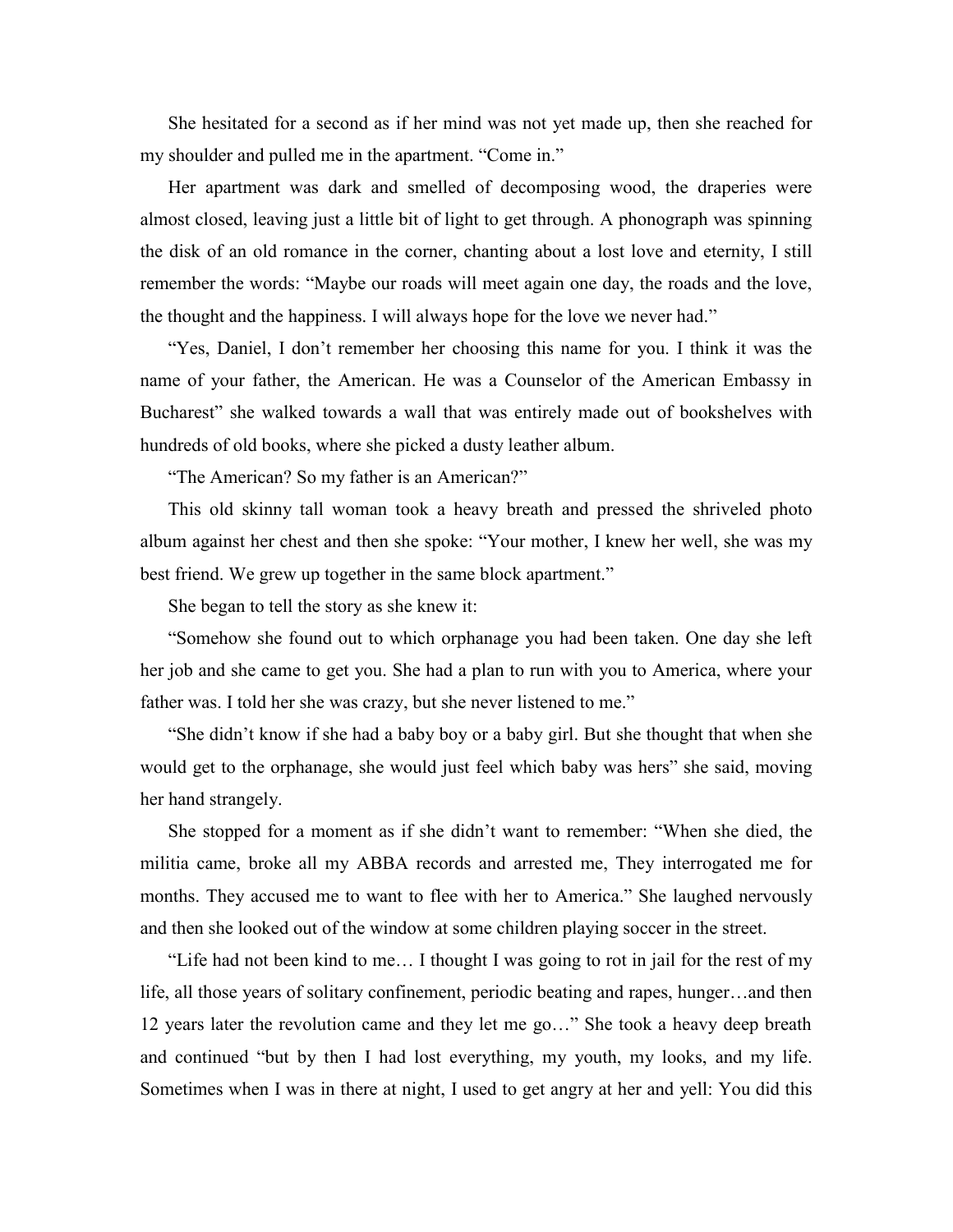She hesitated for a second as if her mind was not yet made up, then she reached for my shoulder and pulled me in the apartment. “Come in.”

Her apartment was dark and smelled of decomposing wood, the draperies were almost closed, leaving just a little bit of light to get through. A phonograph was spinning the disk of an old romance in the corner, chanting about a lost love and eternity, I still remember the words: “Maybe our roads will meet again one day, the roads and the love, the thought and the happiness. I will always hope for the love we never had.”

“Yes, Daniel, I don’t remember her choosing this name for you. I think it was the name of your father, the American. He was a Counselor of the American Embassy in Bucharest” she walked towards a wall that was entirely made out of bookshelves with hundreds of old books, where she picked a dusty leather album.

“The American? So my father is an American?”

This old skinny tall woman took a heavy breath and pressed the shriveled photo album against her chest and then she spoke: “Your mother, I knew her well, she was my best friend. We grew up together in the same block apartment.”

She began to tell the story as she knew it:

“Somehow she found out to which orphanage you had been taken. One day she left her job and she came to get you. She had a plan to run with you to America, where your father was. I told her she was crazy, but she never listened to me.”

“She didn’t know if she had a baby boy or a baby girl. But she thought that when she would get to the orphanage, she would just feel which baby was hers” she said, moving her hand strangely.

She stopped for a moment as if she didn’t want to remember: “When she died, the militia came, broke all my ABBA records and arrested me, They interrogated me for months. They accused me to want to flee with her to America.” She laughed nervously and then she looked out of the window at some children playing soccer in the street.

“Life had not been kind to me… I thought I was going to rot in jail for the rest of my life, all those years of solitary confinement, periodic beating and rapes, hunger…and then 12 years later the revolution came and they let me go…” She took a heavy deep breath and continued “but by then I had lost everything, my youth, my looks, and my life. Sometimes when I was in there at night, I used to get angry at her and yell: You did this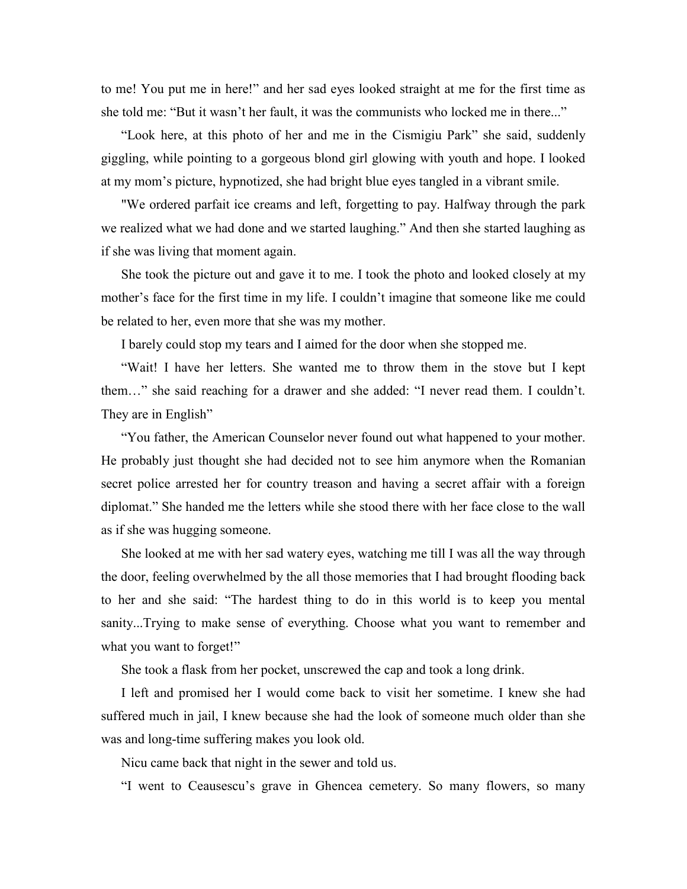to me! You put me in here!" and her sad eyes looked straight at me for the first time as she told me: "But it wasn't her fault, it was the communists who locked me in there..."

"Look here, at this photo of her and me in the Cismigiu Park" she said, suddenly giggling, while pointing to a gorgeous blond girl glowing with youth and hope. I looked at my mom's picture, hypnotized, she had bright blue eyes tangled in a vibrant smile.

"We ordered parfait ice creams and left, forgetting to pay. Halfway through the park we realized what we had done and we started laughing." And then she started laughing as if she was living that moment again.

She took the picture out and gave it to me. I took the photo and looked closely at my mother's face for the first time in my life. I couldn't imagine that someone like me could be related to her, even more that she was my mother.

I barely could stop my tears and I aimed for the door when she stopped me.

"Wait! I have her letters. She wanted me to throw them in the stove but I kept them…" she said reaching for a drawer and she added: "I never read them. I couldn't. They are in English"

"You father, the American Counselor never found out what happened to your mother. He probably just thought she had decided not to see him anymore when the Romanian secret police arrested her for country treason and having a secret affair with a foreign diplomat." She handed me the letters while she stood there with her face close to the wall as if she was hugging someone.

She looked at me with her sad watery eyes, watching me till I was all the way through the door, feeling overwhelmed by the all those memories that I had brought flooding back to her and she said: "The hardest thing to do in this world is to keep you mental sanity...Trying to make sense of everything. Choose what you want to remember and what you want to forget!"

She took a flask from her pocket, unscrewed the cap and took a long drink.

I left and promised her I would come back to visit her sometime. I knew she had suffered much in jail, I knew because she had the look of someone much older than she was and long-time suffering makes you look old.

Nicu came back that night in the sewer and told us.

"I went to Ceausescu's grave in Ghencea cemetery. So many flowers, so many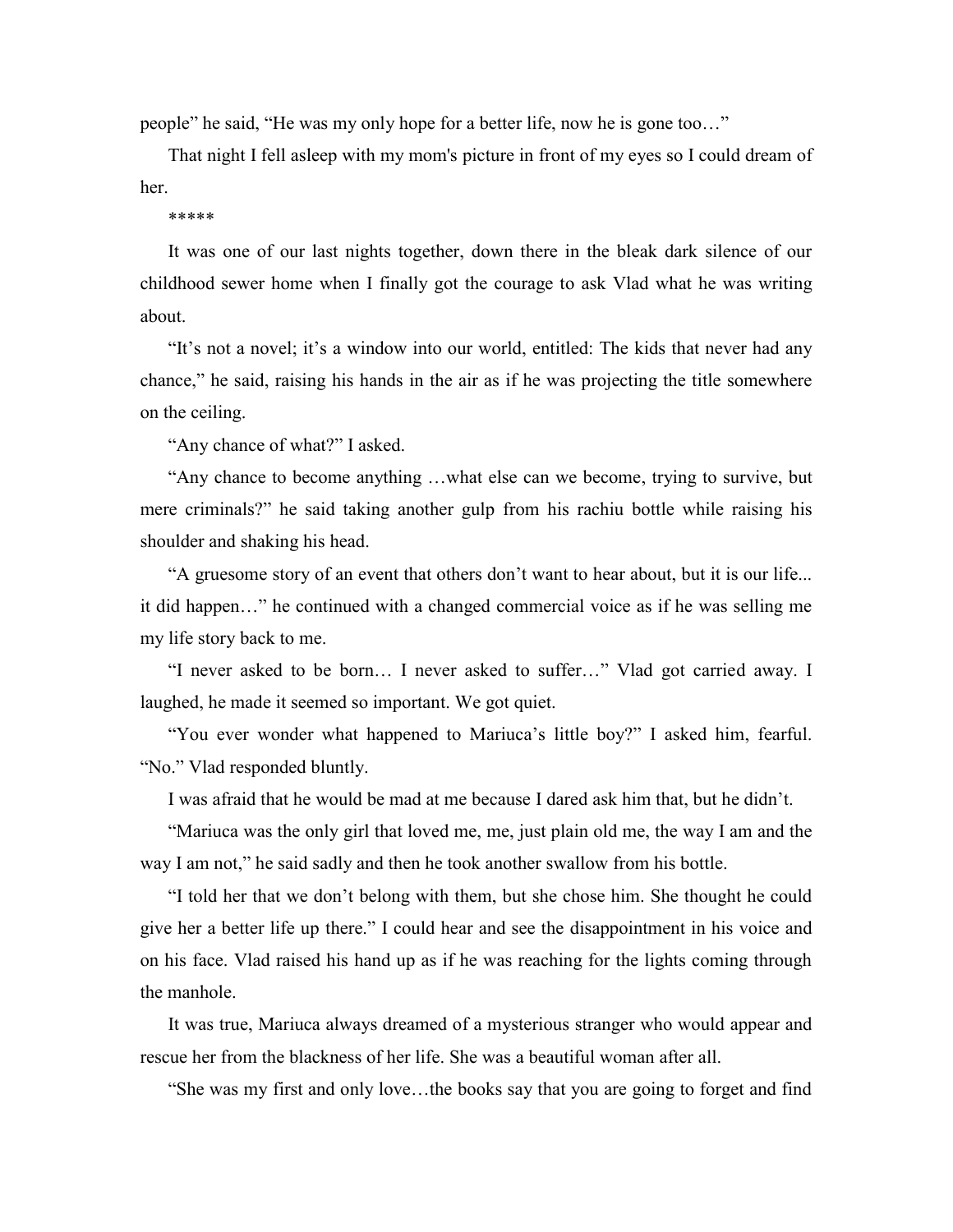people" he said, "He was my only hope for a better life, now he is gone too…"

That night I fell asleep with my mom's picture in front of my eyes so I could dream of her.

*****

It was one of our last nights together, down there in the bleak dark silence of our childhood sewer home when I finally got the courage to ask Vlad what he was writing about.

"It's not a novel; it's a window into our world, entitled: The kids that never had any chance," he said, raising his hands in the air as if he was projecting the title somewhere on the ceiling.

"Any chance of what?" I asked.

"Any chance to become anything …what else can we become, trying to survive, but mere criminals?" he said taking another gulp from his rachiu bottle while raising his shoulder and shaking his head.

"A gruesome story of an event that others don't want to hear about, but it is our life... it did happen…" he continued with a changed commercial voice as if he was selling me my life story back to me.

"I never asked to be born… I never asked to suffer…" Vlad got carried away. I laughed, he made it seemed so important. We got quiet.

"You ever wonder what happened to Mariuca's little boy?" I asked him, fearful. "No." Vlad responded bluntly.

I was afraid that he would be mad at me because I dared ask him that, but he didn't.

"Mariuca was the only girl that loved me, me, just plain old me, the way I am and the way I am not," he said sadly and then he took another swallow from his bottle.

"I told her that we don't belong with them, but she chose him. She thought he could give her a better life up there." I could hear and see the disappointment in his voice and on his face. Vlad raised his hand up as if he was reaching for the lights coming through the manhole.

It was true, Mariuca always dreamed of a mysterious stranger who would appear and rescue her from the blackness of her life. She was a beautiful woman after all.

"She was my first and only love…the books say that you are going to forget and find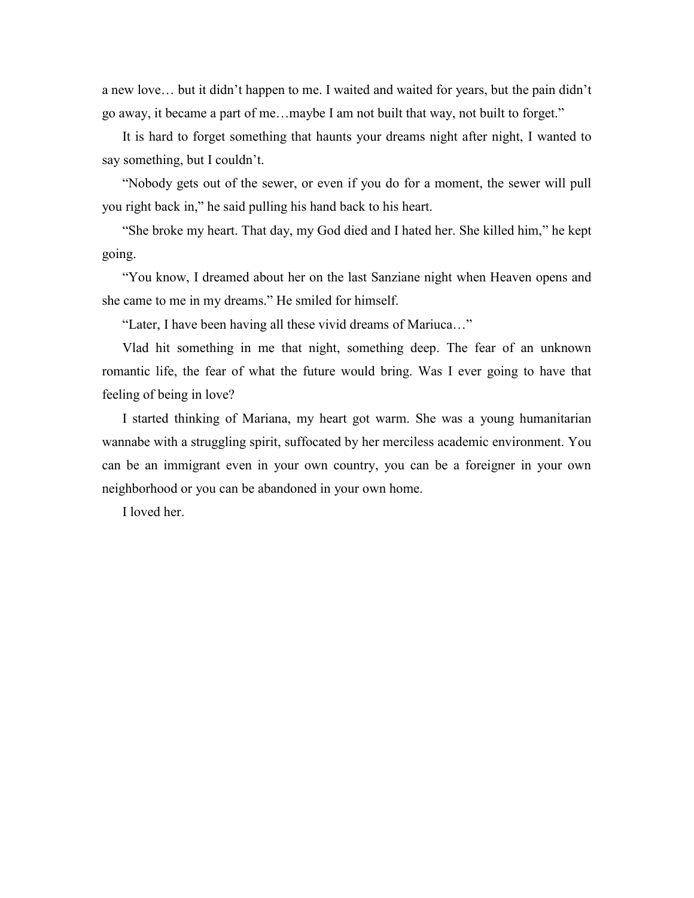a new love… but it didn't happen to me. I waited and waited for years, but the pain didn't go away, it became a part of me…maybe I am not built that way, not built to forget."

It is hard to forget something that haunts your dreams night after night, I wanted to say something, but I couldn't.

"Nobody gets out of the sewer, or even if you do for a moment, the sewer will pull you right back in," he said pulling his hand back to his heart.

"She broke my heart. That day, my God died and I hated her. She killed him," he kept going.

"You know, I dreamed about her on the last Sanziane night when Heaven opens and she came to me in my dreams." He smiled for himself.

"Later, I have been having all these vivid dreams of Mariuca…"

Vlad hit something in me that night, something deep. The fear of an unknown romantic life, the fear of what the future would bring. Was I ever going to have that feeling of being in love?

I started thinking of Mariana, my heart got warm. She was a young humanitarian wannabe with a struggling spirit, suffocated by her merciless academic environment. You can be an immigrant even in your own country, you can be a foreigner in your own neighborhood or you can be abandoned in your own home.

I loved her.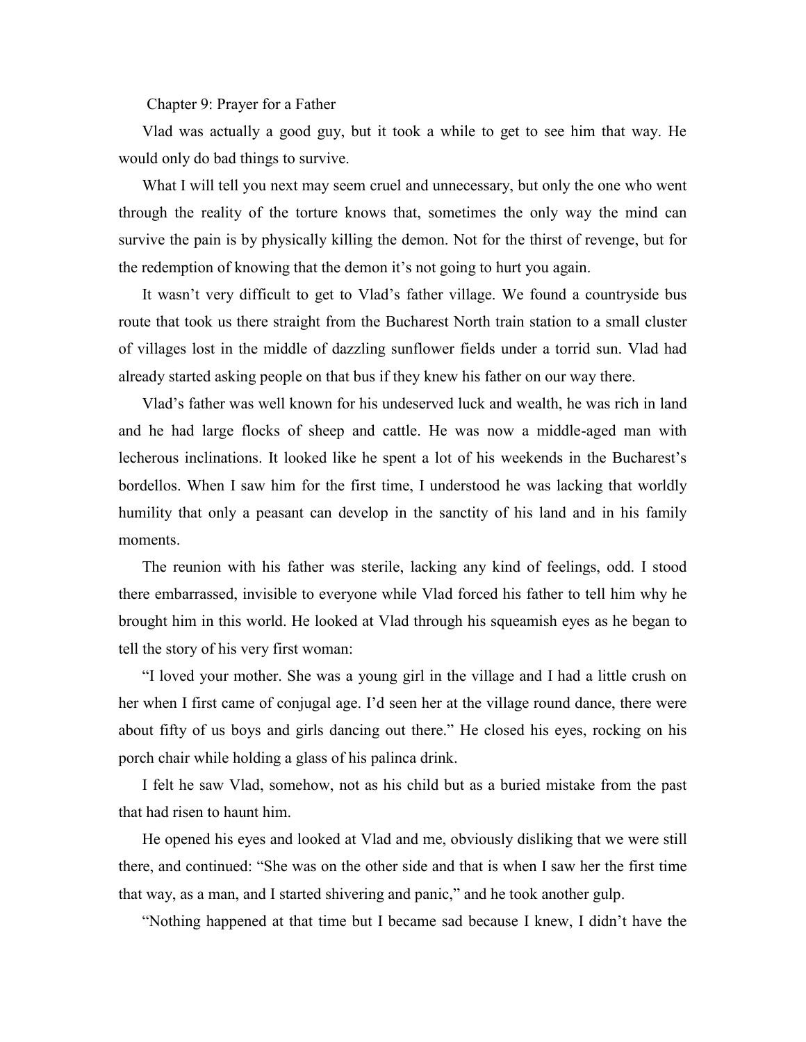## Chapter 9: Prayer for a Father

Vlad was actually a good guy, but it took a while to get to see him that way. He would only do bad things to survive.

What I will tell you next may seem cruel and unnecessary, but only the one who went through the reality of the torture knows that, sometimes the only way the mind can survive the pain is by physically killing the demon. Not for the thirst of revenge, but for the redemption of knowing that the demon it's not going to hurt you again.

It wasn't very difficult to get to Vlad's father village. We found a countryside bus route that took us there straight from the Bucharest North train station to a small cluster of villages lost in the middle of dazzling sunflower fields under a torrid sun. Vlad had already started asking people on that bus if they knew his father on our way there.

Vlad's father was well known for his undeserved luck and wealth, he was rich in land and he had large flocks of sheep and cattle. He was now a middle-aged man with lecherous inclinations. It looked like he spent a lot of his weekends in the Bucharest's bordellos. When I saw him for the first time, I understood he was lacking that worldly humility that only a peasant can develop in the sanctity of his land and in his family moments.

The reunion with his father was sterile, lacking any kind of feelings, odd. I stood there embarrassed, invisible to everyone while Vlad forced his father to tell him why he brought him in this world. He looked at Vlad through his squeamish eyes as he began to tell the story of his very first woman:

"I loved your mother. She was a young girl in the village and I had a little crush on her when I first came of conjugal age. I'd seen her at the village round dance, there were about fifty of us boys and girls dancing out there." He closed his eyes, rocking on his porch chair while holding a glass of his palinca drink.

I felt he saw Vlad, somehow, not as his child but as a buried mistake from the past that had risen to haunt him.

He opened his eyes and looked at Vlad and me, obviously disliking that we were still there, and continued: "She was on the other side and that is when I saw her the first time that way, as a man, and I started shivering and panic," and he took another gulp.

"Nothing happened at that time but I became sad because I knew, I didn't have the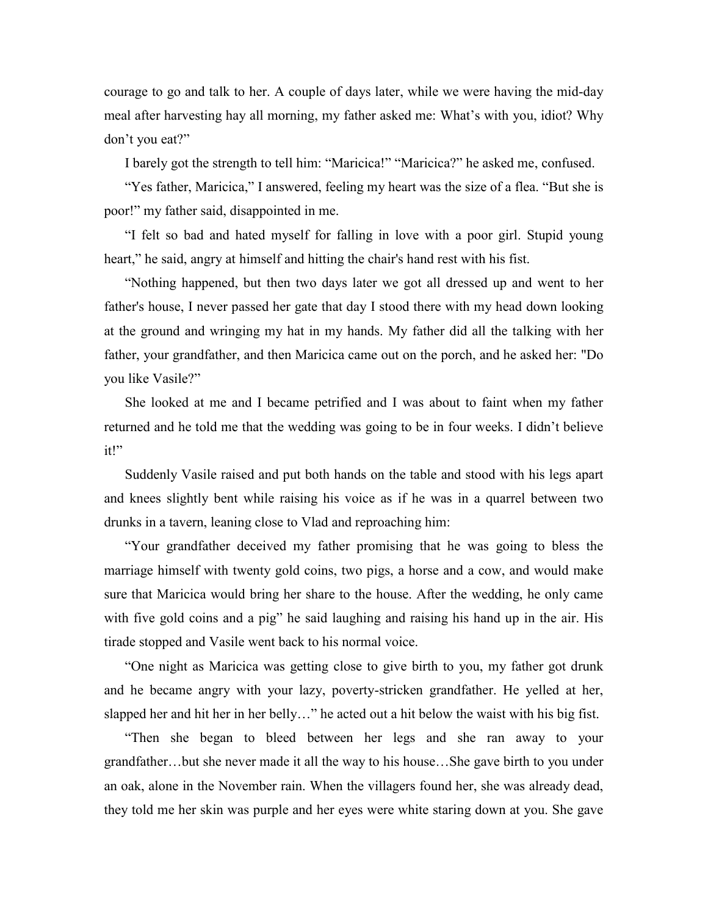courage to go and talk to her. A couple of days later, while we were having the mid-day meal after harvesting hay all morning, my father asked me: What's with you, idiot? Why don't you eat?"

I barely got the strength to tell him: "Maricica!" "Maricica?" he asked me, confused.

"Yes father, Maricica," I answered, feeling my heart was the size of a flea. "But she is poor!" my father said, disappointed in me.

"I felt so bad and hated myself for falling in love with a poor girl. Stupid young heart," he said, angry at himself and hitting the chair's hand rest with his fist.

"Nothing happened, but then two days later we got all dressed up and went to her father's house, I never passed her gate that day I stood there with my head down looking at the ground and wringing my hat in my hands. My father did all the talking with her father, your grandfather, and then Maricica came out on the porch, and he asked her: "Do you like Vasile?"

She looked at me and I became petrified and I was about to faint when my father returned and he told me that the wedding was going to be in four weeks. I didn't believe it!"

Suddenly Vasile raised and put both hands on the table and stood with his legs apart and knees slightly bent while raising his voice as if he was in a quarrel between two drunks in a tavern, leaning close to Vlad and reproaching him:

"Your grandfather deceived my father promising that he was going to bless the marriage himself with twenty gold coins, two pigs, a horse and a cow, and would make sure that Maricica would bring her share to the house. After the wedding, he only came with five gold coins and a pig" he said laughing and raising his hand up in the air. His tirade stopped and Vasile went back to his normal voice.

"One night as Maricica was getting close to give birth to you, my father got drunk and he became angry with your lazy, poverty-stricken grandfather. He yelled at her, slapped her and hit her in her belly…" he acted out a hit below the waist with his big fist.

"Then she began to bleed between her legs and she ran away to your grandfather…but she never made it all the way to his house…She gave birth to you under an oak, alone in the November rain. When the villagers found her, she was already dead, they told me her skin was purple and her eyes were white staring down at you. She gave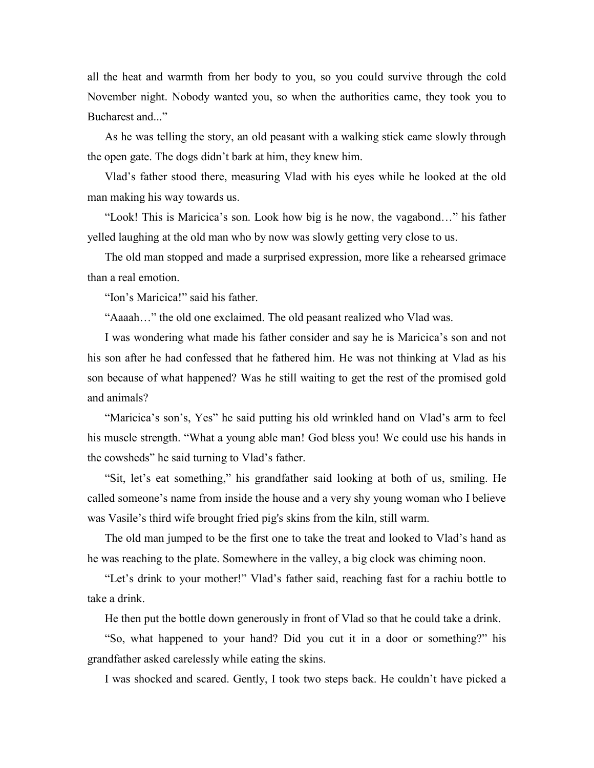all the heat and warmth from her body to you, so you could survive through the cold November night. Nobody wanted you, so when the authorities came, they took you to Bucharest and..."

As he was telling the story, an old peasant with a walking stick came slowly through the open gate. The dogs didn't bark at him, they knew him.

Vlad's father stood there, measuring Vlad with his eyes while he looked at the old man making his way towards us.

"Look! This is Maricica's son. Look how big is he now, the vagabond…" his father yelled laughing at the old man who by now was slowly getting very close to us.

The old man stopped and made a surprised expression, more like a rehearsed grimace than a real emotion.

"Ion's Maricica!" said his father.

"Aaaah…" the old one exclaimed. The old peasant realized who Vlad was.

I was wondering what made his father consider and say he is Maricica's son and not his son after he had confessed that he fathered him. He was not thinking at Vlad as his son because of what happened? Was he still waiting to get the rest of the promised gold and animals?

"Maricica's son's, Yes" he said putting his old wrinkled hand on Vlad's arm to feel his muscle strength. "What a young able man! God bless you! We could use his hands in the cowsheds" he said turning to Vlad's father.

"Sit, let's eat something," his grandfather said looking at both of us, smiling. He called someone's name from inside the house and a very shy young woman who I believe was Vasile's third wife brought fried pig's skins from the kiln, still warm.

The old man jumped to be the first one to take the treat and looked to Vlad's hand as he was reaching to the plate. Somewhere in the valley, a big clock was chiming noon.

"Let's drink to your mother!" Vlad's father said, reaching fast for a rachiu bottle to take a drink.

He then put the bottle down generously in front of Vlad so that he could take a drink.

"So, what happened to your hand? Did you cut it in a door or something?" his grandfather asked carelessly while eating the skins.

I was shocked and scared. Gently, I took two steps back. He couldn't have picked a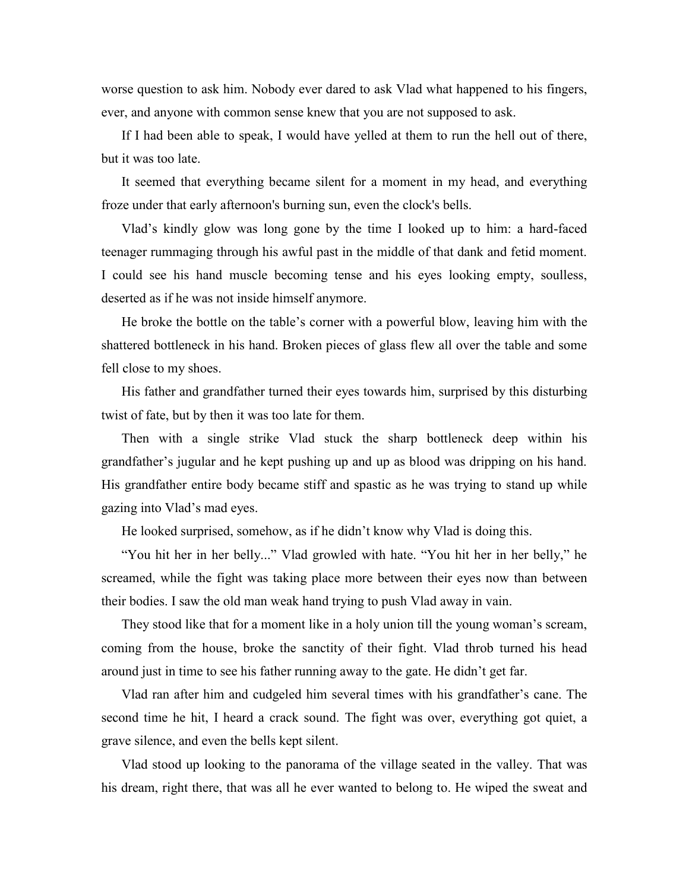worse question to ask him. Nobody ever dared to ask Vlad what happened to his fingers, ever, and anyone with common sense knew that you are not supposed to ask.

If I had been able to speak, I would have yelled at them to run the hell out of there, but it was too late.

It seemed that everything became silent for a moment in my head, and everything froze under that early afternoon's burning sun, even the clock's bells.

Vlad's kindly glow was long gone by the time I looked up to him: a hard-faced teenager rummaging through his awful past in the middle of that dank and fetid moment. I could see his hand muscle becoming tense and his eyes looking empty, soulless, deserted as if he was not inside himself anymore.

He broke the bottle on the table's corner with a powerful blow, leaving him with the shattered bottleneck in his hand. Broken pieces of glass flew all over the table and some fell close to my shoes.

His father and grandfather turned their eyes towards him, surprised by this disturbing twist of fate, but by then it was too late for them.

Then with a single strike Vlad stuck the sharp bottleneck deep within his grandfather's jugular and he kept pushing up and up as blood was dripping on his hand. His grandfather entire body became stiff and spastic as he was trying to stand up while gazing into Vlad's mad eyes.

He looked surprised, somehow, as if he didn't know why Vlad is doing this.

"You hit her in her belly..." Vlad growled with hate. "You hit her in her belly," he screamed, while the fight was taking place more between their eyes now than between their bodies. I saw the old man weak hand trying to push Vlad away in vain.

They stood like that for a moment like in a holy union till the young woman's scream, coming from the house, broke the sanctity of their fight. Vlad throb turned his head around just in time to see his father running away to the gate. He didn't get far.

Vlad ran after him and cudgeled him several times with his grandfather's cane. The second time he hit, I heard a crack sound. The fight was over, everything got quiet, a grave silence, and even the bells kept silent.

Vlad stood up looking to the panorama of the village seated in the valley. That was his dream, right there, that was all he ever wanted to belong to. He wiped the sweat and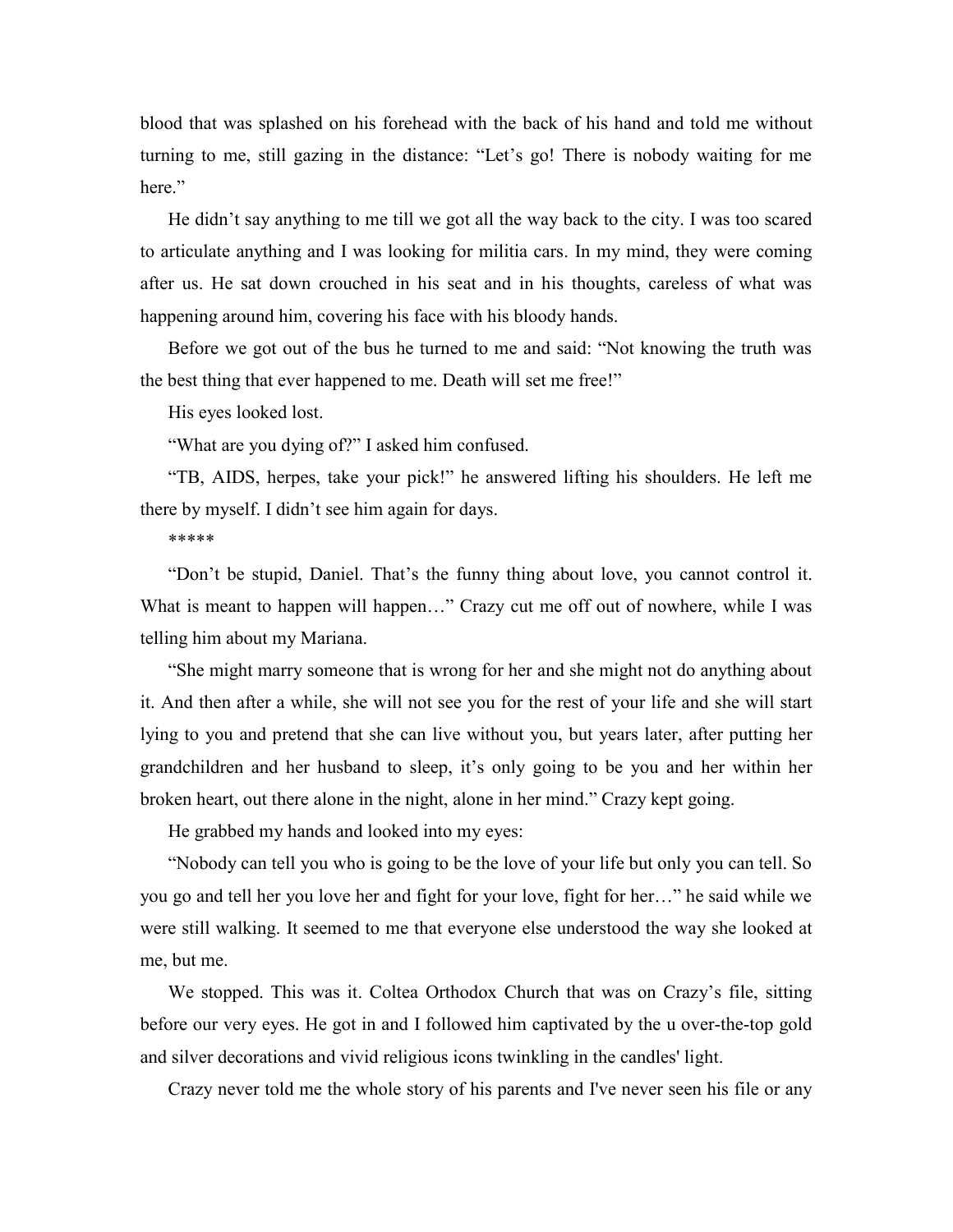blood that was splashed on his forehead with the back of his hand and told me without turning to me, still gazing in the distance: "Let's go! There is nobody waiting for me here."

He didn't say anything to me till we got all the way back to the city. I was too scared to articulate anything and I was looking for militia cars. In my mind, they were coming after us. He sat down crouched in his seat and in his thoughts, careless of what was happening around him, covering his face with his bloody hands.

Before we got out of the bus he turned to me and said: "Not knowing the truth was the best thing that ever happened to me. Death will set me free!"

His eyes looked lost.

"What are you dying of?" I asked him confused.

"TB, AIDS, herpes, take your pick!" he answered lifting his shoulders. He left me there by myself. I didn't see him again for days.

*****

"Don't be stupid, Daniel. That's the funny thing about love, you cannot control it. What is meant to happen will happen…" Crazy cut me off out of nowhere, while I was telling him about my Mariana.

"She might marry someone that is wrong for her and she might not do anything about it. And then after a while, she will not see you for the rest of your life and she will start lying to you and pretend that she can live without you, but years later, after putting her grandchildren and her husband to sleep, it's only going to be you and her within her broken heart, out there alone in the night, alone in her mind." Crazy kept going.

He grabbed my hands and looked into my eyes:

"Nobody can tell you who is going to be the love of your life but only you can tell. So you go and tell her you love her and fight for your love, fight for her…" he said while we were still walking. It seemed to me that everyone else understood the way she looked at me, but me.

We stopped. This was it. Coltea Orthodox Church that was on Crazy's file, sitting before our very eyes. He got in and I followed him captivated by the u over-the-top gold and silver decorations and vivid religious icons twinkling in the candles' light.

Crazy never told me the whole story of his parents and I've never seen his file or any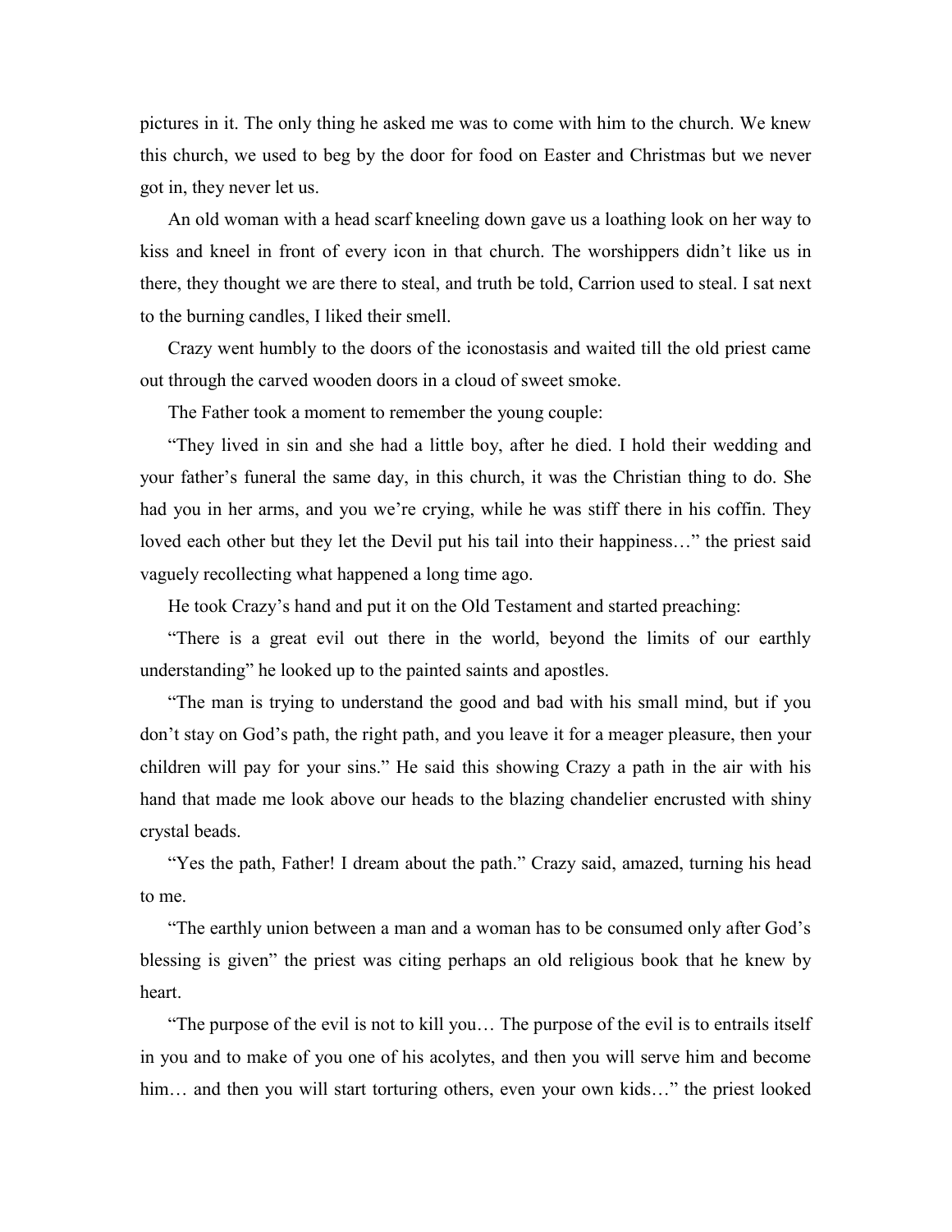pictures in it. The only thing he asked me was to come with him to the church. We knew this church, we used to beg by the door for food on Easter and Christmas but we never got in, they never let us.

An old woman with a head scarf kneeling down gave us a loathing look on her way to kiss and kneel in front of every icon in that church. The worshippers didn't like us in there, they thought we are there to steal, and truth be told, Carrion used to steal. I sat next to the burning candles, I liked their smell.

Crazy went humbly to the doors of the iconostasis and waited till the old priest came out through the carved wooden doors in a cloud of sweet smoke.

The Father took a moment to remember the young couple:

"They lived in sin and she had a little boy, after he died. I hold their wedding and your father's funeral the same day, in this church, it was the Christian thing to do. She had you in her arms, and you we're crying, while he was stiff there in his coffin. They loved each other but they let the Devil put his tail into their happiness…" the priest said vaguely recollecting what happened a long time ago.

He took Crazy's hand and put it on the Old Testament and started preaching:

"There is a great evil out there in the world, beyond the limits of our earthly understanding" he looked up to the painted saints and apostles.

"The man is trying to understand the good and bad with his small mind, but if you don't stay on God's path, the right path, and you leave it for a meager pleasure, then your children will pay for your sins." He said this showing Crazy a path in the air with his hand that made me look above our heads to the blazing chandelier encrusted with shiny crystal beads.

"Yes the path, Father! I dream about the path." Crazy said, amazed, turning his head to me.

"The earthly union between a man and a woman has to be consumed only after God's blessing is given" the priest was citing perhaps an old religious book that he knew by heart.

"The purpose of the evil is not to kill you… The purpose of the evil is to entrails itself in you and to make of you one of his acolytes, and then you will serve him and become him… and then you will start torturing others, even your own kids…" the priest looked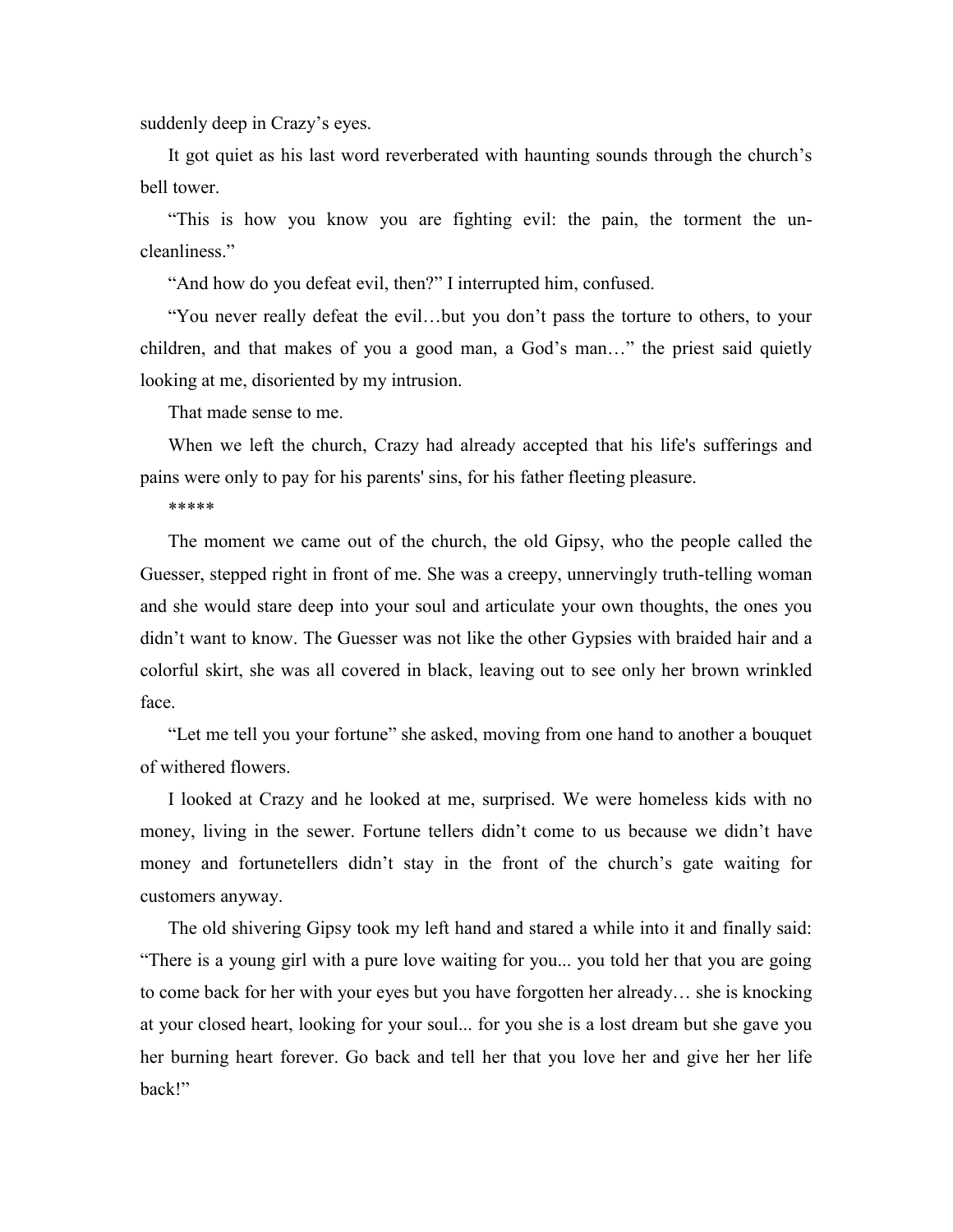suddenly deep in Crazy's eyes.

It got quiet as his last word reverberated with haunting sounds through the church's bell tower.

"This is how you know you are fighting evil: the pain, the torment the un-cleanliness."

"And how do you defeat evil, then?" I interrupted him, confused.

"You never really defeat the evil…but you don't pass the torture to others, to your children, and that makes of you a good man, a God's man…" the priest said quietly looking at me, disoriented by my intrusion.

That made sense to me.

When we left the church, Crazy had already accepted that his life's sufferings and pains were only to pay for his parents' sins, for his father fleeting pleasure.

*****

The moment we came out of the church, the old Gipsy, who the people called the Guesser, stepped right in front of me. She was a creepy, unnervingly truth-telling woman and she would stare deep into your soul and articulate your own thoughts, the ones you didn't want to know. The Guesser was not like the other Gypsies with braided hair and a colorful skirt, she was all covered in black, leaving out to see only her brown wrinkled face.

"Let me tell you your fortune" she asked, moving from one hand to another a bouquet of withered flowers.

I looked at Crazy and he looked at me, surprised. We were homeless kids with no money, living in the sewer. Fortune tellers didn't come to us because we didn't have money and fortunetellers didn't stay in the front of the church's gate waiting for customers anyway.

The old shivering Gipsy took my left hand and stared a while into it and finally said: "There is a young girl with a pure love waiting for you... you told her that you are going to come back for her with your eyes but you have forgotten her already… she is knocking at your closed heart, looking for your soul... for you she is a lost dream but she gave you her burning heart forever. Go back and tell her that you love her and give her her life back!"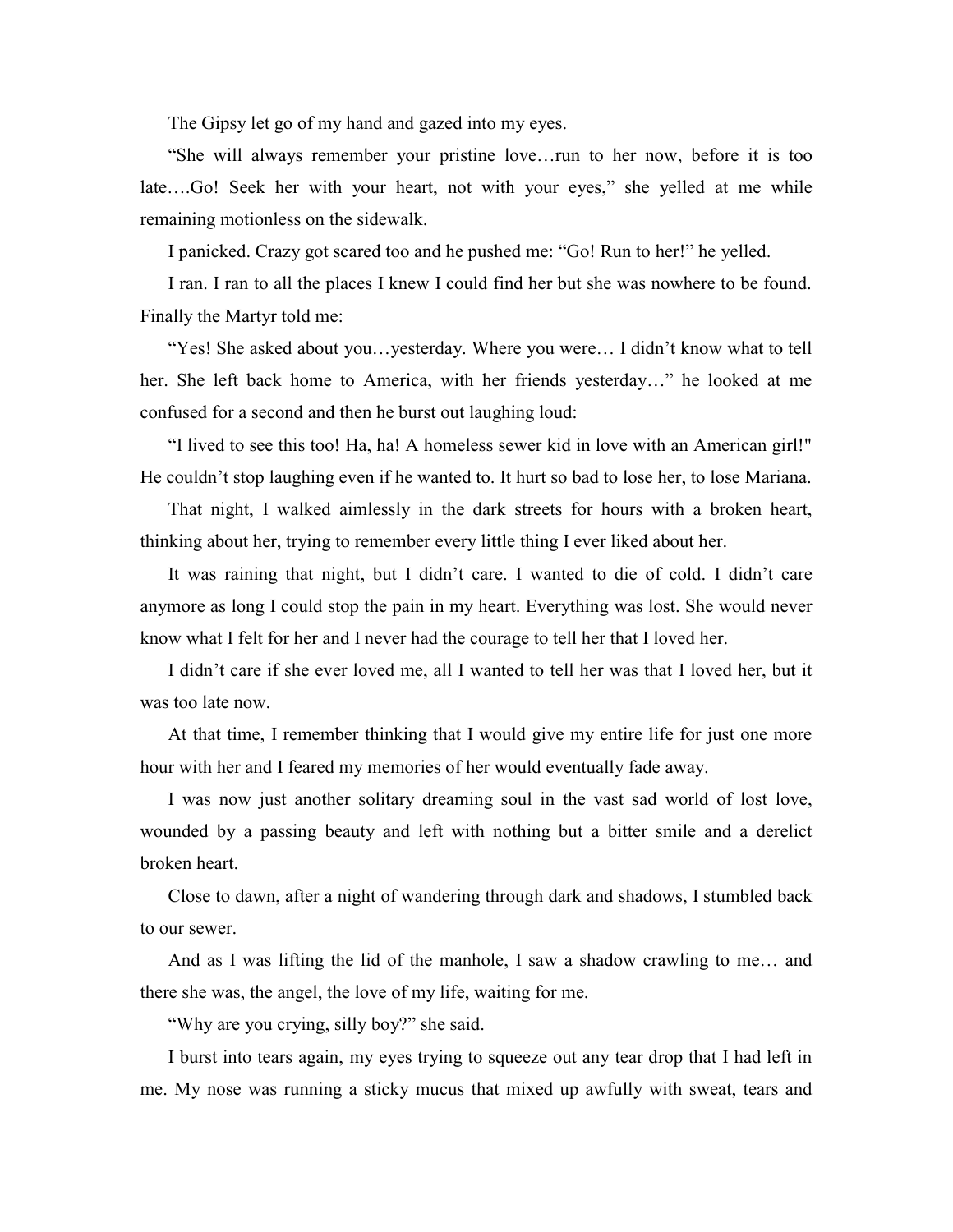The Gipsy let go of my hand and gazed into my eyes.

“She will always remember your pristine love…run to her now, before it is too late….Go! Seek her with your heart, not with your eyes,” she yelled at me while remaining motionless on the sidewalk.

I panicked. Crazy got scared too and he pushed me: “Go! Run to her!” he yelled.

I ran. I ran to all the places I knew I could find her but she was nowhere to be found. Finally the Martyr told me:

“Yes! She asked about you…yesterday. Where you were… I didn’t know what to tell her. She left back home to America, with her friends yesterday…” he looked at me confused for a second and then he burst out laughing loud:

“I lived to see this too! Ha, ha! A homeless sewer kid in love with an American girl!" He couldn’t stop laughing even if he wanted to. It hurt so bad to lose her, to lose Mariana.

That night, I walked aimlessly in the dark streets for hours with a broken heart, thinking about her, trying to remember every little thing I ever liked about her.

It was raining that night, but I didn’t care. I wanted to die of cold. I didn’t care anymore as long I could stop the pain in my heart. Everything was lost. She would never know what I felt for her and I never had the courage to tell her that I loved her.

I didn’t care if she ever loved me, all I wanted to tell her was that I loved her, but it was too late now.

At that time, I remember thinking that I would give my entire life for just one more hour with her and I feared my memories of her would eventually fade away.

I was now just another solitary dreaming soul in the vast sad world of lost love, wounded by a passing beauty and left with nothing but a bitter smile and a derelict broken heart.

Close to dawn, after a night of wandering through dark and shadows, I stumbled back to our sewer.

And as I was lifting the lid of the manhole, I saw a shadow crawling to me… and there she was, the angel, the love of my life, waiting for me.

“Why are you crying, silly boy?” she said.

I burst into tears again, my eyes trying to squeeze out any tear drop that I had left in me. My nose was running a sticky mucus that mixed up awfully with sweat, tears and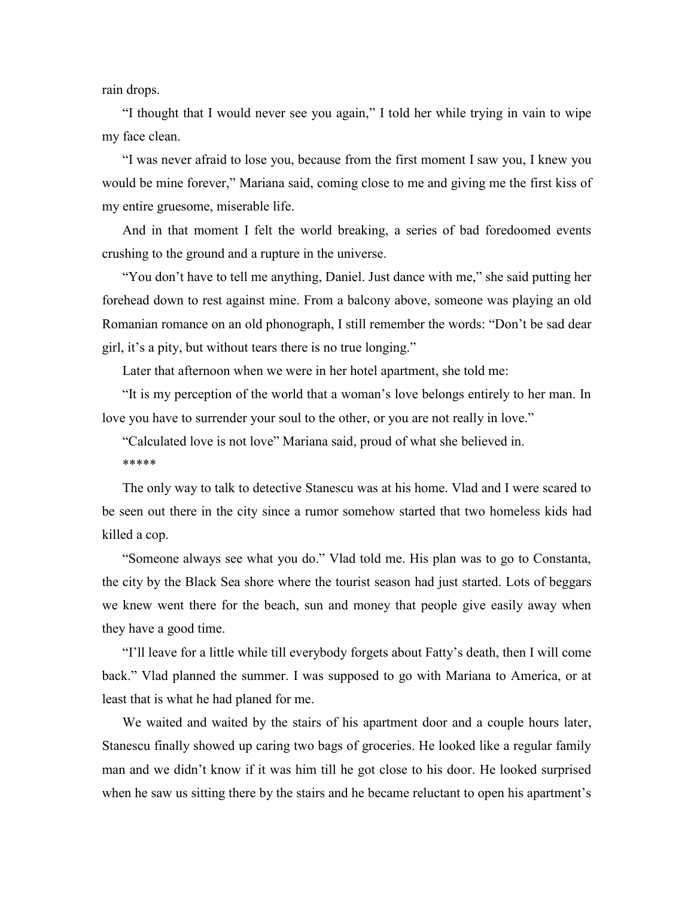rain drops.

"I thought that I would never see you again," I told her while trying in vain to wipe my face clean.

"I was never afraid to lose you, because from the first moment I saw you, I knew you would be mine forever," Mariana said, coming close to me and giving me the first kiss of my entire gruesome, miserable life.

And in that moment I felt the world breaking, a series of bad foredoomed events crushing to the ground and a rupture in the universe.

"You don't have to tell me anything, Daniel. Just dance with me," she said putting her forehead down to rest against mine. From a balcony above, someone was playing an old Romanian romance on an old phonograph, I still remember the words: "Don't be sad dear girl, it's a pity, but without tears there is no true longing."

Later that afternoon when we were in her hotel apartment, she told me:

"It is my perception of the world that a woman's love belongs entirely to her man. In love you have to surrender your soul to the other, or you are not really in love."

"Calculated love is not love" Mariana said, proud of what she believed in.

*****

The only way to talk to detective Stanescu was at his home. Vlad and I were scared to be seen out there in the city since a rumor somehow started that two homeless kids had killed a cop.

"Someone always see what you do." Vlad told me. His plan was to go to Constanta, the city by the Black Sea shore where the tourist season had just started. Lots of beggars we knew went there for the beach, sun and money that people give easily away when they have a good time.

"I'll leave for a little while till everybody forgets about Fatty's death, then I will come back." Vlad planned the summer. I was supposed to go with Mariana to America, or at least that is what he had planed for me.

We waited and waited by the stairs of his apartment door and a couple hours later, Stanescu finally showed up caring two bags of groceries. He looked like a regular family man and we didn't know if it was him till he got close to his door. He looked surprised when he saw us sitting there by the stairs and he became reluctant to open his apartment's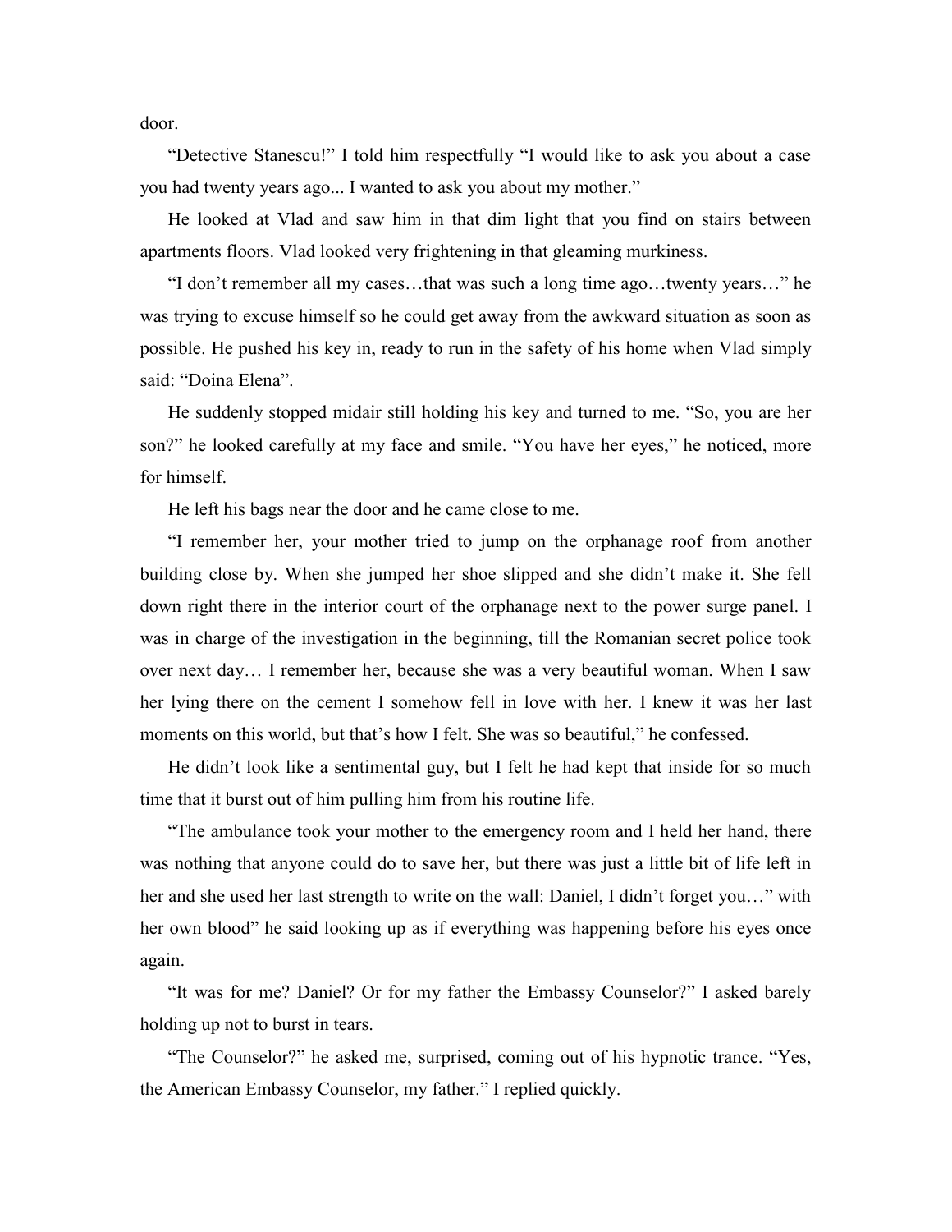door.

“Detective Stanescu!” I told him respectfully “I would like to ask you about a case you had twenty years ago... I wanted to ask you about my mother.”

He looked at Vlad and saw him in that dim light that you find on stairs between apartments floors. Vlad looked very frightening in that gleaming murkiness.

“I don’t remember all my cases…that was such a long time ago…twenty years…” he was trying to excuse himself so he could get away from the awkward situation as soon as possible. He pushed his key in, ready to run in the safety of his home when Vlad simply said: “Doina Elena”.

He suddenly stopped midair still holding his key and turned to me. “So, you are her son?” he looked carefully at my face and smile. “You have her eyes,” he noticed, more for himself.

He left his bags near the door and he came close to me.

“I remember her, your mother tried to jump on the orphanage roof from another building close by. When she jumped her shoe slipped and she didn’t make it. She fell down right there in the interior court of the orphanage next to the power surge panel. I was in charge of the investigation in the beginning, till the Romanian secret police took over next day… I remember her, because she was a very beautiful woman. When I saw her lying there on the cement I somehow fell in love with her. I knew it was her last moments on this world, but that’s how I felt. She was so beautiful,” he confessed.

He didn’t look like a sentimental guy, but I felt he had kept that inside for so much time that it burst out of him pulling him from his routine life.

“The ambulance took your mother to the emergency room and I held her hand, there was nothing that anyone could do to save her, but there was just a little bit of life left in her and she used her last strength to write on the wall: Daniel, I didn’t forget you…” with her own blood” he said looking up as if everything was happening before his eyes once again.

“It was for me? Daniel? Or for my father the Embassy Counselor?” I asked barely holding up not to burst in tears.

“The Counselor?” he asked me, surprised, coming out of his hypnotic trance. “Yes, the American Embassy Counselor, my father.” I replied quickly.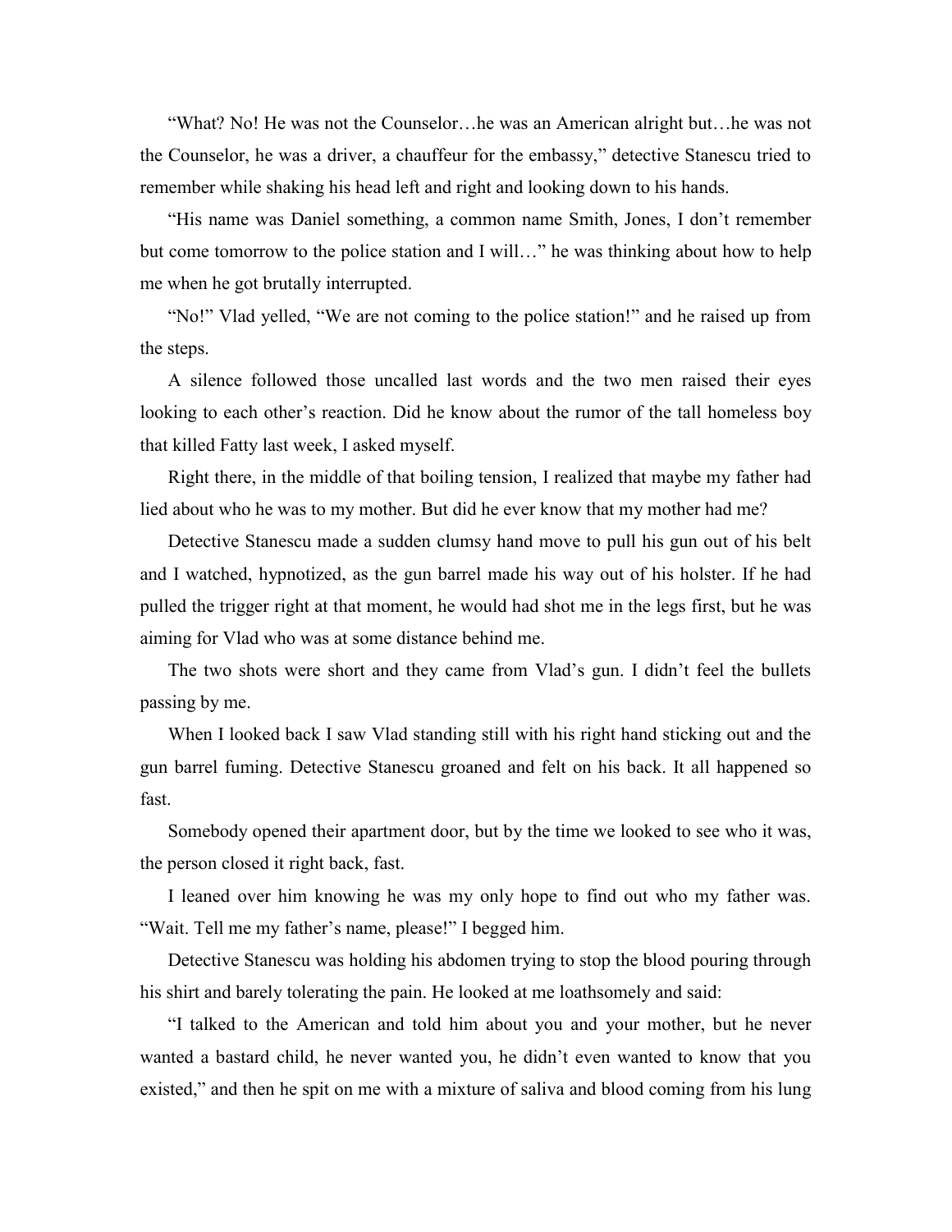"What? No! He was not the Counselor…he was an American alright but…he was not the Counselor, he was a driver, a chauffeur for the embassy," detective Stanescu tried to remember while shaking his head left and right and looking down to his hands.

"His name was Daniel something, a common name Smith, Jones, I don't remember but come tomorrow to the police station and I will…" he was thinking about how to help me when he got brutally interrupted.

"No!" Vlad yelled, "We are not coming to the police station!" and he raised up from the steps.

A silence followed those uncalled last words and the two men raised their eyes looking to each other's reaction. Did he know about the rumor of the tall homeless boy that killed Fatty last week, I asked myself.

Right there, in the middle of that boiling tension, I realized that maybe my father had lied about who he was to my mother. But did he ever know that my mother had me?

Detective Stanescu made a sudden clumsy hand move to pull his gun out of his belt and I watched, hypnotized, as the gun barrel made his way out of his holster. If he had pulled the trigger right at that moment, he would had shot me in the legs first, but he was aiming for Vlad who was at some distance behind me.

The two shots were short and they came from Vlad's gun. I didn't feel the bullets passing by me.

When I looked back I saw Vlad standing still with his right hand sticking out and the gun barrel fuming. Detective Stanescu groaned and felt on his back. It all happened so fast.

Somebody opened their apartment door, but by the time we looked to see who it was, the person closed it right back, fast.

I leaned over him knowing he was my only hope to find out who my father was. "Wait. Tell me my father's name, please!" I begged him.

Detective Stanescu was holding his abdomen trying to stop the blood pouring through his shirt and barely tolerating the pain. He looked at me loathsomely and said:

"I talked to the American and told him about you and your mother, but he never wanted a bastard child, he never wanted you, he didn't even wanted to know that you existed," and then he spit on me with a mixture of saliva and blood coming from his lung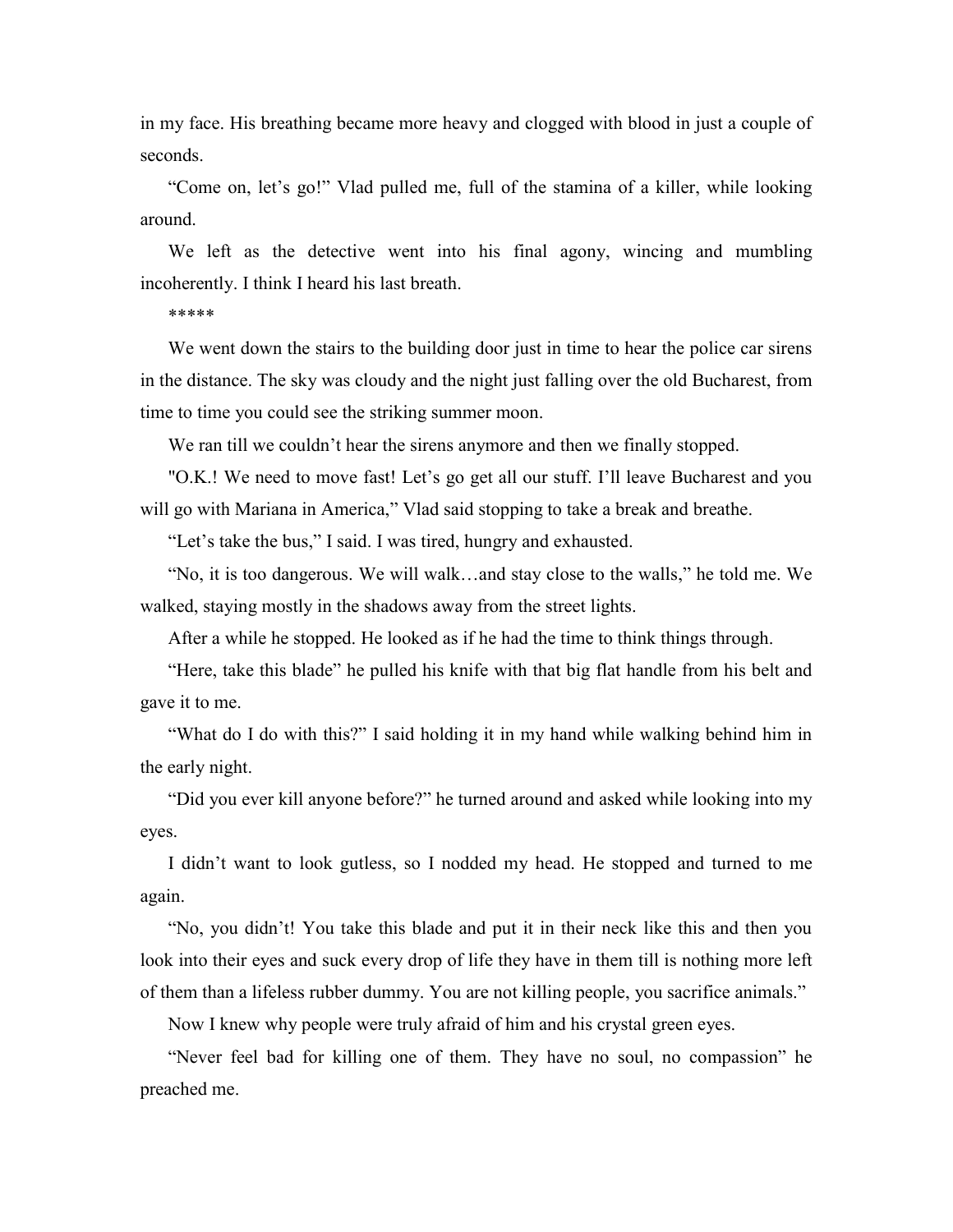in my face. His breathing became more heavy and clogged with blood in just a couple of seconds.

"Come on, let's go!" Vlad pulled me, full of the stamina of a killer, while looking around.

We left as the detective went into his final agony, wincing and mumbling incoherently. I think I heard his last breath.

*****

We went down the stairs to the building door just in time to hear the police car sirens in the distance. The sky was cloudy and the night just falling over the old Bucharest, from time to time you could see the striking summer moon.

We ran till we couldn't hear the sirens anymore and then we finally stopped.

"O.K.! We need to move fast! Let's go get all our stuff. I'll leave Bucharest and you will go with Mariana in America," Vlad said stopping to take a break and breathe.

"Let's take the bus," I said. I was tired, hungry and exhausted.

"No, it is too dangerous. We will walk…and stay close to the walls," he told me. We walked, staying mostly in the shadows away from the street lights.

After a while he stopped. He looked as if he had the time to think things through.

"Here, take this blade" he pulled his knife with that big flat handle from his belt and gave it to me.

"What do I do with this?" I said holding it in my hand while walking behind him in the early night.

"Did you ever kill anyone before?" he turned around and asked while looking into my eyes.

I didn't want to look gutless, so I nodded my head. He stopped and turned to me again.

"No, you didn't! You take this blade and put it in their neck like this and then you look into their eyes and suck every drop of life they have in them till is nothing more left of them than a lifeless rubber dummy. You are not killing people, you sacrifice animals."

Now I knew why people were truly afraid of him and his crystal green eyes.

"Never feel bad for killing one of them. They have no soul, no compassion" he preached me.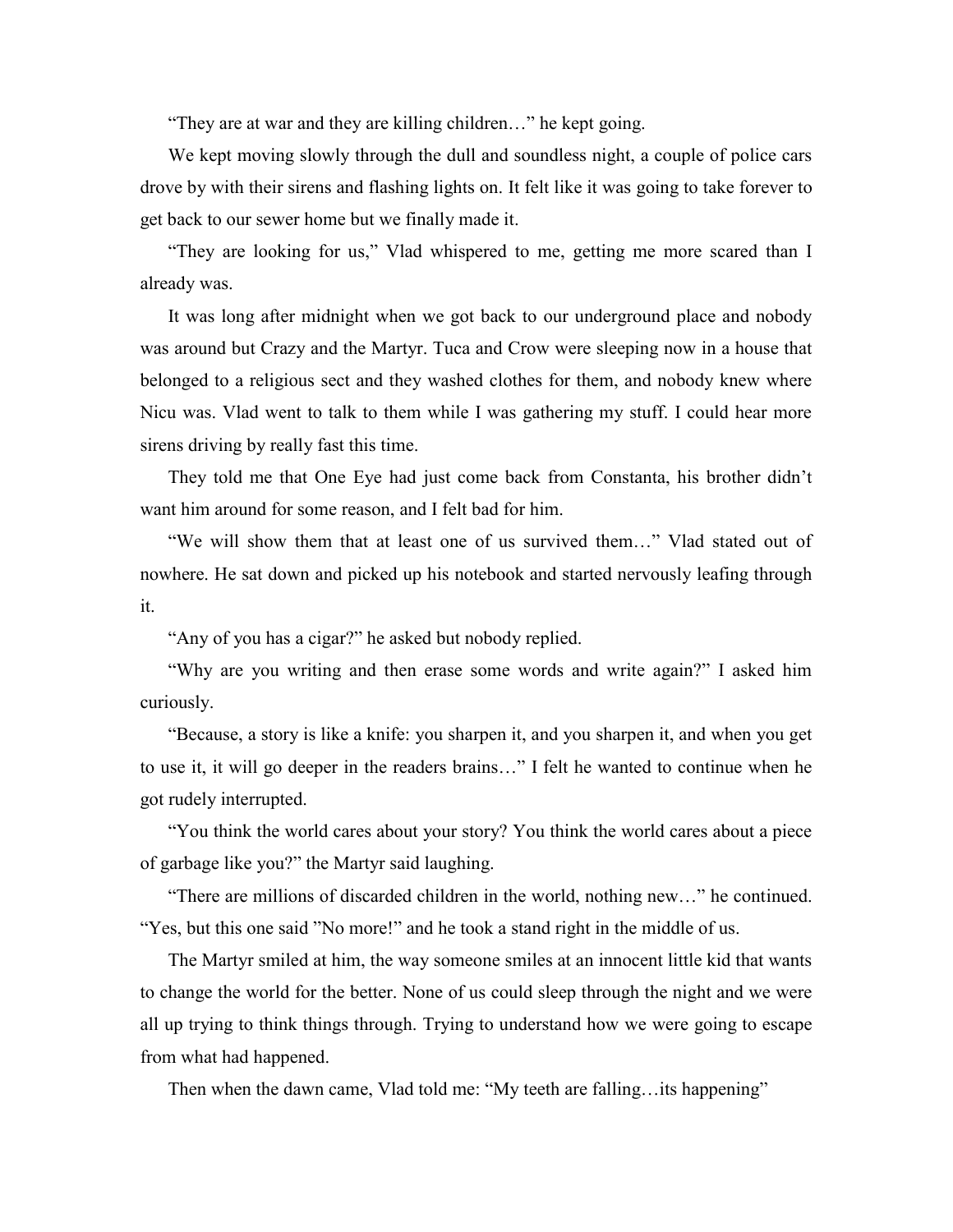"They are at war and they are killing children…" he kept going.

We kept moving slowly through the dull and soundless night, a couple of police cars drove by with their sirens and flashing lights on. It felt like it was going to take forever to get back to our sewer home but we finally made it.

"They are looking for us," Vlad whispered to me, getting me more scared than I already was.

It was long after midnight when we got back to our underground place and nobody was around but Crazy and the Martyr. Tuca and Crow were sleeping now in a house that belonged to a religious sect and they washed clothes for them, and nobody knew where Nicu was. Vlad went to talk to them while I was gathering my stuff. I could hear more sirens driving by really fast this time.

They told me that One Eye had just come back from Constanta, his brother didn't want him around for some reason, and I felt bad for him.

"We will show them that at least one of us survived them…" Vlad stated out of nowhere. He sat down and picked up his notebook and started nervously leafing through it.

"Any of you has a cigar?" he asked but nobody replied.

"Why are you writing and then erase some words and write again?" I asked him curiously.

"Because, a story is like a knife: you sharpen it, and you sharpen it, and when you get to use it, it will go deeper in the readers brains…" I felt he wanted to continue when he got rudely interrupted.

"You think the world cares about your story? You think the world cares about a piece of garbage like you?" the Martyr said laughing.

"There are millions of discarded children in the world, nothing new…" he continued. "Yes, but this one said "No more!" and he took a stand right in the middle of us.

The Martyr smiled at him, the way someone smiles at an innocent little kid that wants to change the world for the better. None of us could sleep through the night and we were all up trying to think things through. Trying to understand how we were going to escape from what had happened.

Then when the dawn came, Vlad told me: "My teeth are falling…its happening"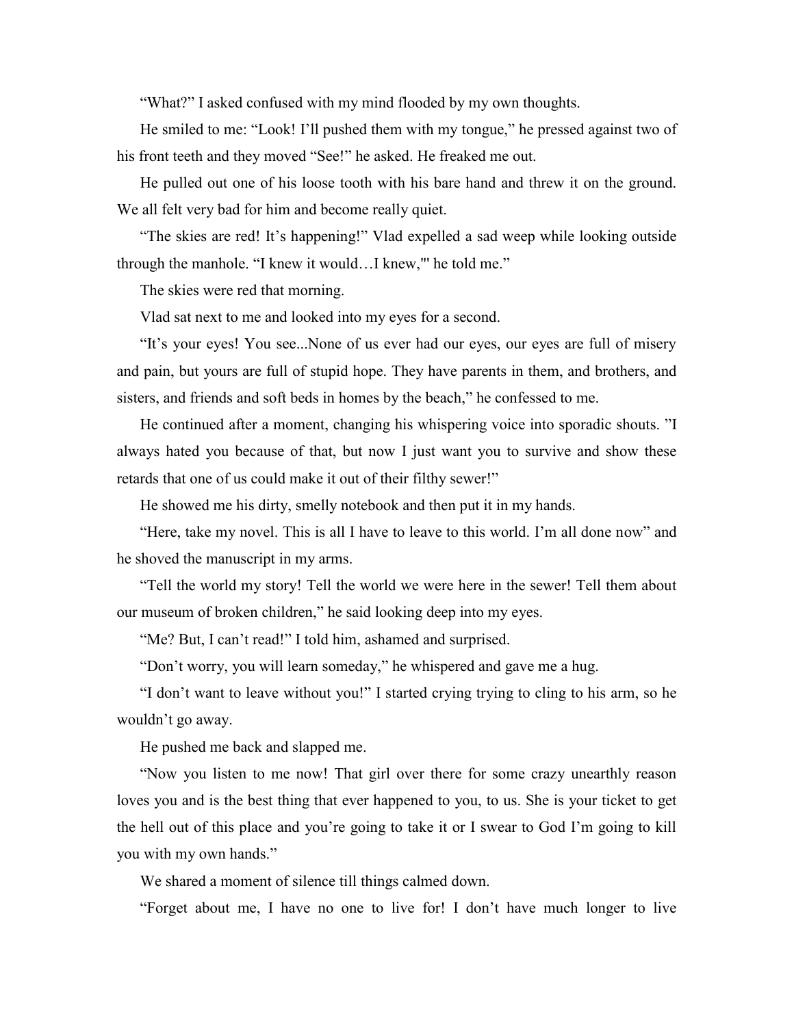"What?" I asked confused with my mind flooded by my own thoughts.

He smiled to me: "Look! I'll pushed them with my tongue," he pressed against two of his front teeth and they moved "See!" he asked. He freaked me out.

He pulled out one of his loose tooth with his bare hand and threw it on the ground. We all felt very bad for him and become really quiet.

"The skies are red! It's happening!" Vlad expelled a sad weep while looking outside through the manhole. "I knew it would…I knew,'" he told me."

The skies were red that morning.

Vlad sat next to me and looked into my eyes for a second.

"It's your eyes! You see...None of us ever had our eyes, our eyes are full of misery and pain, but yours are full of stupid hope. They have parents in them, and brothers, and sisters, and friends and soft beds in homes by the beach," he confessed to me.

He continued after a moment, changing his whispering voice into sporadic shouts. "I always hated you because of that, but now I just want you to survive and show these retards that one of us could make it out of their filthy sewer!"

He showed me his dirty, smelly notebook and then put it in my hands.

"Here, take my novel. This is all I have to leave to this world. I'm all done now" and he shoved the manuscript in my arms.

"Tell the world my story! Tell the world we were here in the sewer! Tell them about our museum of broken children," he said looking deep into my eyes.

"Me? But, I can't read!" I told him, ashamed and surprised.

"Don't worry, you will learn someday," he whispered and gave me a hug.

"I don't want to leave without you!" I started crying trying to cling to his arm, so he wouldn't go away.

He pushed me back and slapped me.

"Now you listen to me now! That girl over there for some crazy unearthly reason loves you and is the best thing that ever happened to you, to us. She is your ticket to get the hell out of this place and you're going to take it or I swear to God I'm going to kill you with my own hands."

We shared a moment of silence till things calmed down.

"Forget about me, I have no one to live for! I don't have much longer to live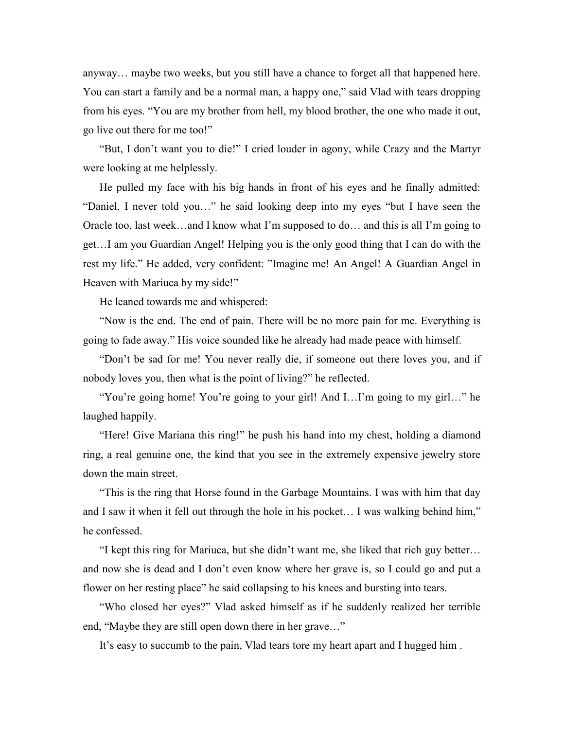anyway… maybe two weeks, but you still have a chance to forget all that happened here. You can start a family and be a normal man, a happy one," said Vlad with tears dropping from his eyes. "You are my brother from hell, my blood brother, the one who made it out, go live out there for me too!"

"But, I don't want you to die!" I cried louder in agony, while Crazy and the Martyr were looking at me helplessly.

He pulled my face with his big hands in front of his eyes and he finally admitted: "Daniel, I never told you…" he said looking deep into my eyes "but I have seen the Oracle too, last week…and I know what I'm supposed to do… and this is all I'm going to get…I am you Guardian Angel! Helping you is the only good thing that I can do with the rest my life." He added, very confident: "Imagine me! An Angel! A Guardian Angel in Heaven with Mariuca by my side!"

He leaned towards me and whispered:

"Now is the end. The end of pain. There will be no more pain for me. Everything is going to fade away." His voice sounded like he already had made peace with himself.

"Don't be sad for me! You never really die, if someone out there loves you, and if nobody loves you, then what is the point of living?" he reflected.

"You're going home! You're going to your girl! And I…I'm going to my girl…" he laughed happily.

"Here! Give Mariana this ring!" he push his hand into my chest, holding a diamond ring, a real genuine one, the kind that you see in the extremely expensive jewelry store down the main street.

"This is the ring that Horse found in the Garbage Mountains. I was with him that day and I saw it when it fell out through the hole in his pocket… I was walking behind him," he confessed.

"I kept this ring for Mariuca, but she didn't want me, she liked that rich guy better… and now she is dead and I don't even know where her grave is, so I could go and put a flower on her resting place" he said collapsing to his knees and bursting into tears.

"Who closed her eyes?" Vlad asked himself as if he suddenly realized her terrible end, "Maybe they are still open down there in her grave…"

It's easy to succumb to the pain, Vlad tears tore my heart apart and I hugged him .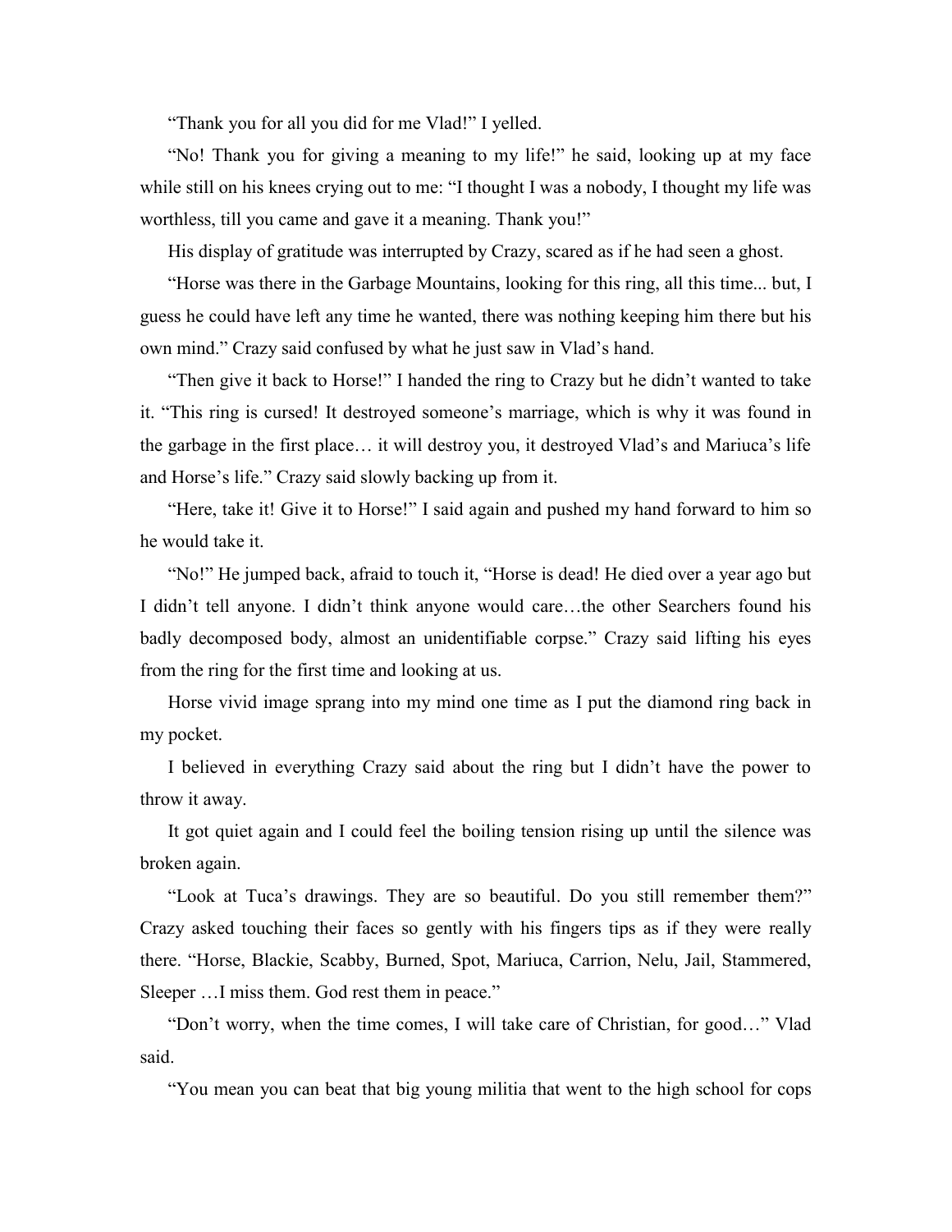"Thank you for all you did for me Vlad!" I yelled.

"No! Thank you for giving a meaning to my life!" he said, looking up at my face while still on his knees crying out to me: "I thought I was a nobody, I thought my life was worthless, till you came and gave it a meaning. Thank you!"

His display of gratitude was interrupted by Crazy, scared as if he had seen a ghost.

"Horse was there in the Garbage Mountains, looking for this ring, all this time... but, I guess he could have left any time he wanted, there was nothing keeping him there but his own mind." Crazy said confused by what he just saw in Vlad's hand.

"Then give it back to Horse!" I handed the ring to Crazy but he didn't wanted to take it. "This ring is cursed! It destroyed someone's marriage, which is why it was found in the garbage in the first place… it will destroy you, it destroyed Vlad's and Mariuca's life and Horse's life." Crazy said slowly backing up from it.

"Here, take it! Give it to Horse!" I said again and pushed my hand forward to him so he would take it.

"No!" He jumped back, afraid to touch it, "Horse is dead! He died over a year ago but I didn't tell anyone. I didn't think anyone would care…the other Searchers found his badly decomposed body, almost an unidentifiable corpse." Crazy said lifting his eyes from the ring for the first time and looking at us.

Horse vivid image sprang into my mind one time as I put the diamond ring back in my pocket.

I believed in everything Crazy said about the ring but I didn't have the power to throw it away.

It got quiet again and I could feel the boiling tension rising up until the silence was broken again.

"Look at Tuca's drawings. They are so beautiful. Do you still remember them?" Crazy asked touching their faces so gently with his fingers tips as if they were really there. "Horse, Blackie, Scabby, Burned, Spot, Mariuca, Carrion, Nelu, Jail, Stammered, Sleeper …I miss them. God rest them in peace."

"Don't worry, when the time comes, I will take care of Christian, for good…" Vlad said.

"You mean you can beat that big young militia that went to the high school for cops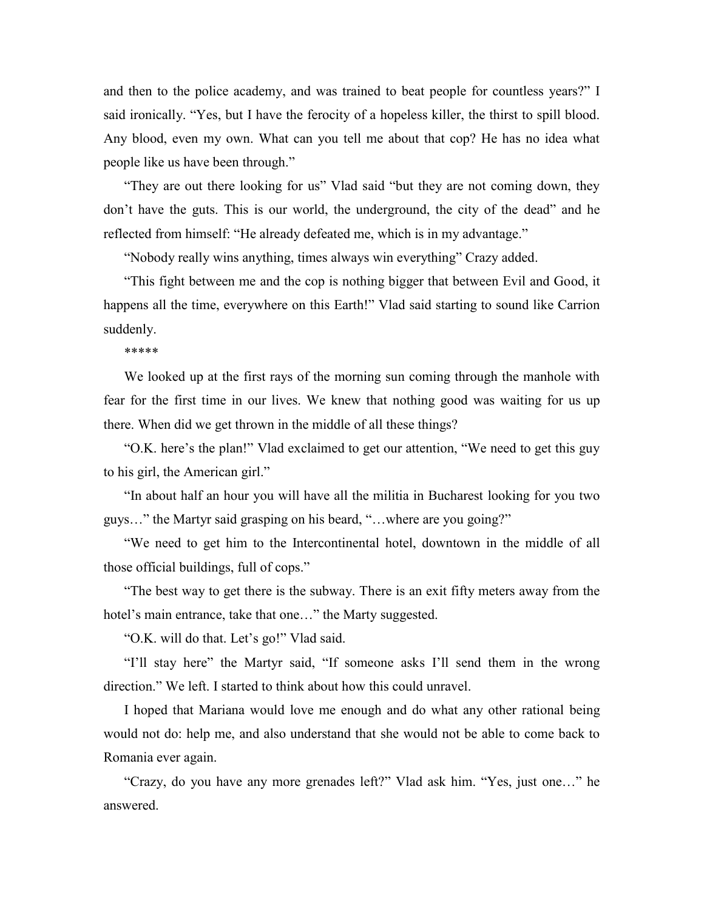and then to the police academy, and was trained to beat people for countless years?" I said ironically. "Yes, but I have the ferocity of a hopeless killer, the thirst to spill blood. Any blood, even my own. What can you tell me about that cop? He has no idea what people like us have been through."

"They are out there looking for us" Vlad said "but they are not coming down, they don't have the guts. This is our world, the underground, the city of the dead" and he reflected from himself: "He already defeated me, which is in my advantage."

"Nobody really wins anything, times always win everything" Crazy added.

"This fight between me and the cop is nothing bigger that between Evil and Good, it happens all the time, everywhere on this Earth!" Vlad said starting to sound like Carrion suddenly.

*****

We looked up at the first rays of the morning sun coming through the manhole with fear for the first time in our lives. We knew that nothing good was waiting for us up there. When did we get thrown in the middle of all these things?

"O.K. here's the plan!" Vlad exclaimed to get our attention, "We need to get this guy to his girl, the American girl."

"In about half an hour you will have all the militia in Bucharest looking for you two guys…" the Martyr said grasping on his beard, "…where are you going?"

"We need to get him to the Intercontinental hotel, downtown in the middle of all those official buildings, full of cops."

"The best way to get there is the subway. There is an exit fifty meters away from the hotel's main entrance, take that one…" the Marty suggested.

"O.K. will do that. Let's go!" Vlad said.

"I'll stay here" the Martyr said, "If someone asks I'll send them in the wrong direction." We left. I started to think about how this could unravel.

I hoped that Mariana would love me enough and do what any other rational being would not do: help me, and also understand that she would not be able to come back to Romania ever again.

"Crazy, do you have any more grenades left?" Vlad ask him. "Yes, just one…" he answered.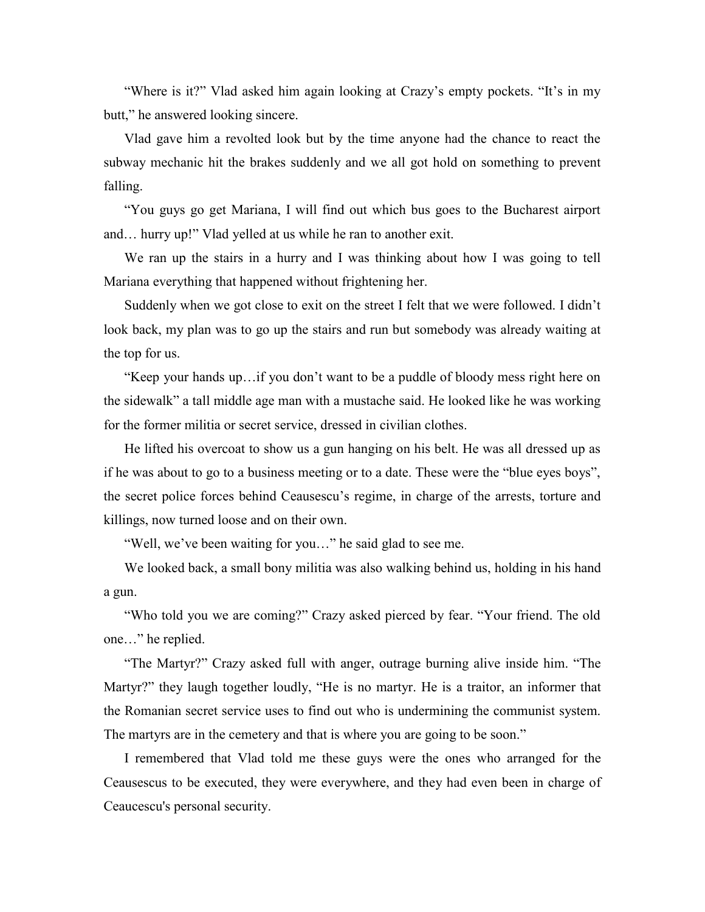"Where is it?" Vlad asked him again looking at Crazy's empty pockets. "It's in my butt," he answered looking sincere.

Vlad gave him a revolted look but by the time anyone had the chance to react the subway mechanic hit the brakes suddenly and we all got hold on something to prevent falling.

"You guys go get Mariana, I will find out which bus goes to the Bucharest airport and… hurry up!" Vlad yelled at us while he ran to another exit.

We ran up the stairs in a hurry and I was thinking about how I was going to tell Mariana everything that happened without frightening her.

Suddenly when we got close to exit on the street I felt that we were followed. I didn't look back, my plan was to go up the stairs and run but somebody was already waiting at the top for us.

"Keep your hands up…if you don't want to be a puddle of bloody mess right here on the sidewalk" a tall middle age man with a mustache said. He looked like he was working for the former militia or secret service, dressed in civilian clothes.

He lifted his overcoat to show us a gun hanging on his belt. He was all dressed up as if he was about to go to a business meeting or to a date. These were the "blue eyes boys", the secret police forces behind Ceausescu's regime, in charge of the arrests, torture and killings, now turned loose and on their own.

"Well, we've been waiting for you…" he said glad to see me.

We looked back, a small bony militia was also walking behind us, holding in his hand a gun.

"Who told you we are coming?" Crazy asked pierced by fear. "Your friend. The old one…" he replied.

"The Martyr?" Crazy asked full with anger, outrage burning alive inside him. "The Martyr?" they laugh together loudly, "He is no martyr. He is a traitor, an informer that the Romanian secret service uses to find out who is undermining the communist system. The martyrs are in the cemetery and that is where you are going to be soon."

I remembered that Vlad told me these guys were the ones who arranged for the Ceausescus to be executed, they were everywhere, and they had even been in charge of Ceaucescu's personal security.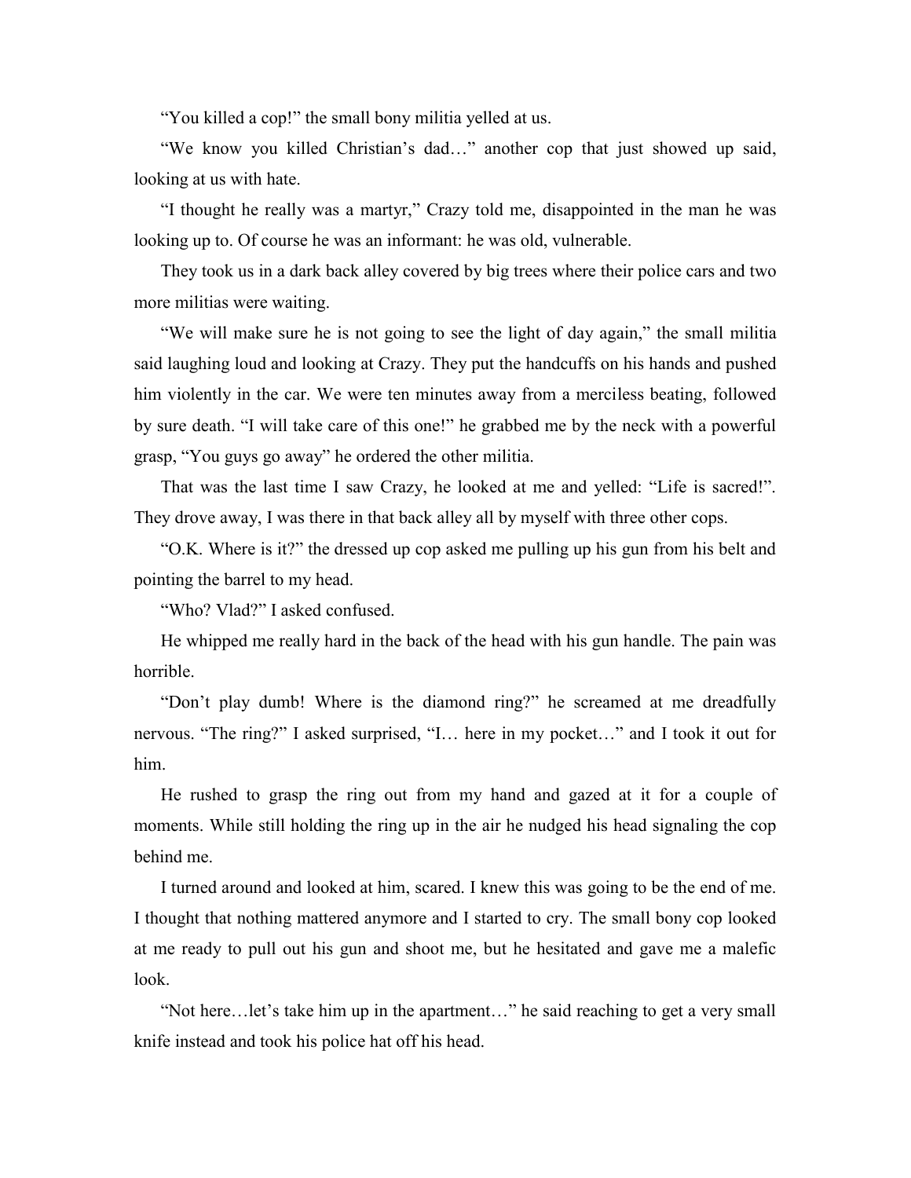"You killed a cop!" the small bony militia yelled at us.

"We know you killed Christian's dad…" another cop that just showed up said, looking at us with hate.

"I thought he really was a martyr," Crazy told me, disappointed in the man he was looking up to. Of course he was an informant: he was old, vulnerable.

They took us in a dark back alley covered by big trees where their police cars and two more militias were waiting.

"We will make sure he is not going to see the light of day again," the small militia said laughing loud and looking at Crazy. They put the handcuffs on his hands and pushed him violently in the car. We were ten minutes away from a merciless beating, followed by sure death. "I will take care of this one!" he grabbed me by the neck with a powerful grasp, "You guys go away" he ordered the other militia.

That was the last time I saw Crazy, he looked at me and yelled: "Life is sacred!". They drove away, I was there in that back alley all by myself with three other cops.

"O.K. Where is it?" the dressed up cop asked me pulling up his gun from his belt and pointing the barrel to my head.

"Who? Vlad?" I asked confused.

He whipped me really hard in the back of the head with his gun handle. The pain was horrible.

"Don't play dumb! Where is the diamond ring?" he screamed at me dreadfully nervous. "The ring?" I asked surprised, "I… here in my pocket…" and I took it out for him.

He rushed to grasp the ring out from my hand and gazed at it for a couple of moments. While still holding the ring up in the air he nudged his head signaling the cop behind me.

I turned around and looked at him, scared. I knew this was going to be the end of me. I thought that nothing mattered anymore and I started to cry. The small bony cop looked at me ready to pull out his gun and shoot me, but he hesitated and gave me a malefic look.

"Not here…let's take him up in the apartment…" he said reaching to get a very small knife instead and took his police hat off his head.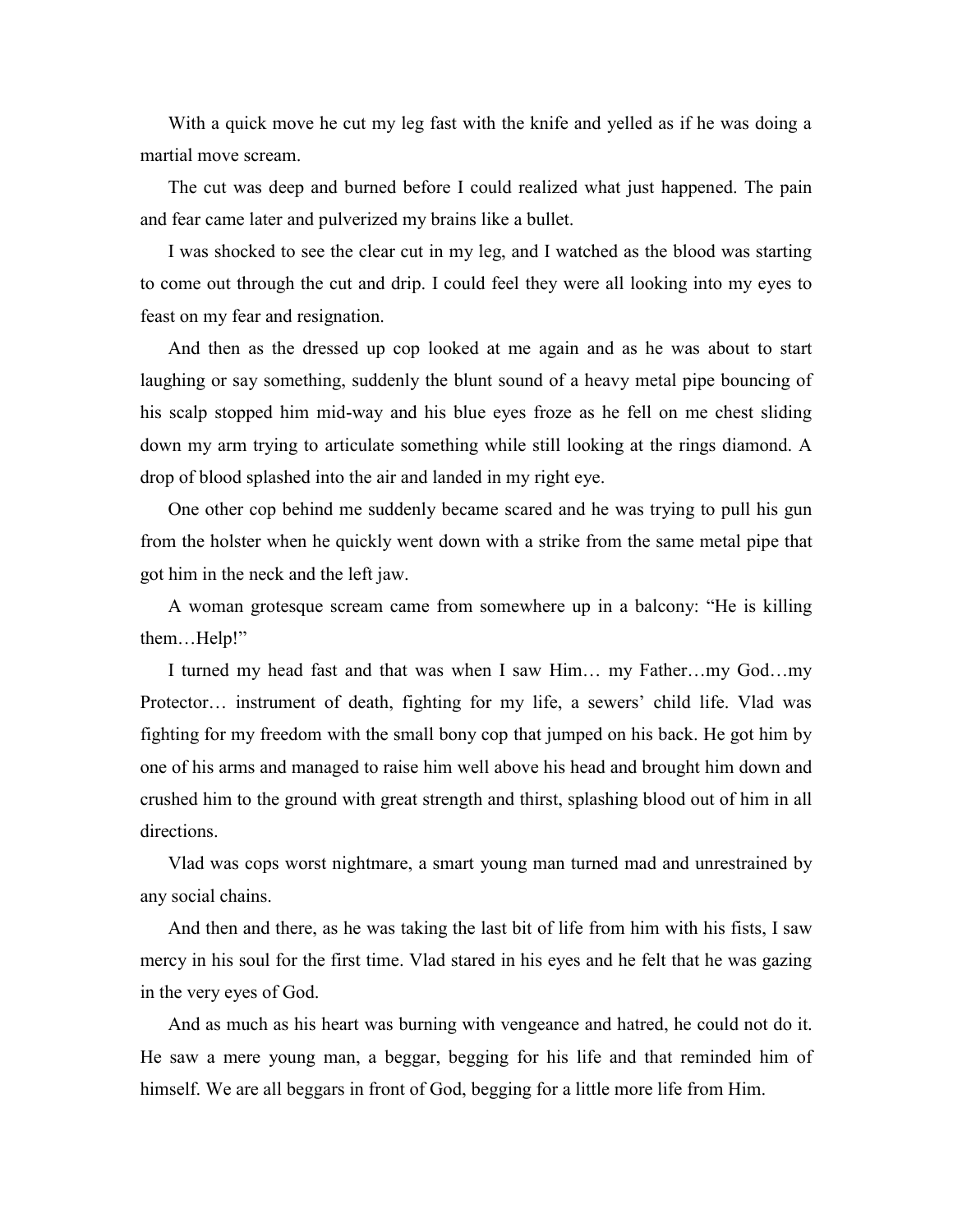With a quick move he cut my leg fast with the knife and yelled as if he was doing a martial move scream.

The cut was deep and burned before I could realized what just happened. The pain and fear came later and pulverized my brains like a bullet.

I was shocked to see the clear cut in my leg, and I watched as the blood was starting to come out through the cut and drip. I could feel they were all looking into my eyes to feast on my fear and resignation.

And then as the dressed up cop looked at me again and as he was about to start laughing or say something, suddenly the blunt sound of a heavy metal pipe bouncing of his scalp stopped him mid-way and his blue eyes froze as he fell on me chest sliding down my arm trying to articulate something while still looking at the rings diamond. A drop of blood splashed into the air and landed in my right eye.

One other cop behind me suddenly became scared and he was trying to pull his gun from the holster when he quickly went down with a strike from the same metal pipe that got him in the neck and the left jaw.

A woman grotesque scream came from somewhere up in a balcony: "He is killing them…Help!"

I turned my head fast and that was when I saw Him… my Father…my God…my Protector… instrument of death, fighting for my life, a sewers' child life. Vlad was fighting for my freedom with the small bony cop that jumped on his back. He got him by one of his arms and managed to raise him well above his head and brought him down and crushed him to the ground with great strength and thirst, splashing blood out of him in all directions.

Vlad was cops worst nightmare, a smart young man turned mad and unrestrained by any social chains.

And then and there, as he was taking the last bit of life from him with his fists, I saw mercy in his soul for the first time. Vlad stared in his eyes and he felt that he was gazing in the very eyes of God.

And as much as his heart was burning with vengeance and hatred, he could not do it. He saw a mere young man, a beggar, begging for his life and that reminded him of himself. We are all beggars in front of God, begging for a little more life from Him.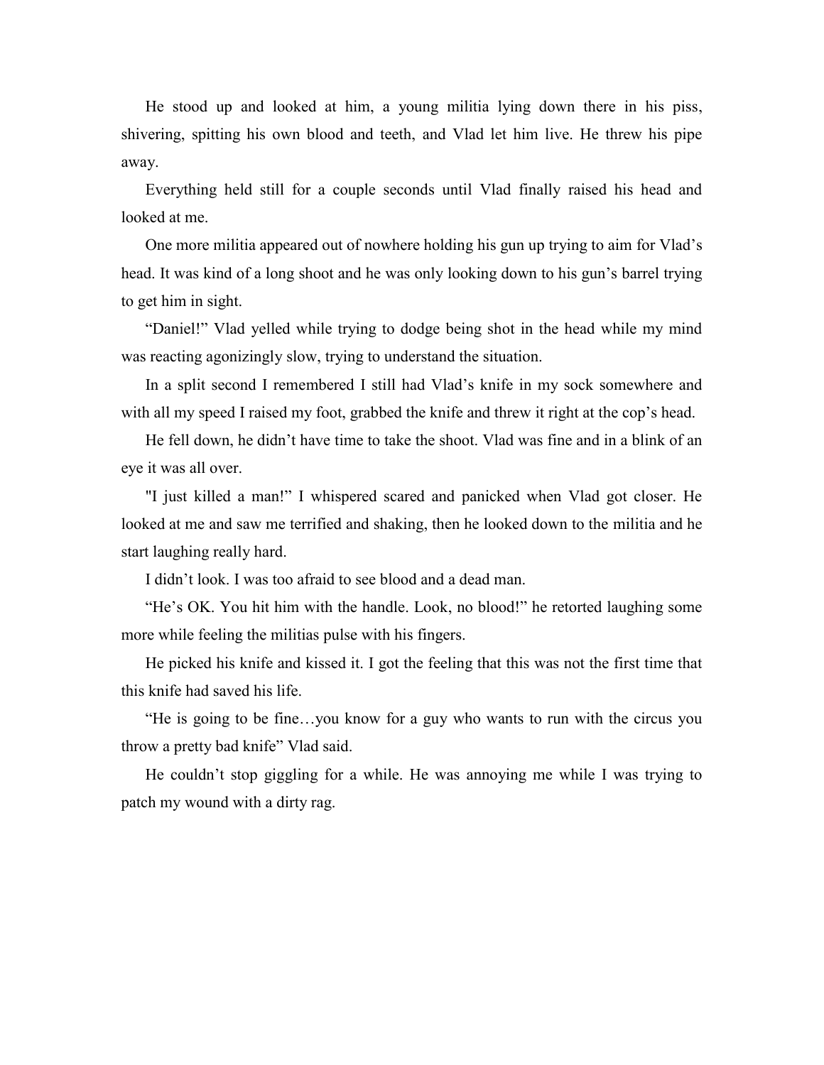He stood up and looked at him, a young militia lying down there in his piss, shivering, spitting his own blood and teeth, and Vlad let him live. He threw his pipe away.

Everything held still for a couple seconds until Vlad finally raised his head and looked at me.

One more militia appeared out of nowhere holding his gun up trying to aim for Vlad's head. It was kind of a long shoot and he was only looking down to his gun's barrel trying to get him in sight.

"Daniel!" Vlad yelled while trying to dodge being shot in the head while my mind was reacting agonizingly slow, trying to understand the situation.

In a split second I remembered I still had Vlad's knife in my sock somewhere and with all my speed I raised my foot, grabbed the knife and threw it right at the cop's head.

He fell down, he didn't have time to take the shoot. Vlad was fine and in a blink of an eye it was all over.

"I just killed a man!" I whispered scared and panicked when Vlad got closer. He looked at me and saw me terrified and shaking, then he looked down to the militia and he start laughing really hard.

I didn't look. I was too afraid to see blood and a dead man.

"He's OK. You hit him with the handle. Look, no blood!" he retorted laughing some more while feeling the militias pulse with his fingers.

He picked his knife and kissed it. I got the feeling that this was not the first time that this knife had saved his life.

"He is going to be fine…you know for a guy who wants to run with the circus you throw a pretty bad knife" Vlad said.

He couldn't stop giggling for a while. He was annoying me while I was trying to patch my wound with a dirty rag.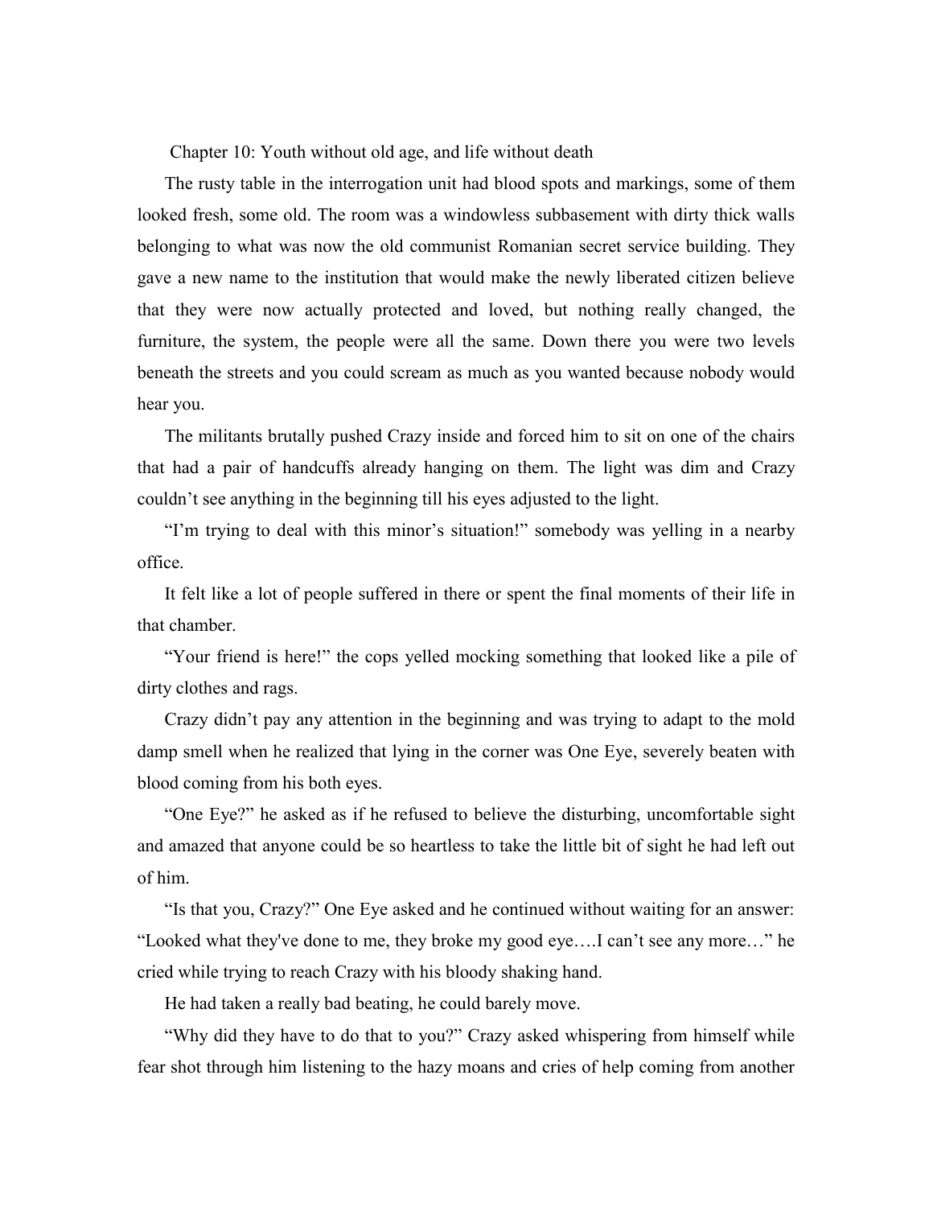## Chapter 10: Youth without old age, and life without death

The rusty table in the interrogation unit had blood spots and markings, some of them looked fresh, some old. The room was a windowless subbasement with dirty thick walls belonging to what was now the old communist Romanian secret service building. They gave a new name to the institution that would make the newly liberated citizen believe that they were now actually protected and loved, but nothing really changed, the furniture, the system, the people were all the same. Down there you were two levels beneath the streets and you could scream as much as you wanted because nobody would hear you.

The militants brutally pushed Crazy inside and forced him to sit on one of the chairs that had a pair of handcuffs already hanging on them. The light was dim and Crazy couldn't see anything in the beginning till his eyes adjusted to the light.

"I'm trying to deal with this minor's situation!" somebody was yelling in a nearby office.

It felt like a lot of people suffered in there or spent the final moments of their life in that chamber.

"Your friend is here!" the cops yelled mocking something that looked like a pile of dirty clothes and rags.

Crazy didn't pay any attention in the beginning and was trying to adapt to the mold damp smell when he realized that lying in the corner was One Eye, severely beaten with blood coming from his both eyes.

"One Eye?" he asked as if he refused to believe the disturbing, uncomfortable sight and amazed that anyone could be so heartless to take the little bit of sight he had left out of him.

"Is that you, Crazy?" One Eye asked and he continued without waiting for an answer: "Looked what they've done to me, they broke my good eye….I can't see any more…" he cried while trying to reach Crazy with his bloody shaking hand.

He had taken a really bad beating, he could barely move.

"Why did they have to do that to you?" Crazy asked whispering from himself while fear shot through him listening to the hazy moans and cries of help coming from another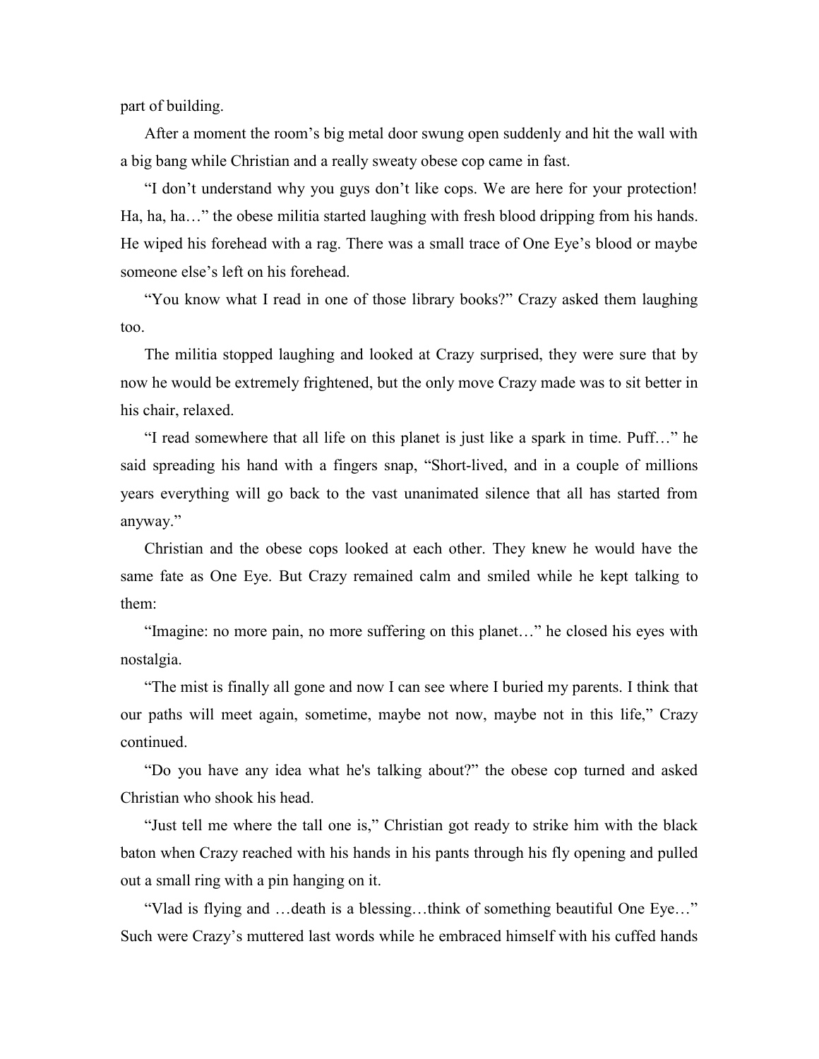part of building.

After a moment the room's big metal door swung open suddenly and hit the wall with a big bang while Christian and a really sweaty obese cop came in fast.

"I don't understand why you guys don't like cops. We are here for your protection! Ha, ha, ha…" the obese militia started laughing with fresh blood dripping from his hands. He wiped his forehead with a rag. There was a small trace of One Eye's blood or maybe someone else's left on his forehead.

"You know what I read in one of those library books?" Crazy asked them laughing too.

The militia stopped laughing and looked at Crazy surprised, they were sure that by now he would be extremely frightened, but the only move Crazy made was to sit better in his chair, relaxed.

"I read somewhere that all life on this planet is just like a spark in time. Puff…" he said spreading his hand with a fingers snap, "Short-lived, and in a couple of millions years everything will go back to the vast unanimated silence that all has started from anyway."

Christian and the obese cops looked at each other. They knew he would have the same fate as One Eye. But Crazy remained calm and smiled while he kept talking to them:

"Imagine: no more pain, no more suffering on this planet…" he closed his eyes with nostalgia.

"The mist is finally all gone and now I can see where I buried my parents. I think that our paths will meet again, sometime, maybe not now, maybe not in this life," Crazy continued.

"Do you have any idea what he's talking about?" the obese cop turned and asked Christian who shook his head.

"Just tell me where the tall one is," Christian got ready to strike him with the black baton when Crazy reached with his hands in his pants through his fly opening and pulled out a small ring with a pin hanging on it.

"Vlad is flying and …death is a blessing…think of something beautiful One Eye…" Such were Crazy's muttered last words while he embraced himself with his cuffed hands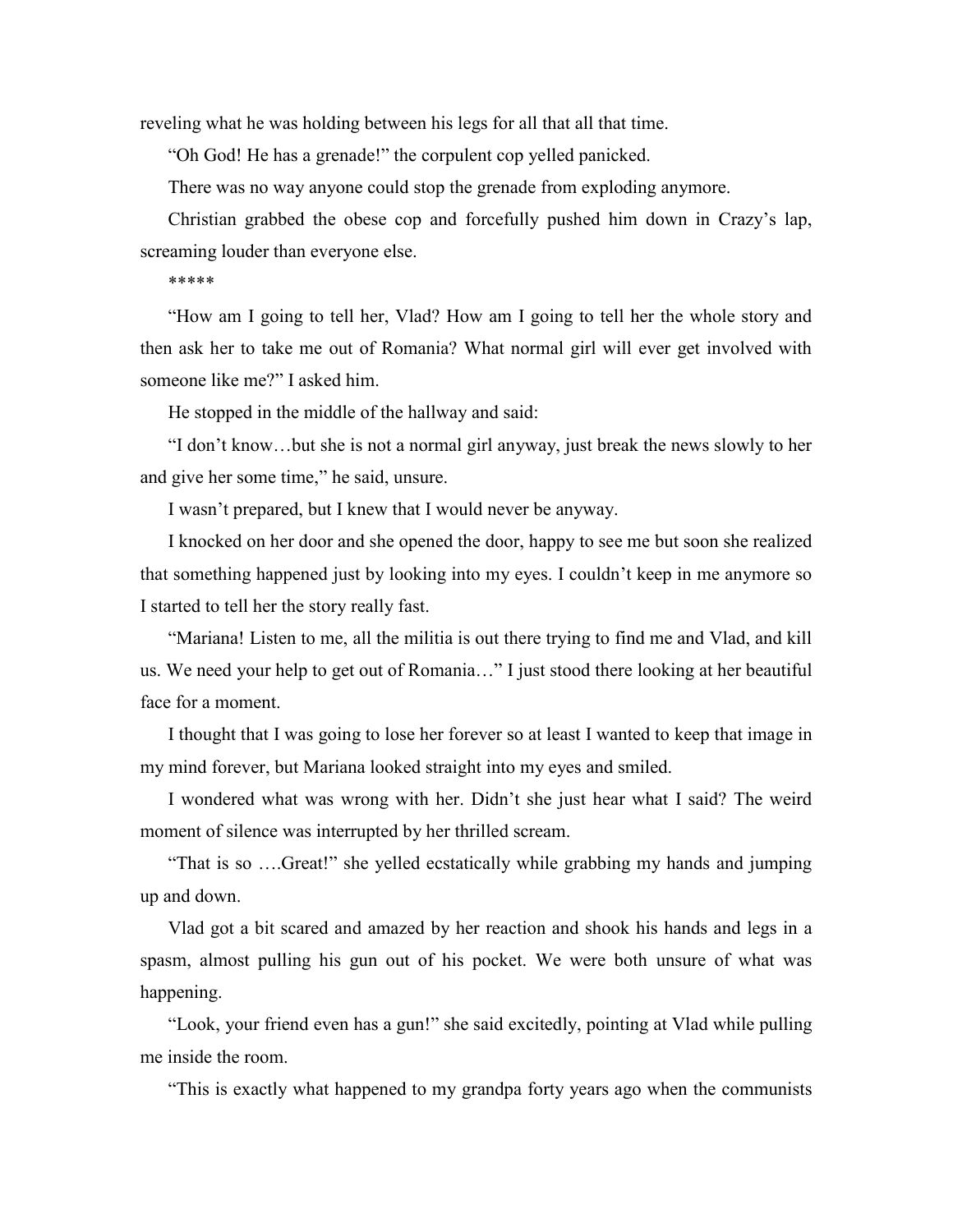reveling what he was holding between his legs for all that all that time.

"Oh God! He has a grenade!" the corpulent cop yelled panicked.

There was no way anyone could stop the grenade from exploding anymore.

Christian grabbed the obese cop and forcefully pushed him down in Crazy's lap, screaming louder than everyone else.

*****

"How am I going to tell her, Vlad? How am I going to tell her the whole story and then ask her to take me out of Romania? What normal girl will ever get involved with someone like me?" I asked him.

He stopped in the middle of the hallway and said:

"I don't know…but she is not a normal girl anyway, just break the news slowly to her and give her some time," he said, unsure.

I wasn't prepared, but I knew that I would never be anyway.

I knocked on her door and she opened the door, happy to see me but soon she realized that something happened just by looking into my eyes. I couldn't keep in me anymore so I started to tell her the story really fast.

"Mariana! Listen to me, all the militia is out there trying to find me and Vlad, and kill us. We need your help to get out of Romania…" I just stood there looking at her beautiful face for a moment.

I thought that I was going to lose her forever so at least I wanted to keep that image in my mind forever, but Mariana looked straight into my eyes and smiled.

I wondered what was wrong with her. Didn't she just hear what I said? The weird moment of silence was interrupted by her thrilled scream.

"That is so ….Great!" she yelled ecstatically while grabbing my hands and jumping up and down.

Vlad got a bit scared and amazed by her reaction and shook his hands and legs in a spasm, almost pulling his gun out of his pocket. We were both unsure of what was happening.

"Look, your friend even has a gun!" she said excitedly, pointing at Vlad while pulling me inside the room.

"This is exactly what happened to my grandpa forty years ago when the communists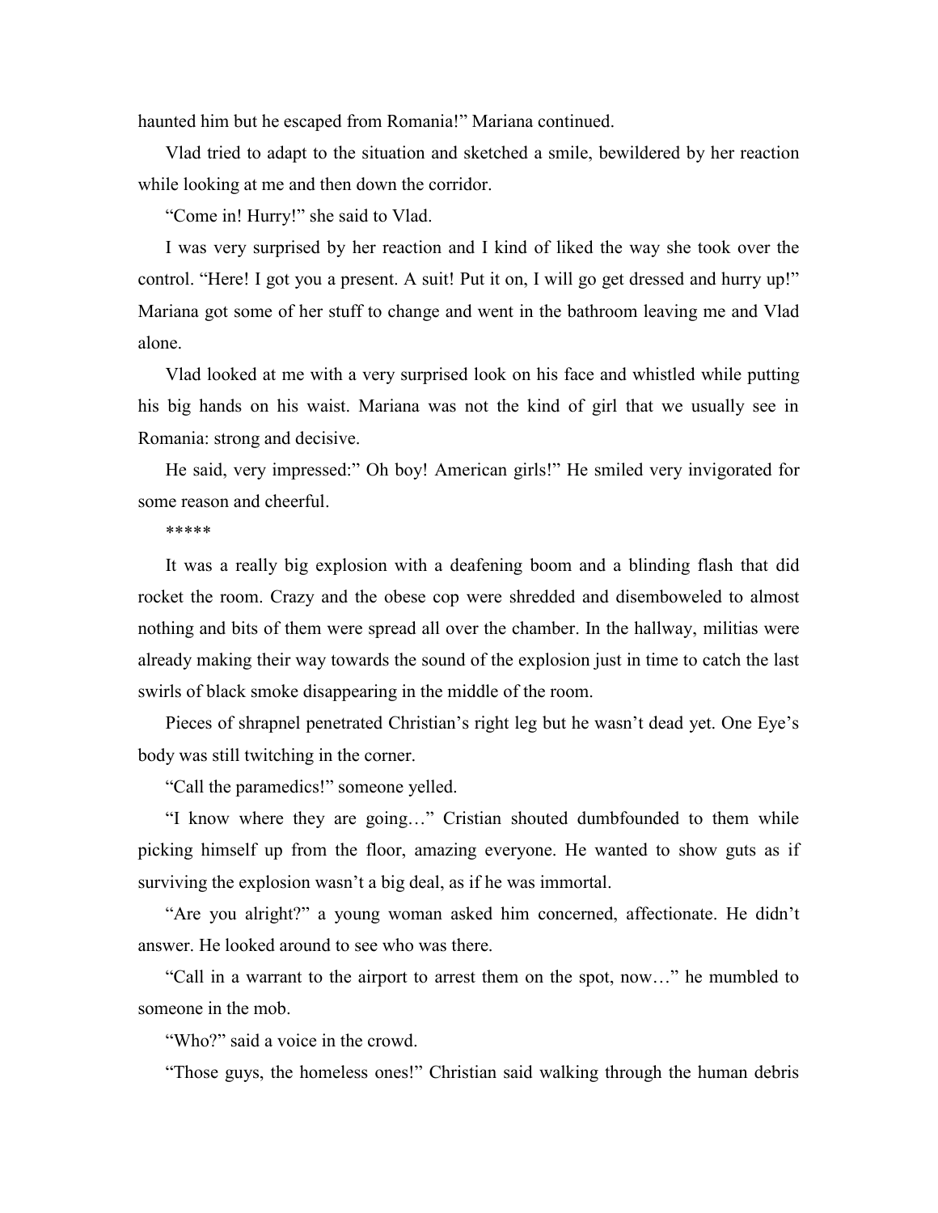haunted him but he escaped from Romania!" Mariana continued.

Vlad tried to adapt to the situation and sketched a smile, bewildered by her reaction while looking at me and then down the corridor.

"Come in! Hurry!" she said to Vlad.

I was very surprised by her reaction and I kind of liked the way she took over the control. "Here! I got you a present. A suit! Put it on, I will go get dressed and hurry up!" Mariana got some of her stuff to change and went in the bathroom leaving me and Vlad alone.

Vlad looked at me with a very surprised look on his face and whistled while putting his big hands on his waist. Mariana was not the kind of girl that we usually see in Romania: strong and decisive.

He said, very impressed:" Oh boy! American girls!" He smiled very invigorated for some reason and cheerful.

*****

It was a really big explosion with a deafening boom and a blinding flash that did rocket the room. Crazy and the obese cop were shredded and disemboweled to almost nothing and bits of them were spread all over the chamber. In the hallway, militias were already making their way towards the sound of the explosion just in time to catch the last swirls of black smoke disappearing in the middle of the room.

Pieces of shrapnel penetrated Christian's right leg but he wasn't dead yet. One Eye's body was still twitching in the corner.

"Call the paramedics!" someone yelled.

"I know where they are going…" Cristian shouted dumbfounded to them while picking himself up from the floor, amazing everyone. He wanted to show guts as if surviving the explosion wasn't a big deal, as if he was immortal.

"Are you alright?" a young woman asked him concerned, affectionate. He didn't answer. He looked around to see who was there.

"Call in a warrant to the airport to arrest them on the spot, now…" he mumbled to someone in the mob.

"Who?" said a voice in the crowd.

"Those guys, the homeless ones!" Christian said walking through the human debris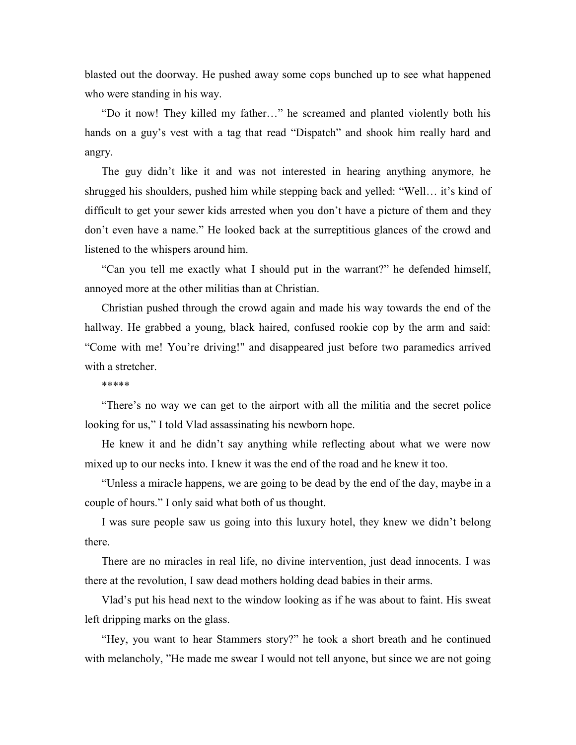blasted out the doorway. He pushed away some cops bunched up to see what happened who were standing in his way.

"Do it now! They killed my father…" he screamed and planted violently both his hands on a guy's vest with a tag that read "Dispatch" and shook him really hard and angry.

The guy didn't like it and was not interested in hearing anything anymore, he shrugged his shoulders, pushed him while stepping back and yelled: "Well… it's kind of difficult to get your sewer kids arrested when you don't have a picture of them and they don't even have a name." He looked back at the surreptitious glances of the crowd and listened to the whispers around him.

"Can you tell me exactly what I should put in the warrant?" he defended himself, annoyed more at the other militias than at Christian.

Christian pushed through the crowd again and made his way towards the end of the hallway. He grabbed a young, black haired, confused rookie cop by the arm and said: "Come with me! You're driving!" and disappeared just before two paramedics arrived with a stretcher.

*****

"There's no way we can get to the airport with all the militia and the secret police looking for us," I told Vlad assassinating his newborn hope.

He knew it and he didn't say anything while reflecting about what we were now mixed up to our necks into. I knew it was the end of the road and he knew it too.

"Unless a miracle happens, we are going to be dead by the end of the day, maybe in a couple of hours." I only said what both of us thought.

I was sure people saw us going into this luxury hotel, they knew we didn't belong there.

There are no miracles in real life, no divine intervention, just dead innocents. I was there at the revolution, I saw dead mothers holding dead babies in their arms.

Vlad's put his head next to the window looking as if he was about to faint. His sweat left dripping marks on the glass.

"Hey, you want to hear Stammers story?" he took a short breath and he continued with melancholy, "He made me swear I would not tell anyone, but since we are not going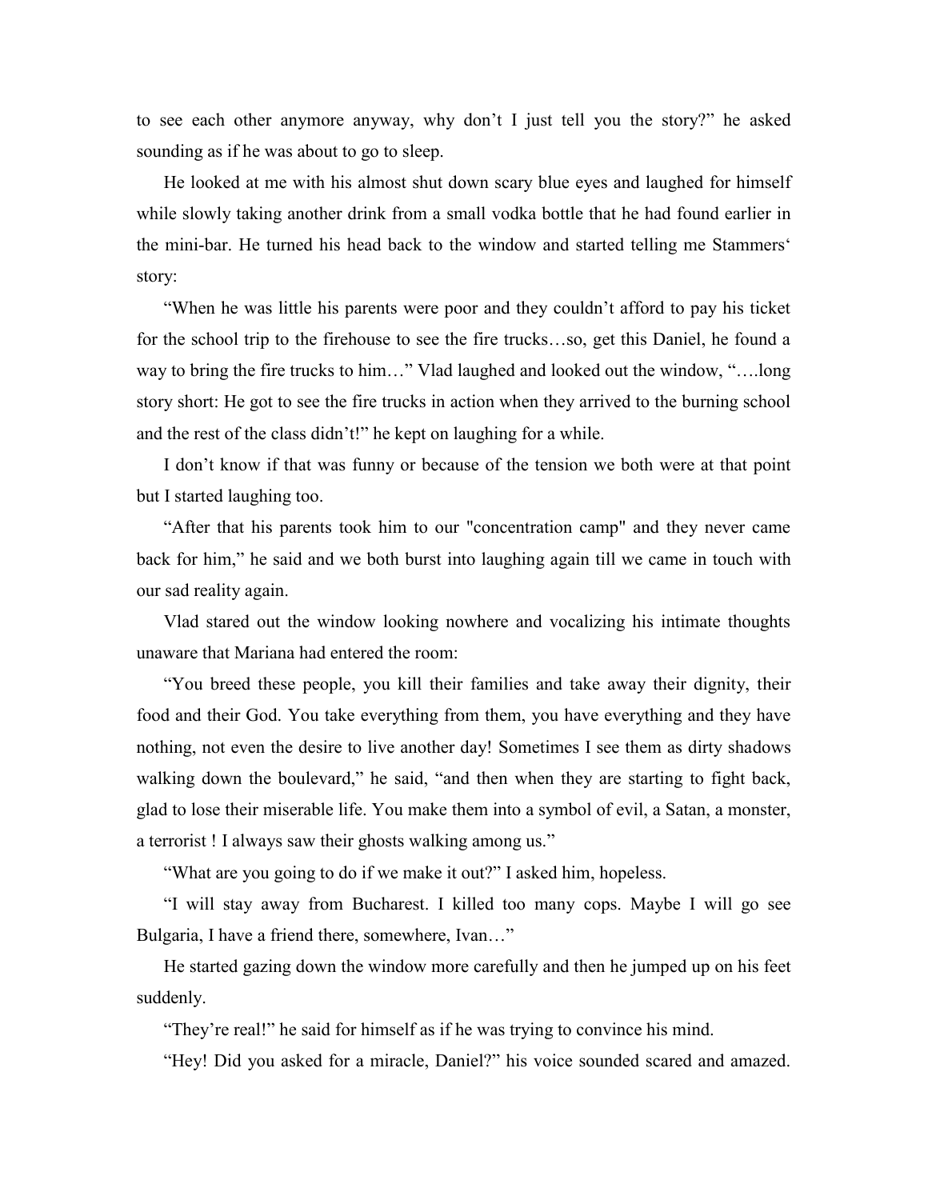to see each other anymore anyway, why don't I just tell you the story?" he asked sounding as if he was about to go to sleep.

He looked at me with his almost shut down scary blue eyes and laughed for himself while slowly taking another drink from a small vodka bottle that he had found earlier in the mini-bar. He turned his head back to the window and started telling me Stammers' story:

"When he was little his parents were poor and they couldn't afford to pay his ticket for the school trip to the firehouse to see the fire trucks…so, get this Daniel, he found a way to bring the fire trucks to him…" Vlad laughed and looked out the window, "….long story short: He got to see the fire trucks in action when they arrived to the burning school and the rest of the class didn't!" he kept on laughing for a while.

I don't know if that was funny or because of the tension we both were at that point but I started laughing too.

"After that his parents took him to our "concentration camp" and they never came back for him," he said and we both burst into laughing again till we came in touch with our sad reality again.

Vlad stared out the window looking nowhere and vocalizing his intimate thoughts unaware that Mariana had entered the room:

"You breed these people, you kill their families and take away their dignity, their food and their God. You take everything from them, you have everything and they have nothing, not even the desire to live another day! Sometimes I see them as dirty shadows walking down the boulevard," he said, "and then when they are starting to fight back, glad to lose their miserable life. You make them into a symbol of evil, a Satan, a monster, a terrorist ! I always saw their ghosts walking among us."

"What are you going to do if we make it out?" I asked him, hopeless.

"I will stay away from Bucharest. I killed too many cops. Maybe I will go see Bulgaria, I have a friend there, somewhere, Ivan…"

He started gazing down the window more carefully and then he jumped up on his feet suddenly.

"They're real!" he said for himself as if he was trying to convince his mind.

"Hey! Did you asked for a miracle, Daniel?" his voice sounded scared and amazed.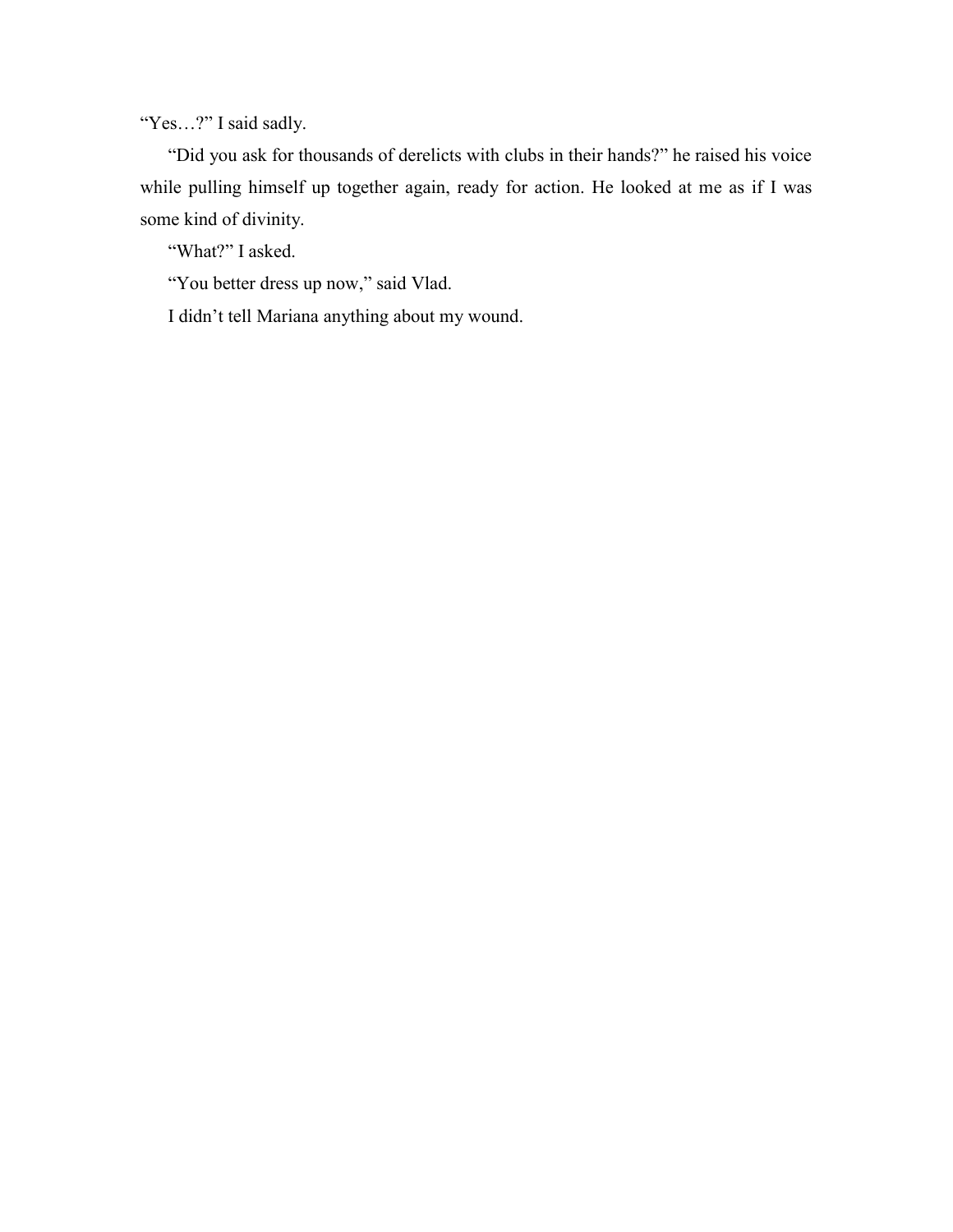"Yes…?" I said sadly.

"Did you ask for thousands of derelicts with clubs in their hands?" he raised his voice while pulling himself up together again, ready for action. He looked at me as if I was some kind of divinity.

"What?" I asked.

"You better dress up now," said Vlad.

I didn't tell Mariana anything about my wound.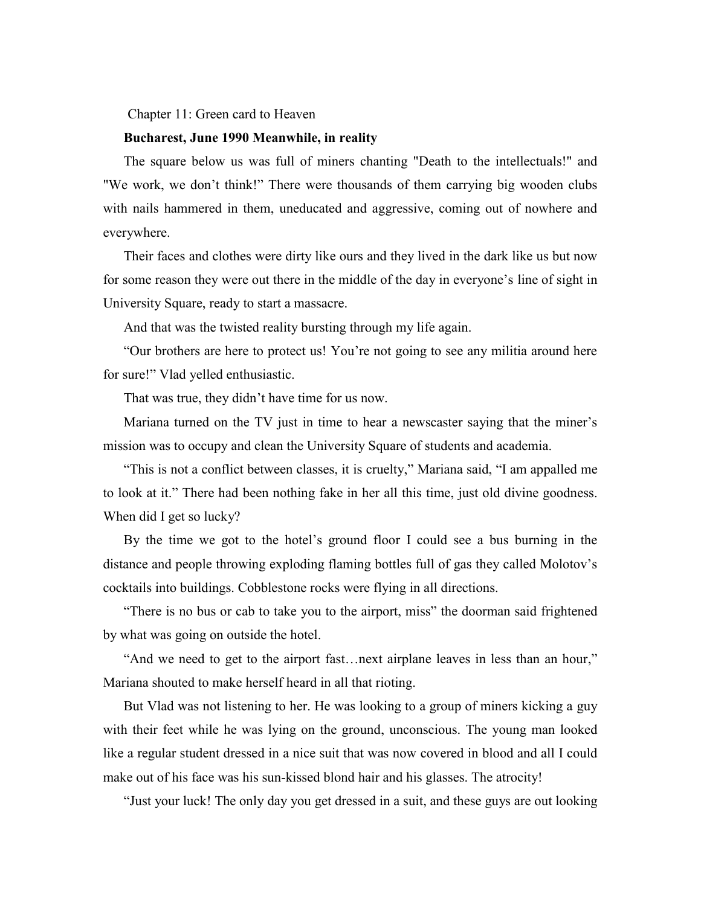Chapter 11: Green card to Heaven

**Bucharest, June 1990 Meanwhile, in reality**

The square below us was full of miners chanting "Death to the intellectuals!" and "We work, we don't think!" There were thousands of them carrying big wooden clubs with nails hammered in them, uneducated and aggressive, coming out of nowhere and everywhere.

Their faces and clothes were dirty like ours and they lived in the dark like us but now for some reason they were out there in the middle of the day in everyone's line of sight in University Square, ready to start a massacre.

And that was the twisted reality bursting through my life again.

"Our brothers are here to protect us! You're not going to see any militia around here for sure!" Vlad yelled enthusiastic.

That was true, they didn't have time for us now.

Mariana turned on the TV just in time to hear a newscaster saying that the miner's mission was to occupy and clean the University Square of students and academia.

"This is not a conflict between classes, it is cruelty," Mariana said, "I am appalled me to look at it." There had been nothing fake in her all this time, just old divine goodness. When did I get so lucky?

By the time we got to the hotel's ground floor I could see a bus burning in the distance and people throwing exploding flaming bottles full of gas they called Molotov's cocktails into buildings. Cobblestone rocks were flying in all directions.

"There is no bus or cab to take you to the airport, miss" the doorman said frightened by what was going on outside the hotel.

"And we need to get to the airport fast…next airplane leaves in less than an hour," Mariana shouted to make herself heard in all that rioting.

But Vlad was not listening to her. He was looking to a group of miners kicking a guy with their feet while he was lying on the ground, unconscious. The young man looked like a regular student dressed in a nice suit that was now covered in blood and all I could make out of his face was his sun-kissed blond hair and his glasses. The atrocity!

"Just your luck! The only day you get dressed in a suit, and these guys are out looking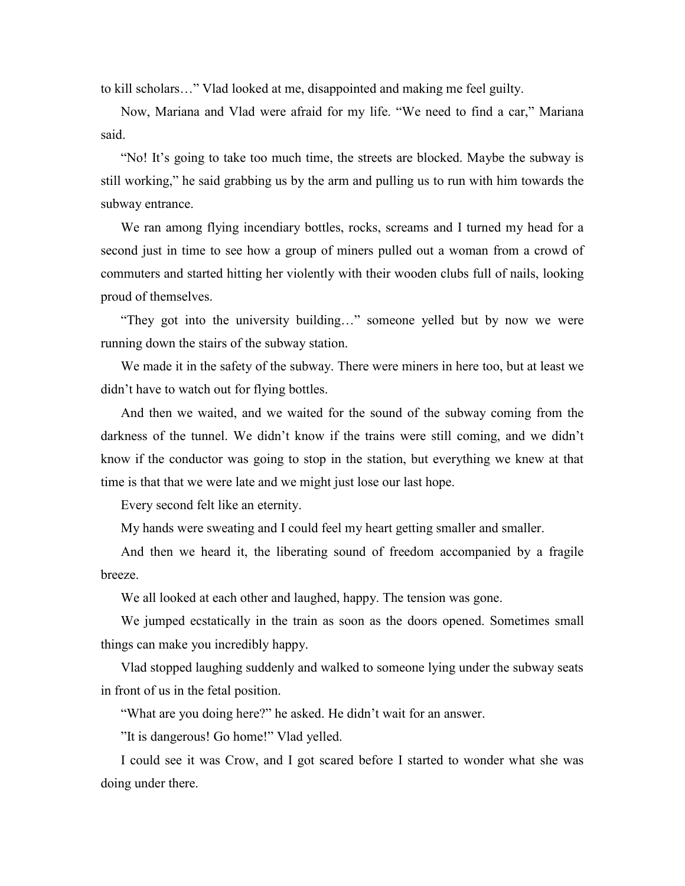to kill scholars…" Vlad looked at me, disappointed and making me feel guilty.

Now, Mariana and Vlad were afraid for my life. "We need to find a car," Mariana said.

"No! It's going to take too much time, the streets are blocked. Maybe the subway is still working," he said grabbing us by the arm and pulling us to run with him towards the subway entrance.

We ran among flying incendiary bottles, rocks, screams and I turned my head for a second just in time to see how a group of miners pulled out a woman from a crowd of commuters and started hitting her violently with their wooden clubs full of nails, looking proud of themselves.

"They got into the university building…" someone yelled but by now we were running down the stairs of the subway station.

We made it in the safety of the subway. There were miners in here too, but at least we didn't have to watch out for flying bottles.

And then we waited, and we waited for the sound of the subway coming from the darkness of the tunnel. We didn't know if the trains were still coming, and we didn't know if the conductor was going to stop in the station, but everything we knew at that time is that that we were late and we might just lose our last hope.

Every second felt like an eternity.

My hands were sweating and I could feel my heart getting smaller and smaller.

And then we heard it, the liberating sound of freedom accompanied by a fragile breeze.

We all looked at each other and laughed, happy. The tension was gone.

We jumped ecstatically in the train as soon as the doors opened. Sometimes small things can make you incredibly happy.

Vlad stopped laughing suddenly and walked to someone lying under the subway seats in front of us in the fetal position.

"What are you doing here?" he asked. He didn't wait for an answer.

"It is dangerous! Go home!" Vlad yelled.

I could see it was Crow, and I got scared before I started to wonder what she was doing under there.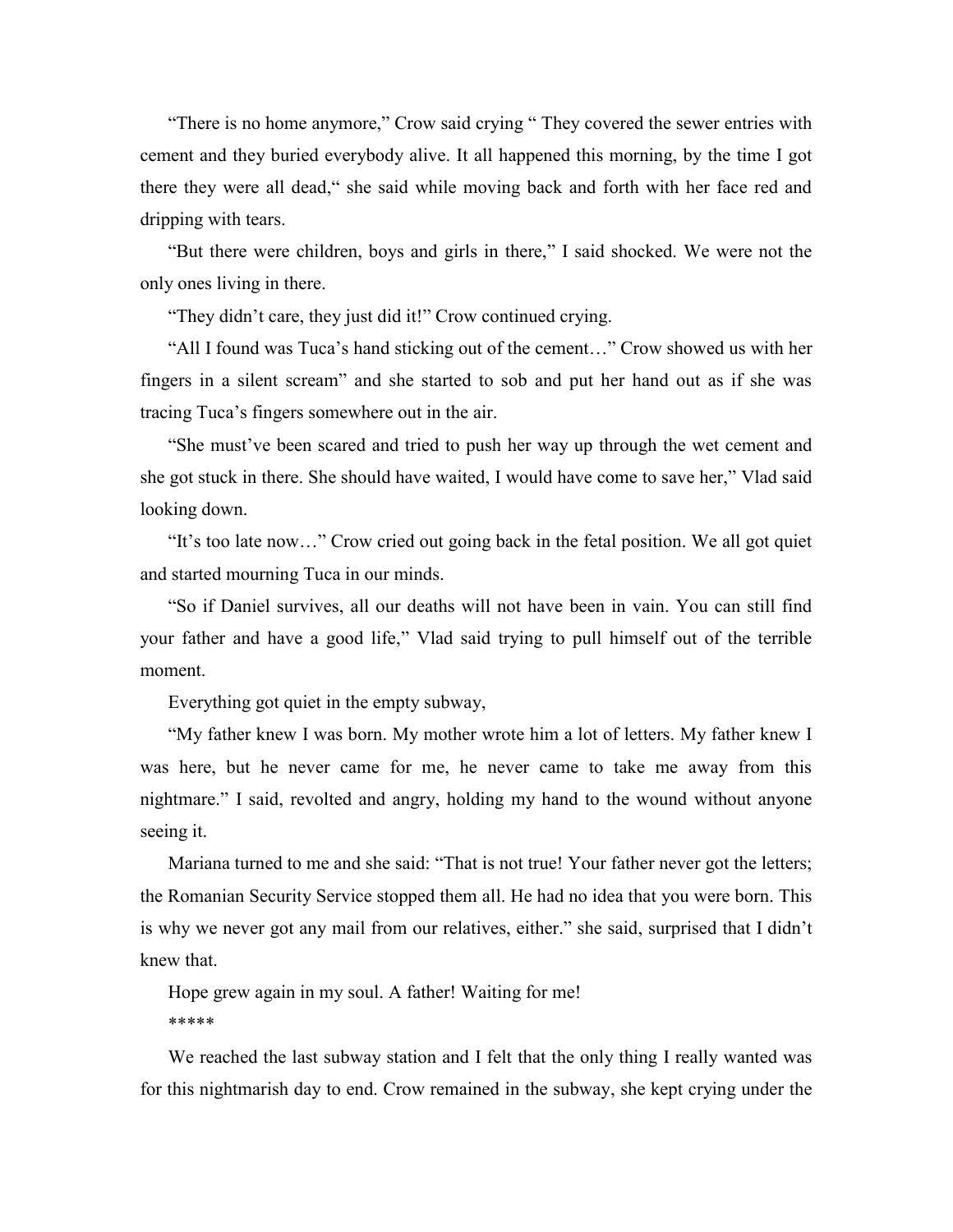“There is no home anymore,” Crow said crying “ They covered the sewer entries with cement and they buried everybody alive. It all happened this morning, by the time I got there they were all dead,“ she said while moving back and forth with her face red and dripping with tears.

“But there were children, boys and girls in there,” I said shocked. We were not the only ones living in there.

“They didn’t care, they just did it!” Crow continued crying.

“All I found was Tuca’s hand sticking out of the cement…” Crow showed us with her fingers in a silent scream” and she started to sob and put her hand out as if she was tracing Tuca’s fingers somewhere out in the air.

“She must’ve been scared and tried to push her way up through the wet cement and she got stuck in there. She should have waited, I would have come to save her,” Vlad said looking down.

“It’s too late now…” Crow cried out going back in the fetal position. We all got quiet and started mourning Tuca in our minds.

“So if Daniel survives, all our deaths will not have been in vain. You can still find your father and have a good life,” Vlad said trying to pull himself out of the terrible moment.

Everything got quiet in the empty subway,

“My father knew I was born. My mother wrote him a lot of letters. My father knew I was here, but he never came for me, he never came to take me away from this nightmare.” I said, revolted and angry, holding my hand to the wound without anyone seeing it.

Mariana turned to me and she said: “That is not true! Your father never got the letters; the Romanian Security Service stopped them all. He had no idea that you were born. This is why we never got any mail from our relatives, either.” she said, surprised that I didn’t knew that.

Hope grew again in my soul. A father! Waiting for me!

*****

We reached the last subway station and I felt that the only thing I really wanted was for this nightmarish day to end. Crow remained in the subway, she kept crying under the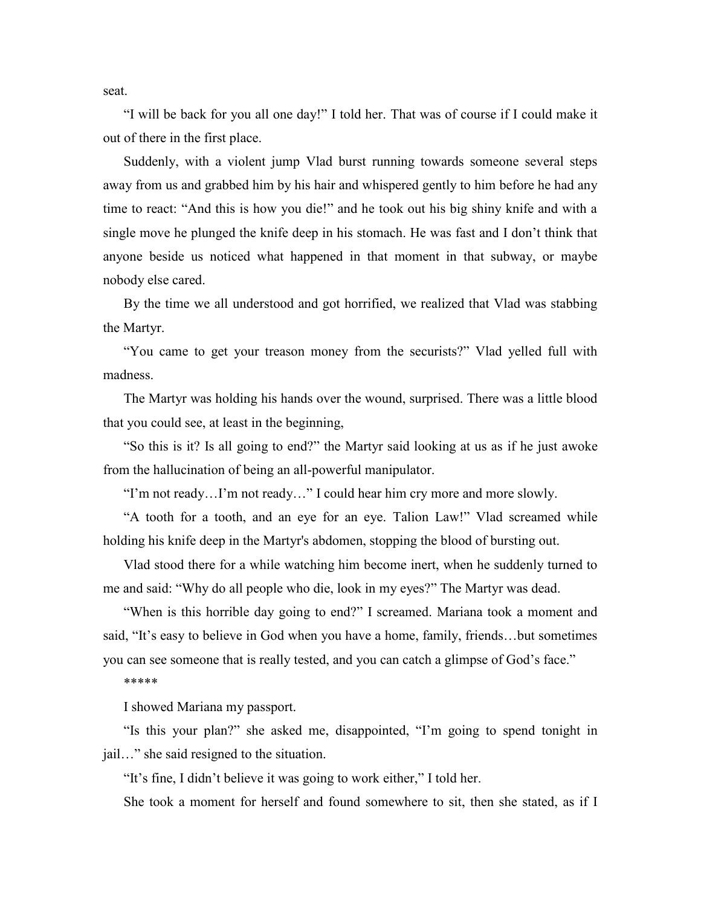seat.

“I will be back for you all one day!” I told her. That was of course if I could make it out of there in the first place.

Suddenly, with a violent jump Vlad burst running towards someone several steps away from us and grabbed him by his hair and whispered gently to him before he had any time to react: “And this is how you die!” and he took out his big shiny knife and with a single move he plunged the knife deep in his stomach. He was fast and I don’t think that anyone beside us noticed what happened in that moment in that subway, or maybe nobody else cared.

By the time we all understood and got horrified, we realized that Vlad was stabbing the Martyr.

“You came to get your treason money from the securists?” Vlad yelled full with madness.

The Martyr was holding his hands over the wound, surprised. There was a little blood that you could see, at least in the beginning,

“So this is it? Is all going to end?” the Martyr said looking at us as if he just awoke from the hallucination of being an all-powerful manipulator.

“I’m not ready…I’m not ready…” I could hear him cry more and more slowly.

“A tooth for a tooth, and an eye for an eye. Talion Law!” Vlad screamed while holding his knife deep in the Martyr's abdomen, stopping the blood of bursting out.

Vlad stood there for a while watching him become inert, when he suddenly turned to me and said: “Why do all people who die, look in my eyes?” The Martyr was dead.

“When is this horrible day going to end?” I screamed. Mariana took a moment and said, “It’s easy to believe in God when you have a home, family, friends…but sometimes you can see someone that is really tested, and you can catch a glimpse of God’s face.”

*****

I showed Mariana my passport.

“Is this your plan?” she asked me, disappointed, “I’m going to spend tonight in jail…” she said resigned to the situation.

“It’s fine, I didn’t believe it was going to work either,” I told her.

She took a moment for herself and found somewhere to sit, then she stated, as if I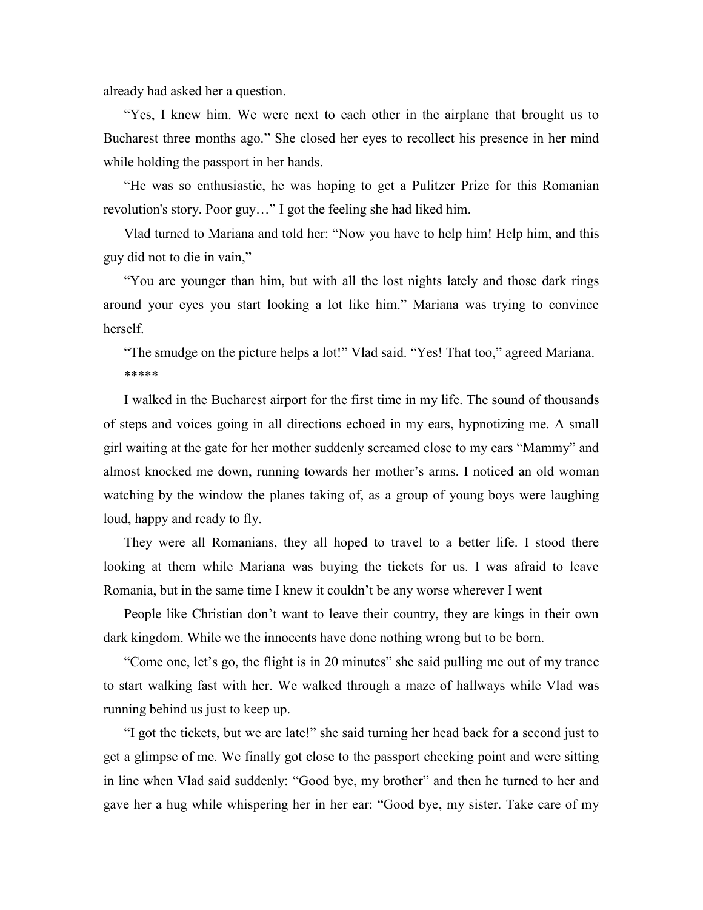already had asked her a question.

“Yes, I knew him. We were next to each other in the airplane that brought us to Bucharest three months ago.” She closed her eyes to recollect his presence in her mind while holding the passport in her hands.

“He was so enthusiastic, he was hoping to get a Pulitzer Prize for this Romanian revolution's story. Poor guy…” I got the feeling she had liked him.

Vlad turned to Mariana and told her: “Now you have to help him! Help him, and this guy did not to die in vain,”

“You are younger than him, but with all the lost nights lately and those dark rings around your eyes you start looking a lot like him.” Mariana was trying to convince herself.

“The smudge on the picture helps a lot!” Vlad said. “Yes! That too,” agreed Mariana.

*****

I walked in the Bucharest airport for the first time in my life. The sound of thousands of steps and voices going in all directions echoed in my ears, hypnotizing me. A small girl waiting at the gate for her mother suddenly screamed close to my ears “Mammy” and almost knocked me down, running towards her mother’s arms. I noticed an old woman watching by the window the planes taking of, as a group of young boys were laughing loud, happy and ready to fly.

They were all Romanians, they all hoped to travel to a better life. I stood there looking at them while Mariana was buying the tickets for us. I was afraid to leave Romania, but in the same time I knew it couldn’t be any worse wherever I went

People like Christian don’t want to leave their country, they are kings in their own dark kingdom. While we the innocents have done nothing wrong but to be born.

“Come one, let’s go, the flight is in 20 minutes” she said pulling me out of my trance to start walking fast with her. We walked through a maze of hallways while Vlad was running behind us just to keep up.

“I got the tickets, but we are late!” she said turning her head back for a second just to get a glimpse of me. We finally got close to the passport checking point and were sitting in line when Vlad said suddenly: “Good bye, my brother” and then he turned to her and gave her a hug while whispering her in her ear: “Good bye, my sister. Take care of my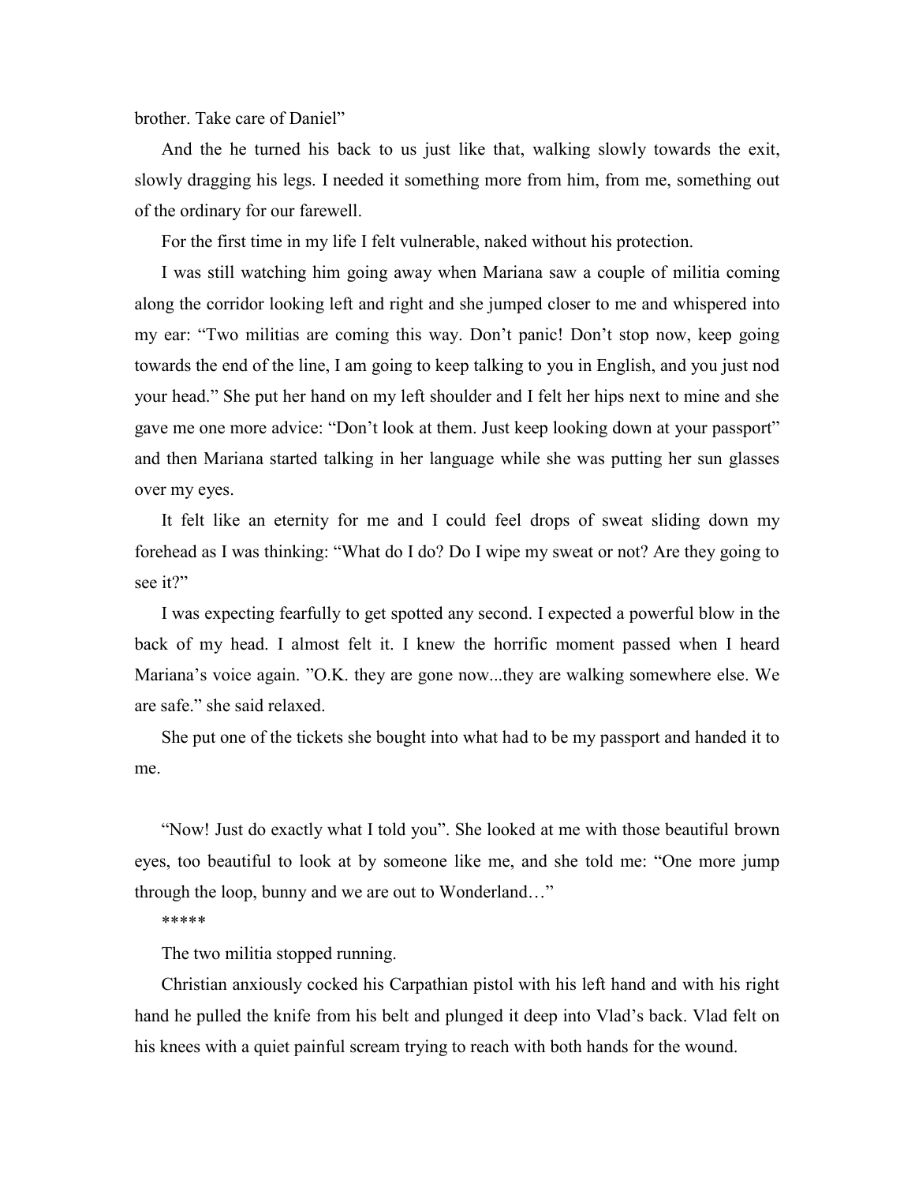brother. Take care of Daniel"

And the he turned his back to us just like that, walking slowly towards the exit, slowly dragging his legs. I needed it something more from him, from me, something out of the ordinary for our farewell.

For the first time in my life I felt vulnerable, naked without his protection.

I was still watching him going away when Mariana saw a couple of militia coming along the corridor looking left and right and she jumped closer to me and whispered into my ear: "Two militias are coming this way. Don't panic! Don't stop now, keep going towards the end of the line, I am going to keep talking to you in English, and you just nod your head." She put her hand on my left shoulder and I felt her hips next to mine and she gave me one more advice: "Don't look at them. Just keep looking down at your passport" and then Mariana started talking in her language while she was putting her sun glasses over my eyes.

It felt like an eternity for me and I could feel drops of sweat sliding down my forehead as I was thinking: "What do I do? Do I wipe my sweat or not? Are they going to see it?"

I was expecting fearfully to get spotted any second. I expected a powerful blow in the back of my head. I almost felt it. I knew the horrific moment passed when I heard Mariana's voice again. "O.K. they are gone now...they are walking somewhere else. We are safe." she said relaxed.

She put one of the tickets she bought into what had to be my passport and handed it to me.

"Now! Just do exactly what I told you". She looked at me with those beautiful brown eyes, too beautiful to look at by someone like me, and she told me: "One more jump through the loop, bunny and we are out to Wonderland…"

*****

The two militia stopped running.

Christian anxiously cocked his Carpathian pistol with his left hand and with his right hand he pulled the knife from his belt and plunged it deep into Vlad's back. Vlad felt on his knees with a quiet painful scream trying to reach with both hands for the wound.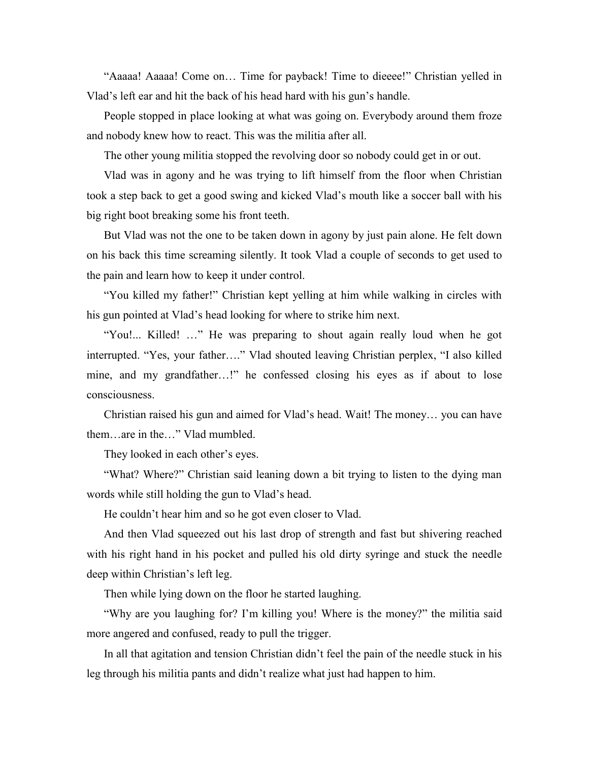"Aaaaa! Aaaaa! Come on… Time for payback! Time to dieeee!" Christian yelled in Vlad's left ear and hit the back of his head hard with his gun's handle.

People stopped in place looking at what was going on. Everybody around them froze and nobody knew how to react. This was the militia after all.

The other young militia stopped the revolving door so nobody could get in or out.

Vlad was in agony and he was trying to lift himself from the floor when Christian took a step back to get a good swing and kicked Vlad's mouth like a soccer ball with his big right boot breaking some his front teeth.

But Vlad was not the one to be taken down in agony by just pain alone. He felt down on his back this time screaming silently. It took Vlad a couple of seconds to get used to the pain and learn how to keep it under control.

"You killed my father!" Christian kept yelling at him while walking in circles with his gun pointed at Vlad's head looking for where to strike him next.

"You!... Killed! …" He was preparing to shout again really loud when he got interrupted. "Yes, your father…." Vlad shouted leaving Christian perplex, "I also killed mine, and my grandfather…!" he confessed closing his eyes as if about to lose consciousness.

Christian raised his gun and aimed for Vlad's head. Wait! The money… you can have them…are in the…" Vlad mumbled.

They looked in each other's eyes.

"What? Where?" Christian said leaning down a bit trying to listen to the dying man words while still holding the gun to Vlad's head.

He couldn't hear him and so he got even closer to Vlad.

And then Vlad squeezed out his last drop of strength and fast but shivering reached with his right hand in his pocket and pulled his old dirty syringe and stuck the needle deep within Christian's left leg.

Then while lying down on the floor he started laughing.

"Why are you laughing for? I'm killing you! Where is the money?" the militia said more angered and confused, ready to pull the trigger.

In all that agitation and tension Christian didn't feel the pain of the needle stuck in his leg through his militia pants and didn't realize what just had happen to him.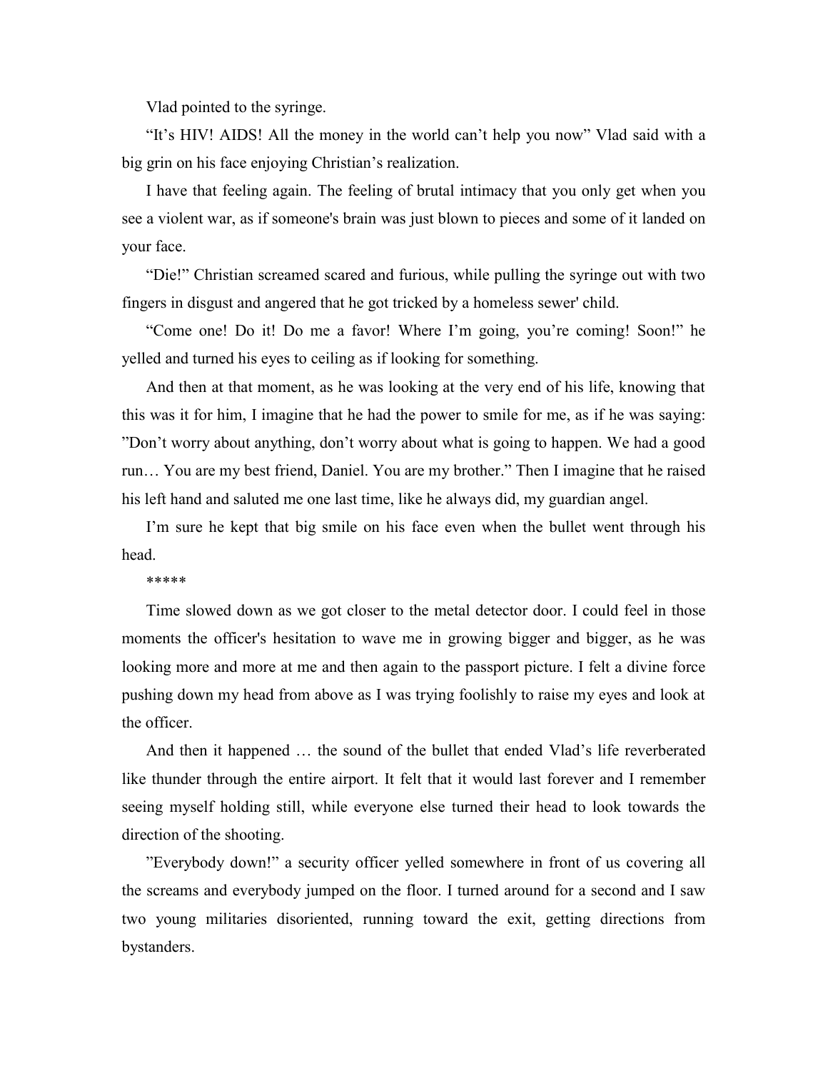Vlad pointed to the syringe.

“It’s HIV! AIDS! All the money in the world can’t help you now” Vlad said with a big grin on his face enjoying Christian’s realization.

I have that feeling again. The feeling of brutal intimacy that you only get when you see a violent war, as if someone's brain was just blown to pieces and some of it landed on your face.

“Die!” Christian screamed scared and furious, while pulling the syringe out with two fingers in disgust and angered that he got tricked by a homeless sewer' child.

“Come one! Do it! Do me a favor! Where I’m going, you’re coming! Soon!” he yelled and turned his eyes to ceiling as if looking for something.

And then at that moment, as he was looking at the very end of his life, knowing that this was it for him, I imagine that he had the power to smile for me, as if he was saying: ”Don’t worry about anything, don’t worry about what is going to happen. We had a good run… You are my best friend, Daniel. You are my brother.” Then I imagine that he raised his left hand and saluted me one last time, like he always did, my guardian angel.

I’m sure he kept that big smile on his face even when the bullet went through his head.

*****

Time slowed down as we got closer to the metal detector door. I could feel in those moments the officer's hesitation to wave me in growing bigger and bigger, as he was looking more and more at me and then again to the passport picture. I felt a divine force pushing down my head from above as I was trying foolishly to raise my eyes and look at the officer.

And then it happened … the sound of the bullet that ended Vlad’s life reverberated like thunder through the entire airport. It felt that it would last forever and I remember seeing myself holding still, while everyone else turned their head to look towards the direction of the shooting.

”Everybody down!” a security officer yelled somewhere in front of us covering all the screams and everybody jumped on the floor. I turned around for a second and I saw two young militaries disoriented, running toward the exit, getting directions from bystanders.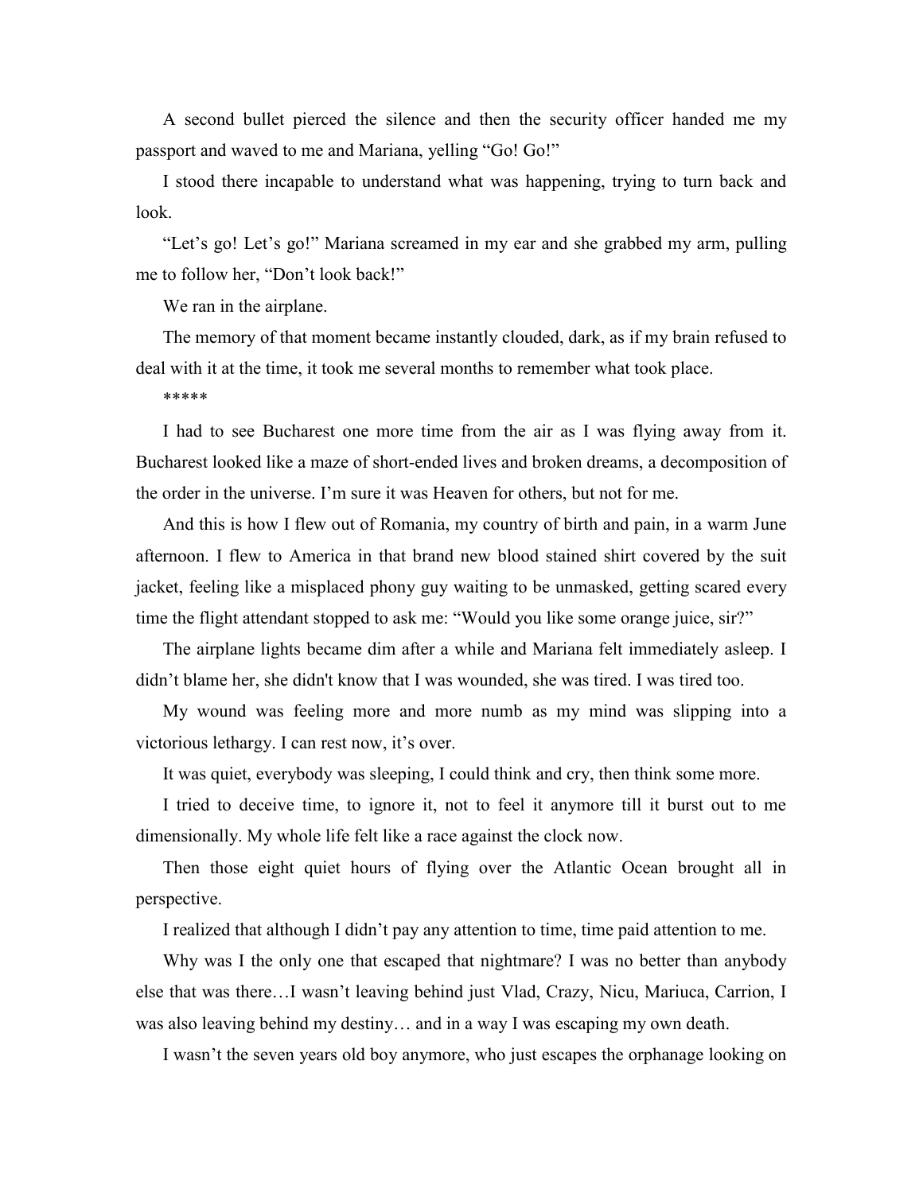A second bullet pierced the silence and then the security officer handed me my passport and waved to me and Mariana, yelling "Go! Go!"

I stood there incapable to understand what was happening, trying to turn back and look.

"Let's go! Let's go!" Mariana screamed in my ear and she grabbed my arm, pulling me to follow her, "Don't look back!"

We ran in the airplane.

The memory of that moment became instantly clouded, dark, as if my brain refused to deal with it at the time, it took me several months to remember what took place.

*****

I had to see Bucharest one more time from the air as I was flying away from it. Bucharest looked like a maze of short-ended lives and broken dreams, a decomposition of the order in the universe. I'm sure it was Heaven for others, but not for me.

And this is how I flew out of Romania, my country of birth and pain, in a warm June afternoon. I flew to America in that brand new blood stained shirt covered by the suit jacket, feeling like a misplaced phony guy waiting to be unmasked, getting scared every time the flight attendant stopped to ask me: "Would you like some orange juice, sir?"

The airplane lights became dim after a while and Mariana felt immediately asleep. I didn't blame her, she didn't know that I was wounded, she was tired. I was tired too.

My wound was feeling more and more numb as my mind was slipping into a victorious lethargy. I can rest now, it's over.

It was quiet, everybody was sleeping, I could think and cry, then think some more.

I tried to deceive time, to ignore it, not to feel it anymore till it burst out to me dimensionally. My whole life felt like a race against the clock now.

Then those eight quiet hours of flying over the Atlantic Ocean brought all in perspective.

I realized that although I didn't pay any attention to time, time paid attention to me.

Why was I the only one that escaped that nightmare? I was no better than anybody else that was there…I wasn't leaving behind just Vlad, Crazy, Nicu, Mariuca, Carrion, I was also leaving behind my destiny… and in a way I was escaping my own death.

I wasn't the seven years old boy anymore, who just escapes the orphanage looking on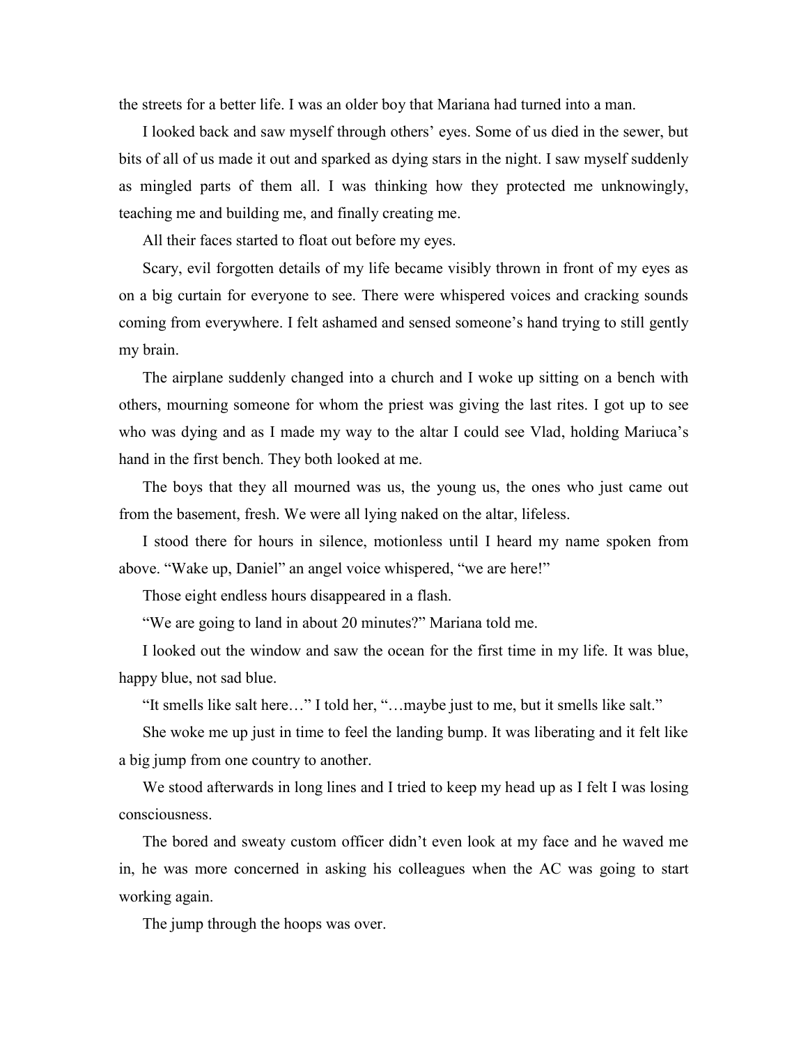the streets for a better life. I was an older boy that Mariana had turned into a man.

I looked back and saw myself through others' eyes. Some of us died in the sewer, but bits of all of us made it out and sparked as dying stars in the night. I saw myself suddenly as mingled parts of them all. I was thinking how they protected me unknowingly, teaching me and building me, and finally creating me.

All their faces started to float out before my eyes.

Scary, evil forgotten details of my life became visibly thrown in front of my eyes as on a big curtain for everyone to see. There were whispered voices and cracking sounds coming from everywhere. I felt ashamed and sensed someone's hand trying to still gently my brain.

The airplane suddenly changed into a church and I woke up sitting on a bench with others, mourning someone for whom the priest was giving the last rites. I got up to see who was dying and as I made my way to the altar I could see Vlad, holding Mariuca's hand in the first bench. They both looked at me.

The boys that they all mourned was us, the young us, the ones who just came out from the basement, fresh. We were all lying naked on the altar, lifeless.

I stood there for hours in silence, motionless until I heard my name spoken from above. "Wake up, Daniel" an angel voice whispered, "we are here!"

Those eight endless hours disappeared in a flash.

"We are going to land in about 20 minutes?" Mariana told me.

I looked out the window and saw the ocean for the first time in my life. It was blue, happy blue, not sad blue.

"It smells like salt here…" I told her, "…maybe just to me, but it smells like salt."

She woke me up just in time to feel the landing bump. It was liberating and it felt like a big jump from one country to another.

We stood afterwards in long lines and I tried to keep my head up as I felt I was losing consciousness.

The bored and sweaty custom officer didn't even look at my face and he waved me in, he was more concerned in asking his colleagues when the AC was going to start working again.

The jump through the hoops was over.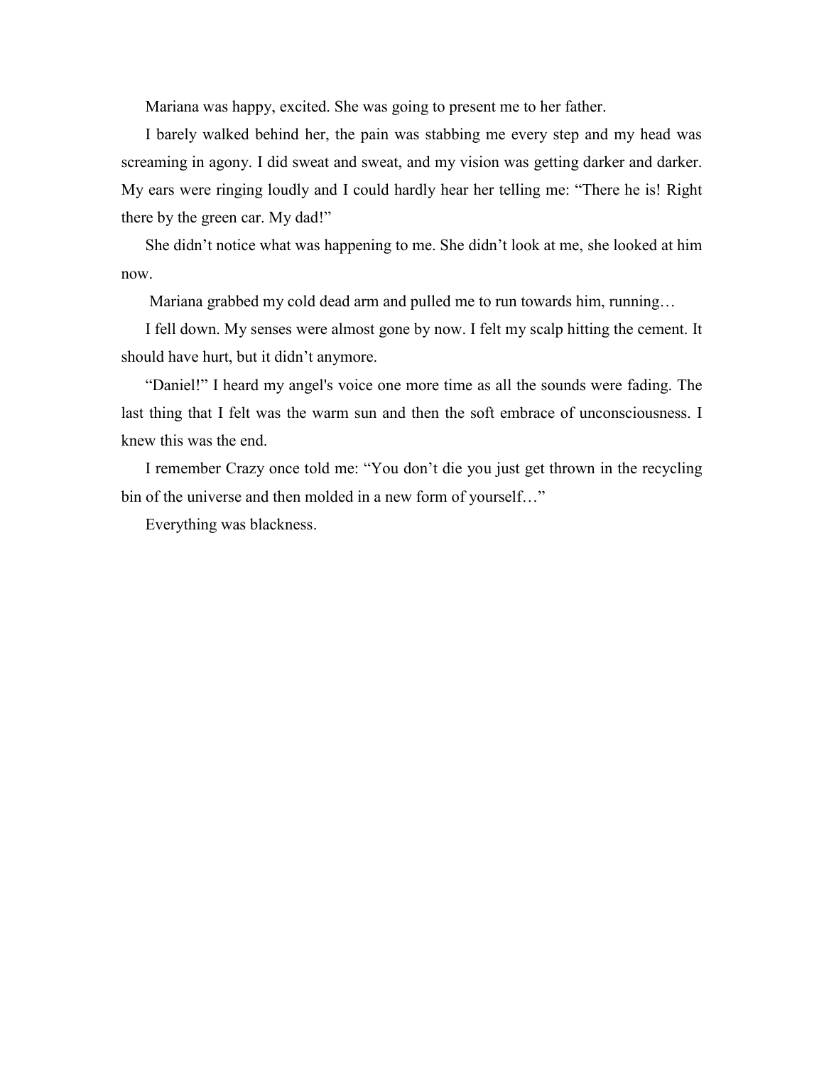Mariana was happy, excited. She was going to present me to her father.

I barely walked behind her, the pain was stabbing me every step and my head was screaming in agony. I did sweat and sweat, and my vision was getting darker and darker. My ears were ringing loudly and I could hardly hear her telling me: "There he is! Right there by the green car. My dad!"

She didn't notice what was happening to me. She didn't look at me, she looked at him now.

Mariana grabbed my cold dead arm and pulled me to run towards him, running…

I fell down. My senses were almost gone by now. I felt my scalp hitting the cement. It should have hurt, but it didn't anymore.

"Daniel!" I heard my angel's voice one more time as all the sounds were fading. The last thing that I felt was the warm sun and then the soft embrace of unconsciousness. I knew this was the end.

I remember Crazy once told me: "You don't die you just get thrown in the recycling bin of the universe and then molded in a new form of yourself…"

Everything was blackness.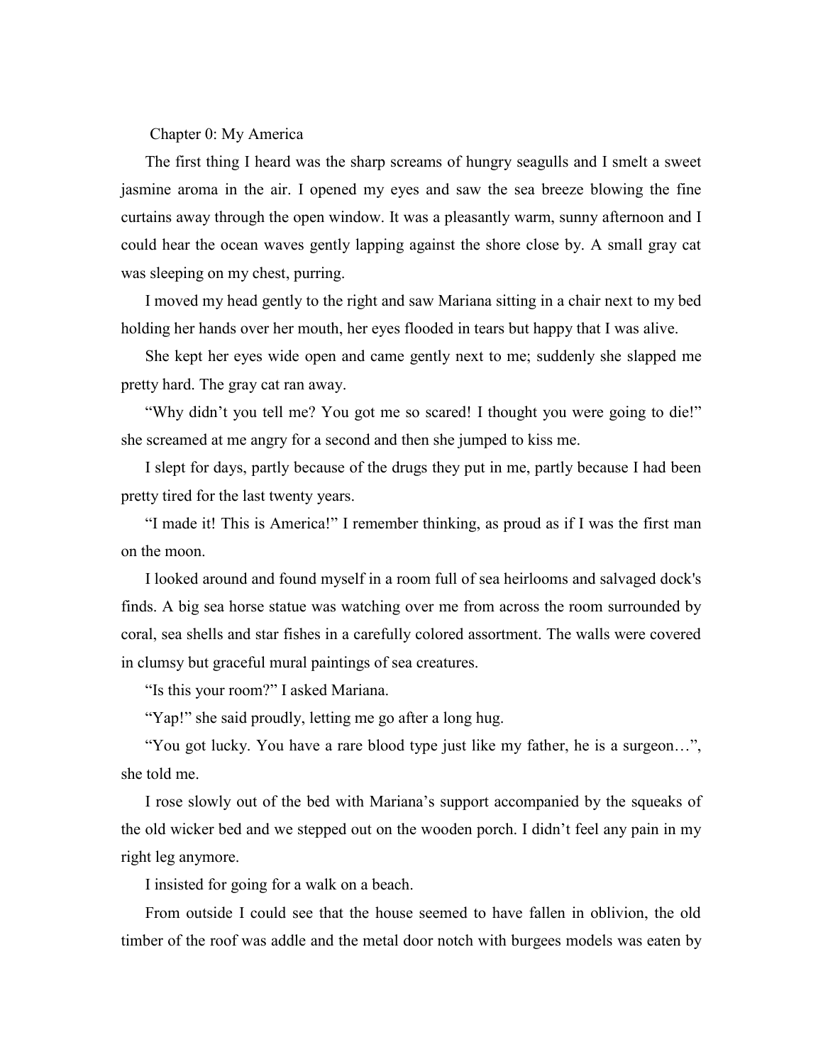## Chapter 0: My America

The first thing I heard was the sharp screams of hungry seagulls and I smelt a sweet jasmine aroma in the air. I opened my eyes and saw the sea breeze blowing the fine curtains away through the open window. It was a pleasantly warm, sunny afternoon and I could hear the ocean waves gently lapping against the shore close by. A small gray cat was sleeping on my chest, purring.

I moved my head gently to the right and saw Mariana sitting in a chair next to my bed holding her hands over her mouth, her eyes flooded in tears but happy that I was alive.

She kept her eyes wide open and came gently next to me; suddenly she slapped me pretty hard. The gray cat ran away.

"Why didn't you tell me? You got me so scared! I thought you were going to die!" she screamed at me angry for a second and then she jumped to kiss me.

I slept for days, partly because of the drugs they put in me, partly because I had been pretty tired for the last twenty years.

"I made it! This is America!" I remember thinking, as proud as if I was the first man on the moon.

I looked around and found myself in a room full of sea heirlooms and salvaged dock's finds. A big sea horse statue was watching over me from across the room surrounded by coral, sea shells and star fishes in a carefully colored assortment. The walls were covered in clumsy but graceful mural paintings of sea creatures.

"Is this your room?" I asked Mariana.

"Yap!" she said proudly, letting me go after a long hug.

"You got lucky. You have a rare blood type just like my father, he is a surgeon…", she told me.

I rose slowly out of the bed with Mariana's support accompanied by the squeaks of the old wicker bed and we stepped out on the wooden porch. I didn't feel any pain in my right leg anymore.

I insisted for going for a walk on a beach.

From outside I could see that the house seemed to have fallen in oblivion, the old timber of the roof was addle and the metal door notch with burgees models was eaten by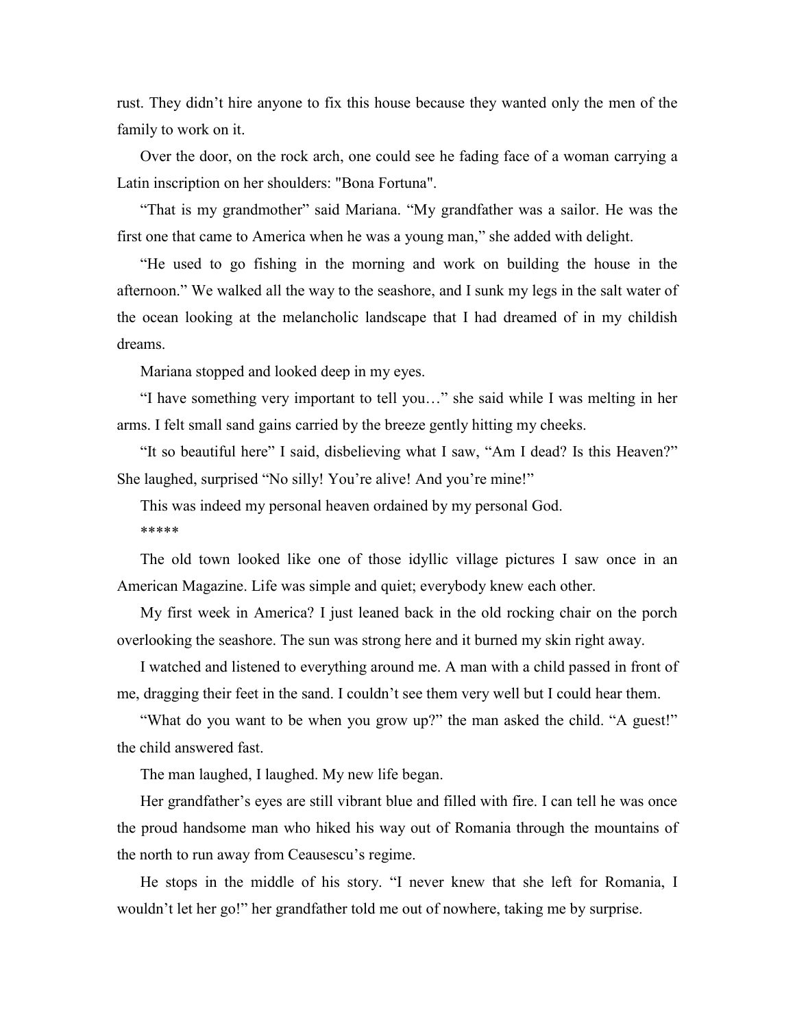rust. They didn't hire anyone to fix this house because they wanted only the men of the family to work on it.

Over the door, on the rock arch, one could see he fading face of a woman carrying a Latin inscription on her shoulders: "Bona Fortuna".

"That is my grandmother" said Mariana. "My grandfather was a sailor. He was the first one that came to America when he was a young man," she added with delight.

"He used to go fishing in the morning and work on building the house in the afternoon." We walked all the way to the seashore, and I sunk my legs in the salt water of the ocean looking at the melancholic landscape that I had dreamed of in my childish dreams.

Mariana stopped and looked deep in my eyes.

"I have something very important to tell you…" she said while I was melting in her arms. I felt small sand gains carried by the breeze gently hitting my cheeks.

"It so beautiful here" I said, disbelieving what I saw, "Am I dead? Is this Heaven?" She laughed, surprised "No silly! You're alive! And you're mine!"

This was indeed my personal heaven ordained by my personal God.

*****

The old town looked like one of those idyllic village pictures I saw once in an American Magazine. Life was simple and quiet; everybody knew each other.

My first week in America? I just leaned back in the old rocking chair on the porch overlooking the seashore. The sun was strong here and it burned my skin right away.

I watched and listened to everything around me. A man with a child passed in front of me, dragging their feet in the sand. I couldn't see them very well but I could hear them.

"What do you want to be when you grow up?" the man asked the child. "A guest!" the child answered fast.

The man laughed, I laughed. My new life began.

Her grandfather's eyes are still vibrant blue and filled with fire. I can tell he was once the proud handsome man who hiked his way out of Romania through the mountains of the north to run away from Ceausescu's regime.

He stops in the middle of his story. "I never knew that she left for Romania, I wouldn't let her go!" her grandfather told me out of nowhere, taking me by surprise.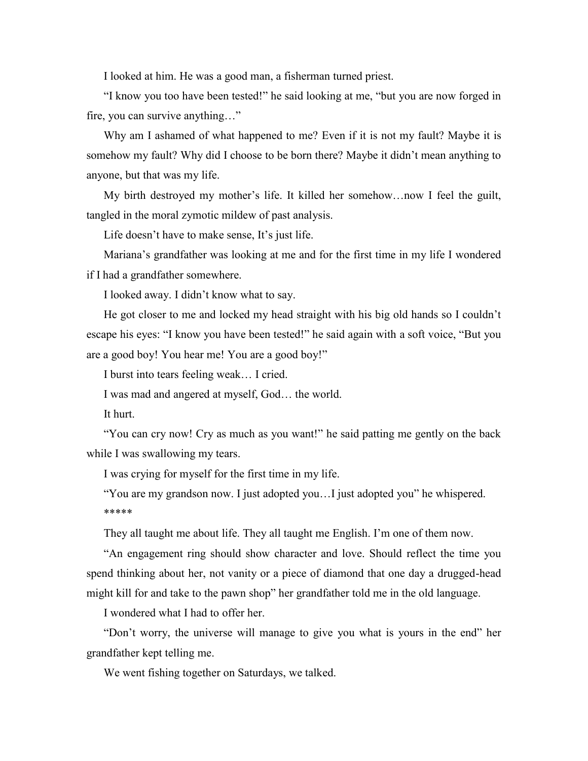I looked at him. He was a good man, a fisherman turned priest.

"I know you too have been tested!" he said looking at me, "but you are now forged in fire, you can survive anything…"

Why am I ashamed of what happened to me? Even if it is not my fault? Maybe it is somehow my fault? Why did I choose to be born there? Maybe it didn't mean anything to anyone, but that was my life.

My birth destroyed my mother's life. It killed her somehow…now I feel the guilt, tangled in the moral zymotic mildew of past analysis.

Life doesn't have to make sense, It's just life.

Mariana's grandfather was looking at me and for the first time in my life I wondered if I had a grandfather somewhere.

I looked away. I didn't know what to say.

He got closer to me and locked my head straight with his big old hands so I couldn't escape his eyes: "I know you have been tested!" he said again with a soft voice, "But you are a good boy! You hear me! You are a good boy!"

I burst into tears feeling weak… I cried.

I was mad and angered at myself, God… the world.

It hurt.

"You can cry now! Cry as much as you want!" he said patting me gently on the back while I was swallowing my tears.

I was crying for myself for the first time in my life.

"You are my grandson now. I just adopted you…I just adopted you" he whispered.

*****

They all taught me about life. They all taught me English. I'm one of them now.

"An engagement ring should show character and love. Should reflect the time you spend thinking about her, not vanity or a piece of diamond that one day a drugged-head might kill for and take to the pawn shop" her grandfather told me in the old language.

I wondered what I had to offer her.

"Don't worry, the universe will manage to give you what is yours in the end" her grandfather kept telling me.

We went fishing together on Saturdays, we talked.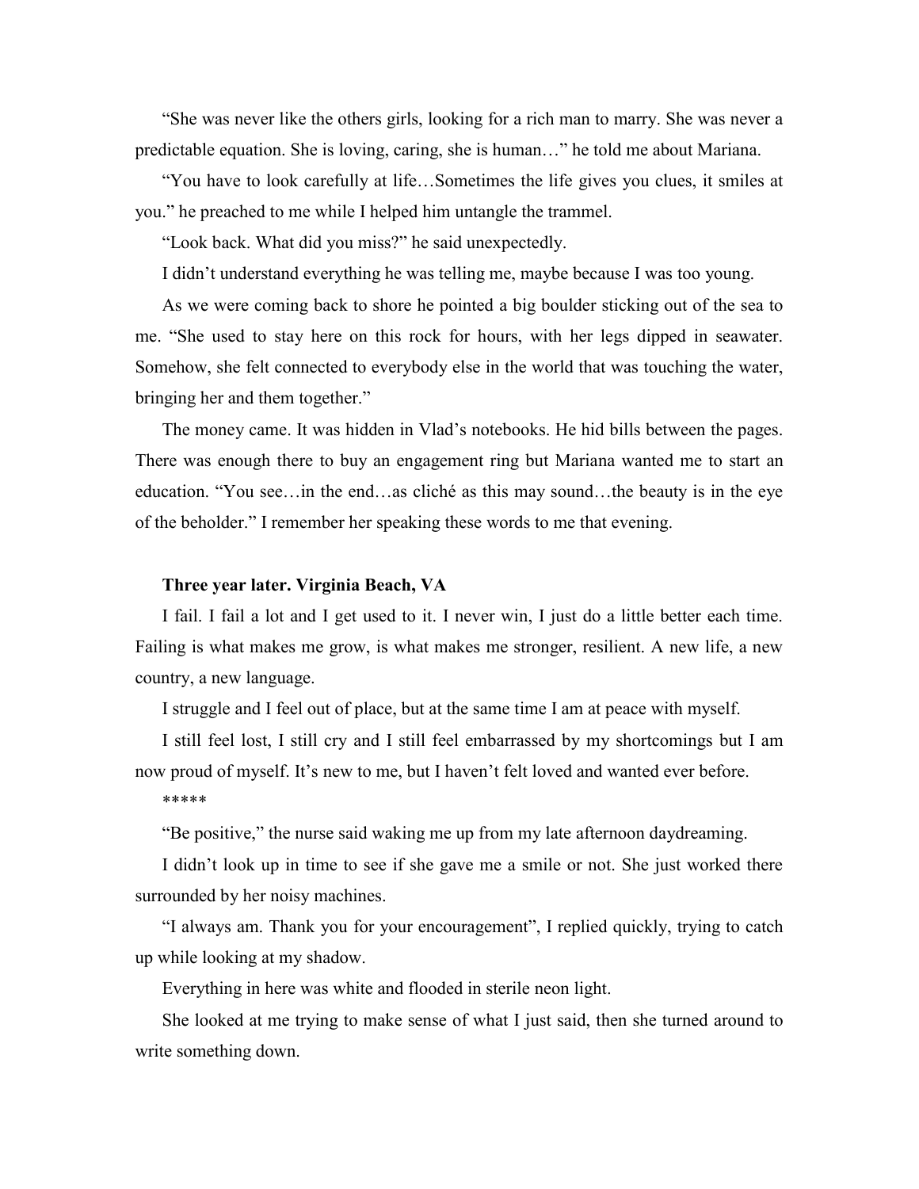"She was never like the others girls, looking for a rich man to marry. She was never a predictable equation. She is loving, caring, she is human…" he told me about Mariana.

"You have to look carefully at life…Sometimes the life gives you clues, it smiles at you." he preached to me while I helped him untangle the trammel.

"Look back. What did you miss?" he said unexpectedly.

I didn't understand everything he was telling me, maybe because I was too young.

As we were coming back to shore he pointed a big boulder sticking out of the sea to me. "She used to stay here on this rock for hours, with her legs dipped in seawater. Somehow, she felt connected to everybody else in the world that was touching the water, bringing her and them together."

The money came. It was hidden in Vlad's notebooks. He hid bills between the pages. There was enough there to buy an engagement ring but Mariana wanted me to start an education. "You see…in the end…as cliché as this may sound…the beauty is in the eye of the beholder." I remember her speaking these words to me that evening.

**Three year later. Virginia Beach, VA**

I fail. I fail a lot and I get used to it. I never win, I just do a little better each time. Failing is what makes me grow, is what makes me stronger, resilient. A new life, a new country, a new language.

I struggle and I feel out of place, but at the same time I am at peace with myself.

I still feel lost, I still cry and I still feel embarrassed by my shortcomings but I am now proud of myself. It's new to me, but I haven't felt loved and wanted ever before.

*****

"Be positive," the nurse said waking me up from my late afternoon daydreaming.

I didn't look up in time to see if she gave me a smile or not. She just worked there surrounded by her noisy machines.

"I always am. Thank you for your encouragement", I replied quickly, trying to catch up while looking at my shadow.

Everything in here was white and flooded in sterile neon light.

She looked at me trying to make sense of what I just said, then she turned around to write something down.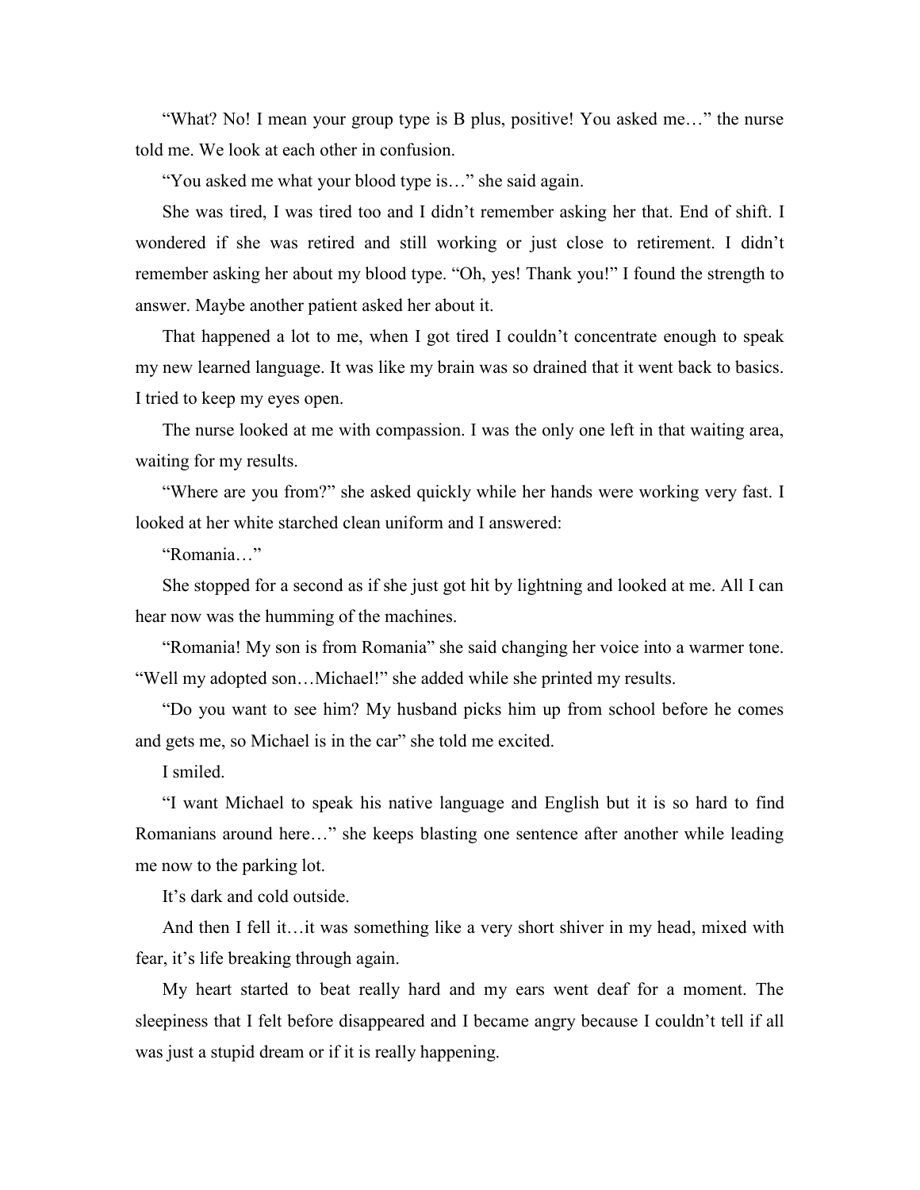"What? No! I mean your group type is B plus, positive! You asked me…" the nurse told me. We look at each other in confusion.

"You asked me what your blood type is…" she said again.

She was tired, I was tired too and I didn't remember asking her that. End of shift. I wondered if she was retired and still working or just close to retirement. I didn't remember asking her about my blood type. "Oh, yes! Thank you!" I found the strength to answer. Maybe another patient asked her about it.

That happened a lot to me, when I got tired I couldn't concentrate enough to speak my new learned language. It was like my brain was so drained that it went back to basics. I tried to keep my eyes open.

The nurse looked at me with compassion. I was the only one left in that waiting area, waiting for my results.

"Where are you from?" she asked quickly while her hands were working very fast. I looked at her white starched clean uniform and I answered:

"Romania…"

She stopped for a second as if she just got hit by lightning and looked at me. All I can hear now was the humming of the machines.

"Romania! My son is from Romania" she said changing her voice into a warmer tone. "Well my adopted son…Michael!" she added while she printed my results.

"Do you want to see him? My husband picks him up from school before he comes and gets me, so Michael is in the car" she told me excited.

I smiled.

"I want Michael to speak his native language and English but it is so hard to find Romanians around here…" she keeps blasting one sentence after another while leading me now to the parking lot.

It's dark and cold outside.

And then I fell it…it was something like a very short shiver in my head, mixed with fear, it's life breaking through again.

My heart started to beat really hard and my ears went deaf for a moment. The sleepiness that I felt before disappeared and I became angry because I couldn't tell if all was just a stupid dream or if it is really happening.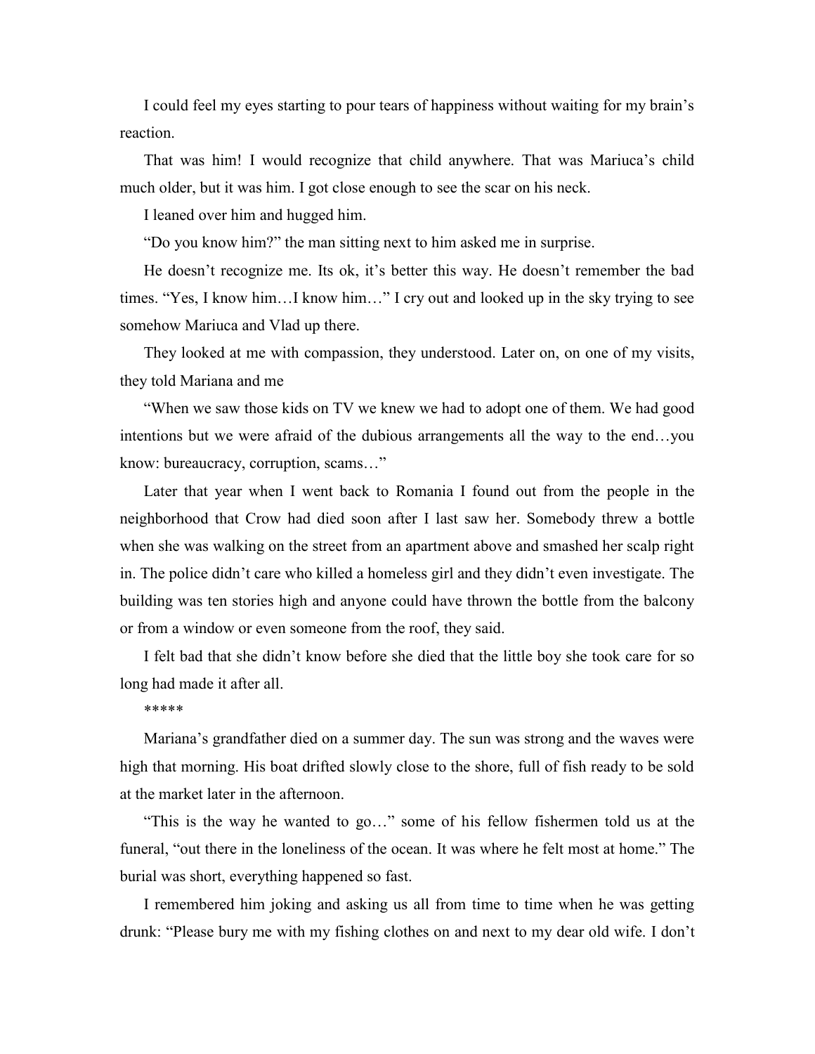I could feel my eyes starting to pour tears of happiness without waiting for my brain's reaction.

That was him! I would recognize that child anywhere. That was Mariuca's child much older, but it was him. I got close enough to see the scar on his neck.

I leaned over him and hugged him.

"Do you know him?" the man sitting next to him asked me in surprise.

He doesn't recognize me. Its ok, it's better this way. He doesn't remember the bad times. "Yes, I know him…I know him…" I cry out and looked up in the sky trying to see somehow Mariuca and Vlad up there.

They looked at me with compassion, they understood. Later on, on one of my visits, they told Mariana and me

"When we saw those kids on TV we knew we had to adopt one of them. We had good intentions but we were afraid of the dubious arrangements all the way to the end…you know: bureaucracy, corruption, scams…"

Later that year when I went back to Romania I found out from the people in the neighborhood that Crow had died soon after I last saw her. Somebody threw a bottle when she was walking on the street from an apartment above and smashed her scalp right in. The police didn't care who killed a homeless girl and they didn't even investigate. The building was ten stories high and anyone could have thrown the bottle from the balcony or from a window or even someone from the roof, they said.

I felt bad that she didn't know before she died that the little boy she took care for so long had made it after all.

*****

Mariana's grandfather died on a summer day. The sun was strong and the waves were high that morning. His boat drifted slowly close to the shore, full of fish ready to be sold at the market later in the afternoon.

"This is the way he wanted to go…" some of his fellow fishermen told us at the funeral, "out there in the loneliness of the ocean. It was where he felt most at home." The burial was short, everything happened so fast.

I remembered him joking and asking us all from time to time when he was getting drunk: "Please bury me with my fishing clothes on and next to my dear old wife. I don't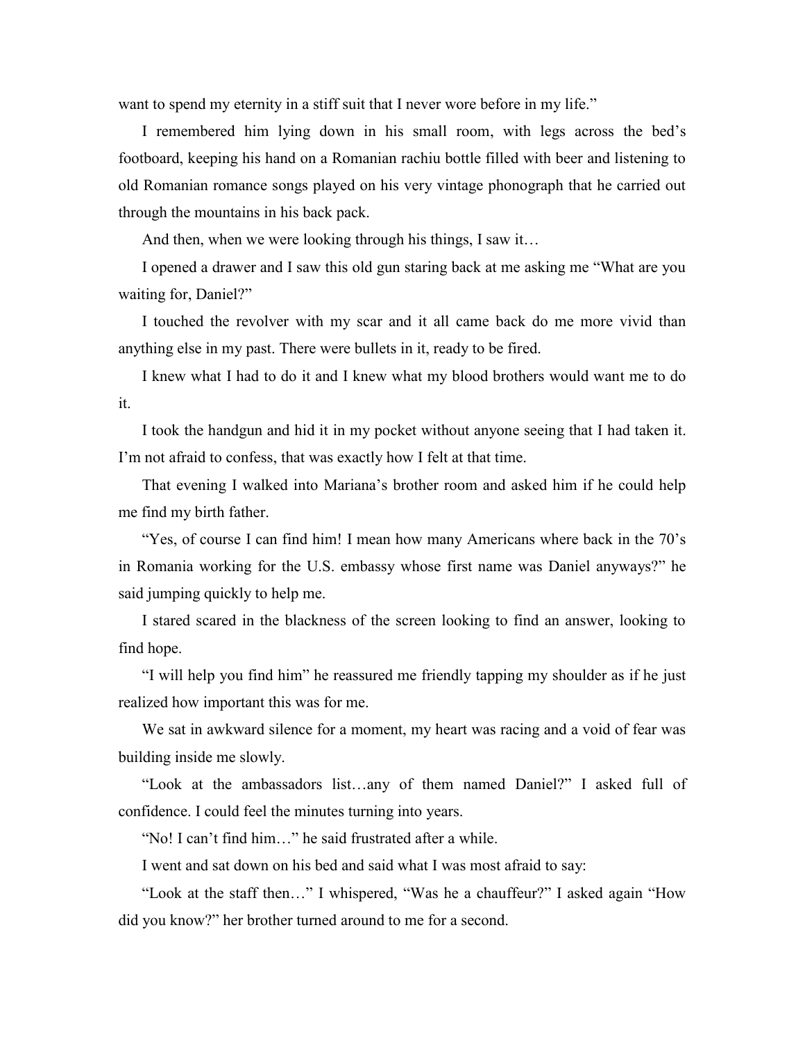want to spend my eternity in a stiff suit that I never wore before in my life."

I remembered him lying down in his small room, with legs across the bed's footboard, keeping his hand on a Romanian rachiu bottle filled with beer and listening to old Romanian romance songs played on his very vintage phonograph that he carried out through the mountains in his back pack.

And then, when we were looking through his things, I saw it…

I opened a drawer and I saw this old gun staring back at me asking me "What are you waiting for, Daniel?"

I touched the revolver with my scar and it all came back do me more vivid than anything else in my past. There were bullets in it, ready to be fired.

I knew what I had to do it and I knew what my blood brothers would want me to do it.

I took the handgun and hid it in my pocket without anyone seeing that I had taken it. I'm not afraid to confess, that was exactly how I felt at that time.

That evening I walked into Mariana's brother room and asked him if he could help me find my birth father.

"Yes, of course I can find him! I mean how many Americans where back in the 70's in Romania working for the U.S. embassy whose first name was Daniel anyways?" he said jumping quickly to help me.

I stared scared in the blackness of the screen looking to find an answer, looking to find hope.

"I will help you find him" he reassured me friendly tapping my shoulder as if he just realized how important this was for me.

We sat in awkward silence for a moment, my heart was racing and a void of fear was building inside me slowly.

"Look at the ambassadors list…any of them named Daniel?" I asked full of confidence. I could feel the minutes turning into years.

"No! I can't find him…" he said frustrated after a while.

I went and sat down on his bed and said what I was most afraid to say:

"Look at the staff then…" I whispered, "Was he a chauffeur?" I asked again "How did you know?" her brother turned around to me for a second.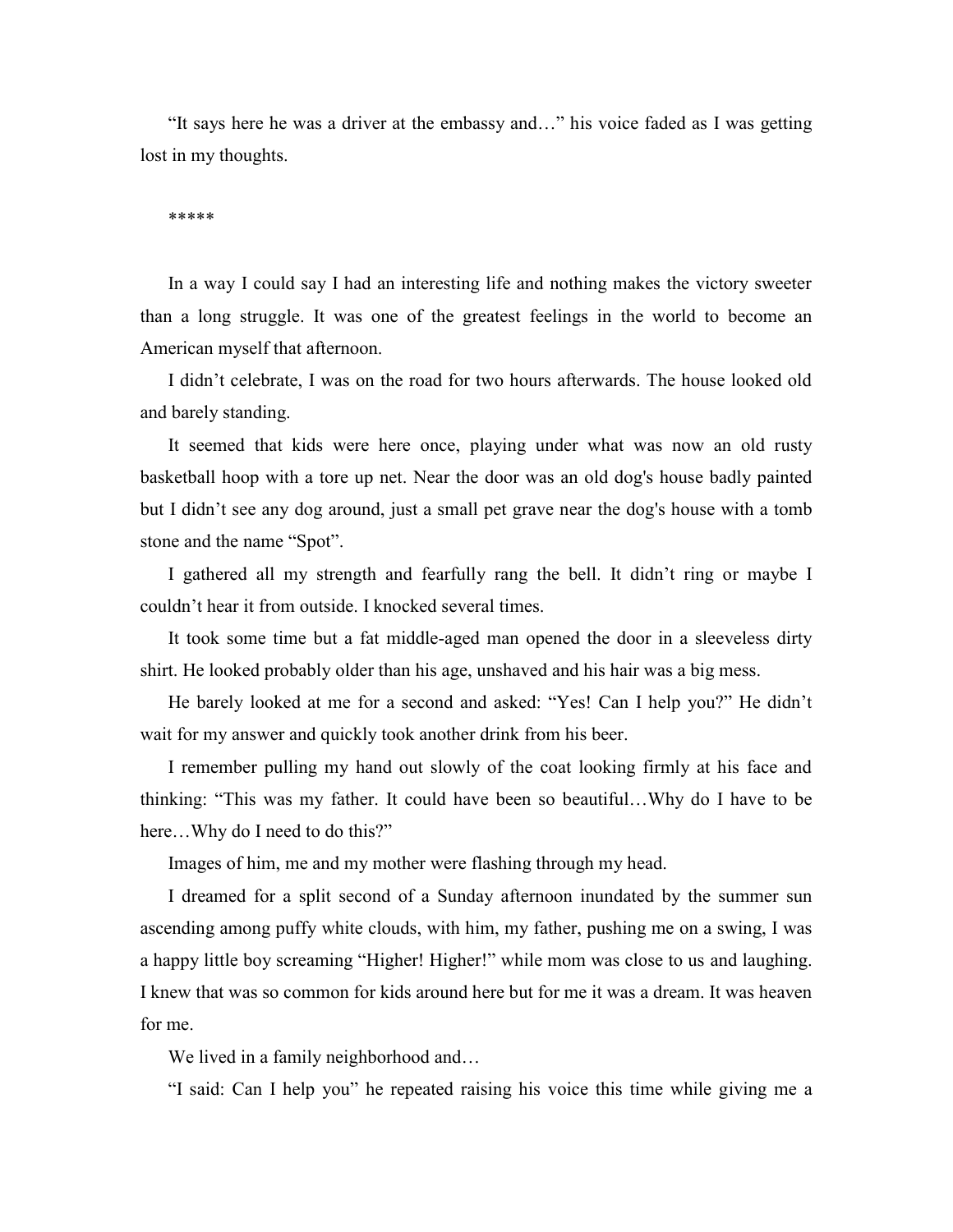"It says here he was a driver at the embassy and…" his voice faded as I was getting lost in my thoughts.

*****

In a way I could say I had an interesting life and nothing makes the victory sweeter than a long struggle. It was one of the greatest feelings in the world to become an American myself that afternoon.

I didn't celebrate, I was on the road for two hours afterwards. The house looked old and barely standing.

It seemed that kids were here once, playing under what was now an old rusty basketball hoop with a tore up net. Near the door was an old dog's house badly painted but I didn't see any dog around, just a small pet grave near the dog's house with a tomb stone and the name "Spot".

I gathered all my strength and fearfully rang the bell. It didn't ring or maybe I couldn't hear it from outside. I knocked several times.

It took some time but a fat middle-aged man opened the door in a sleeveless dirty shirt. He looked probably older than his age, unshaved and his hair was a big mess.

He barely looked at me for a second and asked: "Yes! Can I help you?" He didn't wait for my answer and quickly took another drink from his beer.

I remember pulling my hand out slowly of the coat looking firmly at his face and thinking: "This was my father. It could have been so beautiful…Why do I have to be here…Why do I need to do this?"

Images of him, me and my mother were flashing through my head.

I dreamed for a split second of a Sunday afternoon inundated by the summer sun ascending among puffy white clouds, with him, my father, pushing me on a swing, I was a happy little boy screaming "Higher! Higher!" while mom was close to us and laughing. I knew that was so common for kids around here but for me it was a dream. It was heaven for me.

We lived in a family neighborhood and…

"I said: Can I help you" he repeated raising his voice this time while giving me a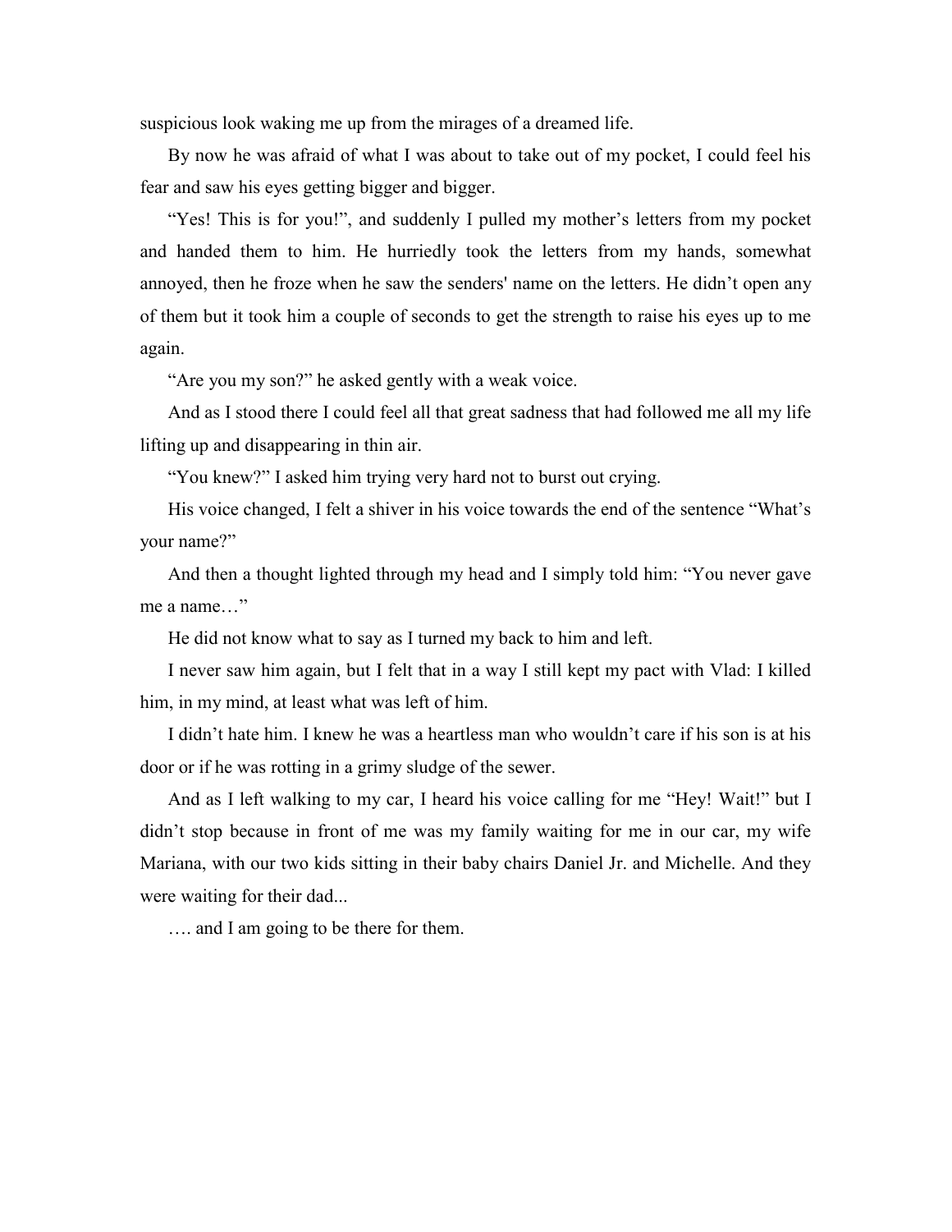suspicious look waking me up from the mirages of a dreamed life.

By now he was afraid of what I was about to take out of my pocket, I could feel his fear and saw his eyes getting bigger and bigger.

"Yes! This is for you!", and suddenly I pulled my mother's letters from my pocket and handed them to him. He hurriedly took the letters from my hands, somewhat annoyed, then he froze when he saw the senders' name on the letters. He didn't open any of them but it took him a couple of seconds to get the strength to raise his eyes up to me again.

"Are you my son?" he asked gently with a weak voice.

And as I stood there I could feel all that great sadness that had followed me all my life lifting up and disappearing in thin air.

"You knew?" I asked him trying very hard not to burst out crying.

His voice changed, I felt a shiver in his voice towards the end of the sentence "What's your name?"

And then a thought lighted through my head and I simply told him: "You never gave me a name…"

He did not know what to say as I turned my back to him and left.

I never saw him again, but I felt that in a way I still kept my pact with Vlad: I killed him, in my mind, at least what was left of him.

I didn't hate him. I knew he was a heartless man who wouldn't care if his son is at his door or if he was rotting in a grimy sludge of the sewer.

And as I left walking to my car, I heard his voice calling for me "Hey! Wait!" but I didn't stop because in front of me was my family waiting for me in our car, my wife Mariana, with our two kids sitting in their baby chairs Daniel Jr. and Michelle. And they were waiting for their dad...

…. and I am going to be there for them.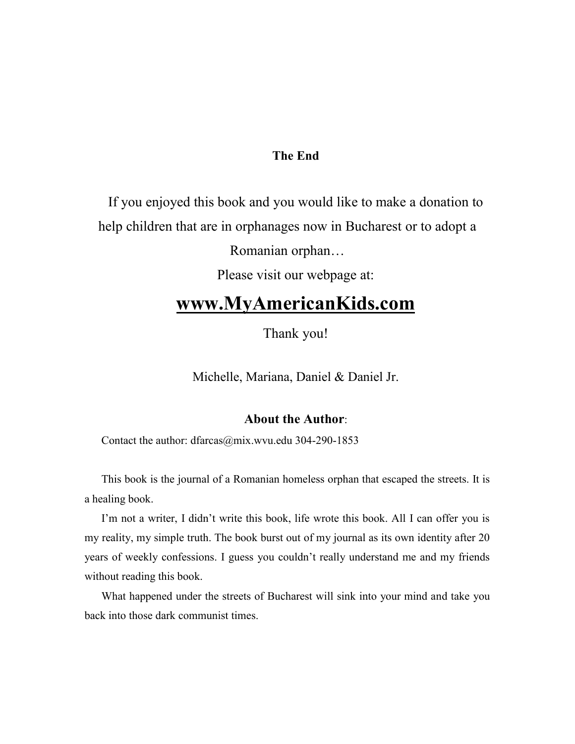**The End**

If you enjoyed this book and you would like to make a donation to help children that are in orphanages now in Bucharest or to adopt a Romanian orphan…

Please visit our webpage at:

## www.MyAmericanKids.com

Thank you!

Michelle, Mariana, Daniel & Daniel Jr.

**About the Author**:

Contact the author: dfarcas@mix.wvu.edu 304-290-1853

This book is the journal of a Romanian homeless orphan that escaped the streets. It is a healing book.

I'm not a writer, I didn't write this book, life wrote this book. All I can offer you is my reality, my simple truth. The book burst out of my journal as its own identity after 20 years of weekly confessions. I guess you couldn't really understand me and my friends without reading this book.

What happened under the streets of Bucharest will sink into your mind and take you back into those dark communist times.